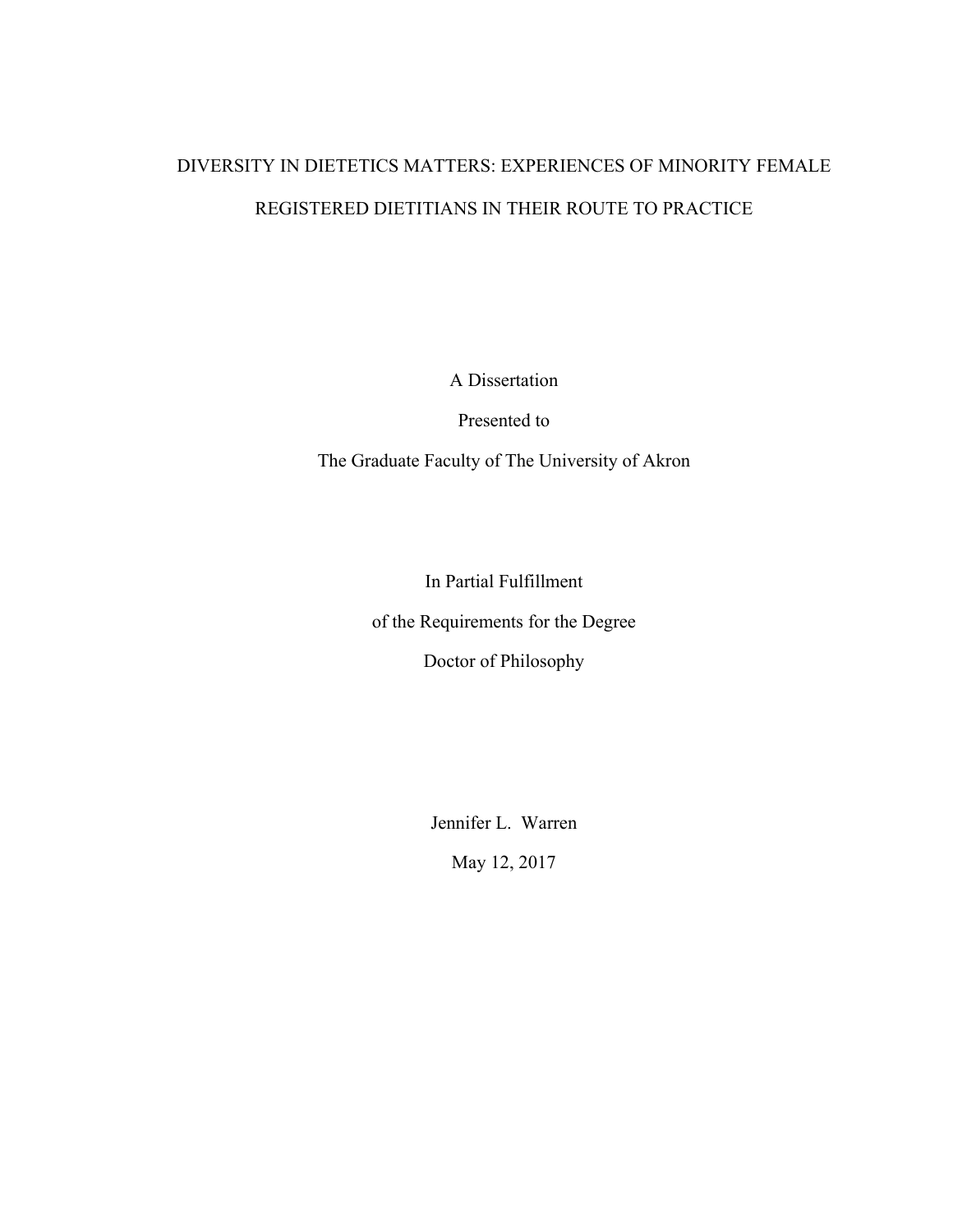# DIVERSITY IN DIETETICS MATTERS: EXPERIENCES OF MINORITY FEMALE REGISTERED DIETITIANS IN THEIR ROUTE TO PRACTICE

A Dissertation

Presented to

The Graduate Faculty of The University of Akron

In Partial Fulfillment

of the Requirements for the Degree

Doctor of Philosophy

Jennifer L. Warren

May 12, 2017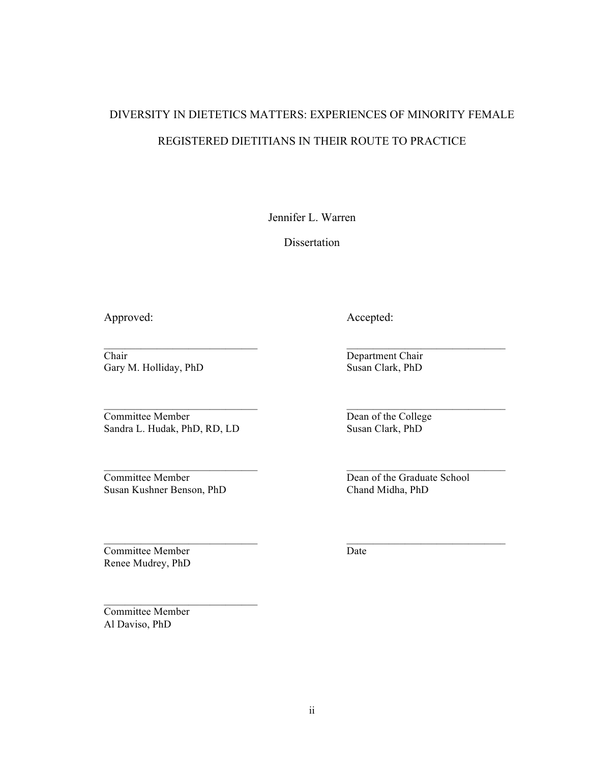# DIVERSITY IN DIETETICS MATTERS: EXPERIENCES OF MINORITY FEMALE REGISTERED DIETITIANS IN THEIR ROUTE TO PRACTICE

Jennifer L. Warren

Dissertation

Approved:

\_\_\_\_\_\_\_\_\_\_\_\_\_\_\_\_\_\_\_\_\_\_\_\_\_\_\_\_\_\_
Chair
Gary M. Holliday, PhD

\_\_\_\_\_\_\_\_\_\_\_\_\_\_\_\_\_\_\_\_\_\_\_\_\_\_\_\_\_\_
Committee Member
Sandra L. Hudak, PhD, RD, LD

\_\_\_\_\_\_\_\_\_\_\_\_\_\_\_\_\_\_\_\_\_\_\_\_\_\_\_\_\_\_
Committee Member
Susan Kushner Benson, PhD

\_\_\_\_\_\_\_\_\_\_\_\_\_\_\_\_\_\_\_\_\_\_\_\_\_\_\_\_\_\_
Committee Member
Renee Mudrey, PhD

\_\_\_\_\_\_\_\_\_\_\_\_\_\_\_\_\_\_\_\_\_\_\_\_\_\_\_\_\_\_
Committee Member
Al Daviso, PhD

Accepted:

\_\_\_\_\_\_\_\_\_\_\_\_\_\_\_\_\_\_\_\_\_\_\_\_\_\_\_\_\_\_
Department Chair
Susan Clark, PhD

\_\_\_\_\_\_\_\_\_\_\_\_\_\_\_\_\_\_\_\_\_\_\_\_\_\_\_\_\_\_
Dean of the College
Susan Clark, PhD

\_\_\_\_\_\_\_\_\_\_\_\_\_\_\_\_\_\_\_\_\_\_\_\_\_\_\_\_\_\_
Dean of the Graduate School
Chand Midha, PhD

\_\_\_\_\_\_\_\_\_\_\_\_\_\_\_\_\_\_\_\_\_\_\_\_\_\_\_\_\_\_
Date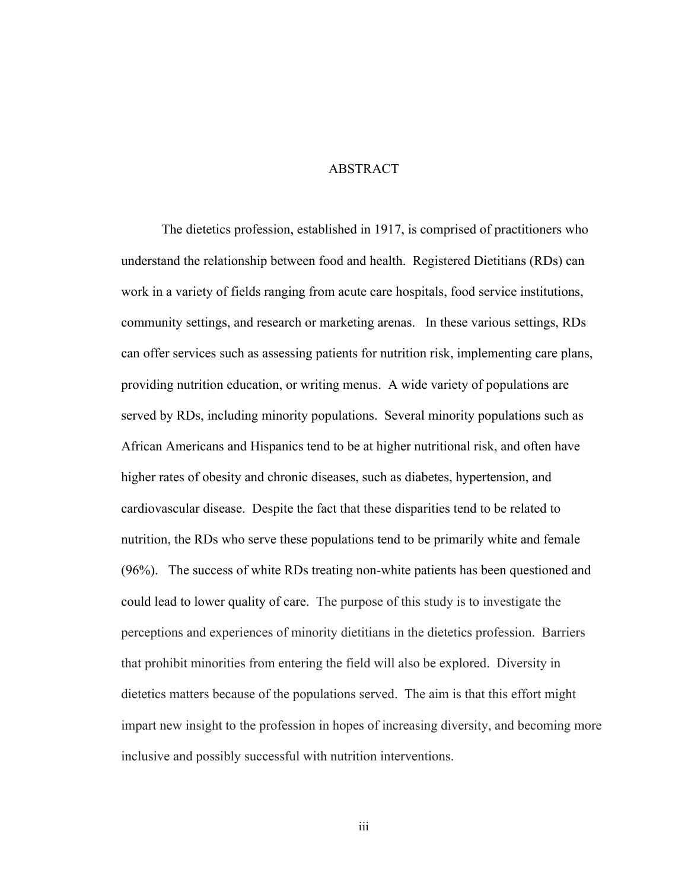# ABSTRACT

The dietetics profession, established in 1917, is comprised of practitioners who understand the relationship between food and health. Registered Dietitians (RDs) can work in a variety of fields ranging from acute care hospitals, food service institutions, community settings, and research or marketing arenas. In these various settings, RDs can offer services such as assessing patients for nutrition risk, implementing care plans, providing nutrition education, or writing menus. A wide variety of populations are served by RDs, including minority populations. Several minority populations such as African Americans and Hispanics tend to be at higher nutritional risk, and often have higher rates of obesity and chronic diseases, such as diabetes, hypertension, and cardiovascular disease. Despite the fact that these disparities tend to be related to nutrition, the RDs who serve these populations tend to be primarily white and female (96%). The success of white RDs treating non-white patients has been questioned and could lead to lower quality of care. The purpose of this study is to investigate the perceptions and experiences of minority dietitians in the dietetics profession. Barriers that prohibit minorities from entering the field will also be explored. Diversity in dietetics matters because of the populations served. The aim is that this effort might impart new insight to the profession in hopes of increasing diversity, and becoming more inclusive and possibly successful with nutrition interventions.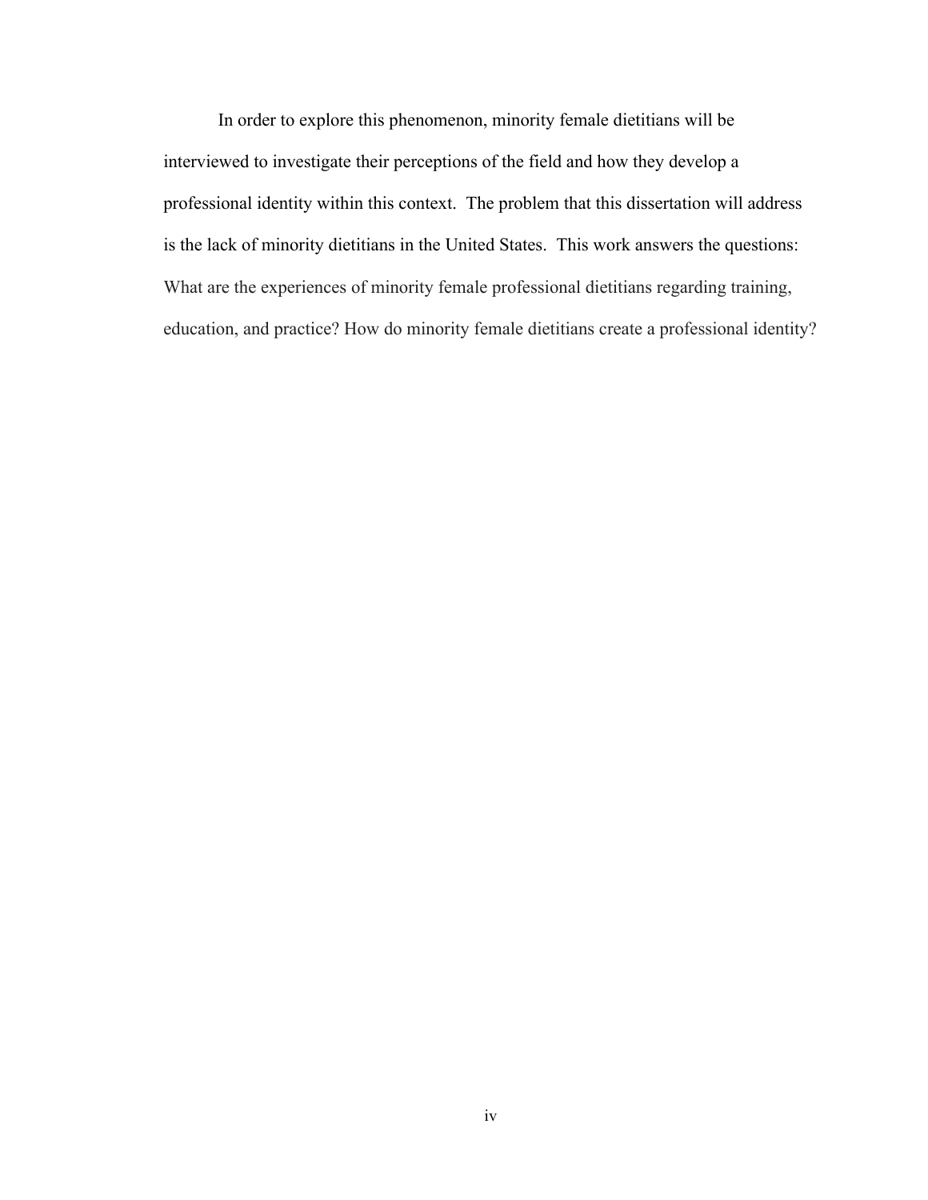In order to explore this phenomenon, minority female dietitians will be interviewed to investigate their perceptions of the field and how they develop a professional identity within this context. The problem that this dissertation will address is the lack of minority dietitians in the United States. This work answers the questions: What are the experiences of minority female professional dietitians regarding training, education, and practice? How do minority female dietitians create a professional identity?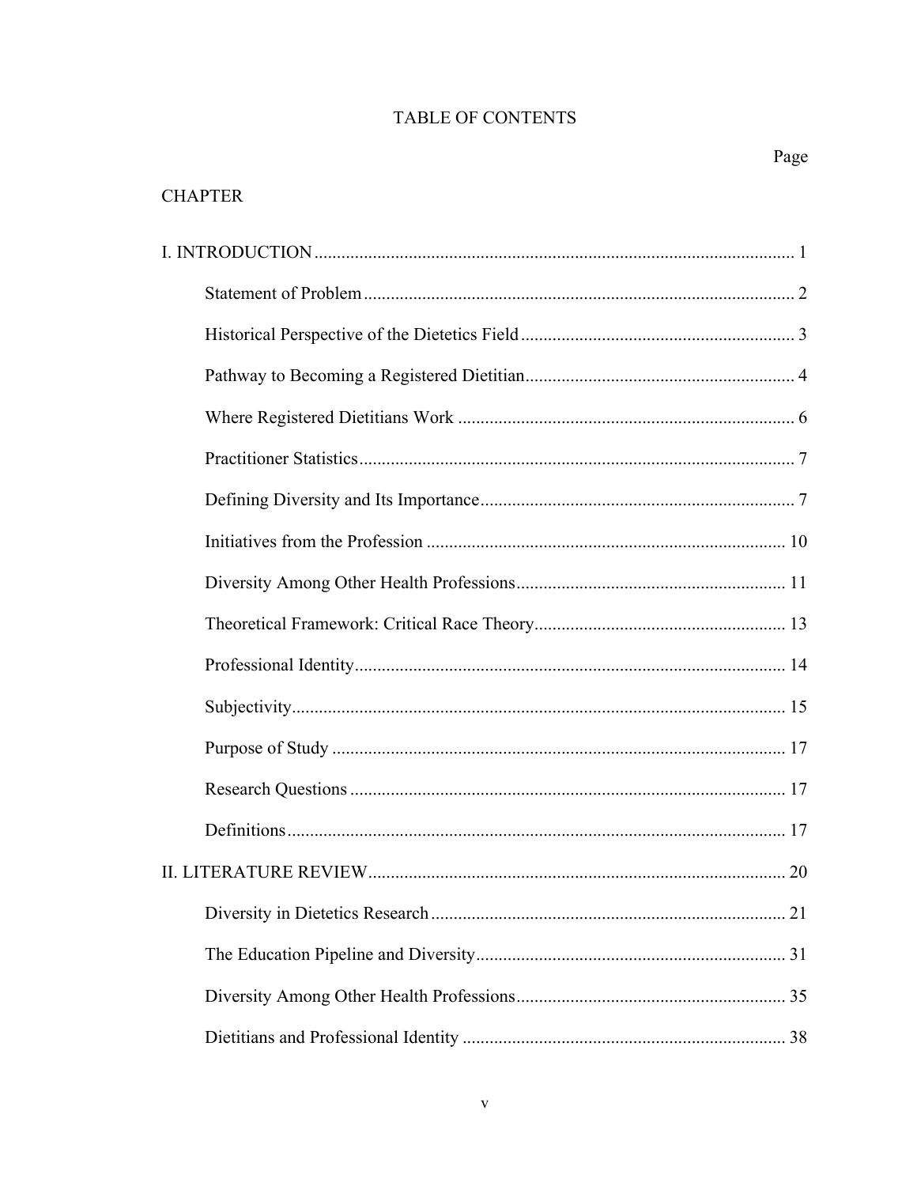# TABLE OF CONTENTS

| CHAPTER | Page |
|---|---|
| I. INTRODUCTION | 1 |
| Statement of Problem | 2 |
| Historical Perspective of the Dietetics Field | 3 |
| Pathway to Becoming a Registered Dietitian | 4 |
| Where Registered Dietitians Work | 6 |
| Practitioner Statistics | 7 |
| Defining Diversity and Its Importance | 7 |
| Initiatives from the Profession | 10 |
| Diversity Among Other Health Professions | 11 |
| Theoretical Framework: Critical Race Theory | 13 |
| Professional Identity | 14 |
| Subjectivity | 15 |
| Purpose of Study | 17 |
| Research Questions | 17 |
| Definitions | 17 |
| II. LITERATURE REVIEW | 20 |
| Diversity in Dietetics Research | 21 |
| The Education Pipeline and Diversity | 31 |
| Diversity Among Other Health Professions | 35 |
| Dietitians and Professional Identity | 38 |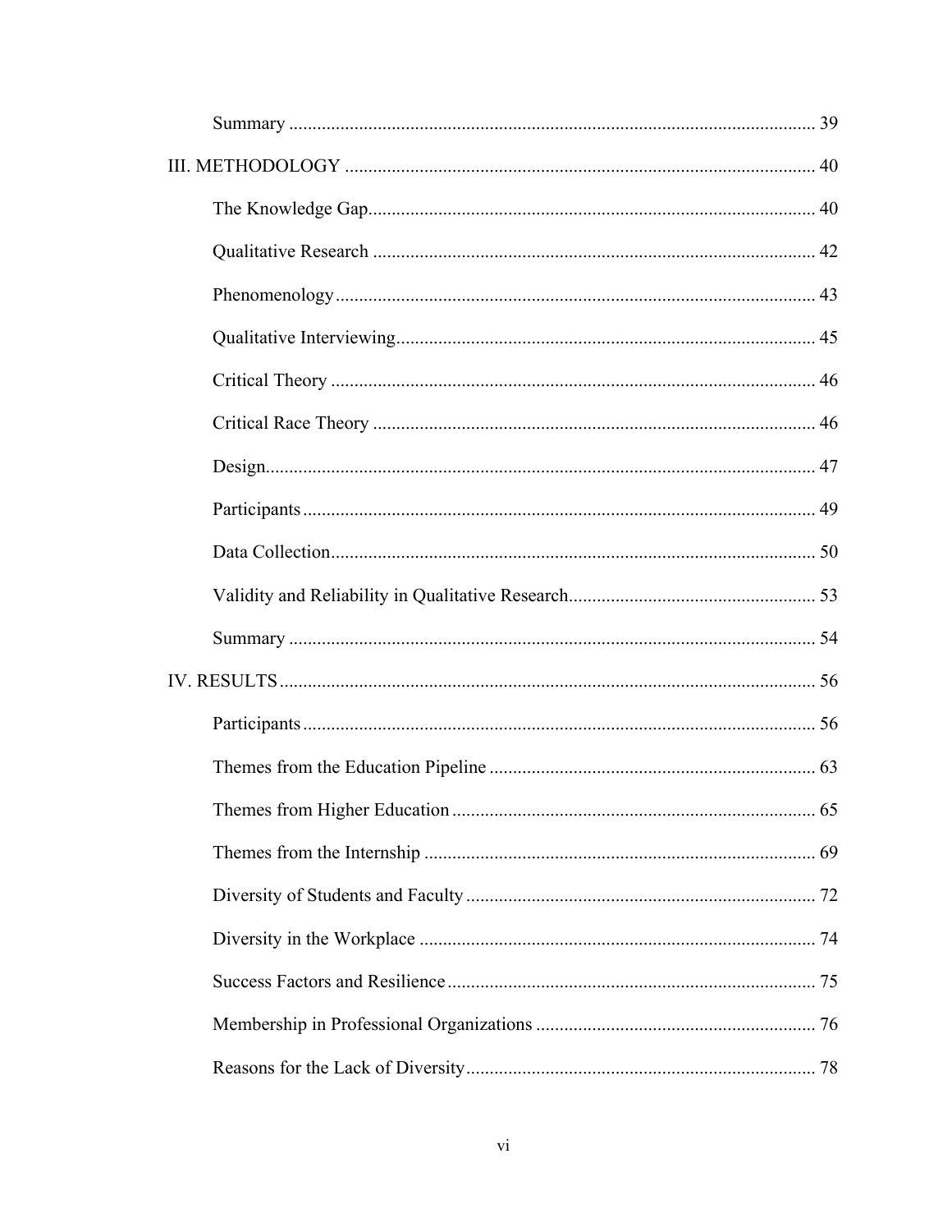Summary ................................................................................................ 39

III. METHODOLOGY .................................................................................... 40

The Knowledge Gap................................................................................ 40

Qualitative Research .............................................................................. 42

Phenomenology...................................................................................... 43

Qualitative Interviewing......................................................................... 45

Critical Theory ....................................................................................... 46

Critical Race Theory .............................................................................. 46

Design..................................................................................................... 47

Participants ............................................................................................. 49

Data Collection....................................................................................... 50

Validity and Reliability in Qualitative Research.................................... 53

Summary ................................................................................................ 54

IV. RESULTS .................................................................................................. 56

Participants ............................................................................................. 56

Themes from the Education Pipeline ..................................................... 63

Themes from Higher Education ............................................................. 65

Themes from the Internship ................................................................... 69

Diversity of Students and Faculty .......................................................... 72

Diversity in the Workplace .................................................................... 74

Success Factors and Resilience .............................................................. 75

Membership in Professional Organizations ........................................... 76

Reasons for the Lack of Diversity .......................................................... 78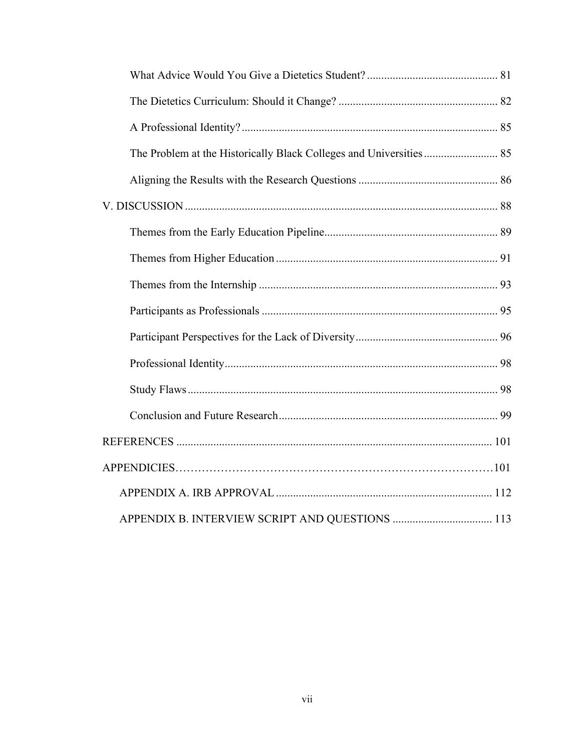What Advice Would You Give a Dietetics Student? ............................................. 81

The Dietetics Curriculum: Should it Change? ....................................................... 82

A Professional Identity? ......................................................................................... 85

The Problem at the Historically Black Colleges and Universities .......................... 85

Aligning the Results with the Research Questions ................................................ 86

V. DISCUSSION ............................................................................................................ 88

Themes from the Early Education Pipeline............................................................ 89

Themes from Higher Education ............................................................................. 91

Themes from the Internship ................................................................................... 93

Participants as Professionals .................................................................................. 95

Participant Perspectives for the Lack of Diversity.................................................. 96

Professional Identity............................................................................................... 98

Study Flaws ............................................................................................................ 98

Conclusion and Future Research............................................................................ 99

REFERENCES ............................................................................................................. 101

APPENDICIES…………………………………………………………………………101

APPENDIX A. IRB APPROVAL ........................................................................... 112

APPENDIX B. INTERVIEW SCRIPT AND QUESTIONS ................................... 113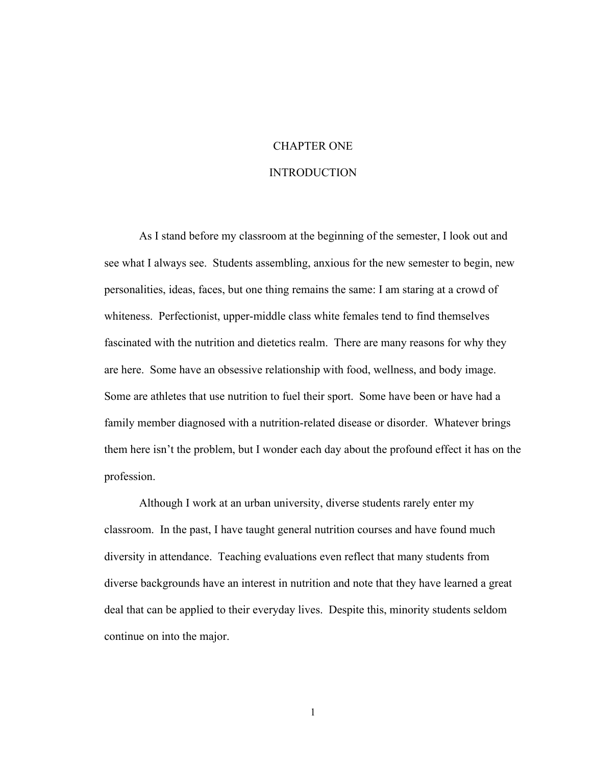# CHAPTER ONE

# INTRODUCTION

As I stand before my classroom at the beginning of the semester, I look out and see what I always see. Students assembling, anxious for the new semester to begin, new personalities, ideas, faces, but one thing remains the same: I am staring at a crowd of whiteness. Perfectionist, upper-middle class white females tend to find themselves fascinated with the nutrition and dietetics realm. There are many reasons for why they are here. Some have an obsessive relationship with food, wellness, and body image. Some are athletes that use nutrition to fuel their sport. Some have been or have had a family member diagnosed with a nutrition-related disease or disorder. Whatever brings them here isn't the problem, but I wonder each day about the profound effect it has on the profession.

Although I work at an urban university, diverse students rarely enter my classroom. In the past, I have taught general nutrition courses and have found much diversity in attendance. Teaching evaluations even reflect that many students from diverse backgrounds have an interest in nutrition and note that they have learned a great deal that can be applied to their everyday lives. Despite this, minority students seldom continue on into the major.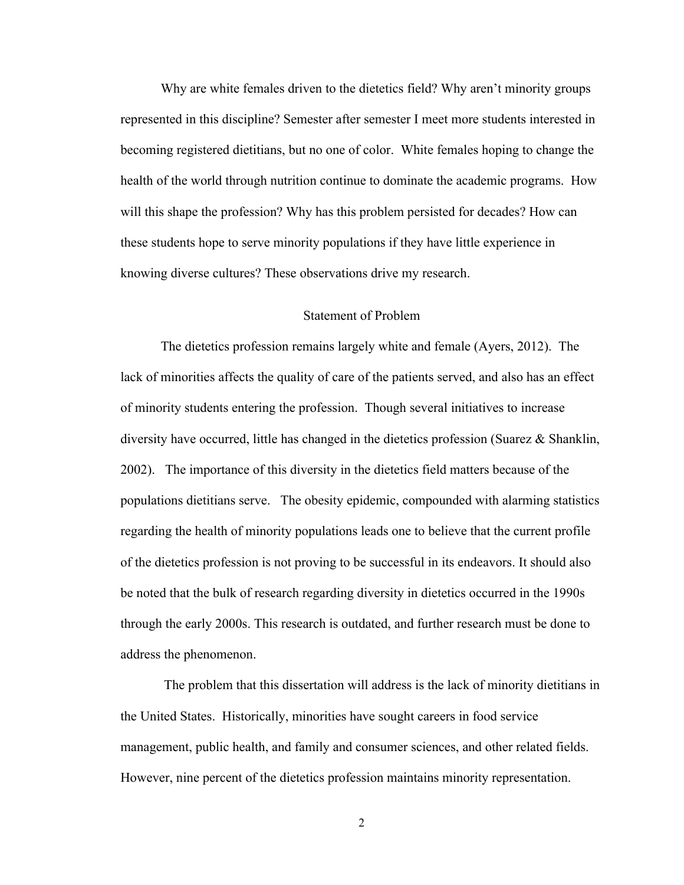Why are white females driven to the dietetics field? Why aren't minority groups represented in this discipline? Semester after semester I meet more students interested in becoming registered dietitians, but no one of color. White females hoping to change the health of the world through nutrition continue to dominate the academic programs. How will this shape the profession? Why has this problem persisted for decades? How can these students hope to serve minority populations if they have little experience in knowing diverse cultures? These observations drive my research.

## Statement of Problem

The dietetics profession remains largely white and female (Ayers, 2012). The lack of minorities affects the quality of care of the patients served, and also has an effect of minority students entering the profession. Though several initiatives to increase diversity have occurred, little has changed in the dietetics profession (Suarez & Shanklin, 2002). The importance of this diversity in the dietetics field matters because of the populations dietitians serve. The obesity epidemic, compounded with alarming statistics regarding the health of minority populations leads one to believe that the current profile of the dietetics profession is not proving to be successful in its endeavors. It should also be noted that the bulk of research regarding diversity in dietetics occurred in the 1990s through the early 2000s. This research is outdated, and further research must be done to address the phenomenon.

The problem that this dissertation will address is the lack of minority dietitians in the United States. Historically, minorities have sought careers in food service management, public health, and family and consumer sciences, and other related fields. However, nine percent of the dietetics profession maintains minority representation.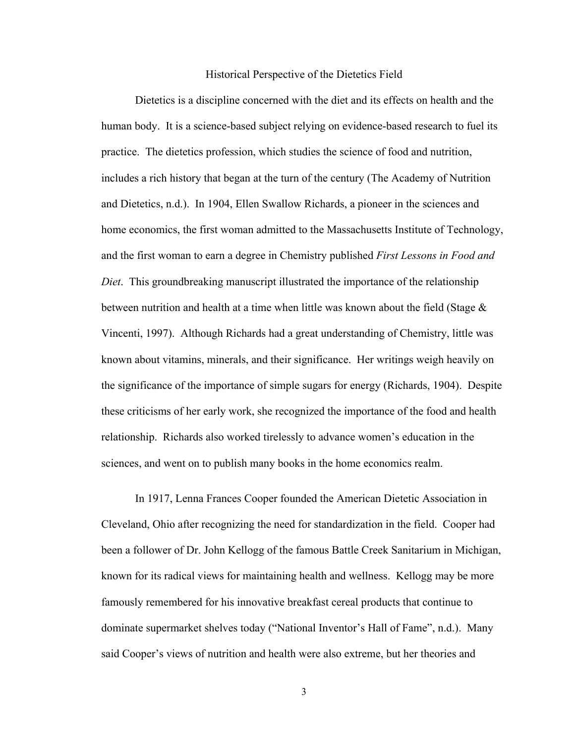# Historical Perspective of the Dietetics Field

Dietetics is a discipline concerned with the diet and its effects on health and the human body. It is a science-based subject relying on evidence-based research to fuel its practice. The dietetics profession, which studies the science of food and nutrition, includes a rich history that began at the turn of the century (The Academy of Nutrition and Dietetics, n.d.). In 1904, Ellen Swallow Richards, a pioneer in the sciences and home economics, the first woman admitted to the Massachusetts Institute of Technology, and the first woman to earn a degree in Chemistry published *First Lessons in Food and Diet*. This groundbreaking manuscript illustrated the importance of the relationship between nutrition and health at a time when little was known about the field (Stage & Vincenti, 1997). Although Richards had a great understanding of Chemistry, little was known about vitamins, minerals, and their significance. Her writings weigh heavily on the significance of the importance of simple sugars for energy (Richards, 1904). Despite these criticisms of her early work, she recognized the importance of the food and health relationship. Richards also worked tirelessly to advance women's education in the sciences, and went on to publish many books in the home economics realm.

In 1917, Lenna Frances Cooper founded the American Dietetic Association in Cleveland, Ohio after recognizing the need for standardization in the field. Cooper had been a follower of Dr. John Kellogg of the famous Battle Creek Sanitarium in Michigan, known for its radical views for maintaining health and wellness. Kellogg may be more famously remembered for his innovative breakfast cereal products that continue to dominate supermarket shelves today ("National Inventor's Hall of Fame", n.d.). Many said Cooper's views of nutrition and health were also extreme, but her theories and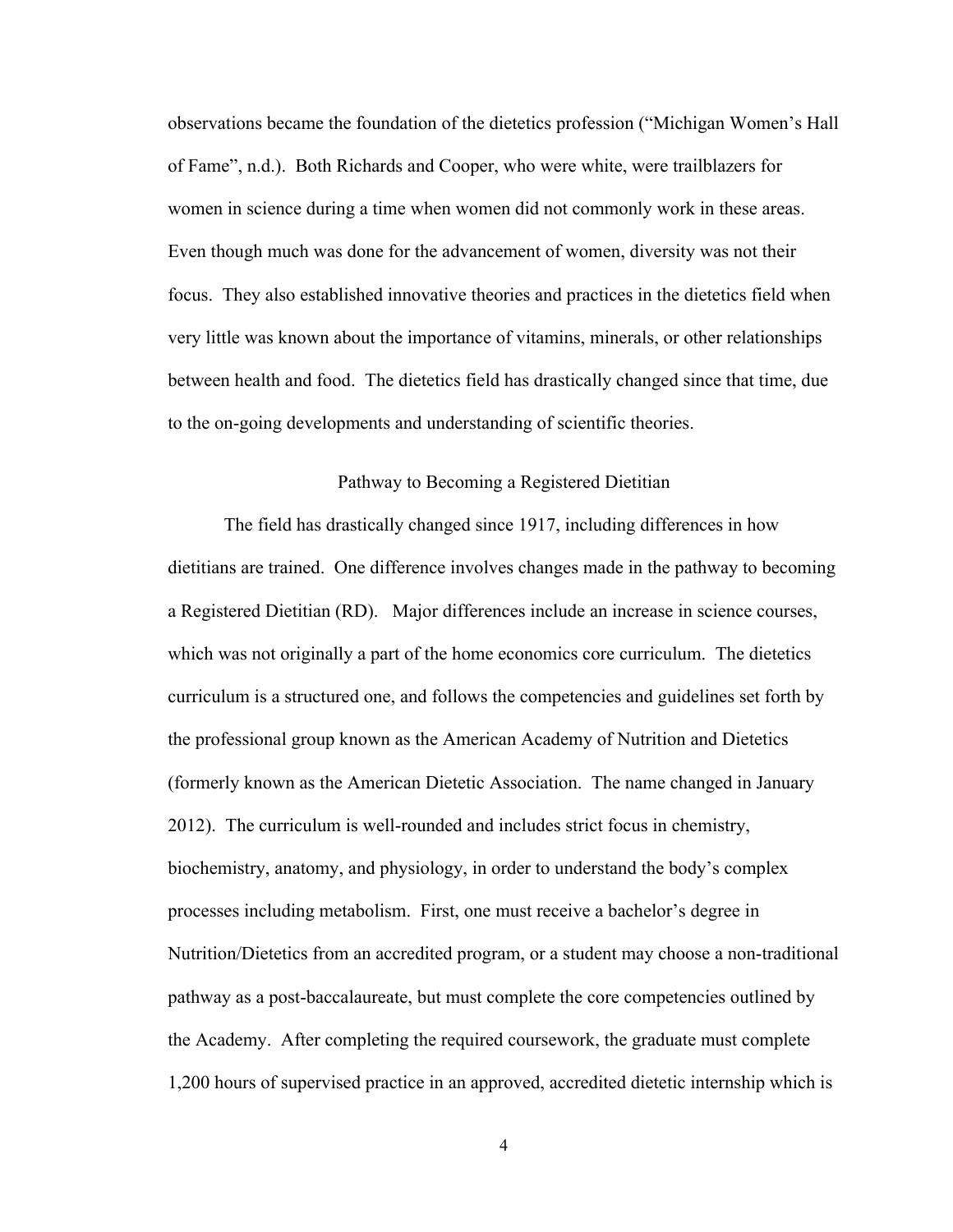observations became the foundation of the dietetics profession ("Michigan Women's Hall of Fame", n.d.). Both Richards and Cooper, who were white, were trailblazers for women in science during a time when women did not commonly work in these areas. Even though much was done for the advancement of women, diversity was not their focus. They also established innovative theories and practices in the dietetics field when very little was known about the importance of vitamins, minerals, or other relationships between health and food. The dietetics field has drastically changed since that time, due to the on-going developments and understanding of scientific theories.

## Pathway to Becoming a Registered Dietitian

The field has drastically changed since 1917, including differences in how dietitians are trained. One difference involves changes made in the pathway to becoming a Registered Dietitian (RD). Major differences include an increase in science courses, which was not originally a part of the home economics core curriculum. The dietetics curriculum is a structured one, and follows the competencies and guidelines set forth by the professional group known as the American Academy of Nutrition and Dietetics (formerly known as the American Dietetic Association. The name changed in January 2012). The curriculum is well-rounded and includes strict focus in chemistry, biochemistry, anatomy, and physiology, in order to understand the body's complex processes including metabolism. First, one must receive a bachelor's degree in Nutrition/Dietetics from an accredited program, or a student may choose a non-traditional pathway as a post-baccalaureate, but must complete the core competencies outlined by the Academy. After completing the required coursework, the graduate must complete 1,200 hours of supervised practice in an approved, accredited dietetic internship which is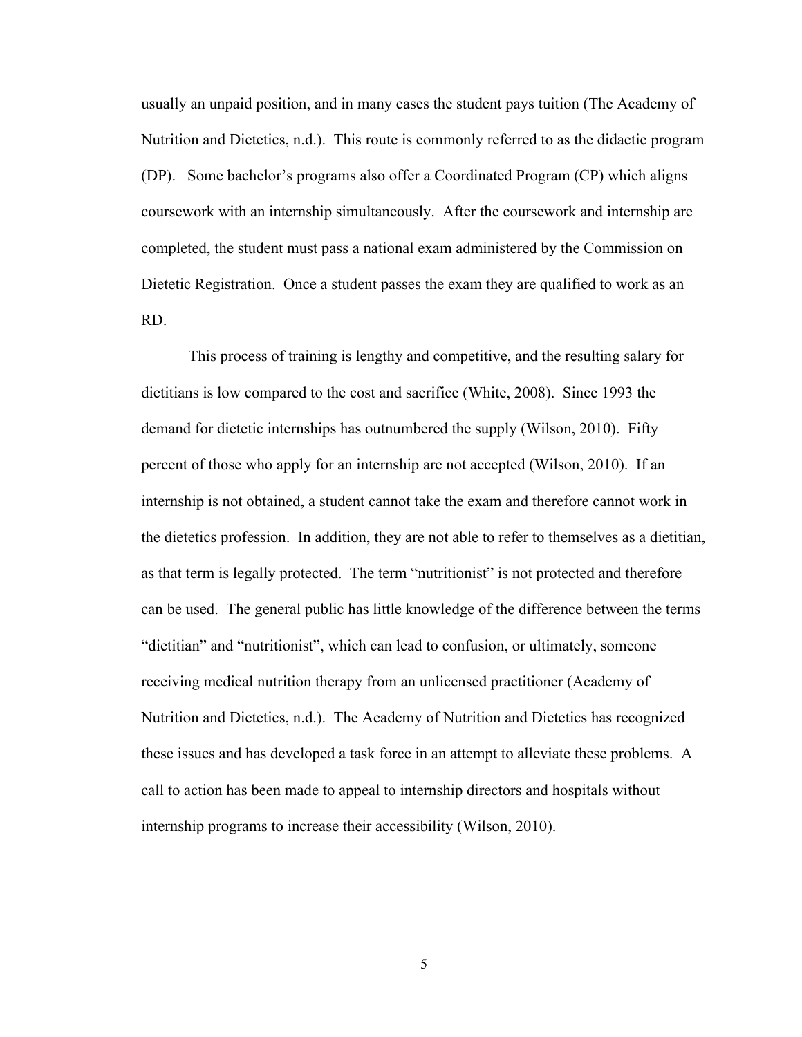usually an unpaid position, and in many cases the student pays tuition (The Academy of Nutrition and Dietetics, n.d.). This route is commonly referred to as the didactic program (DP). Some bachelor's programs also offer a Coordinated Program (CP) which aligns coursework with an internship simultaneously. After the coursework and internship are completed, the student must pass a national exam administered by the Commission on Dietetic Registration. Once a student passes the exam they are qualified to work as an RD.

This process of training is lengthy and competitive, and the resulting salary for dietitians is low compared to the cost and sacrifice (White, 2008). Since 1993 the demand for dietetic internships has outnumbered the supply (Wilson, 2010). Fifty percent of those who apply for an internship are not accepted (Wilson, 2010). If an internship is not obtained, a student cannot take the exam and therefore cannot work in the dietetics profession. In addition, they are not able to refer to themselves as a dietitian, as that term is legally protected. The term "nutritionist" is not protected and therefore can be used. The general public has little knowledge of the difference between the terms "dietitian" and "nutritionist", which can lead to confusion, or ultimately, someone receiving medical nutrition therapy from an unlicensed practitioner (Academy of Nutrition and Dietetics, n.d.). The Academy of Nutrition and Dietetics has recognized these issues and has developed a task force in an attempt to alleviate these problems. A call to action has been made to appeal to internship directors and hospitals without internship programs to increase their accessibility (Wilson, 2010).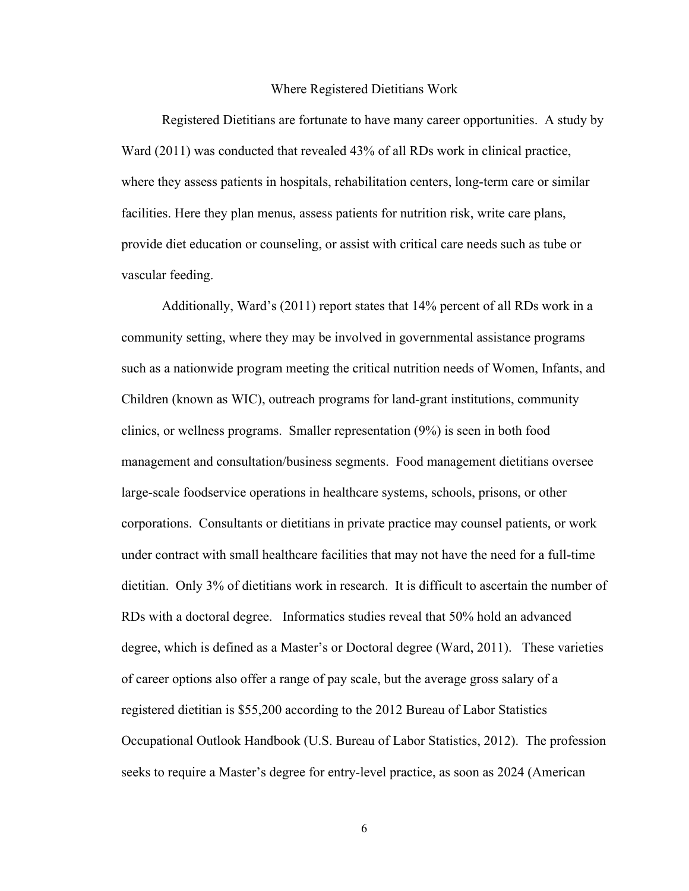## Where Registered Dietitians Work

Registered Dietitians are fortunate to have many career opportunities. A study by Ward (2011) was conducted that revealed 43% of all RDs work in clinical practice, where they assess patients in hospitals, rehabilitation centers, long-term care or similar facilities. Here they plan menus, assess patients for nutrition risk, write care plans, provide diet education or counseling, or assist with critical care needs such as tube or vascular feeding.

Additionally, Ward's (2011) report states that 14% percent of all RDs work in a community setting, where they may be involved in governmental assistance programs such as a nationwide program meeting the critical nutrition needs of Women, Infants, and Children (known as WIC), outreach programs for land-grant institutions, community clinics, or wellness programs. Smaller representation (9%) is seen in both food management and consultation/business segments. Food management dietitians oversee large-scale foodservice operations in healthcare systems, schools, prisons, or other corporations. Consultants or dietitians in private practice may counsel patients, or work under contract with small healthcare facilities that may not have the need for a full-time dietitian. Only 3% of dietitians work in research. It is difficult to ascertain the number of RDs with a doctoral degree. Informatics studies reveal that 50% hold an advanced degree, which is defined as a Master's or Doctoral degree (Ward, 2011). These varieties of career options also offer a range of pay scale, but the average gross salary of a registered dietitian is $55,200 according to the 2012 Bureau of Labor Statistics Occupational Outlook Handbook (U.S. Bureau of Labor Statistics, 2012). The profession seeks to require a Master's degree for entry-level practice, as soon as 2024 (American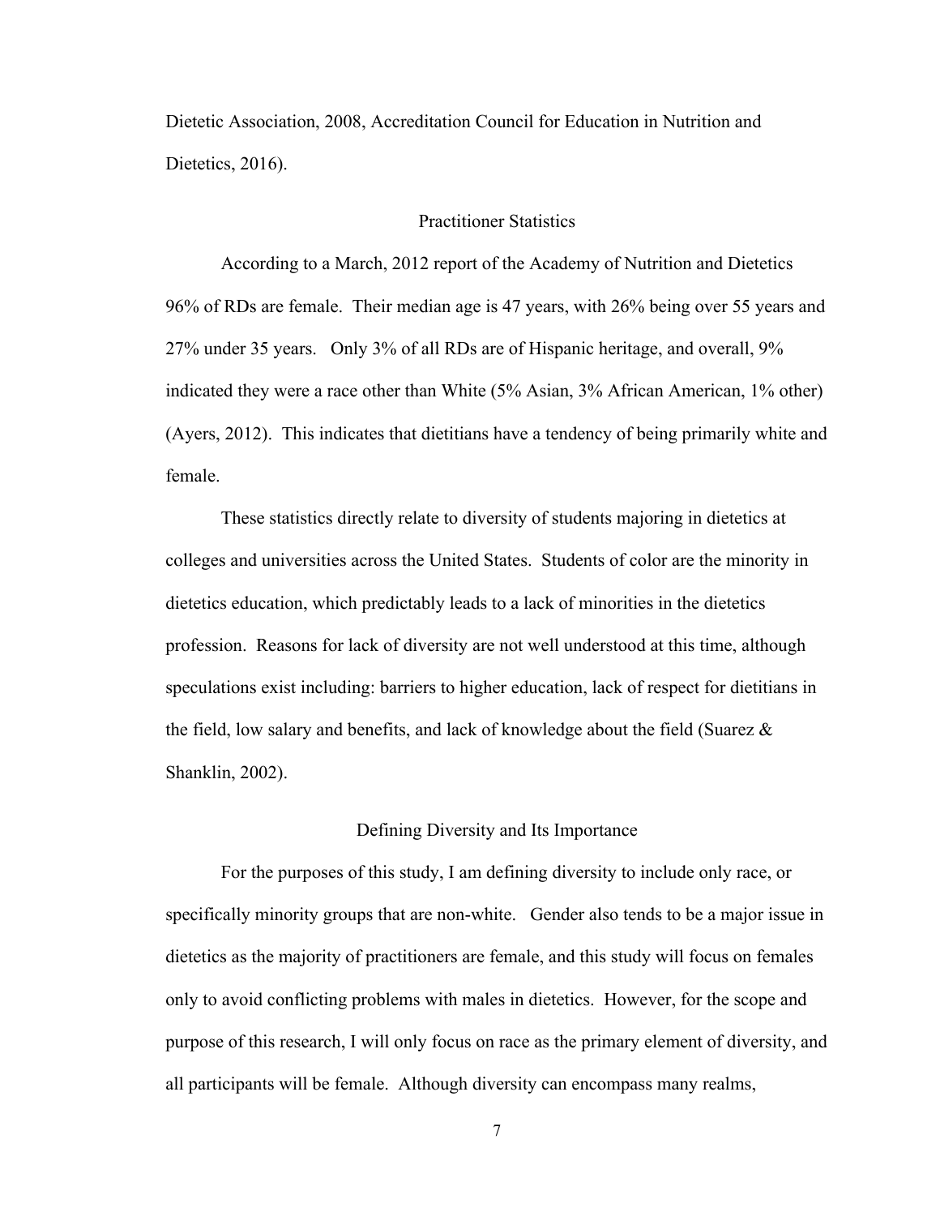Dietetic Association, 2008, Accreditation Council for Education in Nutrition and Dietetics, 2016).

## Practitioner Statistics

According to a March, 2012 report of the Academy of Nutrition and Dietetics 96% of RDs are female. Their median age is 47 years, with 26% being over 55 years and 27% under 35 years. Only 3% of all RDs are of Hispanic heritage, and overall, 9% indicated they were a race other than White (5% Asian, 3% African American, 1% other) (Ayers, 2012). This indicates that dietitians have a tendency of being primarily white and female.

These statistics directly relate to diversity of students majoring in dietetics at colleges and universities across the United States. Students of color are the minority in dietetics education, which predictably leads to a lack of minorities in the dietetics profession. Reasons for lack of diversity are not well understood at this time, although speculations exist including: barriers to higher education, lack of respect for dietitians in the field, low salary and benefits, and lack of knowledge about the field (Suarez & Shanklin, 2002).

## Defining Diversity and Its Importance

For the purposes of this study, I am defining diversity to include only race, or specifically minority groups that are non-white. Gender also tends to be a major issue in dietetics as the majority of practitioners are female, and this study will focus on females only to avoid conflicting problems with males in dietetics. However, for the scope and purpose of this research, I will only focus on race as the primary element of diversity, and all participants will be female. Although diversity can encompass many realms,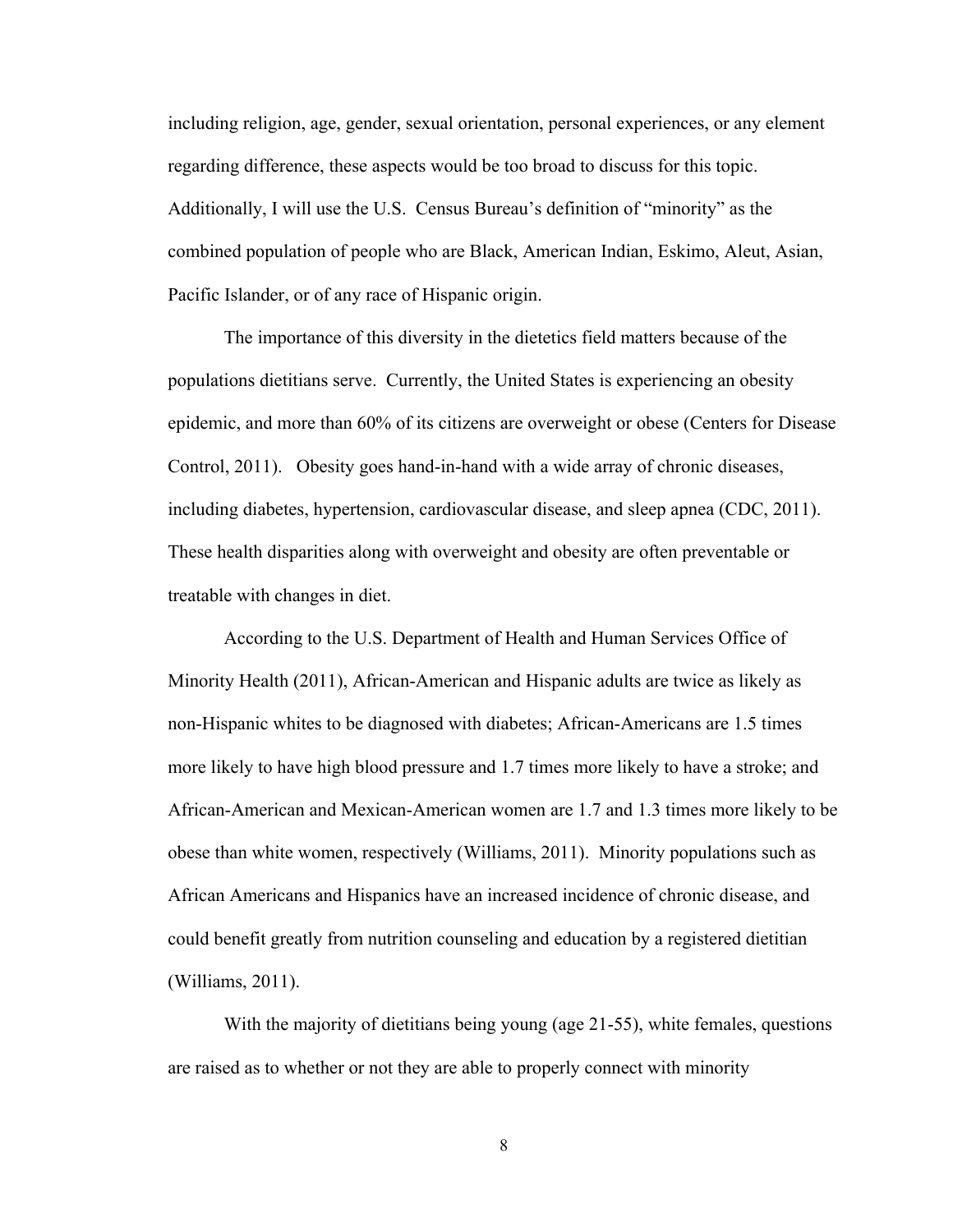including religion, age, gender, sexual orientation, personal experiences, or any element regarding difference, these aspects would be too broad to discuss for this topic. Additionally, I will use the U.S. Census Bureau's definition of "minority" as the combined population of people who are Black, American Indian, Eskimo, Aleut, Asian, Pacific Islander, or of any race of Hispanic origin.

The importance of this diversity in the dietetics field matters because of the populations dietitians serve. Currently, the United States is experiencing an obesity epidemic, and more than 60% of its citizens are overweight or obese (Centers for Disease Control, 2011). Obesity goes hand-in-hand with a wide array of chronic diseases, including diabetes, hypertension, cardiovascular disease, and sleep apnea (CDC, 2011). These health disparities along with overweight and obesity are often preventable or treatable with changes in diet.

According to the U.S. Department of Health and Human Services Office of Minority Health (2011), African-American and Hispanic adults are twice as likely as non-Hispanic whites to be diagnosed with diabetes; African-Americans are 1.5 times more likely to have high blood pressure and 1.7 times more likely to have a stroke; and African-American and Mexican-American women are 1.7 and 1.3 times more likely to be obese than white women, respectively (Williams, 2011). Minority populations such as African Americans and Hispanics have an increased incidence of chronic disease, and could benefit greatly from nutrition counseling and education by a registered dietitian (Williams, 2011).

With the majority of dietitians being young (age 21-55), white females, questions are raised as to whether or not they are able to properly connect with minority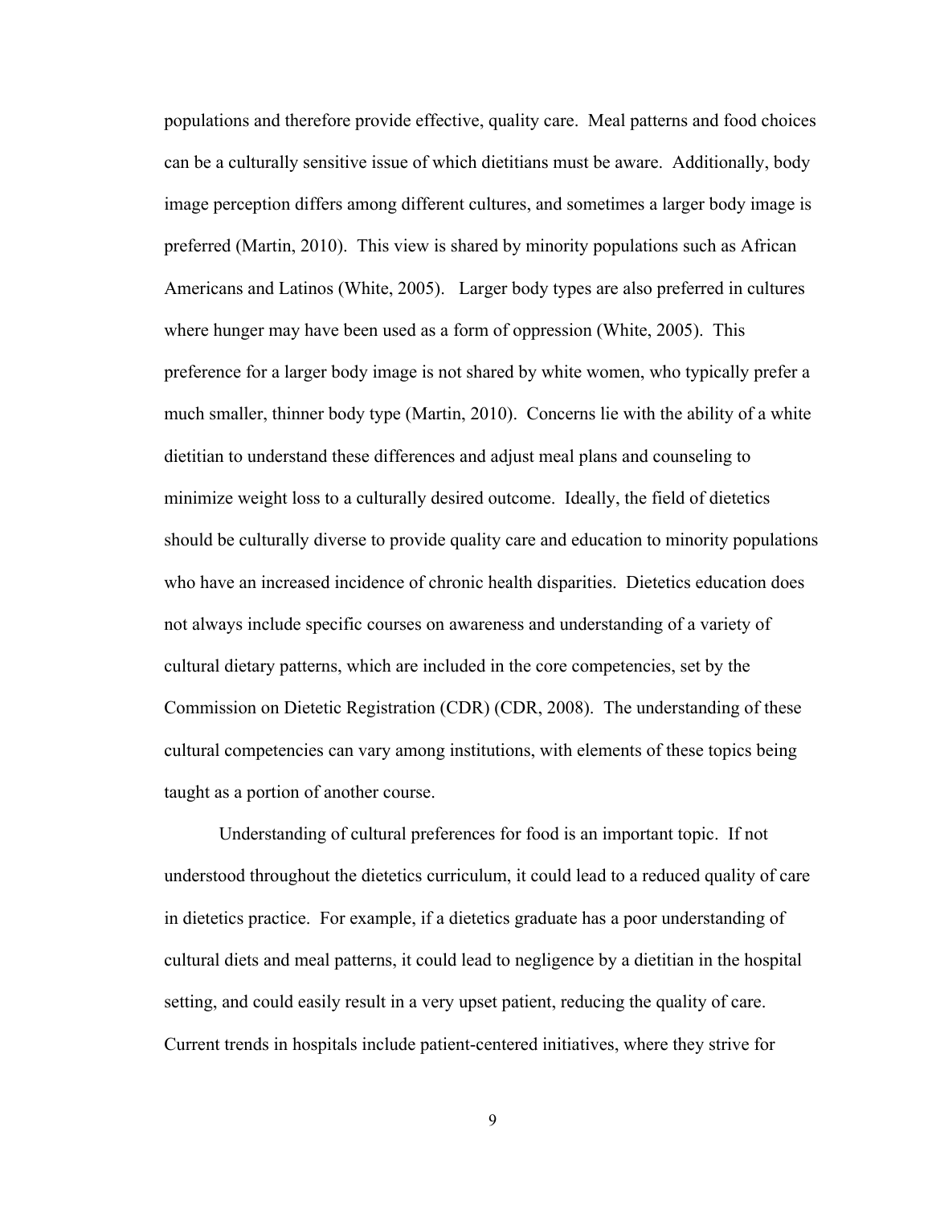populations and therefore provide effective, quality care. Meal patterns and food choices can be a culturally sensitive issue of which dietitians must be aware. Additionally, body image perception differs among different cultures, and sometimes a larger body image is preferred (Martin, 2010). This view is shared by minority populations such as African Americans and Latinos (White, 2005). Larger body types are also preferred in cultures where hunger may have been used as a form of oppression (White, 2005). This preference for a larger body image is not shared by white women, who typically prefer a much smaller, thinner body type (Martin, 2010). Concerns lie with the ability of a white dietitian to understand these differences and adjust meal plans and counseling to minimize weight loss to a culturally desired outcome. Ideally, the field of dietetics should be culturally diverse to provide quality care and education to minority populations who have an increased incidence of chronic health disparities. Dietetics education does not always include specific courses on awareness and understanding of a variety of cultural dietary patterns, which are included in the core competencies, set by the Commission on Dietetic Registration (CDR) (CDR, 2008). The understanding of these cultural competencies can vary among institutions, with elements of these topics being taught as a portion of another course.

Understanding of cultural preferences for food is an important topic. If not understood throughout the dietetics curriculum, it could lead to a reduced quality of care in dietetics practice. For example, if a dietetics graduate has a poor understanding of cultural diets and meal patterns, it could lead to negligence by a dietitian in the hospital setting, and could easily result in a very upset patient, reducing the quality of care. Current trends in hospitals include patient-centered initiatives, where they strive for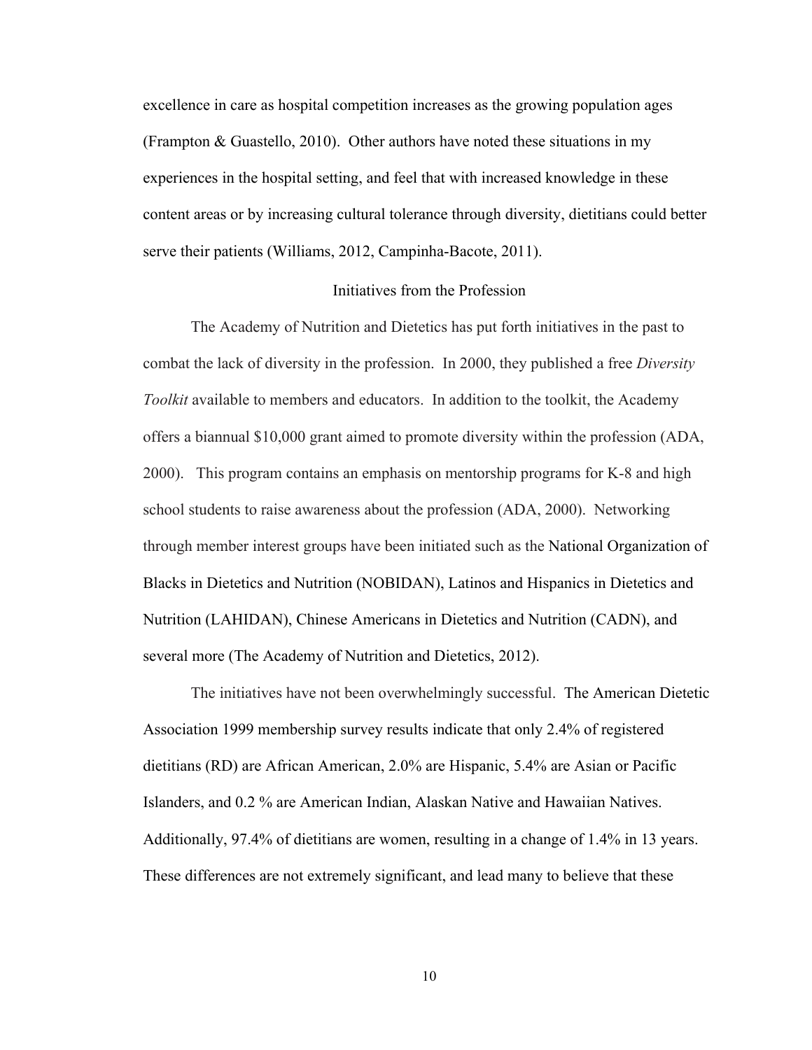excellence in care as hospital competition increases as the growing population ages (Frampton & Guastello, 2010). Other authors have noted these situations in my experiences in the hospital setting, and feel that with increased knowledge in these content areas or by increasing cultural tolerance through diversity, dietitians could better serve their patients (Williams, 2012, Campinha-Bacote, 2011).

## Initiatives from the Profession

The Academy of Nutrition and Dietetics has put forth initiatives in the past to combat the lack of diversity in the profession. In 2000, they published a free *Diversity Toolkit* available to members and educators. In addition to the toolkit, the Academy offers a biannual $10,000 grant aimed to promote diversity within the profession (ADA, 2000). This program contains an emphasis on mentorship programs for K-8 and high school students to raise awareness about the profession (ADA, 2000). Networking through member interest groups have been initiated such as the National Organization of Blacks in Dietetics and Nutrition (NOBIDAN), Latinos and Hispanics in Dietetics and Nutrition (LAHIDAN), Chinese Americans in Dietetics and Nutrition (CADN), and several more (The Academy of Nutrition and Dietetics, 2012).

The initiatives have not been overwhelmingly successful. The American Dietetic Association 1999 membership survey results indicate that only 2.4% of registered dietitians (RD) are African American, 2.0% are Hispanic, 5.4% are Asian or Pacific Islanders, and 0.2 % are American Indian, Alaskan Native and Hawaiian Natives. Additionally, 97.4% of dietitians are women, resulting in a change of 1.4% in 13 years. These differences are not extremely significant, and lead many to believe that these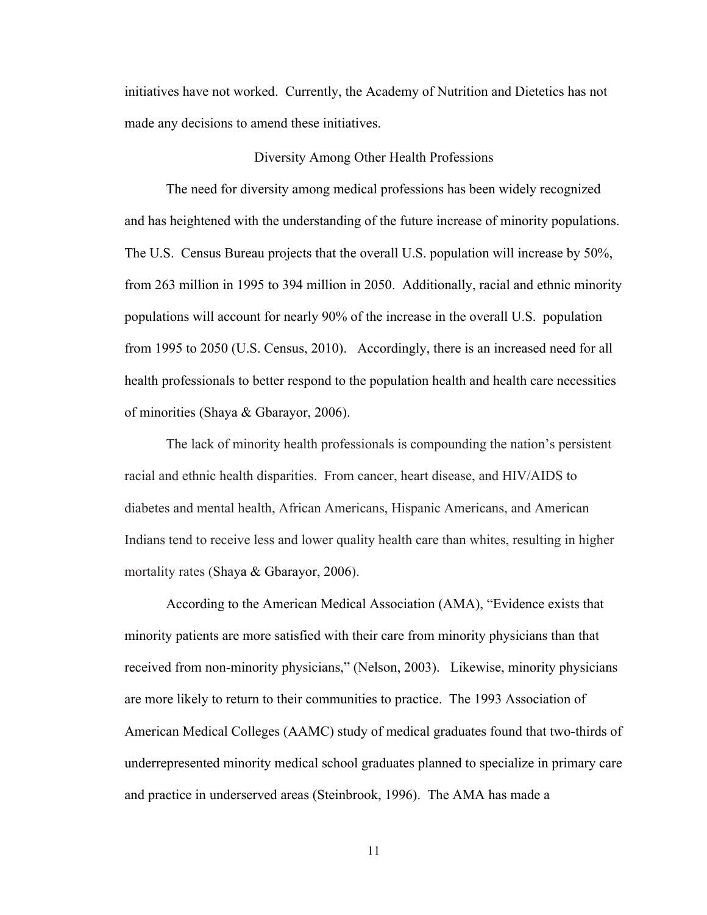initiatives have not worked. Currently, the Academy of Nutrition and Dietetics has not made any decisions to amend these initiatives.

## Diversity Among Other Health Professions

The need for diversity among medical professions has been widely recognized and has heightened with the understanding of the future increase of minority populations. The U.S. Census Bureau projects that the overall U.S. population will increase by 50%, from 263 million in 1995 to 394 million in 2050. Additionally, racial and ethnic minority populations will account for nearly 90% of the increase in the overall U.S. population from 1995 to 2050 (U.S. Census, 2010). Accordingly, there is an increased need for all health professionals to better respond to the population health and health care necessities of minorities (Shaya & Gbarayor, 2006).

The lack of minority health professionals is compounding the nation's persistent racial and ethnic health disparities. From cancer, heart disease, and HIV/AIDS to diabetes and mental health, African Americans, Hispanic Americans, and American Indians tend to receive less and lower quality health care than whites, resulting in higher mortality rates (Shaya & Gbarayor, 2006).

According to the American Medical Association (AMA), "Evidence exists that minority patients are more satisfied with their care from minority physicians than that received from non-minority physicians," (Nelson, 2003). Likewise, minority physicians are more likely to return to their communities to practice. The 1993 Association of American Medical Colleges (AAMC) study of medical graduates found that two-thirds of underrepresented minority medical school graduates planned to specialize in primary care and practice in underserved areas (Steinbrook, 1996). The AMA has made a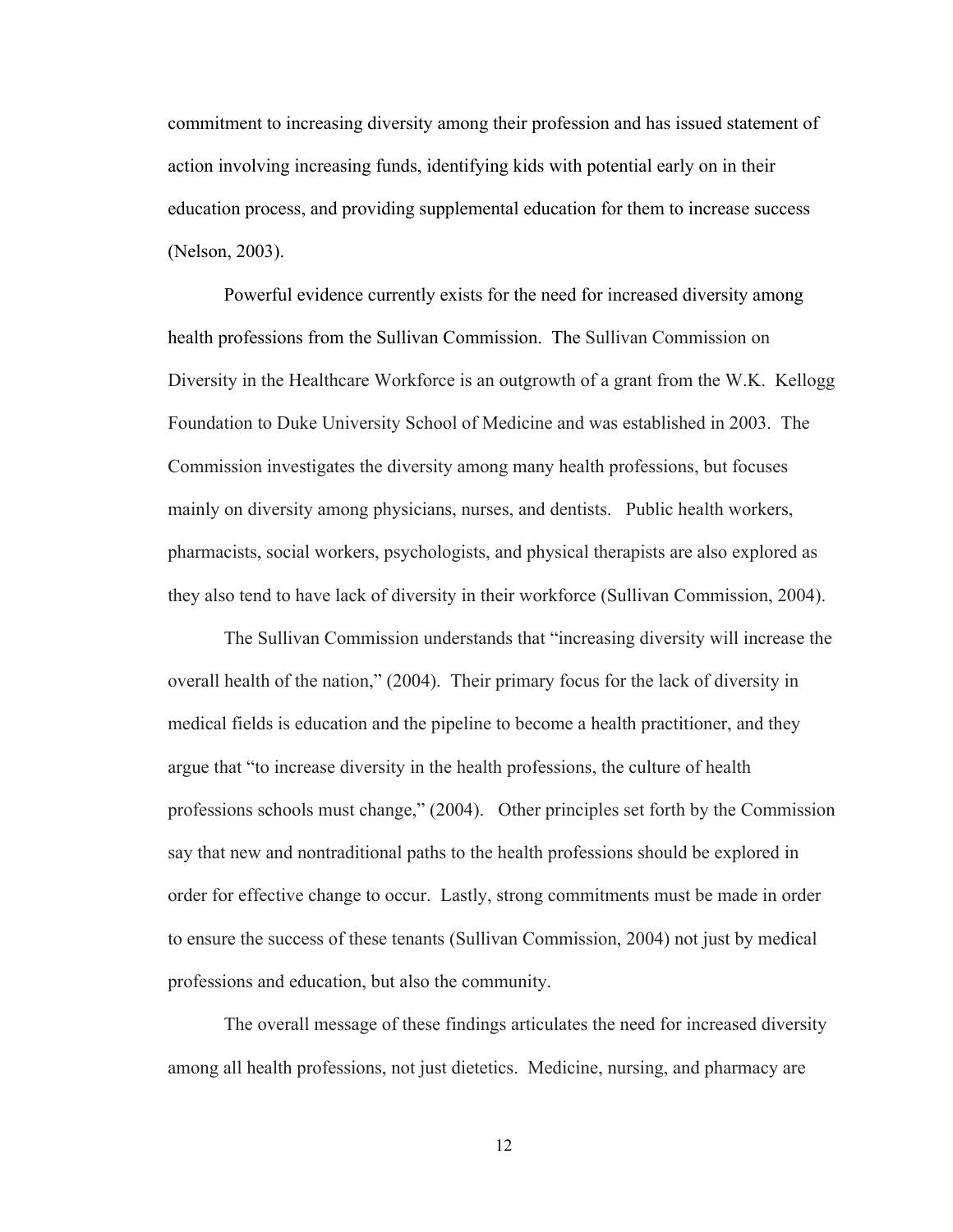commitment to increasing diversity among their profession and has issued statement of action involving increasing funds, identifying kids with potential early on in their education process, and providing supplemental education for them to increase success (Nelson, 2003).

Powerful evidence currently exists for the need for increased diversity among health professions from the Sullivan Commission. The Sullivan Commission on Diversity in the Healthcare Workforce is an outgrowth of a grant from the W.K. Kellogg Foundation to Duke University School of Medicine and was established in 2003. The Commission investigates the diversity among many health professions, but focuses mainly on diversity among physicians, nurses, and dentists. Public health workers, pharmacists, social workers, psychologists, and physical therapists are also explored as they also tend to have lack of diversity in their workforce (Sullivan Commission, 2004).

The Sullivan Commission understands that "increasing diversity will increase the overall health of the nation," (2004). Their primary focus for the lack of diversity in medical fields is education and the pipeline to become a health practitioner, and they argue that "to increase diversity in the health professions, the culture of health professions schools must change," (2004). Other principles set forth by the Commission say that new and nontraditional paths to the health professions should be explored in order for effective change to occur. Lastly, strong commitments must be made in order to ensure the success of these tenants (Sullivan Commission, 2004) not just by medical professions and education, but also the community.

The overall message of these findings articulates the need for increased diversity among all health professions, not just dietetics. Medicine, nursing, and pharmacy are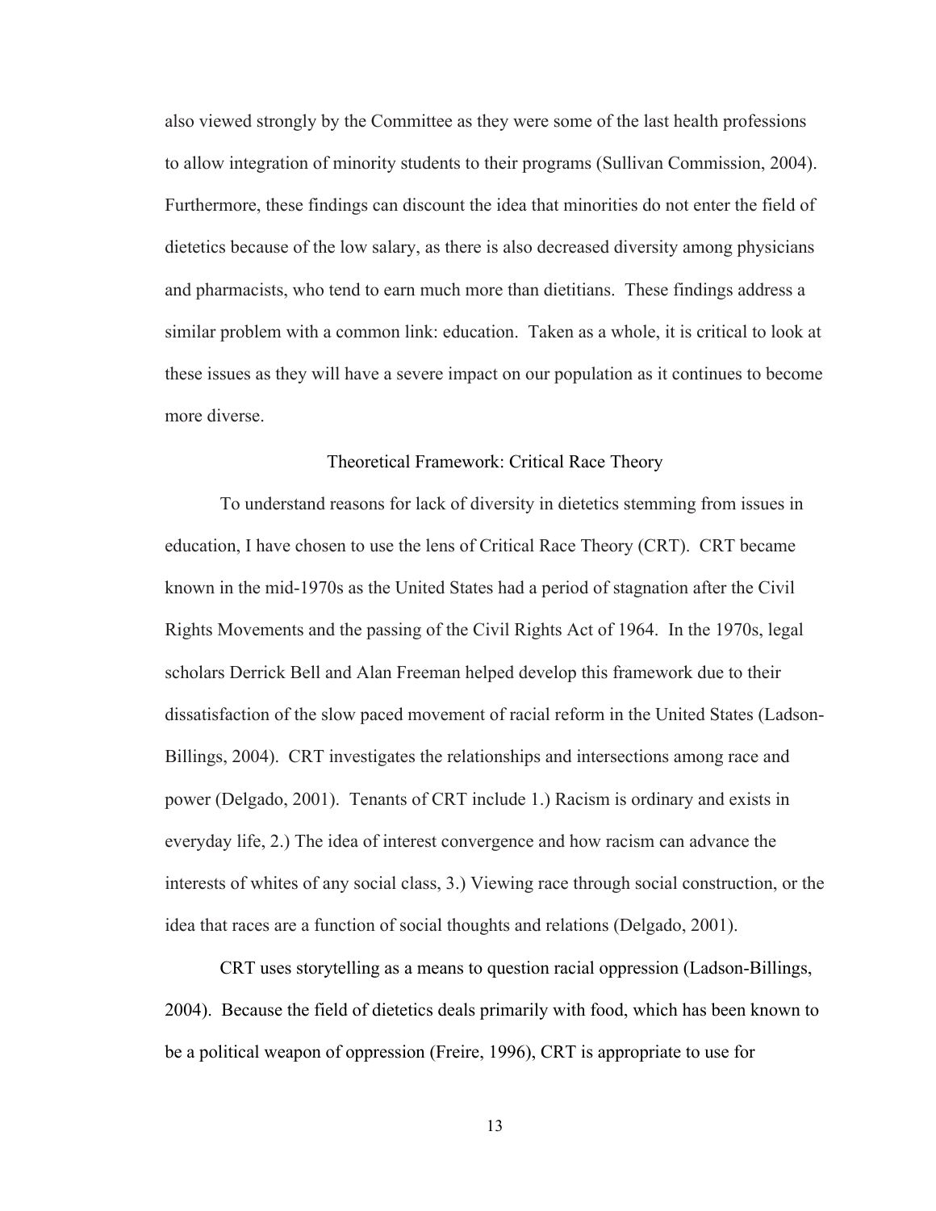also viewed strongly by the Committee as they were some of the last health professions to allow integration of minority students to their programs (Sullivan Commission, 2004). Furthermore, these findings can discount the idea that minorities do not enter the field of dietetics because of the low salary, as there is also decreased diversity among physicians and pharmacists, who tend to earn much more than dietitians. These findings address a similar problem with a common link: education. Taken as a whole, it is critical to look at these issues as they will have a severe impact on our population as it continues to become more diverse.

## Theoretical Framework: Critical Race Theory

To understand reasons for lack of diversity in dietetics stemming from issues in education, I have chosen to use the lens of Critical Race Theory (CRT). CRT became known in the mid-1970s as the United States had a period of stagnation after the Civil Rights Movements and the passing of the Civil Rights Act of 1964. In the 1970s, legal scholars Derrick Bell and Alan Freeman helped develop this framework due to their dissatisfaction of the slow paced movement of racial reform in the United States (Ladson-Billings, 2004). CRT investigates the relationships and intersections among race and power (Delgado, 2001). Tenants of CRT include 1.) Racism is ordinary and exists in everyday life, 2.) The idea of interest convergence and how racism can advance the interests of whites of any social class, 3.) Viewing race through social construction, or the idea that races are a function of social thoughts and relations (Delgado, 2001).

CRT uses storytelling as a means to question racial oppression (Ladson-Billings, 2004). Because the field of dietetics deals primarily with food, which has been known to be a political weapon of oppression (Freire, 1996), CRT is appropriate to use for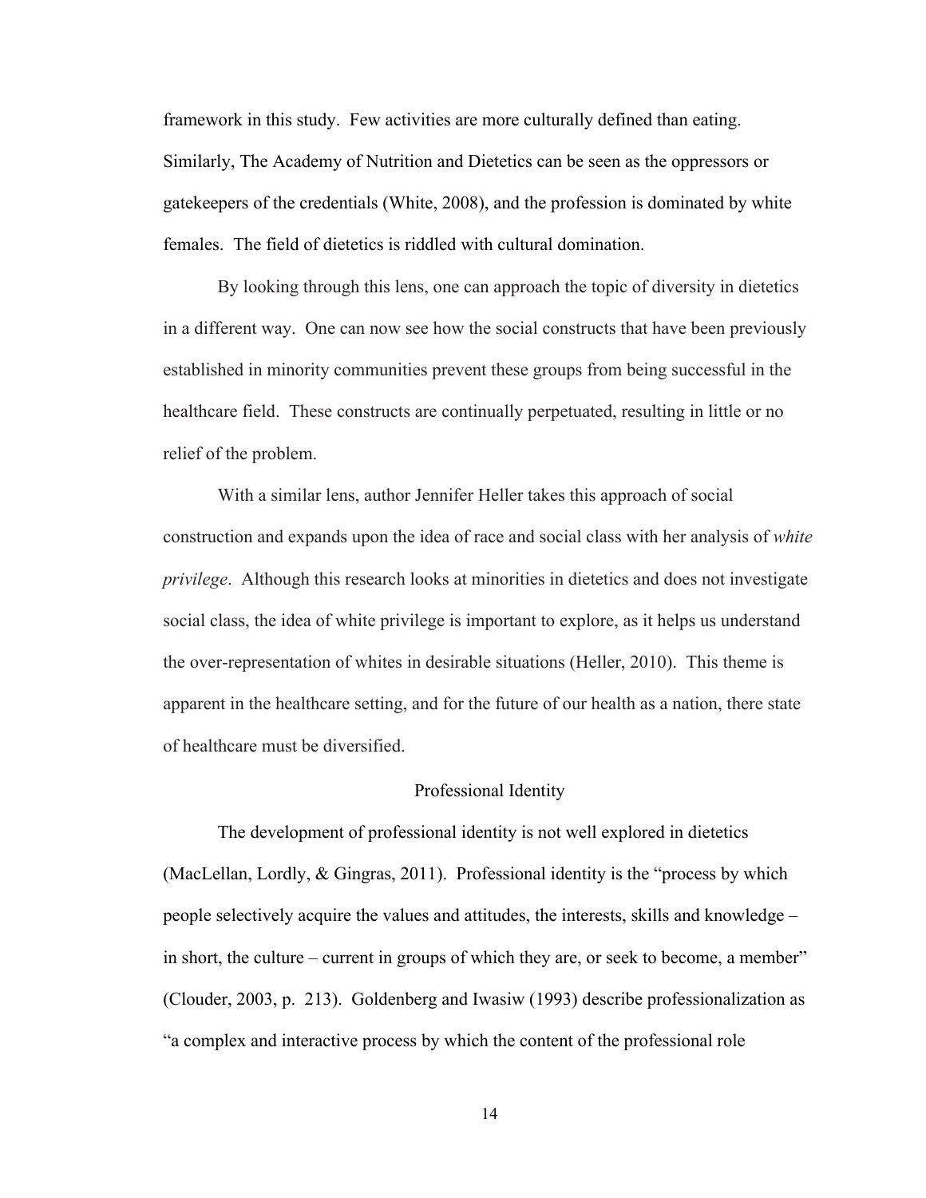framework in this study. Few activities are more culturally defined than eating. Similarly, The Academy of Nutrition and Dietetics can be seen as the oppressors or gatekeepers of the credentials (White, 2008), and the profession is dominated by white females. The field of dietetics is riddled with cultural domination.

By looking through this lens, one can approach the topic of diversity in dietetics in a different way. One can now see how the social constructs that have been previously established in minority communities prevent these groups from being successful in the healthcare field. These constructs are continually perpetuated, resulting in little or no relief of the problem.

With a similar lens, author Jennifer Heller takes this approach of social construction and expands upon the idea of race and social class with her analysis of *white privilege*. Although this research looks at minorities in dietetics and does not investigate social class, the idea of white privilege is important to explore, as it helps us understand the over-representation of whites in desirable situations (Heller, 2010). This theme is apparent in the healthcare setting, and for the future of our health as a nation, there state of healthcare must be diversified.

## Professional Identity

The development of professional identity is not well explored in dietetics (MacLellan, Lordly, & Gingras, 2011). Professional identity is the "process by which people selectively acquire the values and attitudes, the interests, skills and knowledge – in short, the culture – current in groups of which they are, or seek to become, a member" (Clouder, 2003, p. 213). Goldenberg and Iwasiw (1993) describe professionalization as "a complex and interactive process by which the content of the professional role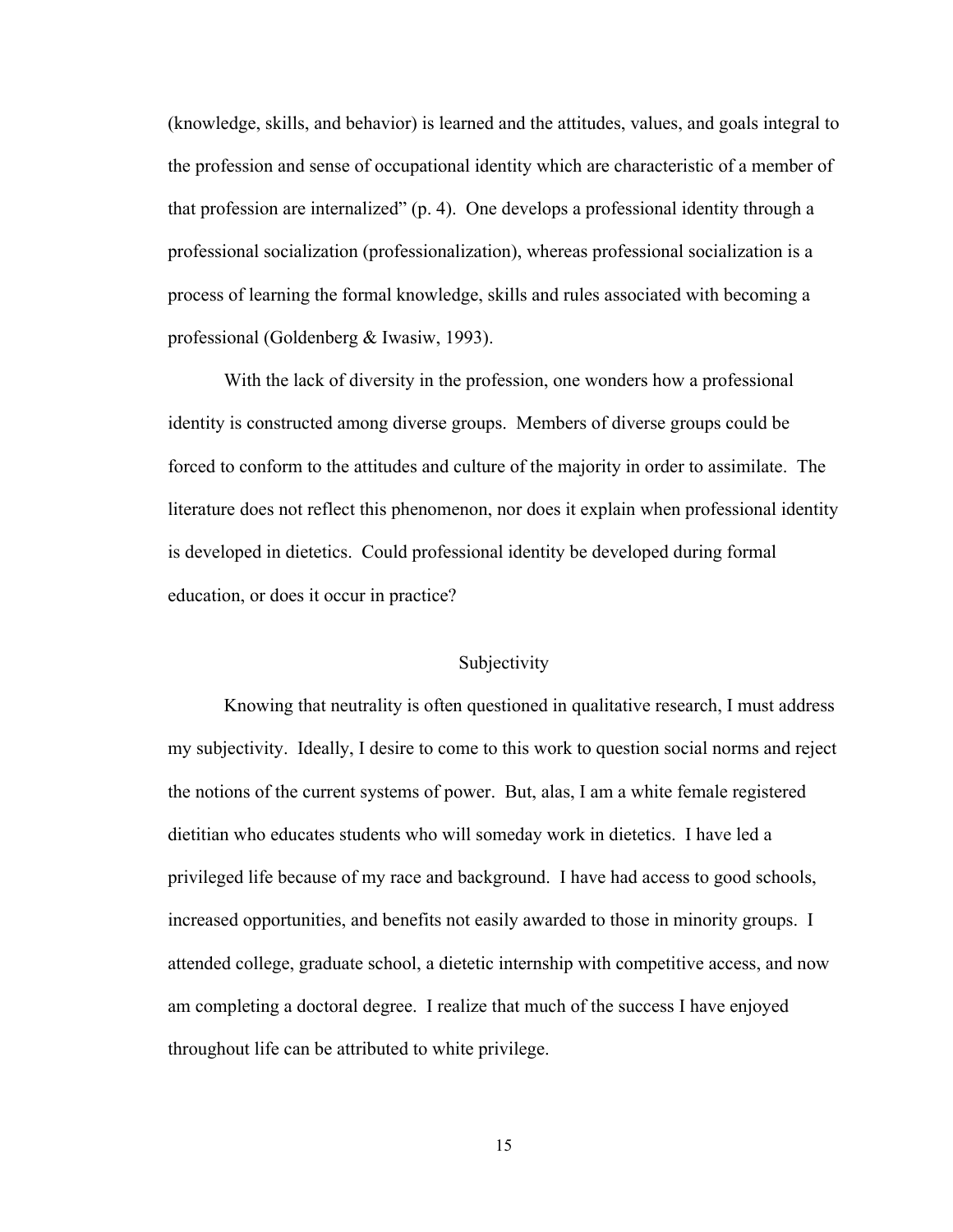(knowledge, skills, and behavior) is learned and the attitudes, values, and goals integral to the profession and sense of occupational identity which are characteristic of a member of that profession are internalized" (p. 4). One develops a professional identity through a professional socialization (professionalization), whereas professional socialization is a process of learning the formal knowledge, skills and rules associated with becoming a professional (Goldenberg & Iwasiw, 1993).

With the lack of diversity in the profession, one wonders how a professional identity is constructed among diverse groups. Members of diverse groups could be forced to conform to the attitudes and culture of the majority in order to assimilate. The literature does not reflect this phenomenon, nor does it explain when professional identity is developed in dietetics. Could professional identity be developed during formal education, or does it occur in practice?

## Subjectivity

Knowing that neutrality is often questioned in qualitative research, I must address my subjectivity. Ideally, I desire to come to this work to question social norms and reject the notions of the current systems of power. But, alas, I am a white female registered dietitian who educates students who will someday work in dietetics. I have led a privileged life because of my race and background. I have had access to good schools, increased opportunities, and benefits not easily awarded to those in minority groups. I attended college, graduate school, a dietetic internship with competitive access, and now am completing a doctoral degree. I realize that much of the success I have enjoyed throughout life can be attributed to white privilege.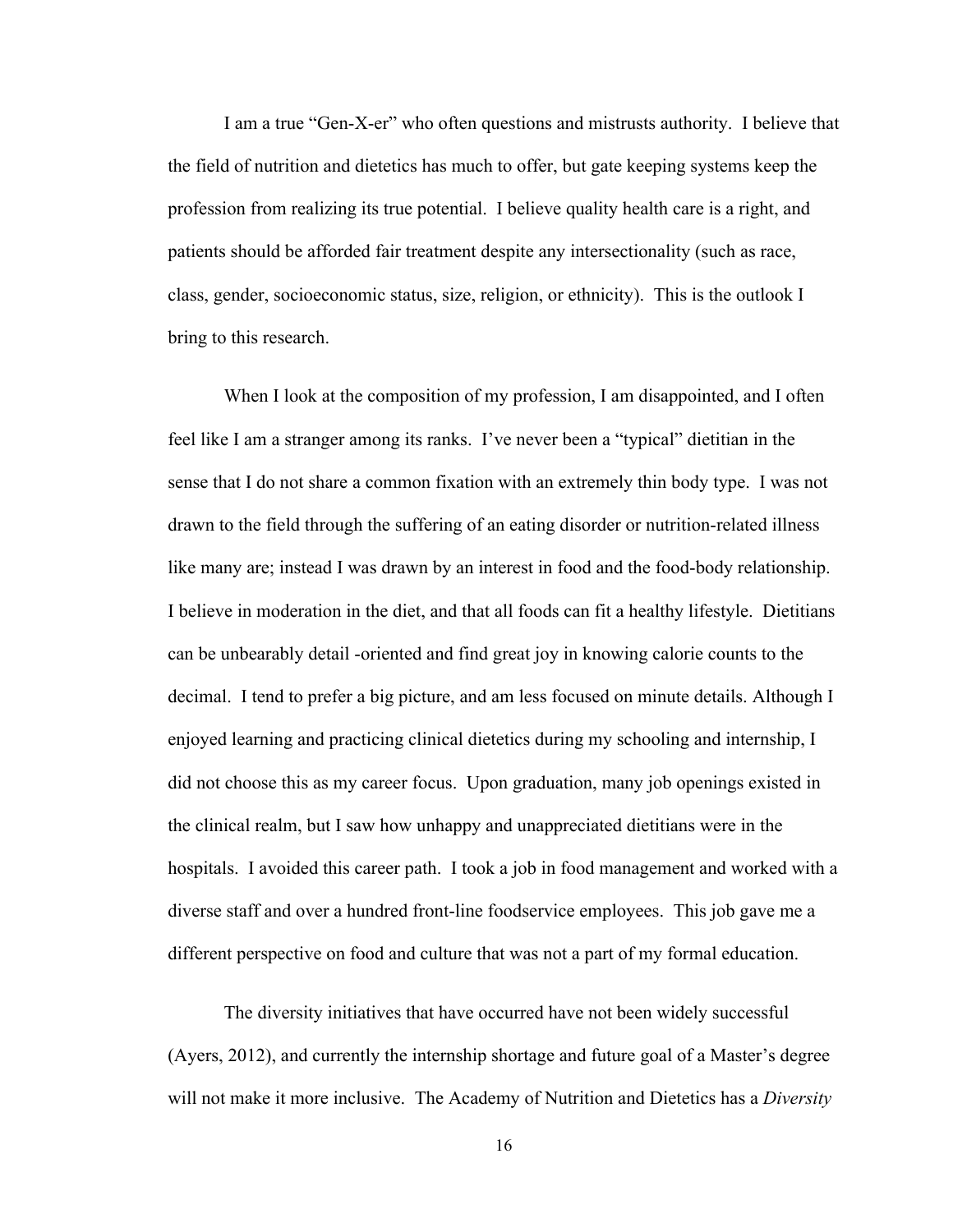I am a true "Gen-X-er" who often questions and mistrusts authority. I believe that the field of nutrition and dietetics has much to offer, but gate keeping systems keep the profession from realizing its true potential. I believe quality health care is a right, and patients should be afforded fair treatment despite any intersectionality (such as race, class, gender, socioeconomic status, size, religion, or ethnicity). This is the outlook I bring to this research.

When I look at the composition of my profession, I am disappointed, and I often feel like I am a stranger among its ranks. I've never been a "typical" dietitian in the sense that I do not share a common fixation with an extremely thin body type. I was not drawn to the field through the suffering of an eating disorder or nutrition-related illness like many are; instead I was drawn by an interest in food and the food-body relationship. I believe in moderation in the diet, and that all foods can fit a healthy lifestyle. Dietitians can be unbearably detail -oriented and find great joy in knowing calorie counts to the decimal. I tend to prefer a big picture, and am less focused on minute details. Although I enjoyed learning and practicing clinical dietetics during my schooling and internship, I did not choose this as my career focus. Upon graduation, many job openings existed in the clinical realm, but I saw how unhappy and unappreciated dietitians were in the hospitals. I avoided this career path. I took a job in food management and worked with a diverse staff and over a hundred front-line foodservice employees. This job gave me a different perspective on food and culture that was not a part of my formal education.

The diversity initiatives that have occurred have not been widely successful (Ayers, 2012), and currently the internship shortage and future goal of a Master's degree will not make it more inclusive. The Academy of Nutrition and Dietetics has a *Diversity*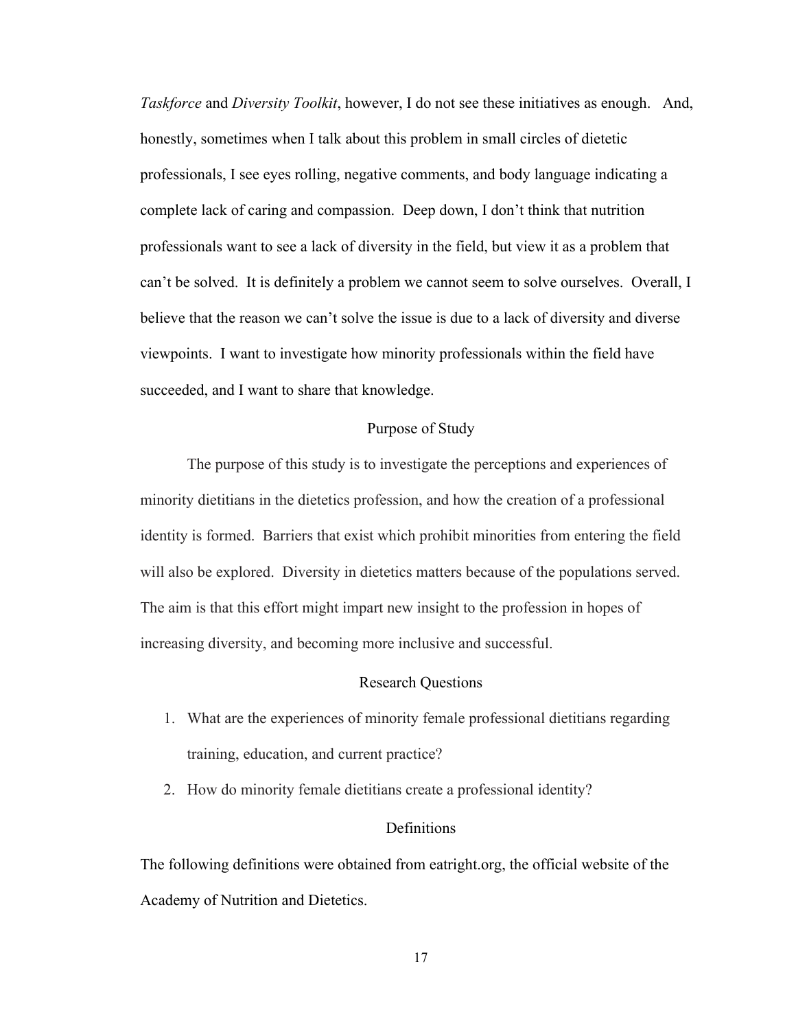*Taskforce* and *Diversity Toolkit*, however, I do not see these initiatives as enough. And, honestly, sometimes when I talk about this problem in small circles of dietetic professionals, I see eyes rolling, negative comments, and body language indicating a complete lack of caring and compassion. Deep down, I don't think that nutrition professionals want to see a lack of diversity in the field, but view it as a problem that can't be solved. It is definitely a problem we cannot seem to solve ourselves. Overall, I believe that the reason we can't solve the issue is due to a lack of diversity and diverse viewpoints. I want to investigate how minority professionals within the field have succeeded, and I want to share that knowledge.

## Purpose of Study

The purpose of this study is to investigate the perceptions and experiences of minority dietitians in the dietetics profession, and how the creation of a professional identity is formed. Barriers that exist which prohibit minorities from entering the field will also be explored. Diversity in dietetics matters because of the populations served. The aim is that this effort might impart new insight to the profession in hopes of increasing diversity, and becoming more inclusive and successful.

## Research Questions

1. What are the experiences of minority female professional dietitians regarding training, education, and current practice?
2. How do minority female dietitians create a professional identity?

## Definitions

The following definitions were obtained from eatright.org, the official website of the Academy of Nutrition and Dietetics.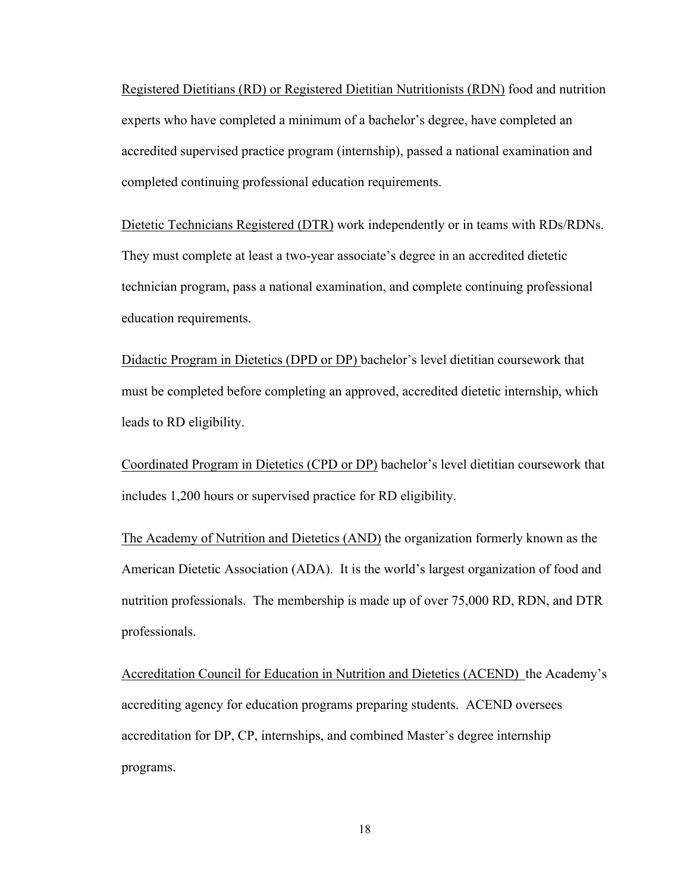<u>Registered Dietitians (RD) or Registered Dietitian Nutritionists (RDN)</u> food and nutrition experts who have completed a minimum of a bachelor's degree, have completed an accredited supervised practice program (internship), passed a national examination and completed continuing professional education requirements.

<u>Dietetic Technicians Registered (DTR)</u> work independently or in teams with RDs/RDNs. They must complete at least a two-year associate's degree in an accredited dietetic technician program, pass a national examination, and complete continuing professional education requirements.

<u>Didactic Program in Dietetics (DPD or DP)</u> bachelor's level dietitian coursework that must be completed before completing an approved, accredited dietetic internship, which leads to RD eligibility.

<u>Coordinated Program in Dietetics (CPD or DP)</u> bachelor's level dietitian coursework that includes 1,200 hours or supervised practice for RD eligibility.

<u>The Academy of Nutrition and Dietetics (AND)</u> the organization formerly known as the American Dietetic Association (ADA). It is the world's largest organization of food and nutrition professionals. The membership is made up of over 75,000 RD, RDN, and DTR professionals.

<u>Accreditation Council for Education in Nutrition and Dietetics (ACEND)</u> the Academy's accrediting agency for education programs preparing students. ACEND oversees accreditation for DP, CP, internships, and combined Master's degree internship programs.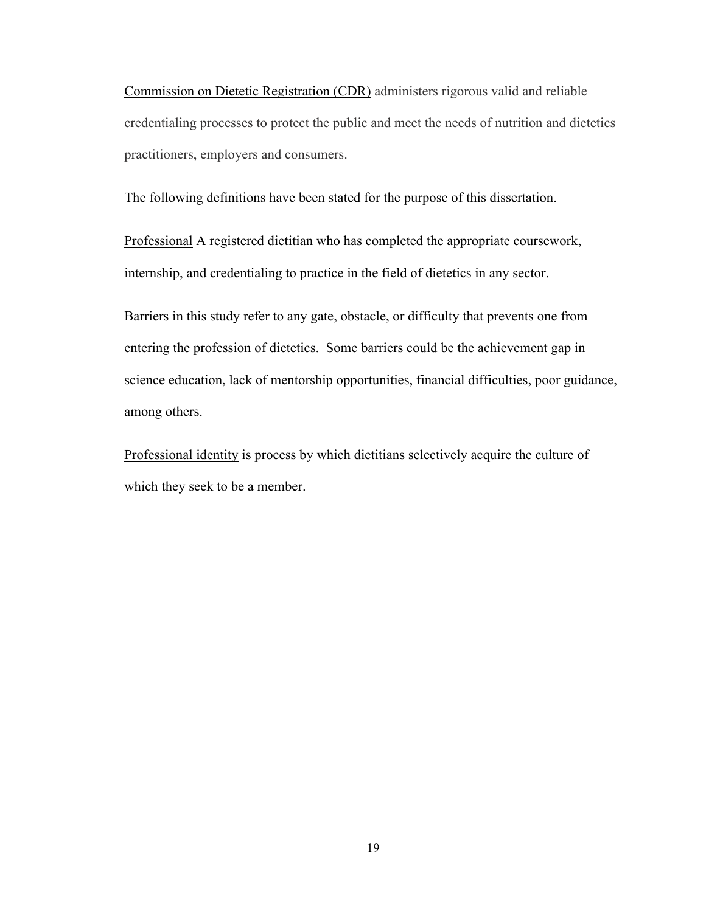Commission on Dietetic Registration (CDR) administers rigorous valid and reliable credentialing processes to protect the public and meet the needs of nutrition and dietetics practitioners, employers and consumers.

The following definitions have been stated for the purpose of this dissertation.

Professional A registered dietitian who has completed the appropriate coursework, internship, and credentialing to practice in the field of dietetics in any sector.

Barriers in this study refer to any gate, obstacle, or difficulty that prevents one from entering the profession of dietetics. Some barriers could be the achievement gap in science education, lack of mentorship opportunities, financial difficulties, poor guidance, among others.

Professional identity is process by which dietitians selectively acquire the culture of which they seek to be a member.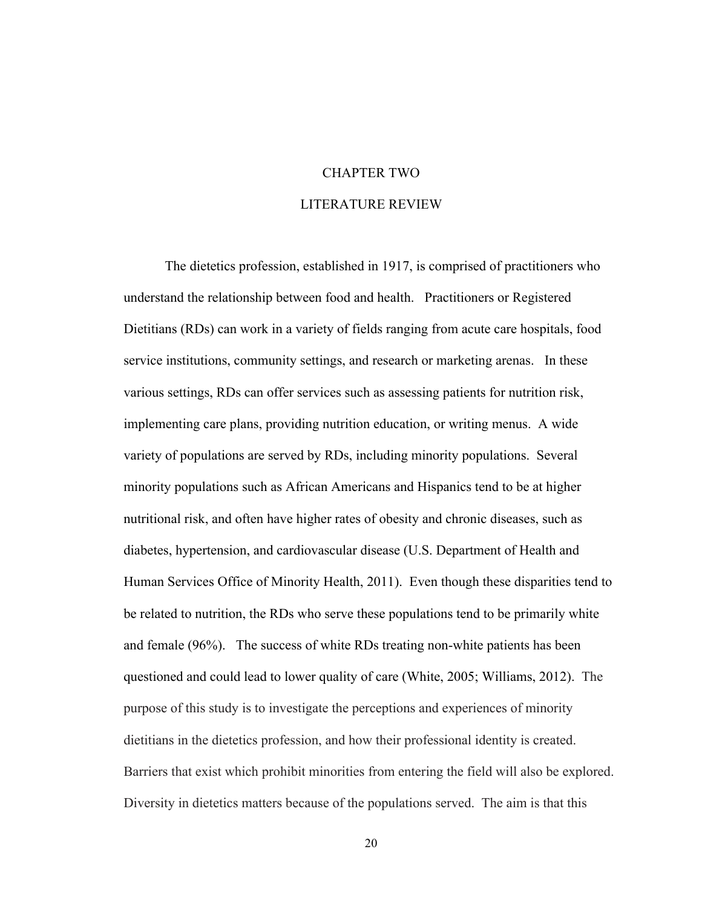# CHAPTER TWO

# LITERATURE REVIEW

The dietetics profession, established in 1917, is comprised of practitioners who understand the relationship between food and health. Practitioners or Registered Dietitians (RDs) can work in a variety of fields ranging from acute care hospitals, food service institutions, community settings, and research or marketing arenas. In these various settings, RDs can offer services such as assessing patients for nutrition risk, implementing care plans, providing nutrition education, or writing menus. A wide variety of populations are served by RDs, including minority populations. Several minority populations such as African Americans and Hispanics tend to be at higher nutritional risk, and often have higher rates of obesity and chronic diseases, such as diabetes, hypertension, and cardiovascular disease (U.S. Department of Health and Human Services Office of Minority Health, 2011). Even though these disparities tend to be related to nutrition, the RDs who serve these populations tend to be primarily white and female (96%). The success of white RDs treating non-white patients has been questioned and could lead to lower quality of care (White, 2005; Williams, 2012). The purpose of this study is to investigate the perceptions and experiences of minority dietitians in the dietetics profession, and how their professional identity is created. Barriers that exist which prohibit minorities from entering the field will also be explored. Diversity in dietetics matters because of the populations served. The aim is that this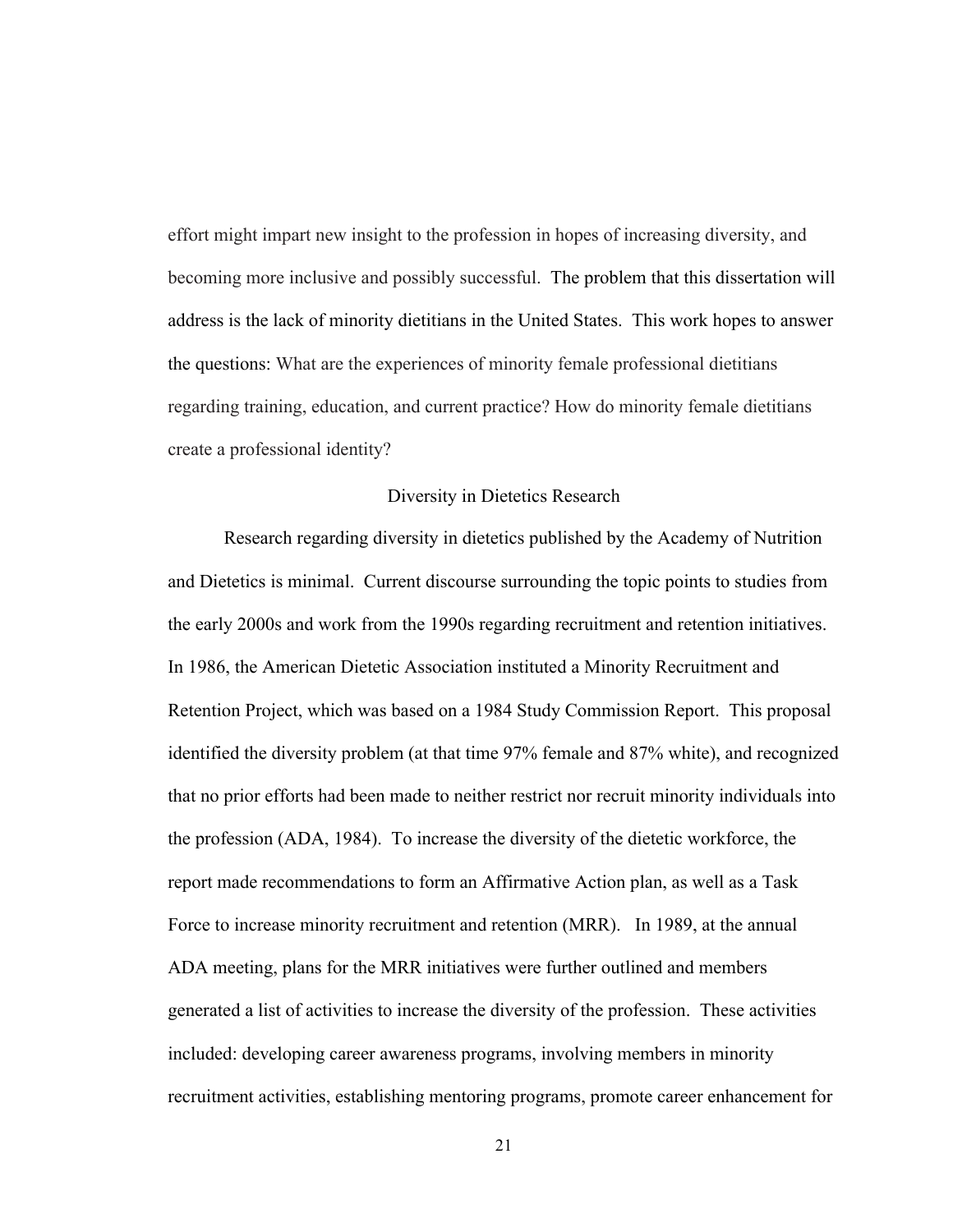effort might impart new insight to the profession in hopes of increasing diversity, and becoming more inclusive and possibly successful. The problem that this dissertation will address is the lack of minority dietitians in the United States. This work hopes to answer the questions: What are the experiences of minority female professional dietitians regarding training, education, and current practice? How do minority female dietitians create a professional identity?

## Diversity in Dietetics Research

Research regarding diversity in dietetics published by the Academy of Nutrition and Dietetics is minimal. Current discourse surrounding the topic points to studies from the early 2000s and work from the 1990s regarding recruitment and retention initiatives. In 1986, the American Dietetic Association instituted a Minority Recruitment and Retention Project, which was based on a 1984 Study Commission Report. This proposal identified the diversity problem (at that time 97% female and 87% white), and recognized that no prior efforts had been made to neither restrict nor recruit minority individuals into the profession (ADA, 1984). To increase the diversity of the dietetic workforce, the report made recommendations to form an Affirmative Action plan, as well as a Task Force to increase minority recruitment and retention (MRR). In 1989, at the annual ADA meeting, plans for the MRR initiatives were further outlined and members generated a list of activities to increase the diversity of the profession. These activities included: developing career awareness programs, involving members in minority recruitment activities, establishing mentoring programs, promote career enhancement for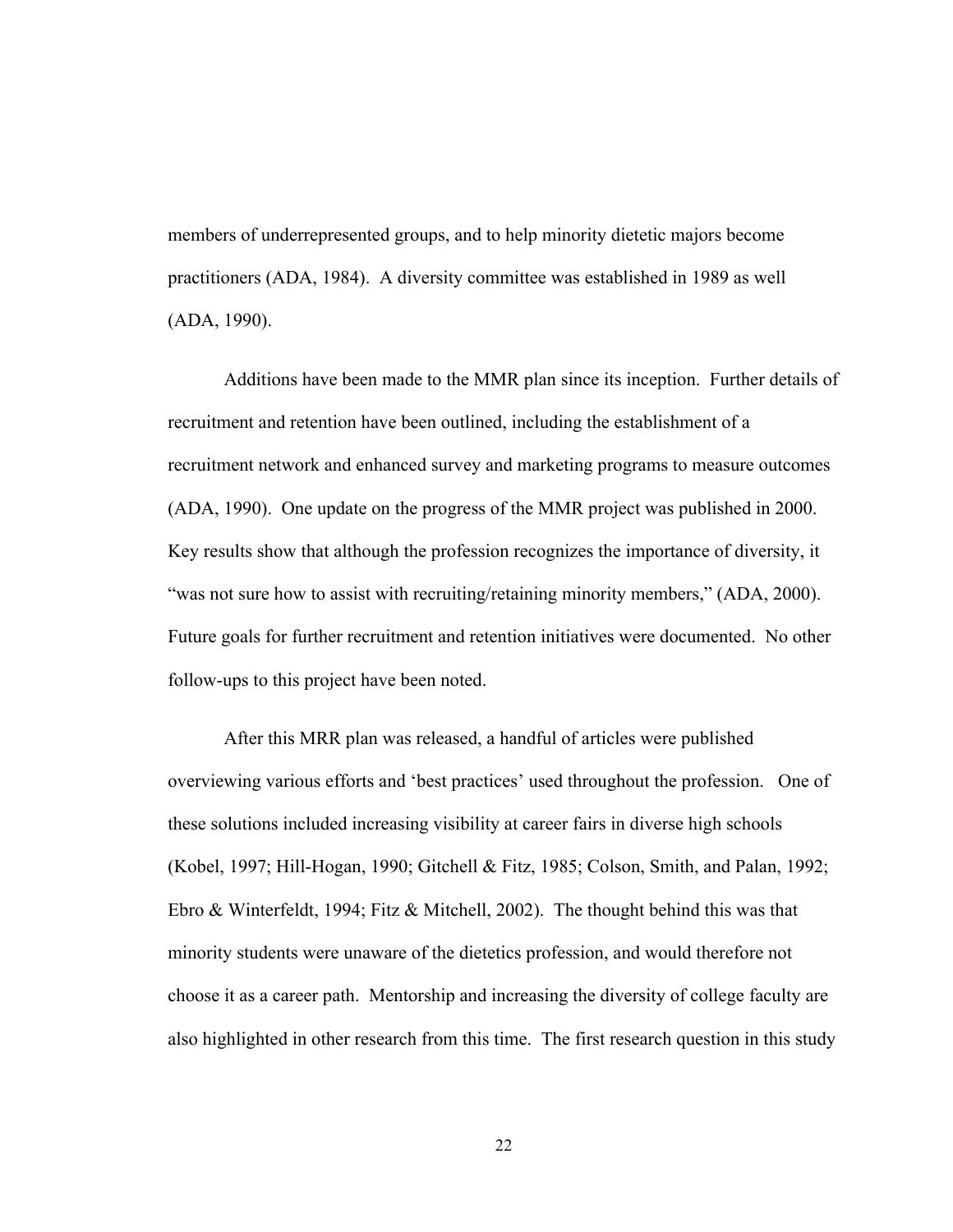members of underrepresented groups, and to help minority dietetic majors become practitioners (ADA, 1984). A diversity committee was established in 1989 as well (ADA, 1990).

Additions have been made to the MMR plan since its inception. Further details of recruitment and retention have been outlined, including the establishment of a recruitment network and enhanced survey and marketing programs to measure outcomes (ADA, 1990). One update on the progress of the MMR project was published in 2000. Key results show that although the profession recognizes the importance of diversity, it "was not sure how to assist with recruiting/retaining minority members," (ADA, 2000). Future goals for further recruitment and retention initiatives were documented. No other follow-ups to this project have been noted.

After this MRR plan was released, a handful of articles were published overviewing various efforts and 'best practices' used throughout the profession. One of these solutions included increasing visibility at career fairs in diverse high schools (Kobel, 1997; Hill-Hogan, 1990; Gitchell & Fitz, 1985; Colson, Smith, and Palan, 1992; Ebro & Winterfeldt, 1994; Fitz & Mitchell, 2002). The thought behind this was that minority students were unaware of the dietetics profession, and would therefore not choose it as a career path. Mentorship and increasing the diversity of college faculty are also highlighted in other research from this time. The first research question in this study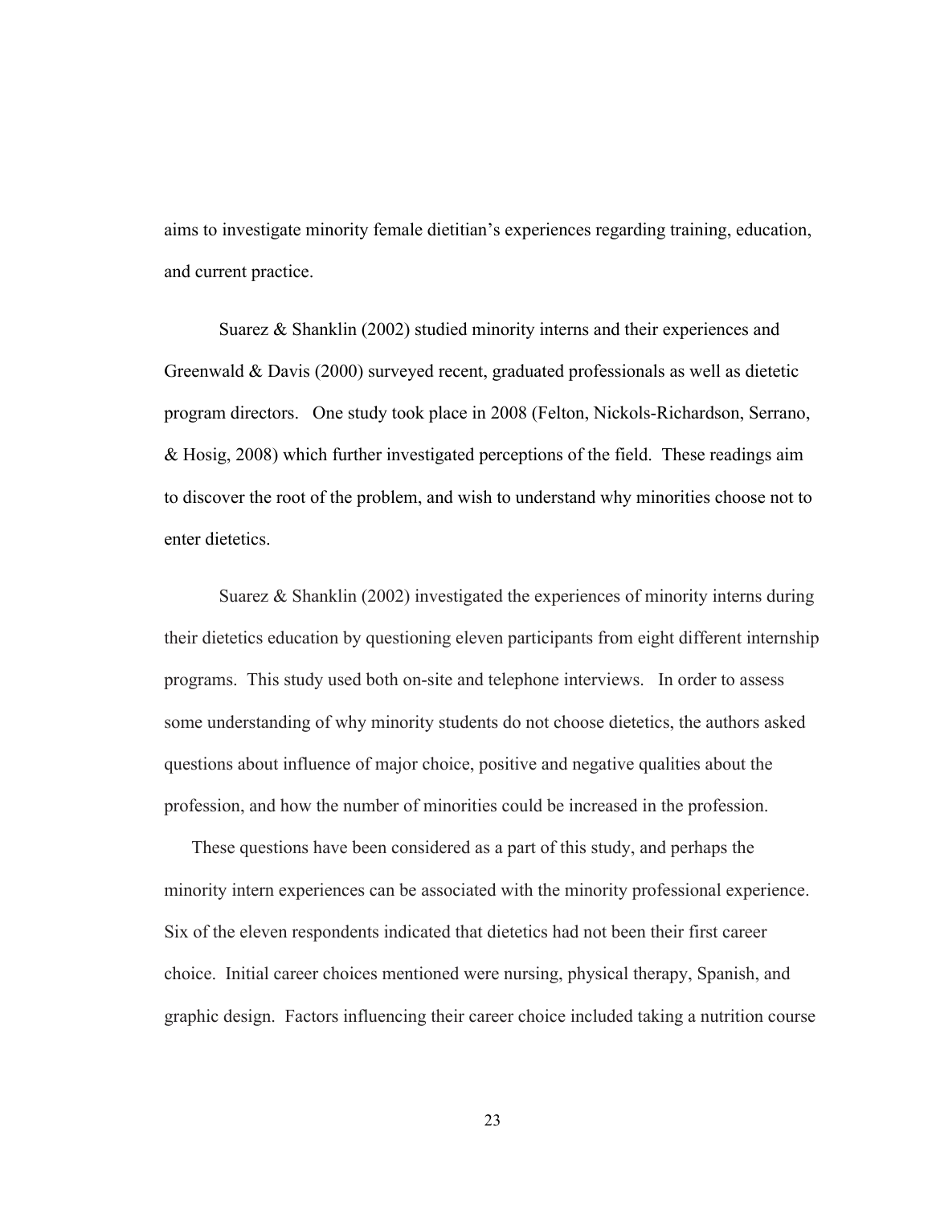aims to investigate minority female dietitian's experiences regarding training, education, and current practice.

Suarez & Shanklin (2002) studied minority interns and their experiences and Greenwald & Davis (2000) surveyed recent, graduated professionals as well as dietetic program directors. One study took place in 2008 (Felton, Nickols-Richardson, Serrano, & Hosig, 2008) which further investigated perceptions of the field. These readings aim to discover the root of the problem, and wish to understand why minorities choose not to enter dietetics.

Suarez & Shanklin (2002) investigated the experiences of minority interns during their dietetics education by questioning eleven participants from eight different internship programs. This study used both on-site and telephone interviews. In order to assess some understanding of why minority students do not choose dietetics, the authors asked questions about influence of major choice, positive and negative qualities about the profession, and how the number of minorities could be increased in the profession.

These questions have been considered as a part of this study, and perhaps the minority intern experiences can be associated with the minority professional experience. Six of the eleven respondents indicated that dietetics had not been their first career choice. Initial career choices mentioned were nursing, physical therapy, Spanish, and graphic design. Factors influencing their career choice included taking a nutrition course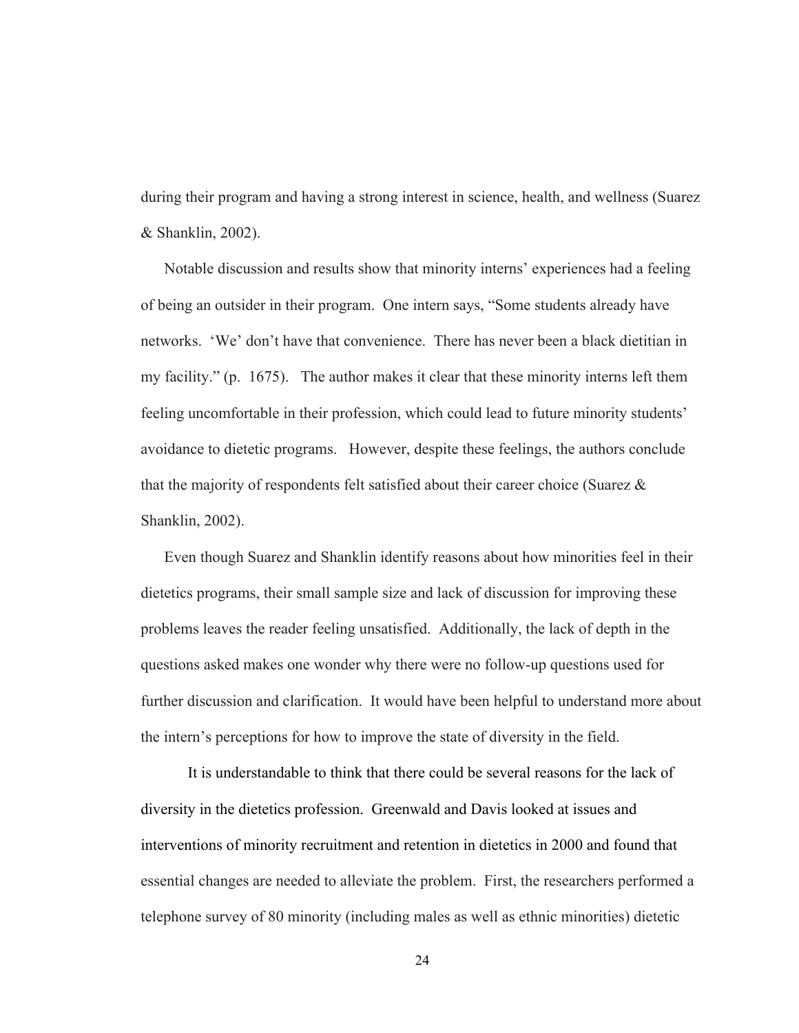during their program and having a strong interest in science, health, and wellness (Suarez & Shanklin, 2002).

Notable discussion and results show that minority interns' experiences had a feeling of being an outsider in their program. One intern says, "Some students already have networks. 'We' don't have that convenience. There has never been a black dietitian in my facility." (p. 1675). The author makes it clear that these minority interns left them feeling uncomfortable in their profession, which could lead to future minority students' avoidance to dietetic programs. However, despite these feelings, the authors conclude that the majority of respondents felt satisfied about their career choice (Suarez & Shanklin, 2002).

Even though Suarez and Shanklin identify reasons about how minorities feel in their dietetics programs, their small sample size and lack of discussion for improving these problems leaves the reader feeling unsatisfied. Additionally, the lack of depth in the questions asked makes one wonder why there were no follow-up questions used for further discussion and clarification. It would have been helpful to understand more about the intern's perceptions for how to improve the state of diversity in the field.

It is understandable to think that there could be several reasons for the lack of diversity in the dietetics profession. Greenwald and Davis looked at issues and interventions of minority recruitment and retention in dietetics in 2000 and found that essential changes are needed to alleviate the problem. First, the researchers performed a telephone survey of 80 minority (including males as well as ethnic minorities) dietetic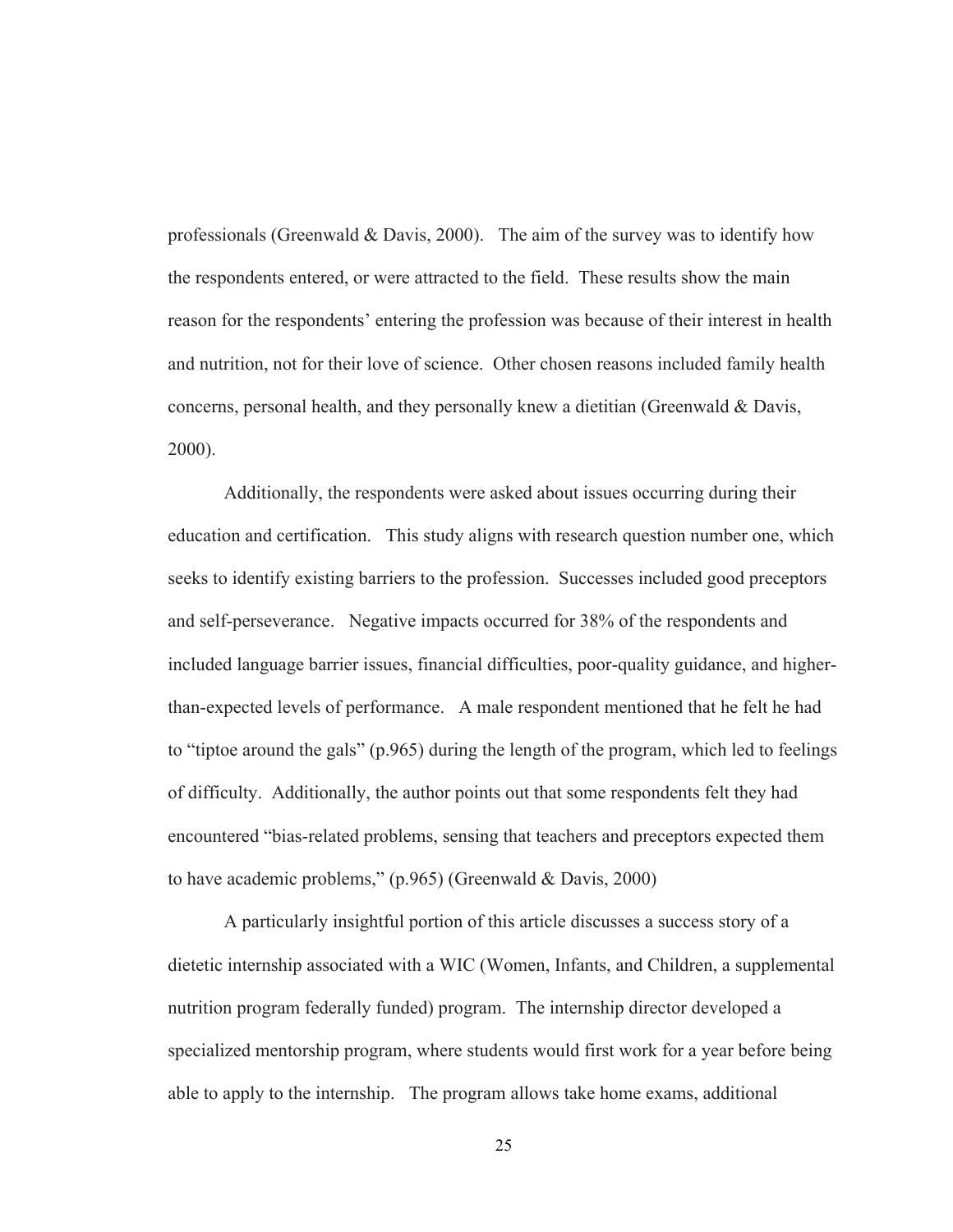professionals (Greenwald & Davis, 2000). The aim of the survey was to identify how the respondents entered, or were attracted to the field. These results show the main reason for the respondents' entering the profession was because of their interest in health and nutrition, not for their love of science. Other chosen reasons included family health concerns, personal health, and they personally knew a dietitian (Greenwald & Davis, 2000).

Additionally, the respondents were asked about issues occurring during their education and certification. This study aligns with research question number one, which seeks to identify existing barriers to the profession. Successes included good preceptors and self-perseverance. Negative impacts occurred for 38% of the respondents and included language barrier issues, financial difficulties, poor-quality guidance, and higher-than-expected levels of performance. A male respondent mentioned that he felt he had to "tiptoe around the gals" (p.965) during the length of the program, which led to feelings of difficulty. Additionally, the author points out that some respondents felt they had encountered "bias-related problems, sensing that teachers and preceptors expected them to have academic problems," (p.965) (Greenwald & Davis, 2000)

A particularly insightful portion of this article discusses a success story of a dietetic internship associated with a WIC (Women, Infants, and Children, a supplemental nutrition program federally funded) program. The internship director developed a specialized mentorship program, where students would first work for a year before being able to apply to the internship. The program allows take home exams, additional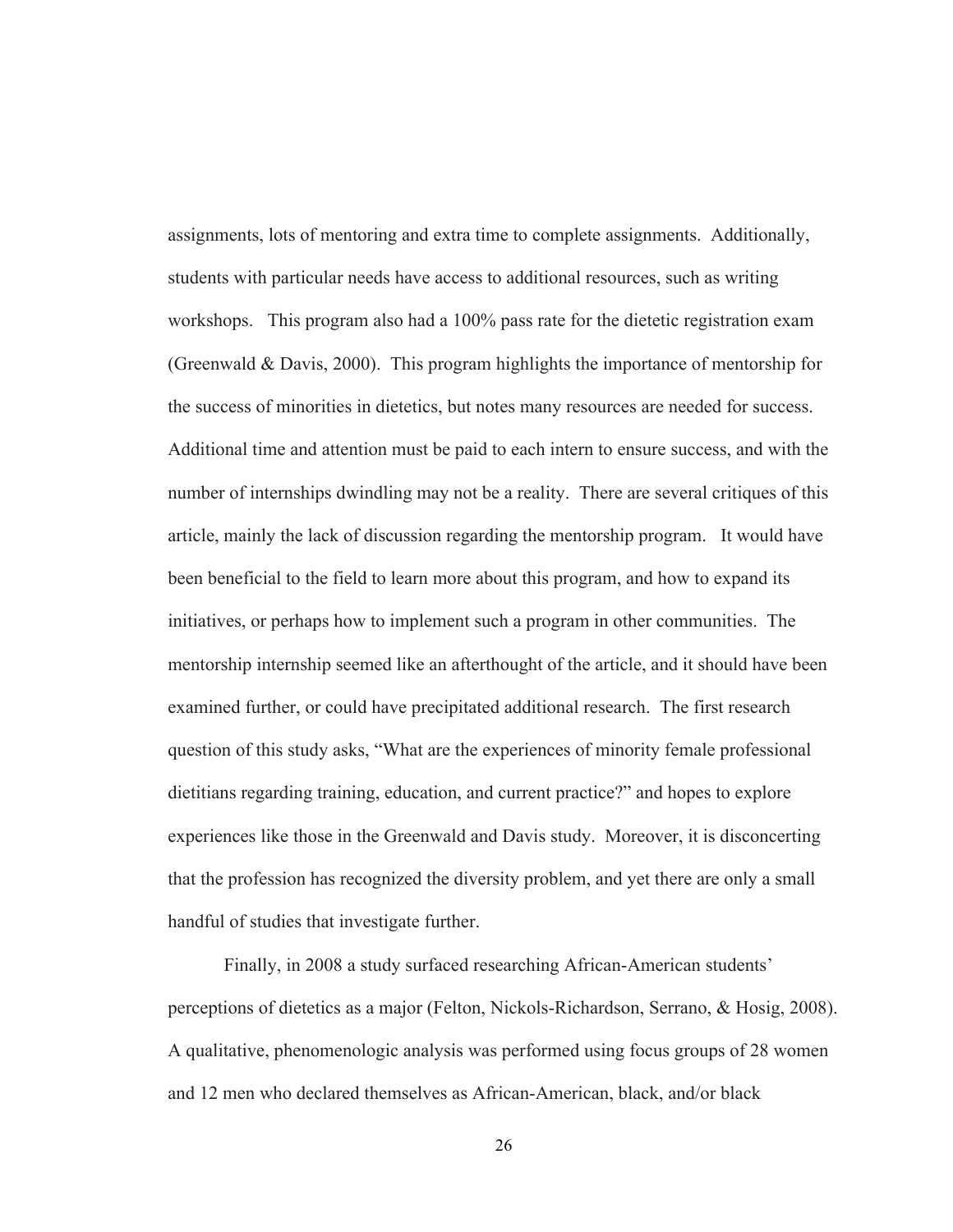assignments, lots of mentoring and extra time to complete assignments. Additionally, students with particular needs have access to additional resources, such as writing workshops. This program also had a 100% pass rate for the dietetic registration exam (Greenwald & Davis, 2000). This program highlights the importance of mentorship for the success of minorities in dietetics, but notes many resources are needed for success. Additional time and attention must be paid to each intern to ensure success, and with the number of internships dwindling may not be a reality. There are several critiques of this article, mainly the lack of discussion regarding the mentorship program. It would have been beneficial to the field to learn more about this program, and how to expand its initiatives, or perhaps how to implement such a program in other communities. The mentorship internship seemed like an afterthought of the article, and it should have been examined further, or could have precipitated additional research. The first research question of this study asks, "What are the experiences of minority female professional dietitians regarding training, education, and current practice?" and hopes to explore experiences like those in the Greenwald and Davis study. Moreover, it is disconcerting that the profession has recognized the diversity problem, and yet there are only a small handful of studies that investigate further.

Finally, in 2008 a study surfaced researching African-American students' perceptions of dietetics as a major (Felton, Nickols-Richardson, Serrano, & Hosig, 2008). A qualitative, phenomenologic analysis was performed using focus groups of 28 women and 12 men who declared themselves as African-American, black, and/or black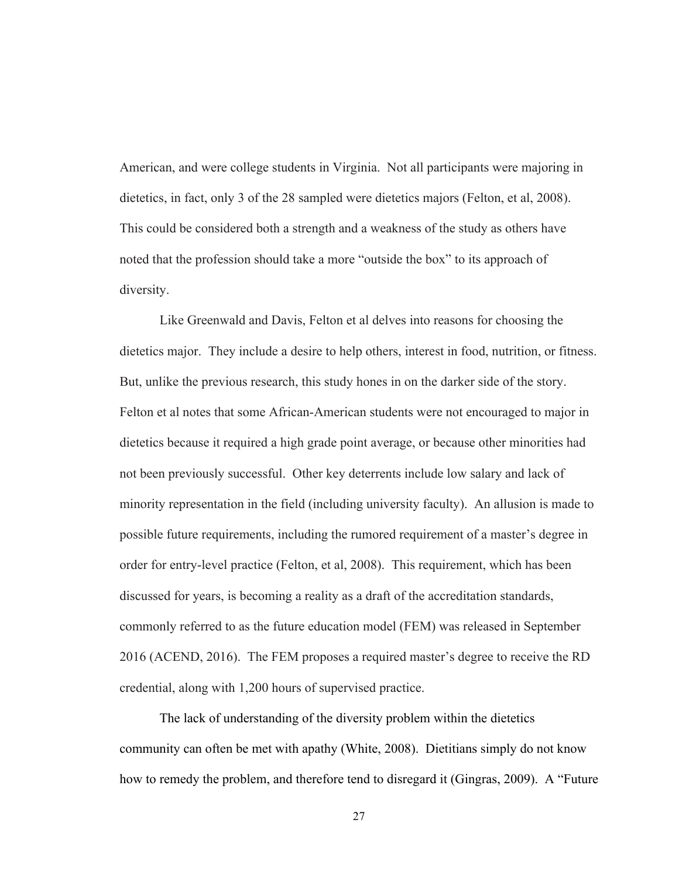American, and were college students in Virginia. Not all participants were majoring in dietetics, in fact, only 3 of the 28 sampled were dietetics majors (Felton, et al, 2008). This could be considered both a strength and a weakness of the study as others have noted that the profession should take a more "outside the box" to its approach of diversity.

Like Greenwald and Davis, Felton et al delves into reasons for choosing the dietetics major. They include a desire to help others, interest in food, nutrition, or fitness. But, unlike the previous research, this study hones in on the darker side of the story. Felton et al notes that some African-American students were not encouraged to major in dietetics because it required a high grade point average, or because other minorities had not been previously successful. Other key deterrents include low salary and lack of minority representation in the field (including university faculty). An allusion is made to possible future requirements, including the rumored requirement of a master's degree in order for entry-level practice (Felton, et al, 2008). This requirement, which has been discussed for years, is becoming a reality as a draft of the accreditation standards, commonly referred to as the future education model (FEM) was released in September 2016 (ACEND, 2016). The FEM proposes a required master's degree to receive the RD credential, along with 1,200 hours of supervised practice.

The lack of understanding of the diversity problem within the dietetics community can often be met with apathy (White, 2008). Dietitians simply do not know how to remedy the problem, and therefore tend to disregard it (Gingras, 2009). A "Future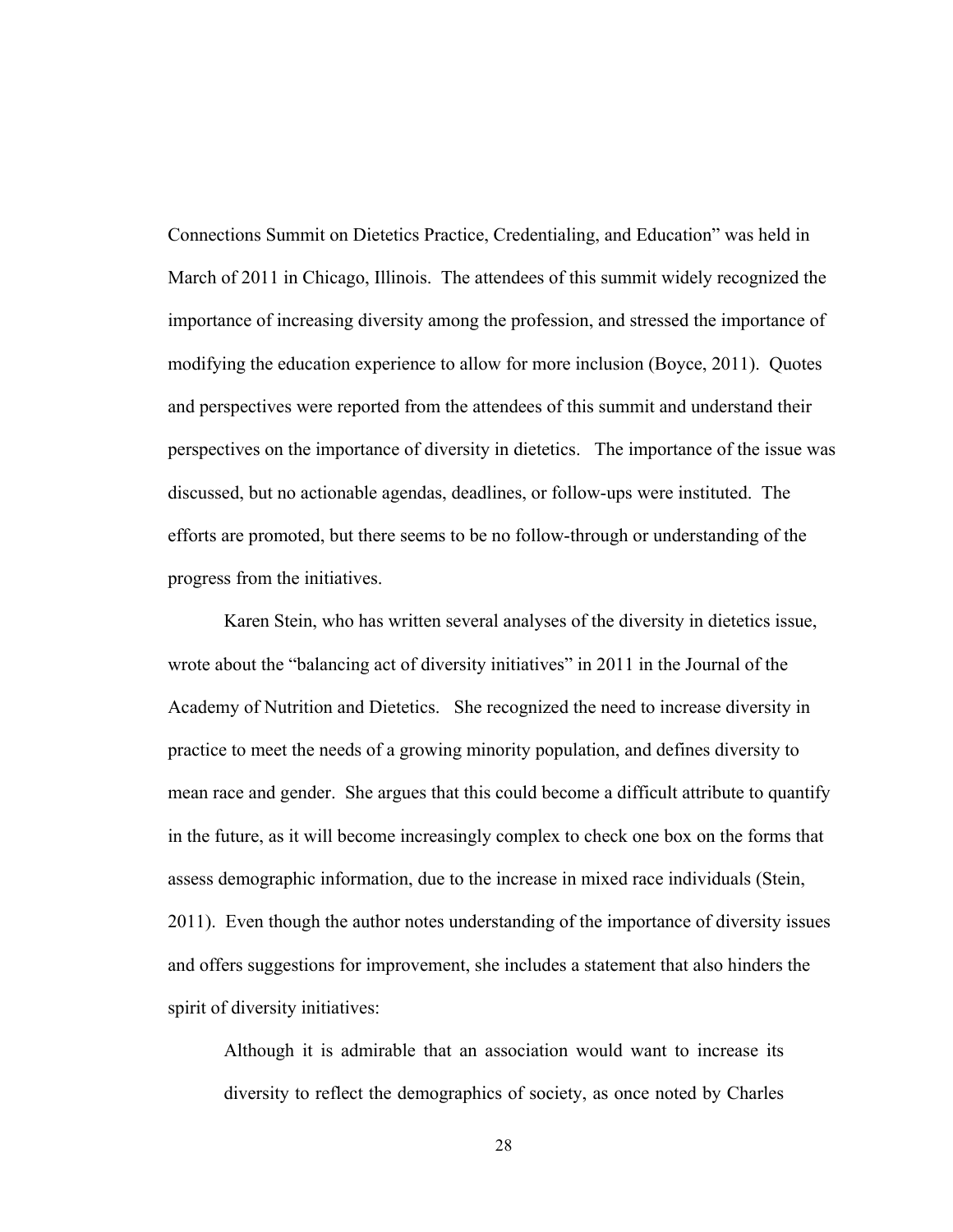Connections Summit on Dietetics Practice, Credentialing, and Education" was held in March of 2011 in Chicago, Illinois. The attendees of this summit widely recognized the importance of increasing diversity among the profession, and stressed the importance of modifying the education experience to allow for more inclusion (Boyce, 2011). Quotes and perspectives were reported from the attendees of this summit and understand their perspectives on the importance of diversity in dietetics. The importance of the issue was discussed, but no actionable agendas, deadlines, or follow-ups were instituted. The efforts are promoted, but there seems to be no follow-through or understanding of the progress from the initiatives.

Karen Stein, who has written several analyses of the diversity in dietetics issue, wrote about the "balancing act of diversity initiatives" in 2011 in the Journal of the Academy of Nutrition and Dietetics. She recognized the need to increase diversity in practice to meet the needs of a growing minority population, and defines diversity to mean race and gender. She argues that this could become a difficult attribute to quantify in the future, as it will become increasingly complex to check one box on the forms that assess demographic information, due to the increase in mixed race individuals (Stein, 2011). Even though the author notes understanding of the importance of diversity issues and offers suggestions for improvement, she includes a statement that also hinders the spirit of diversity initiatives:

> Although it is admirable that an association would want to increase its diversity to reflect the demographics of society, as once noted by Charles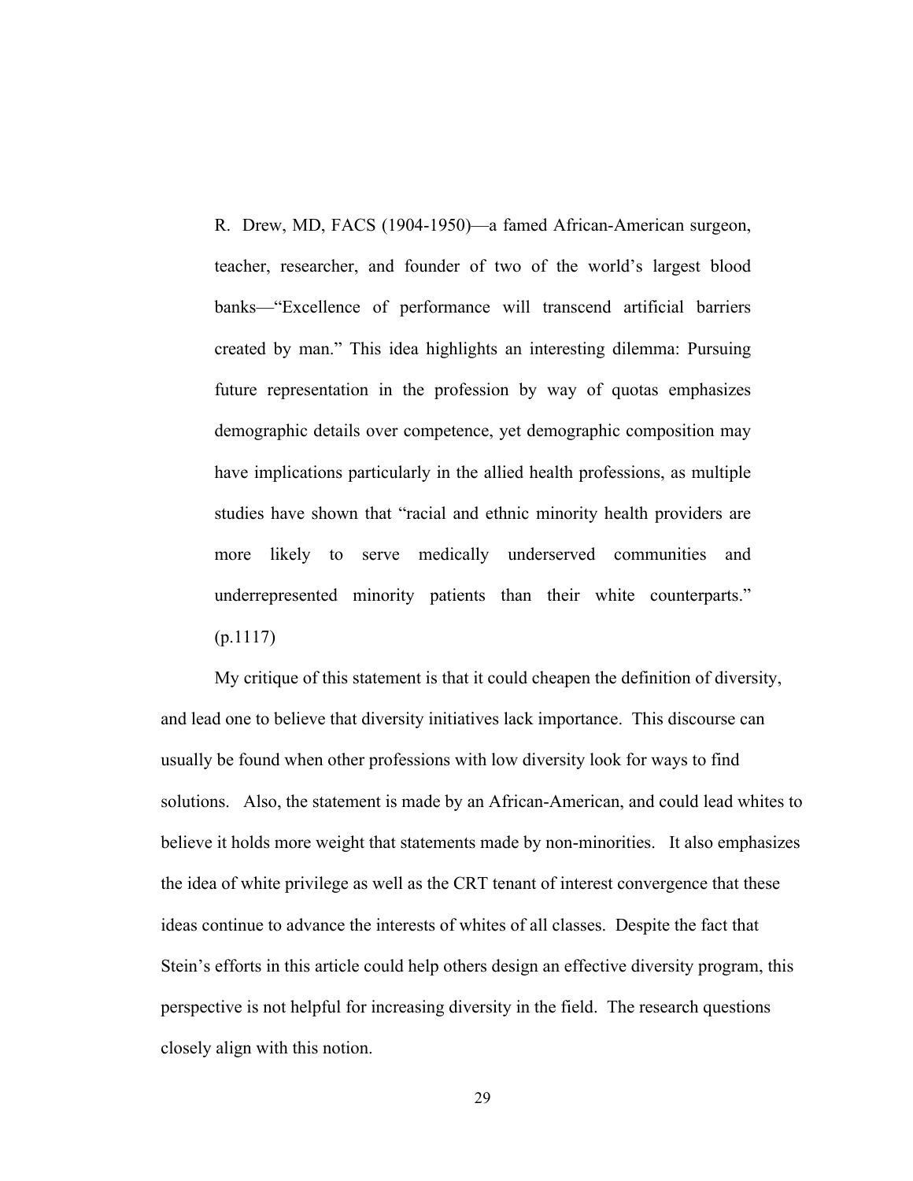> R. Drew, MD, FACS (1904-1950)—a famed African-American surgeon, teacher, researcher, and founder of two of the world's largest blood banks—"Excellence of performance will transcend artificial barriers created by man." This idea highlights an interesting dilemma: Pursuing future representation in the profession by way of quotas emphasizes demographic details over competence, yet demographic composition may have implications particularly in the allied health professions, as multiple studies have shown that "racial and ethnic minority health providers are more likely to serve medically underserved communities and underrepresented minority patients than their white counterparts." (p.1117)

My critique of this statement is that it could cheapen the definition of diversity, and lead one to believe that diversity initiatives lack importance. This discourse can usually be found when other professions with low diversity look for ways to find solutions. Also, the statement is made by an African-American, and could lead whites to believe it holds more weight that statements made by non-minorities. It also emphasizes the idea of white privilege as well as the CRT tenant of interest convergence that these ideas continue to advance the interests of whites of all classes. Despite the fact that Stein's efforts in this article could help others design an effective diversity program, this perspective is not helpful for increasing diversity in the field. The research questions closely align with this notion.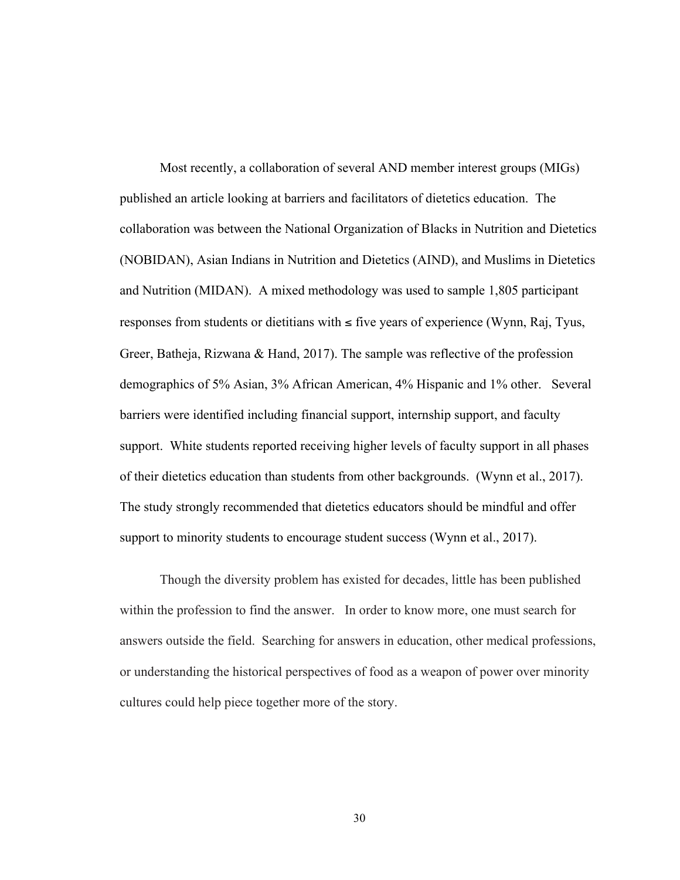Most recently, a collaboration of several AND member interest groups (MIGs) published an article looking at barriers and facilitators of dietetics education. The collaboration was between the National Organization of Blacks in Nutrition and Dietetics (NOBIDAN), Asian Indians in Nutrition and Dietetics (AIND), and Muslims in Dietetics and Nutrition (MIDAN). A mixed methodology was used to sample 1,805 participant responses from students or dietitians with ≤ five years of experience (Wynn, Raj, Tyus, Greer, Batheja, Rizwana & Hand, 2017). The sample was reflective of the profession demographics of 5% Asian, 3% African American, 4% Hispanic and 1% other. Several barriers were identified including financial support, internship support, and faculty support. White students reported receiving higher levels of faculty support in all phases of their dietetics education than students from other backgrounds. (Wynn et al., 2017). The study strongly recommended that dietetics educators should be mindful and offer support to minority students to encourage student success (Wynn et al., 2017).

Though the diversity problem has existed for decades, little has been published within the profession to find the answer. In order to know more, one must search for answers outside the field. Searching for answers in education, other medical professions, or understanding the historical perspectives of food as a weapon of power over minority cultures could help piece together more of the story.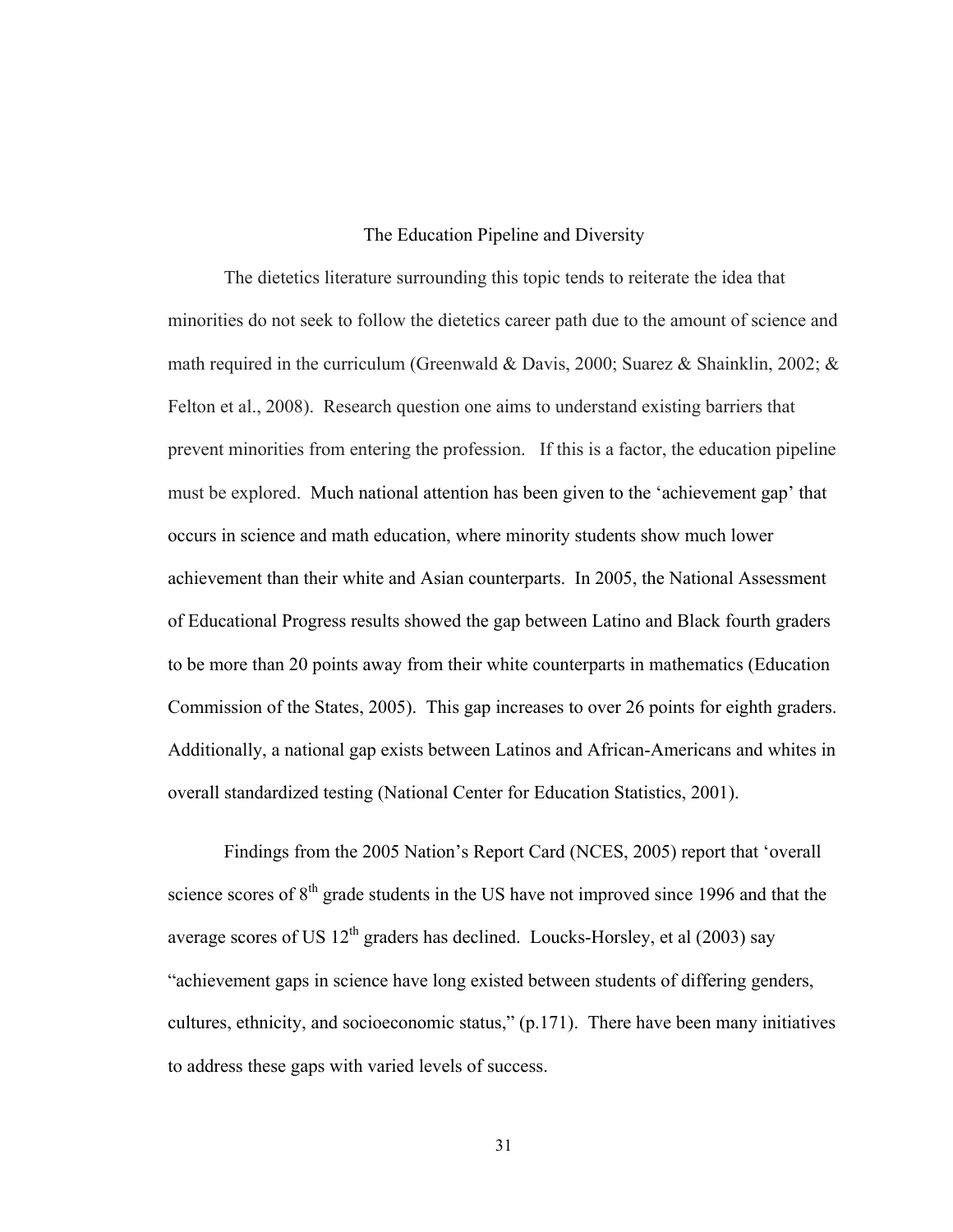## The Education Pipeline and Diversity

The dietetics literature surrounding this topic tends to reiterate the idea that minorities do not seek to follow the dietetics career path due to the amount of science and math required in the curriculum (Greenwald & Davis, 2000; Suarez & Shainklin, 2002; & Felton et al., 2008). Research question one aims to understand existing barriers that prevent minorities from entering the profession. If this is a factor, the education pipeline must be explored. Much national attention has been given to the 'achievement gap' that occurs in science and math education, where minority students show much lower achievement than their white and Asian counterparts. In 2005, the National Assessment of Educational Progress results showed the gap between Latino and Black fourth graders to be more than 20 points away from their white counterparts in mathematics (Education Commission of the States, 2005). This gap increases to over 26 points for eighth graders. Additionally, a national gap exists between Latinos and African-Americans and whites in overall standardized testing (National Center for Education Statistics, 2001).

Findings from the 2005 Nation's Report Card (NCES, 2005) report that 'overall science scores of 8th grade students in the US have not improved since 1996 and that the average scores of US 12th graders has declined. Loucks-Horsley, et al (2003) say "achievement gaps in science have long existed between students of differing genders, cultures, ethnicity, and socioeconomic status," (p.171). There have been many initiatives to address these gaps with varied levels of success.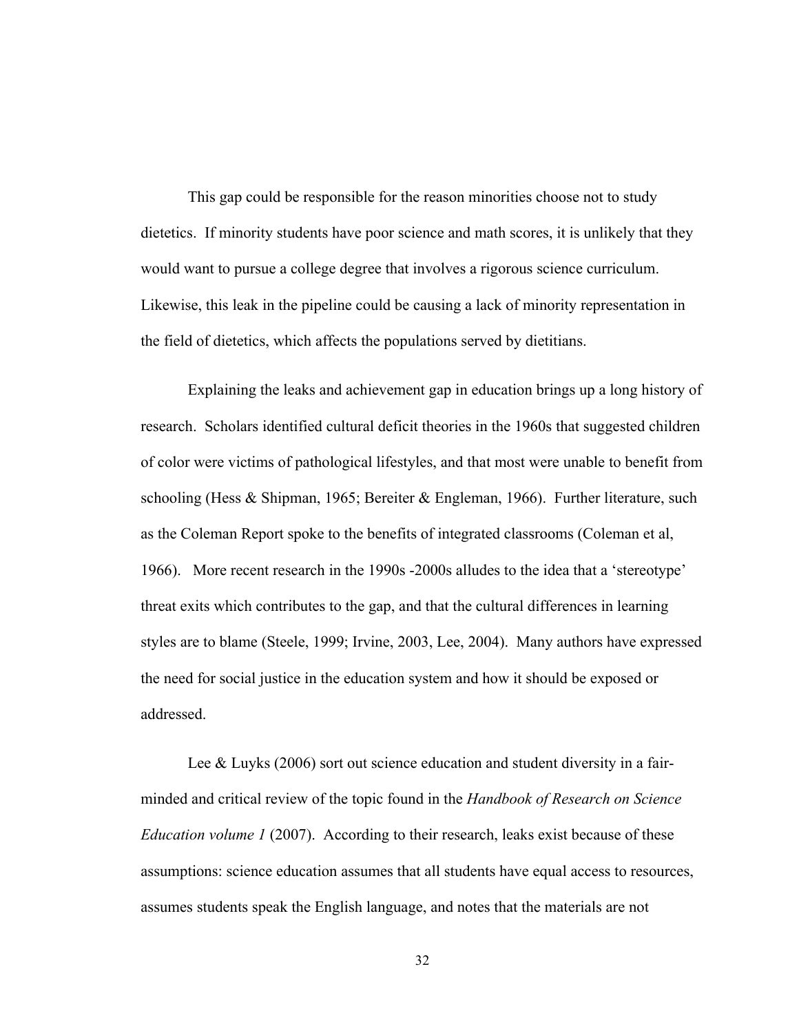This gap could be responsible for the reason minorities choose not to study dietetics. If minority students have poor science and math scores, it is unlikely that they would want to pursue a college degree that involves a rigorous science curriculum. Likewise, this leak in the pipeline could be causing a lack of minority representation in the field of dietetics, which affects the populations served by dietitians.

Explaining the leaks and achievement gap in education brings up a long history of research. Scholars identified cultural deficit theories in the 1960s that suggested children of color were victims of pathological lifestyles, and that most were unable to benefit from schooling (Hess & Shipman, 1965; Bereiter & Engleman, 1966). Further literature, such as the Coleman Report spoke to the benefits of integrated classrooms (Coleman et al, 1966). More recent research in the 1990s -2000s alludes to the idea that a 'stereotype' threat exits which contributes to the gap, and that the cultural differences in learning styles are to blame (Steele, 1999; Irvine, 2003, Lee, 2004). Many authors have expressed the need for social justice in the education system and how it should be exposed or addressed.

Lee & Luyks (2006) sort out science education and student diversity in a fair-minded and critical review of the topic found in the *Handbook of Research on Science Education volume 1* (2007). According to their research, leaks exist because of these assumptions: science education assumes that all students have equal access to resources, assumes students speak the English language, and notes that the materials are not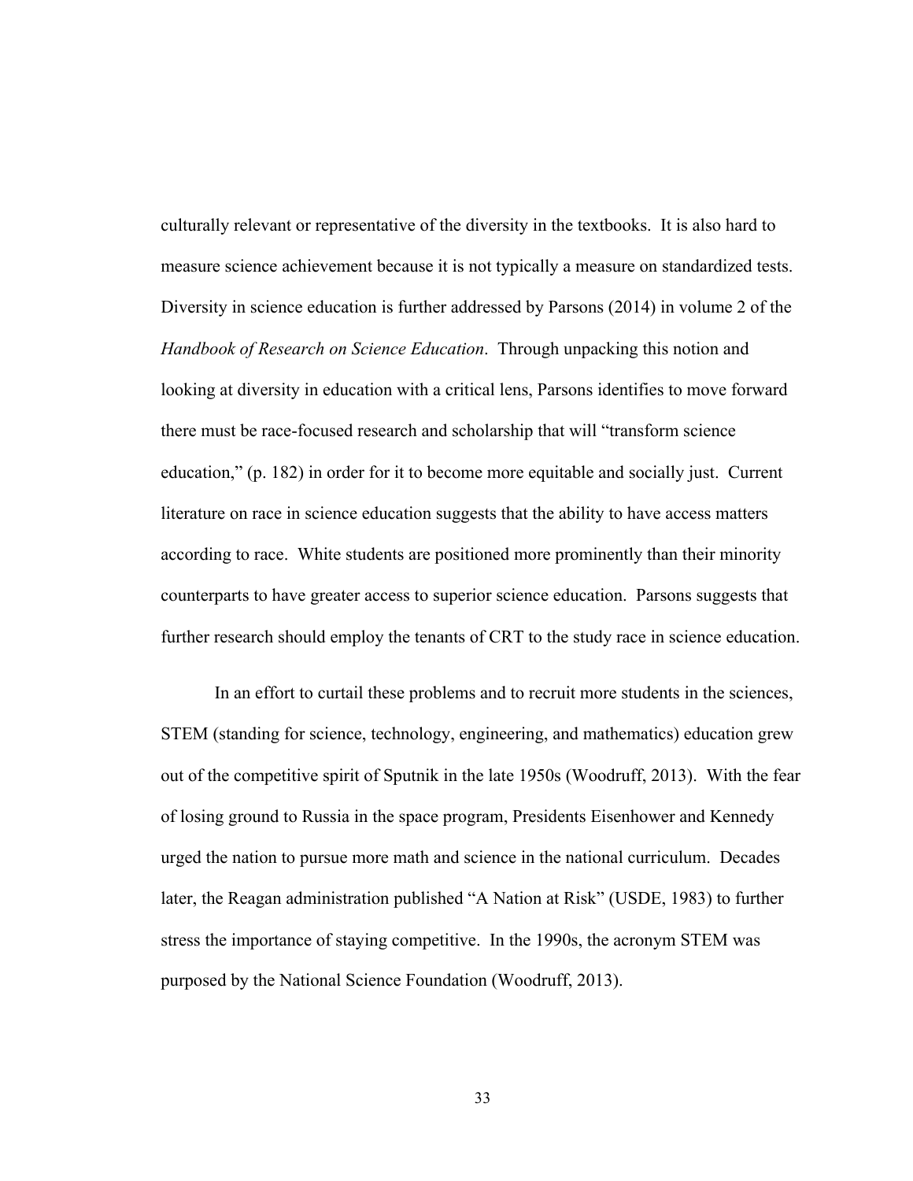culturally relevant or representative of the diversity in the textbooks. It is also hard to measure science achievement because it is not typically a measure on standardized tests. Diversity in science education is further addressed by Parsons (2014) in volume 2 of the *Handbook of Research on Science Education*. Through unpacking this notion and looking at diversity in education with a critical lens, Parsons identifies to move forward there must be race-focused research and scholarship that will "transform science education," (p. 182) in order for it to become more equitable and socially just. Current literature on race in science education suggests that the ability to have access matters according to race. White students are positioned more prominently than their minority counterparts to have greater access to superior science education. Parsons suggests that further research should employ the tenants of CRT to the study race in science education.

In an effort to curtail these problems and to recruit more students in the sciences, STEM (standing for science, technology, engineering, and mathematics) education grew out of the competitive spirit of Sputnik in the late 1950s (Woodruff, 2013). With the fear of losing ground to Russia in the space program, Presidents Eisenhower and Kennedy urged the nation to pursue more math and science in the national curriculum. Decades later, the Reagan administration published "A Nation at Risk" (USDE, 1983) to further stress the importance of staying competitive. In the 1990s, the acronym STEM was purposed by the National Science Foundation (Woodruff, 2013).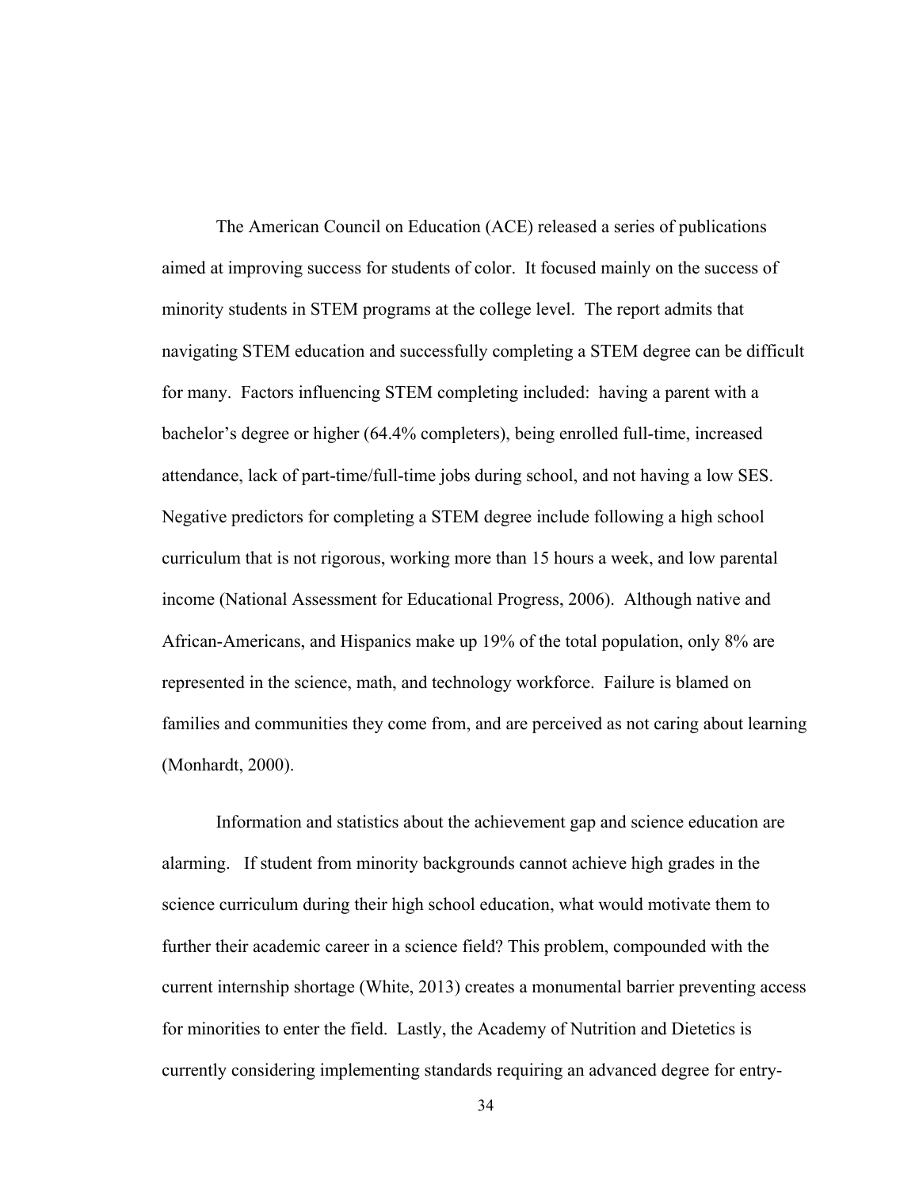The American Council on Education (ACE) released a series of publications aimed at improving success for students of color. It focused mainly on the success of minority students in STEM programs at the college level. The report admits that navigating STEM education and successfully completing a STEM degree can be difficult for many. Factors influencing STEM completing included: having a parent with a bachelor's degree or higher (64.4% completers), being enrolled full-time, increased attendance, lack of part-time/full-time jobs during school, and not having a low SES. Negative predictors for completing a STEM degree include following a high school curriculum that is not rigorous, working more than 15 hours a week, and low parental income (National Assessment for Educational Progress, 2006). Although native and African-Americans, and Hispanics make up 19% of the total population, only 8% are represented in the science, math, and technology workforce. Failure is blamed on families and communities they come from, and are perceived as not caring about learning (Monhardt, 2000).

Information and statistics about the achievement gap and science education are alarming. If student from minority backgrounds cannot achieve high grades in the science curriculum during their high school education, what would motivate them to further their academic career in a science field? This problem, compounded with the current internship shortage (White, 2013) creates a monumental barrier preventing access for minorities to enter the field. Lastly, the Academy of Nutrition and Dietetics is currently considering implementing standards requiring an advanced degree for entry-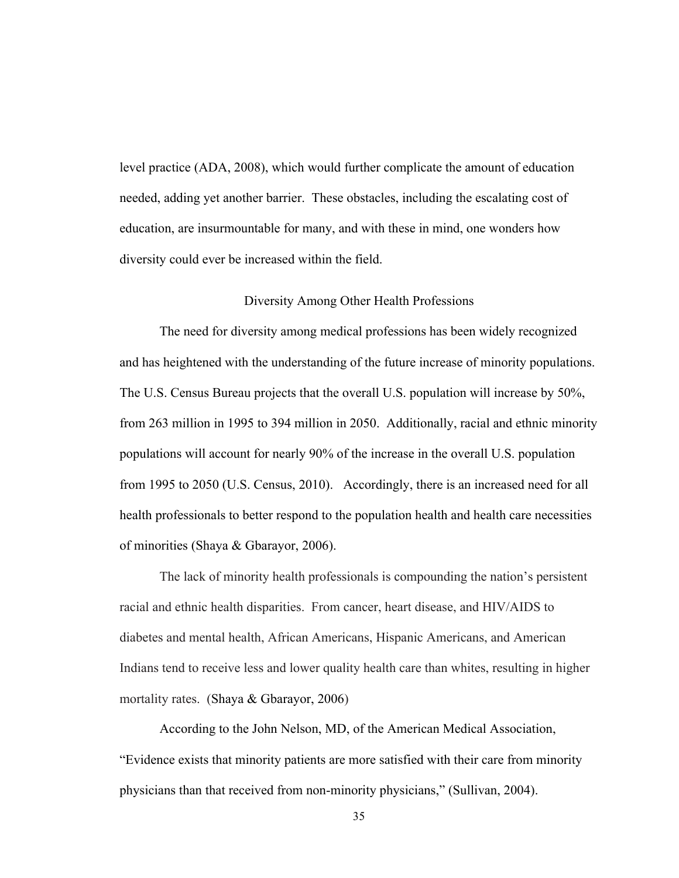level practice (ADA, 2008), which would further complicate the amount of education needed, adding yet another barrier. These obstacles, including the escalating cost of education, are insurmountable for many, and with these in mind, one wonders how diversity could ever be increased within the field.

## Diversity Among Other Health Professions

The need for diversity among medical professions has been widely recognized and has heightened with the understanding of the future increase of minority populations. The U.S. Census Bureau projects that the overall U.S. population will increase by 50%, from 263 million in 1995 to 394 million in 2050. Additionally, racial and ethnic minority populations will account for nearly 90% of the increase in the overall U.S. population from 1995 to 2050 (U.S. Census, 2010). Accordingly, there is an increased need for all health professionals to better respond to the population health and health care necessities of minorities (Shaya & Gbarayor, 2006).

The lack of minority health professionals is compounding the nation's persistent racial and ethnic health disparities. From cancer, heart disease, and HIV/AIDS to diabetes and mental health, African Americans, Hispanic Americans, and American Indians tend to receive less and lower quality health care than whites, resulting in higher mortality rates. (Shaya & Gbarayor, 2006)

According to the John Nelson, MD, of the American Medical Association, "Evidence exists that minority patients are more satisfied with their care from minority physicians than that received from non-minority physicians," (Sullivan, 2004).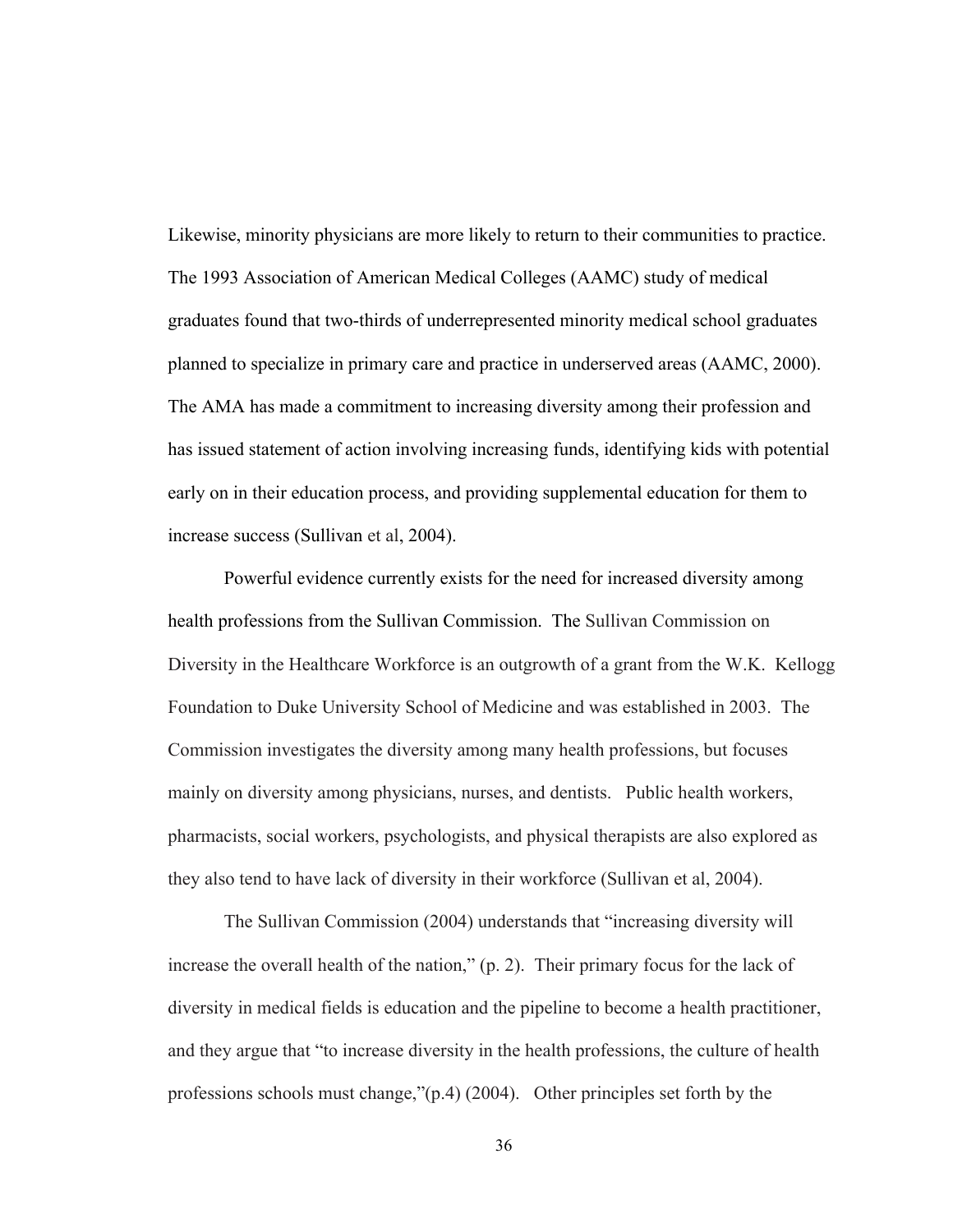Likewise, minority physicians are more likely to return to their communities to practice. The 1993 Association of American Medical Colleges (AAMC) study of medical graduates found that two-thirds of underrepresented minority medical school graduates planned to specialize in primary care and practice in underserved areas (AAMC, 2000). The AMA has made a commitment to increasing diversity among their profession and has issued statement of action involving increasing funds, identifying kids with potential early on in their education process, and providing supplemental education for them to increase success (Sullivan et al, 2004).

Powerful evidence currently exists for the need for increased diversity among health professions from the Sullivan Commission. The Sullivan Commission on Diversity in the Healthcare Workforce is an outgrowth of a grant from the W.K. Kellogg Foundation to Duke University School of Medicine and was established in 2003. The Commission investigates the diversity among many health professions, but focuses mainly on diversity among physicians, nurses, and dentists. Public health workers, pharmacists, social workers, psychologists, and physical therapists are also explored as they also tend to have lack of diversity in their workforce (Sullivan et al, 2004).

The Sullivan Commission (2004) understands that "increasing diversity will increase the overall health of the nation," (p. 2). Their primary focus for the lack of diversity in medical fields is education and the pipeline to become a health practitioner, and they argue that "to increase diversity in the health professions, the culture of health professions schools must change,"(p.4) (2004). Other principles set forth by the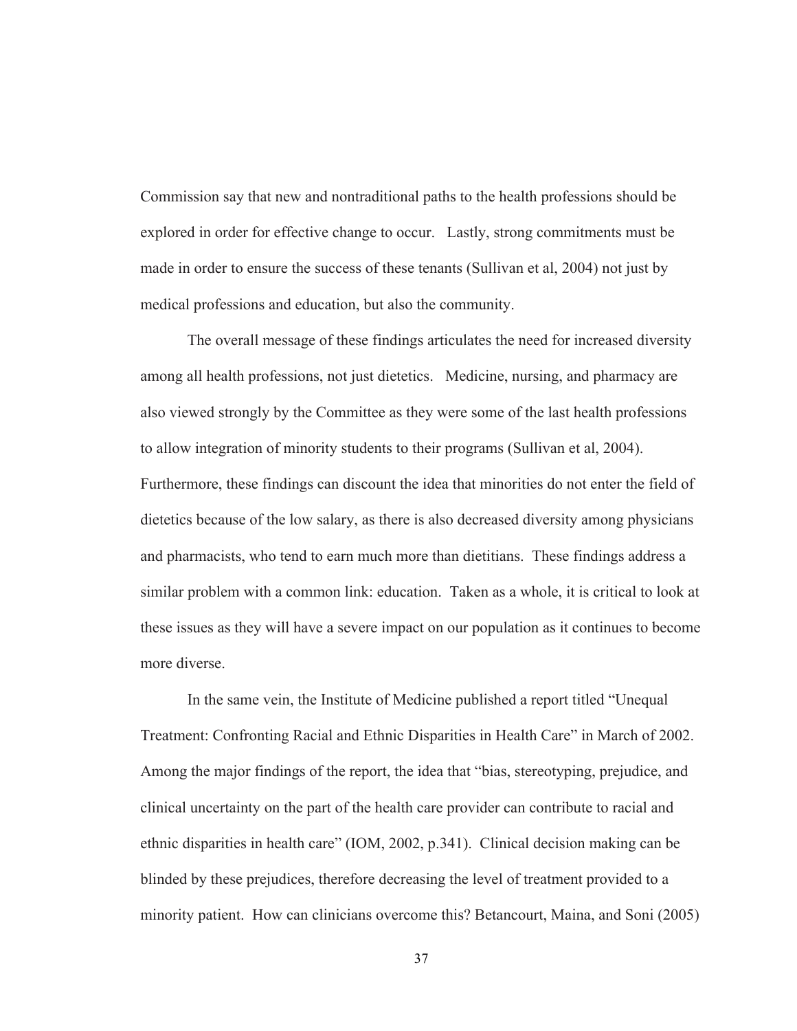Commission say that new and nontraditional paths to the health professions should be explored in order for effective change to occur. Lastly, strong commitments must be made in order to ensure the success of these tenants (Sullivan et al, 2004) not just by medical professions and education, but also the community.

The overall message of these findings articulates the need for increased diversity among all health professions, not just dietetics. Medicine, nursing, and pharmacy are also viewed strongly by the Committee as they were some of the last health professions to allow integration of minority students to their programs (Sullivan et al, 2004). Furthermore, these findings can discount the idea that minorities do not enter the field of dietetics because of the low salary, as there is also decreased diversity among physicians and pharmacists, who tend to earn much more than dietitians. These findings address a similar problem with a common link: education. Taken as a whole, it is critical to look at these issues as they will have a severe impact on our population as it continues to become more diverse.

In the same vein, the Institute of Medicine published a report titled "Unequal Treatment: Confronting Racial and Ethnic Disparities in Health Care" in March of 2002. Among the major findings of the report, the idea that "bias, stereotyping, prejudice, and clinical uncertainty on the part of the health care provider can contribute to racial and ethnic disparities in health care" (IOM, 2002, p.341). Clinical decision making can be blinded by these prejudices, therefore decreasing the level of treatment provided to a minority patient. How can clinicians overcome this? Betancourt, Maina, and Soni (2005)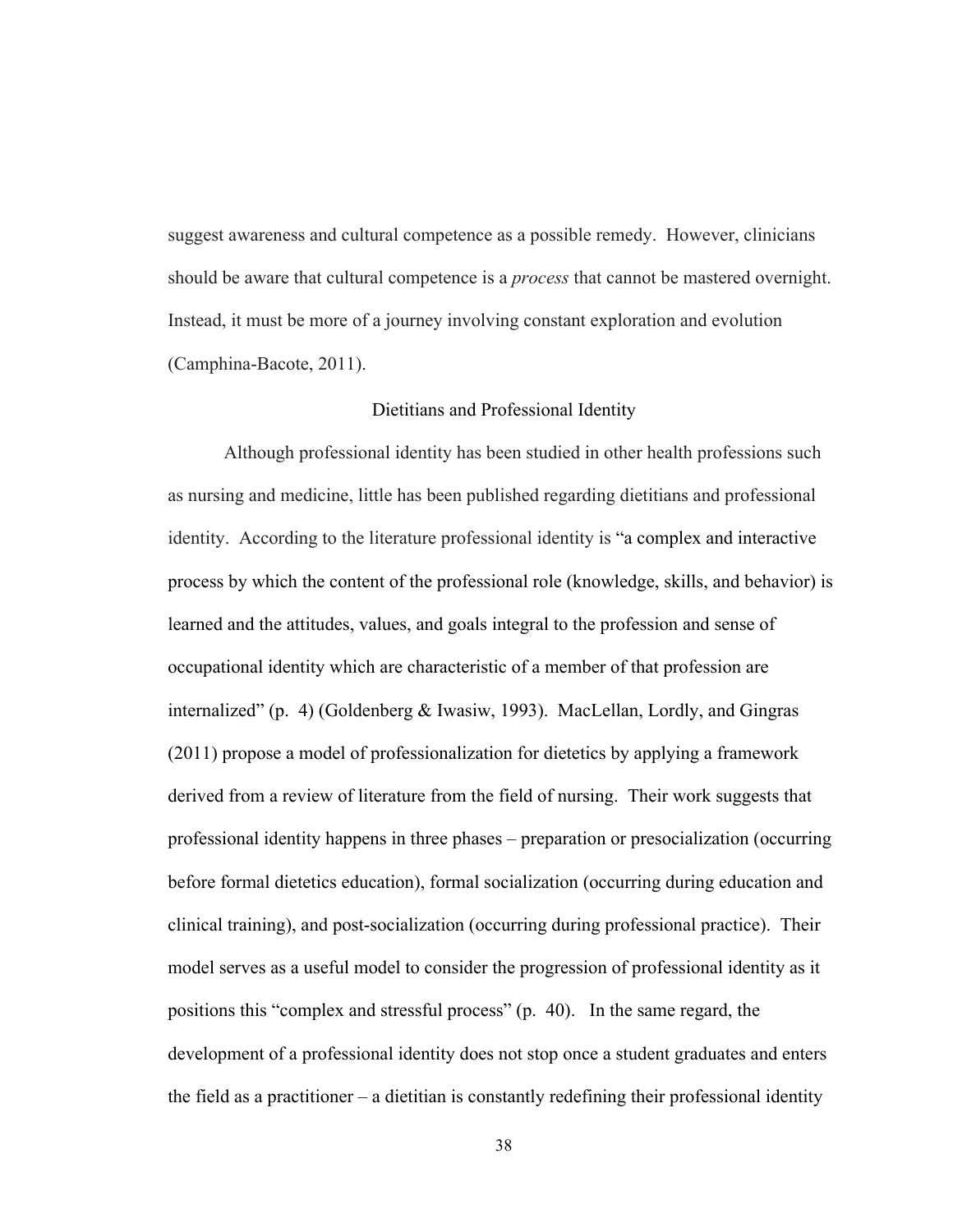suggest awareness and cultural competence as a possible remedy. However, clinicians should be aware that cultural competence is a *process* that cannot be mastered overnight. Instead, it must be more of a journey involving constant exploration and evolution (Camphina-Bacote, 2011).

## Dietitians and Professional Identity

Although professional identity has been studied in other health professions such as nursing and medicine, little has been published regarding dietitians and professional identity. According to the literature professional identity is "a complex and interactive process by which the content of the professional role (knowledge, skills, and behavior) is learned and the attitudes, values, and goals integral to the profession and sense of occupational identity which are characteristic of a member of that profession are internalized" (p. 4) (Goldenberg & Iwasiw, 1993). MacLellan, Lordly, and Gingras (2011) propose a model of professionalization for dietetics by applying a framework derived from a review of literature from the field of nursing. Their work suggests that professional identity happens in three phases – preparation or presocialization (occurring before formal dietetics education), formal socialization (occurring during education and clinical training), and post-socialization (occurring during professional practice). Their model serves as a useful model to consider the progression of professional identity as it positions this "complex and stressful process" (p. 40). In the same regard, the development of a professional identity does not stop once a student graduates and enters the field as a practitioner – a dietitian is constantly redefining their professional identity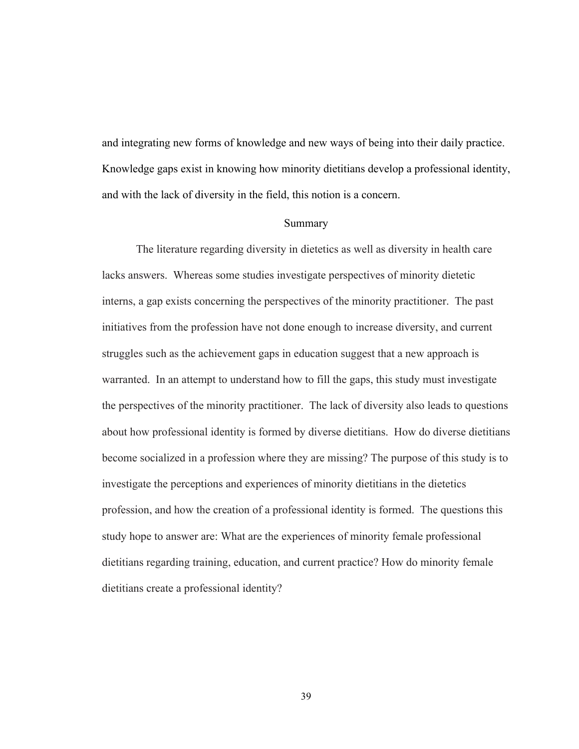and integrating new forms of knowledge and new ways of being into their daily practice. Knowledge gaps exist in knowing how minority dietitians develop a professional identity, and with the lack of diversity in the field, this notion is a concern.

## Summary

The literature regarding diversity in dietetics as well as diversity in health care lacks answers. Whereas some studies investigate perspectives of minority dietetic interns, a gap exists concerning the perspectives of the minority practitioner. The past initiatives from the profession have not done enough to increase diversity, and current struggles such as the achievement gaps in education suggest that a new approach is warranted. In an attempt to understand how to fill the gaps, this study must investigate the perspectives of the minority practitioner. The lack of diversity also leads to questions about how professional identity is formed by diverse dietitians. How do diverse dietitians become socialized in a profession where they are missing? The purpose of this study is to investigate the perceptions and experiences of minority dietitians in the dietetics profession, and how the creation of a professional identity is formed. The questions this study hope to answer are: What are the experiences of minority female professional dietitians regarding training, education, and current practice? How do minority female dietitians create a professional identity?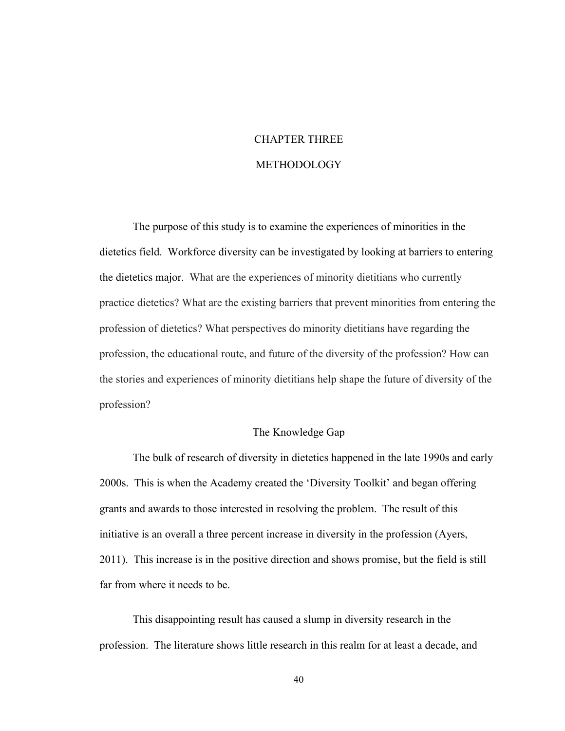# CHAPTER THREE

# METHODOLOGY

The purpose of this study is to examine the experiences of minorities in the dietetics field. Workforce diversity can be investigated by looking at barriers to entering the dietetics major. What are the experiences of minority dietitians who currently practice dietetics? What are the existing barriers that prevent minorities from entering the profession of dietetics? What perspectives do minority dietitians have regarding the profession, the educational route, and future of the diversity of the profession? How can the stories and experiences of minority dietitians help shape the future of diversity of the profession?

## The Knowledge Gap

The bulk of research of diversity in dietetics happened in the late 1990s and early 2000s. This is when the Academy created the 'Diversity Toolkit' and began offering grants and awards to those interested in resolving the problem. The result of this initiative is an overall a three percent increase in diversity in the profession (Ayers, 2011). This increase is in the positive direction and shows promise, but the field is still far from where it needs to be.

This disappointing result has caused a slump in diversity research in the profession. The literature shows little research in this realm for at least a decade, and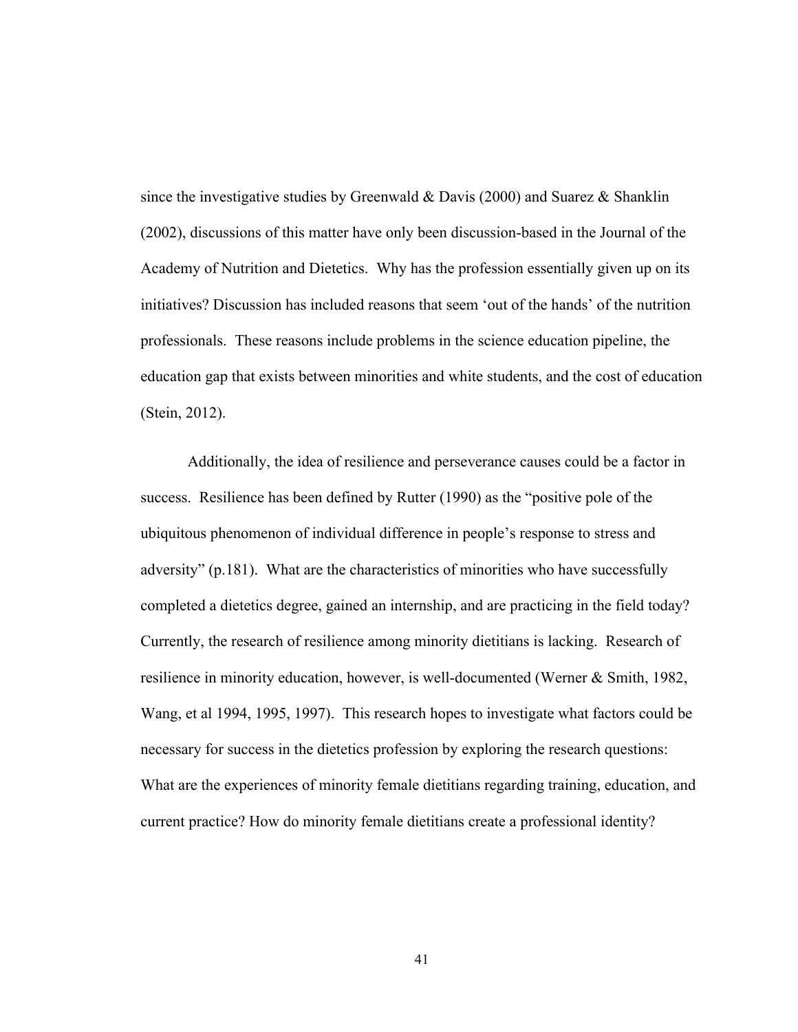since the investigative studies by Greenwald & Davis (2000) and Suarez & Shanklin (2002), discussions of this matter have only been discussion-based in the Journal of the Academy of Nutrition and Dietetics. Why has the profession essentially given up on its initiatives? Discussion has included reasons that seem 'out of the hands' of the nutrition professionals. These reasons include problems in the science education pipeline, the education gap that exists between minorities and white students, and the cost of education (Stein, 2012).

Additionally, the idea of resilience and perseverance causes could be a factor in success. Resilience has been defined by Rutter (1990) as the "positive pole of the ubiquitous phenomenon of individual difference in people's response to stress and adversity" (p.181). What are the characteristics of minorities who have successfully completed a dietetics degree, gained an internship, and are practicing in the field today? Currently, the research of resilience among minority dietitians is lacking. Research of resilience in minority education, however, is well-documented (Werner & Smith, 1982, Wang, et al 1994, 1995, 1997). This research hopes to investigate what factors could be necessary for success in the dietetics profession by exploring the research questions: What are the experiences of minority female dietitians regarding training, education, and current practice? How do minority female dietitians create a professional identity?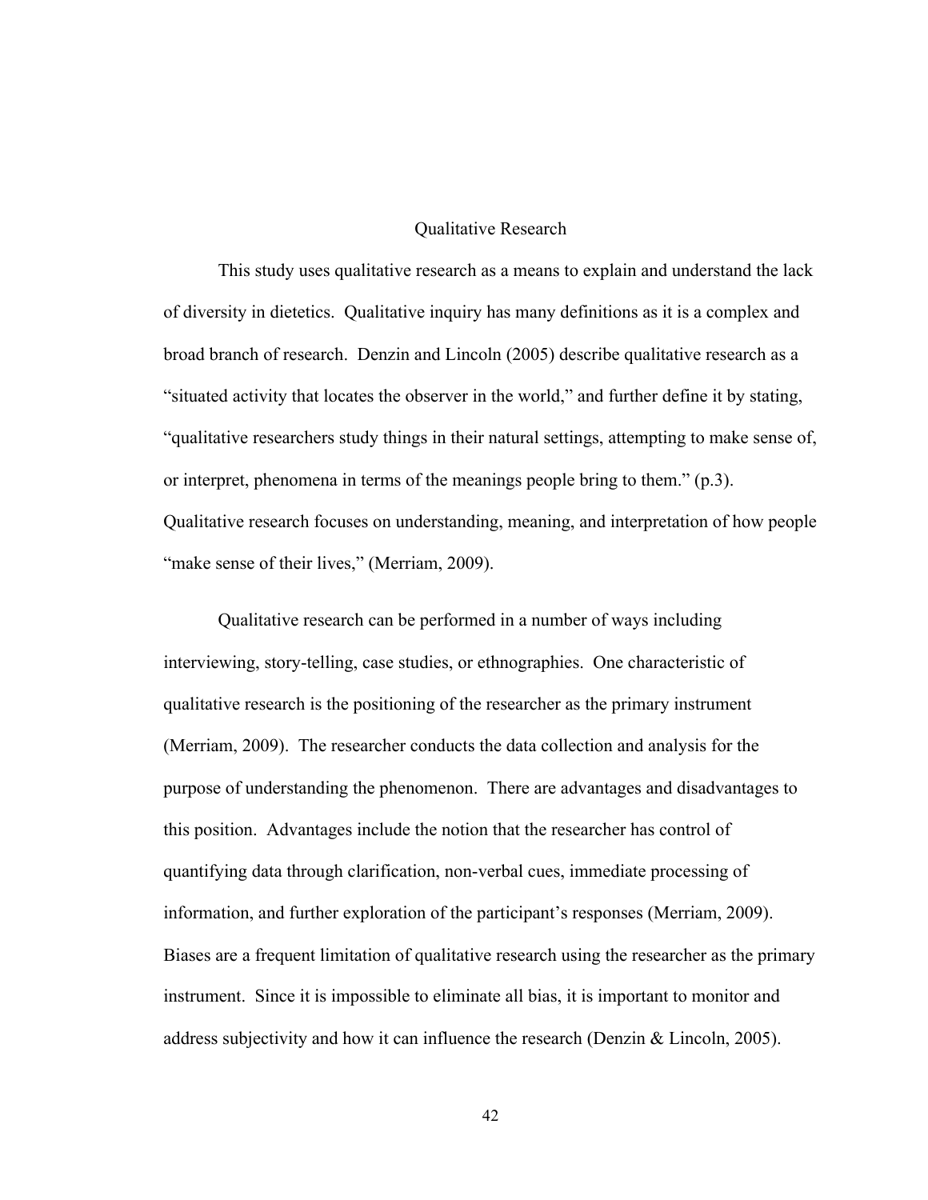## Qualitative Research

This study uses qualitative research as a means to explain and understand the lack of diversity in dietetics. Qualitative inquiry has many definitions as it is a complex and broad branch of research. Denzin and Lincoln (2005) describe qualitative research as a "situated activity that locates the observer in the world," and further define it by stating, "qualitative researchers study things in their natural settings, attempting to make sense of, or interpret, phenomena in terms of the meanings people bring to them." (p.3). Qualitative research focuses on understanding, meaning, and interpretation of how people "make sense of their lives," (Merriam, 2009).

Qualitative research can be performed in a number of ways including interviewing, story-telling, case studies, or ethnographies. One characteristic of qualitative research is the positioning of the researcher as the primary instrument (Merriam, 2009). The researcher conducts the data collection and analysis for the purpose of understanding the phenomenon. There are advantages and disadvantages to this position. Advantages include the notion that the researcher has control of quantifying data through clarification, non-verbal cues, immediate processing of information, and further exploration of the participant's responses (Merriam, 2009). Biases are a frequent limitation of qualitative research using the researcher as the primary instrument. Since it is impossible to eliminate all bias, it is important to monitor and address subjectivity and how it can influence the research (Denzin & Lincoln, 2005).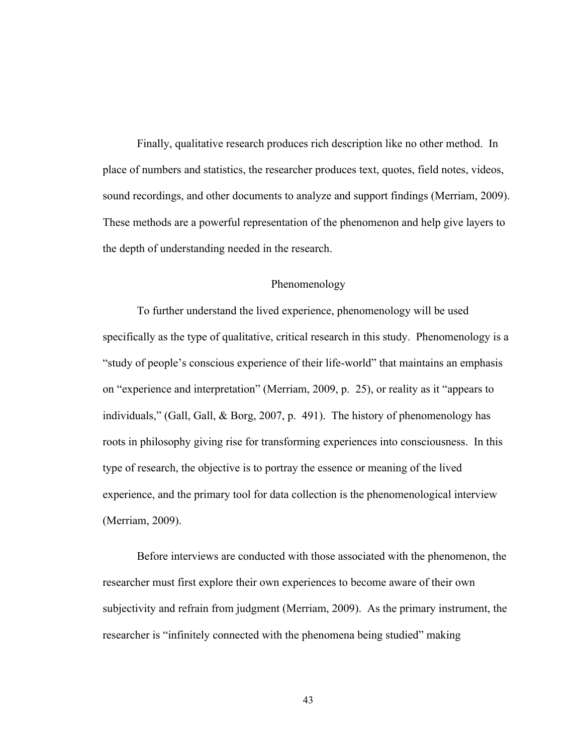Finally, qualitative research produces rich description like no other method. In place of numbers and statistics, the researcher produces text, quotes, field notes, videos, sound recordings, and other documents to analyze and support findings (Merriam, 2009). These methods are a powerful representation of the phenomenon and help give layers to the depth of understanding needed in the research.

## Phenomenology

To further understand the lived experience, phenomenology will be used specifically as the type of qualitative, critical research in this study. Phenomenology is a "study of people's conscious experience of their life-world" that maintains an emphasis on "experience and interpretation" (Merriam, 2009, p. 25), or reality as it "appears to individuals," (Gall, Gall, & Borg, 2007, p. 491). The history of phenomenology has roots in philosophy giving rise for transforming experiences into consciousness. In this type of research, the objective is to portray the essence or meaning of the lived experience, and the primary tool for data collection is the phenomenological interview (Merriam, 2009).

Before interviews are conducted with those associated with the phenomenon, the researcher must first explore their own experiences to become aware of their own subjectivity and refrain from judgment (Merriam, 2009). As the primary instrument, the researcher is "infinitely connected with the phenomena being studied" making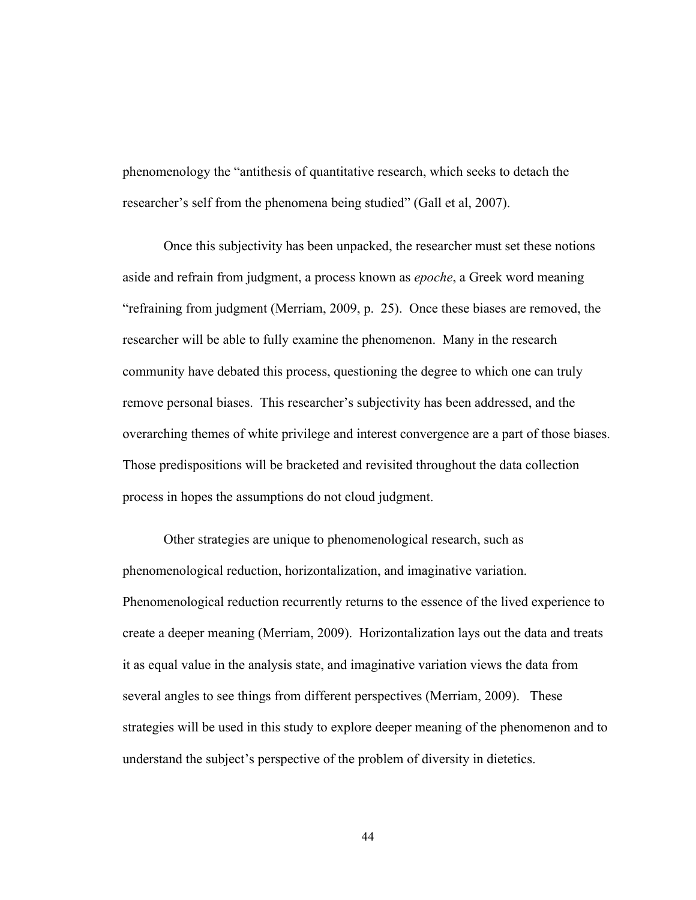phenomenology the "antithesis of quantitative research, which seeks to detach the researcher's self from the phenomena being studied" (Gall et al, 2007).

Once this subjectivity has been unpacked, the researcher must set these notions aside and refrain from judgment, a process known as *epoche*, a Greek word meaning "refraining from judgment (Merriam, 2009, p. 25). Once these biases are removed, the researcher will be able to fully examine the phenomenon. Many in the research community have debated this process, questioning the degree to which one can truly remove personal biases. This researcher's subjectivity has been addressed, and the overarching themes of white privilege and interest convergence are a part of those biases. Those predispositions will be bracketed and revisited throughout the data collection process in hopes the assumptions do not cloud judgment.

Other strategies are unique to phenomenological research, such as phenomenological reduction, horizontalization, and imaginative variation. Phenomenological reduction recurrently returns to the essence of the lived experience to create a deeper meaning (Merriam, 2009). Horizontalization lays out the data and treats it as equal value in the analysis state, and imaginative variation views the data from several angles to see things from different perspectives (Merriam, 2009). These strategies will be used in this study to explore deeper meaning of the phenomenon and to understand the subject's perspective of the problem of diversity in dietetics.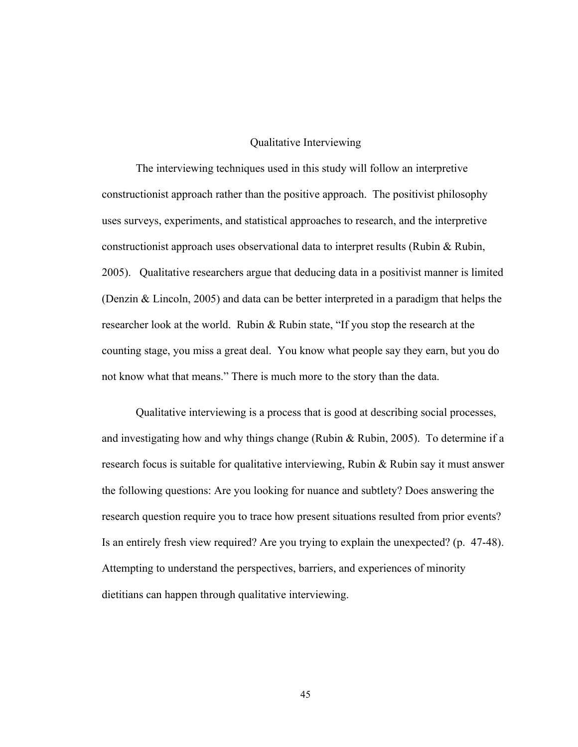## Qualitative Interviewing

The interviewing techniques used in this study will follow an interpretive constructionist approach rather than the positive approach. The positivist philosophy uses surveys, experiments, and statistical approaches to research, and the interpretive constructionist approach uses observational data to interpret results (Rubin & Rubin, 2005). Qualitative researchers argue that deducing data in a positivist manner is limited (Denzin & Lincoln, 2005) and data can be better interpreted in a paradigm that helps the researcher look at the world. Rubin & Rubin state, "If you stop the research at the counting stage, you miss a great deal. You know what people say they earn, but you do not know what that means." There is much more to the story than the data.

Qualitative interviewing is a process that is good at describing social processes, and investigating how and why things change (Rubin & Rubin, 2005). To determine if a research focus is suitable for qualitative interviewing, Rubin & Rubin say it must answer the following questions: Are you looking for nuance and subtlety? Does answering the research question require you to trace how present situations resulted from prior events? Is an entirely fresh view required? Are you trying to explain the unexpected? (p. 47-48). Attempting to understand the perspectives, barriers, and experiences of minority dietitians can happen through qualitative interviewing.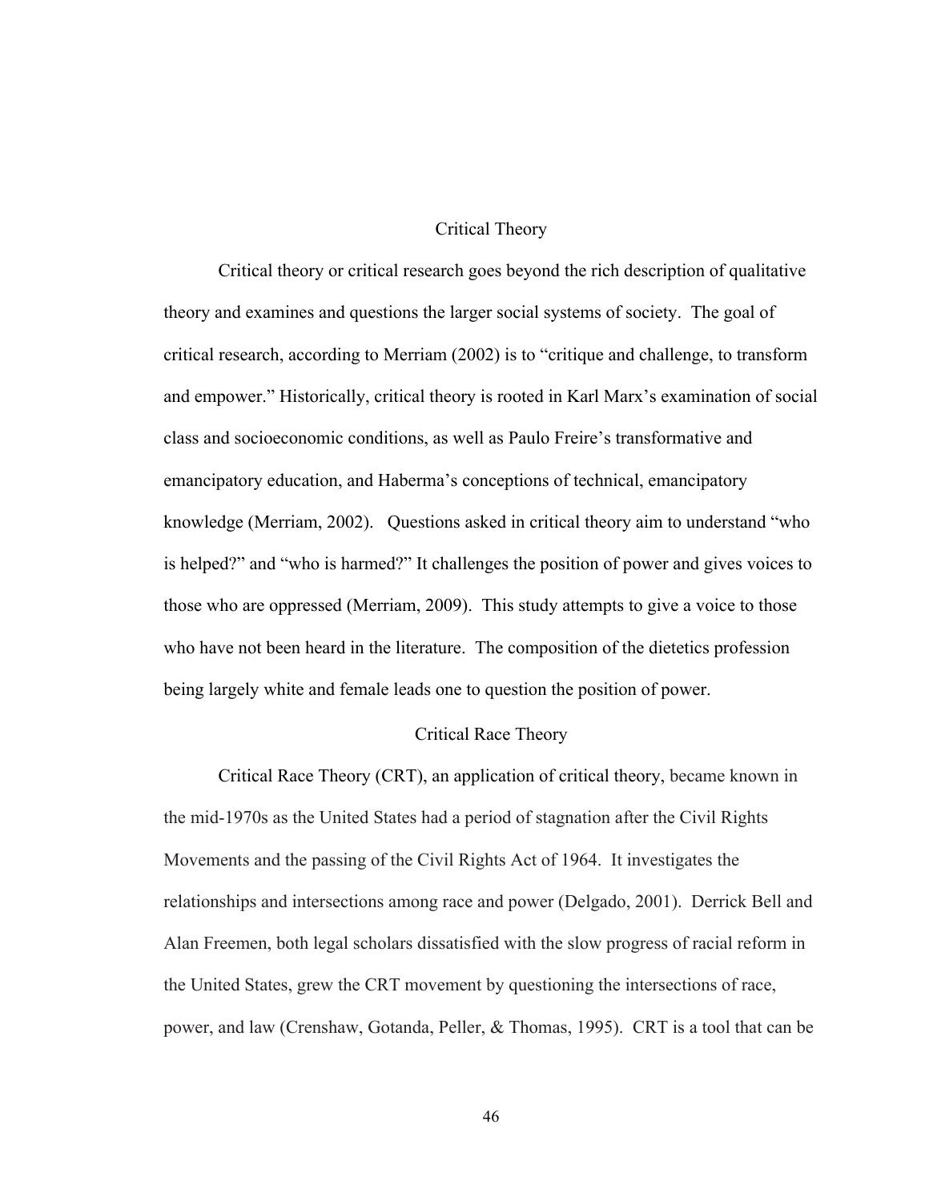## Critical Theory

Critical theory or critical research goes beyond the rich description of qualitative theory and examines and questions the larger social systems of society. The goal of critical research, according to Merriam (2002) is to "critique and challenge, to transform and empower." Historically, critical theory is rooted in Karl Marx's examination of social class and socioeconomic conditions, as well as Paulo Freire's transformative and emancipatory education, and Haberma's conceptions of technical, emancipatory knowledge (Merriam, 2002). Questions asked in critical theory aim to understand "who is helped?" and "who is harmed?" It challenges the position of power and gives voices to those who are oppressed (Merriam, 2009). This study attempts to give a voice to those who have not been heard in the literature. The composition of the dietetics profession being largely white and female leads one to question the position of power.

## Critical Race Theory

Critical Race Theory (CRT), an application of critical theory, became known in the mid-1970s as the United States had a period of stagnation after the Civil Rights Movements and the passing of the Civil Rights Act of 1964. It investigates the relationships and intersections among race and power (Delgado, 2001). Derrick Bell and Alan Freemen, both legal scholars dissatisfied with the slow progress of racial reform in the United States, grew the CRT movement by questioning the intersections of race, power, and law (Crenshaw, Gotanda, Peller, & Thomas, 1995). CRT is a tool that can be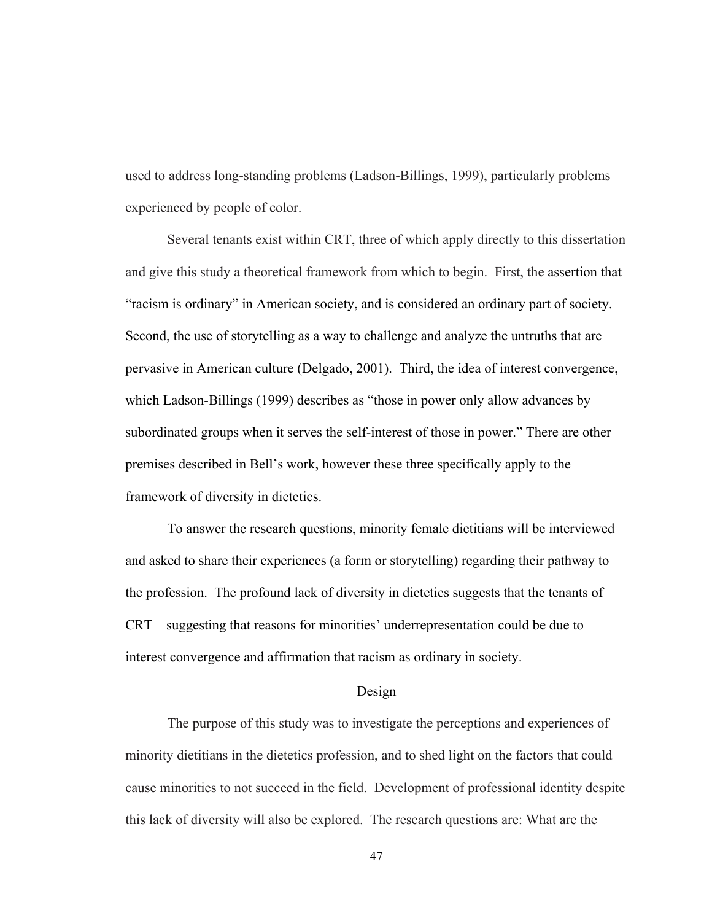used to address long-standing problems (Ladson-Billings, 1999), particularly problems experienced by people of color.

Several tenants exist within CRT, three of which apply directly to this dissertation and give this study a theoretical framework from which to begin. First, the assertion that "racism is ordinary" in American society, and is considered an ordinary part of society. Second, the use of storytelling as a way to challenge and analyze the untruths that are pervasive in American culture (Delgado, 2001). Third, the idea of interest convergence, which Ladson-Billings (1999) describes as "those in power only allow advances by subordinated groups when it serves the self-interest of those in power." There are other premises described in Bell's work, however these three specifically apply to the framework of diversity in dietetics.

To answer the research questions, minority female dietitians will be interviewed and asked to share their experiences (a form or storytelling) regarding their pathway to the profession. The profound lack of diversity in dietetics suggests that the tenants of CRT – suggesting that reasons for minorities' underrepresentation could be due to interest convergence and affirmation that racism as ordinary in society.

## Design

The purpose of this study was to investigate the perceptions and experiences of minority dietitians in the dietetics profession, and to shed light on the factors that could cause minorities to not succeed in the field. Development of professional identity despite this lack of diversity will also be explored. The research questions are: What are the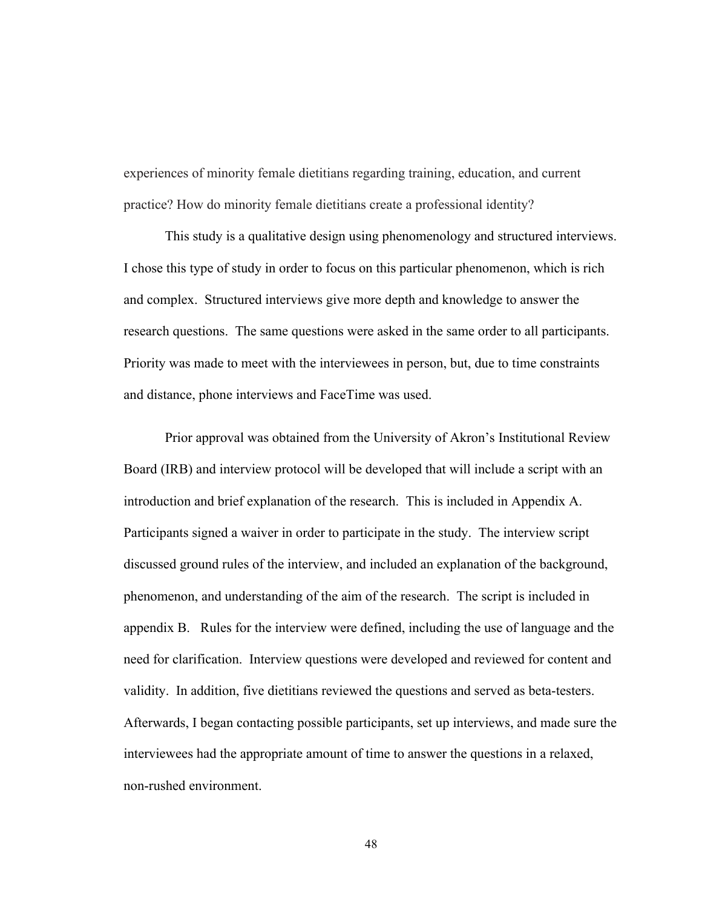experiences of minority female dietitians regarding training, education, and current practice? How do minority female dietitians create a professional identity?

This study is a qualitative design using phenomenology and structured interviews. I chose this type of study in order to focus on this particular phenomenon, which is rich and complex. Structured interviews give more depth and knowledge to answer the research questions. The same questions were asked in the same order to all participants. Priority was made to meet with the interviewees in person, but, due to time constraints and distance, phone interviews and FaceTime was used.

Prior approval was obtained from the University of Akron's Institutional Review Board (IRB) and interview protocol will be developed that will include a script with an introduction and brief explanation of the research. This is included in Appendix A. Participants signed a waiver in order to participate in the study. The interview script discussed ground rules of the interview, and included an explanation of the background, phenomenon, and understanding of the aim of the research. The script is included in appendix B. Rules for the interview were defined, including the use of language and the need for clarification. Interview questions were developed and reviewed for content and validity. In addition, five dietitians reviewed the questions and served as beta-testers. Afterwards, I began contacting possible participants, set up interviews, and made sure the interviewees had the appropriate amount of time to answer the questions in a relaxed, non-rushed environment.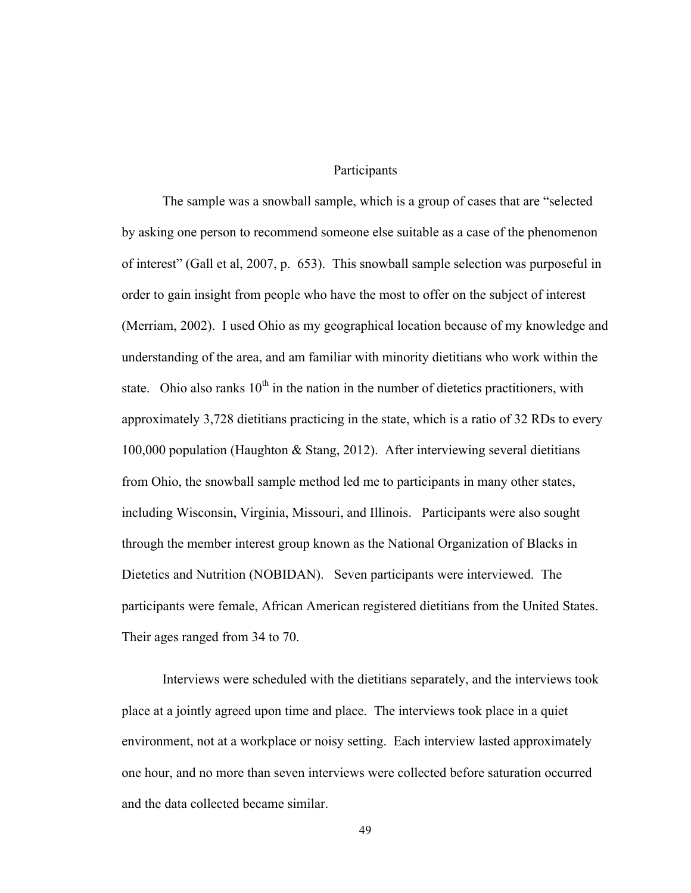## Participants

The sample was a snowball sample, which is a group of cases that are "selected by asking one person to recommend someone else suitable as a case of the phenomenon of interest" (Gall et al, 2007, p. 653). This snowball sample selection was purposeful in order to gain insight from people who have the most to offer on the subject of interest (Merriam, 2002). I used Ohio as my geographical location because of my knowledge and understanding of the area, and am familiar with minority dietitians who work within the state. Ohio also ranks 10$^{th}$ in the nation in the number of dietetics practitioners, with approximately 3,728 dietitians practicing in the state, which is a ratio of 32 RDs to every 100,000 population (Haughton & Stang, 2012). After interviewing several dietitians from Ohio, the snowball sample method led me to participants in many other states, including Wisconsin, Virginia, Missouri, and Illinois. Participants were also sought through the member interest group known as the National Organization of Blacks in Dietetics and Nutrition (NOBIDAN). Seven participants were interviewed. The participants were female, African American registered dietitians from the United States. Their ages ranged from 34 to 70.

Interviews were scheduled with the dietitians separately, and the interviews took place at a jointly agreed upon time and place. The interviews took place in a quiet environment, not at a workplace or noisy setting. Each interview lasted approximately one hour, and no more than seven interviews were collected before saturation occurred and the data collected became similar.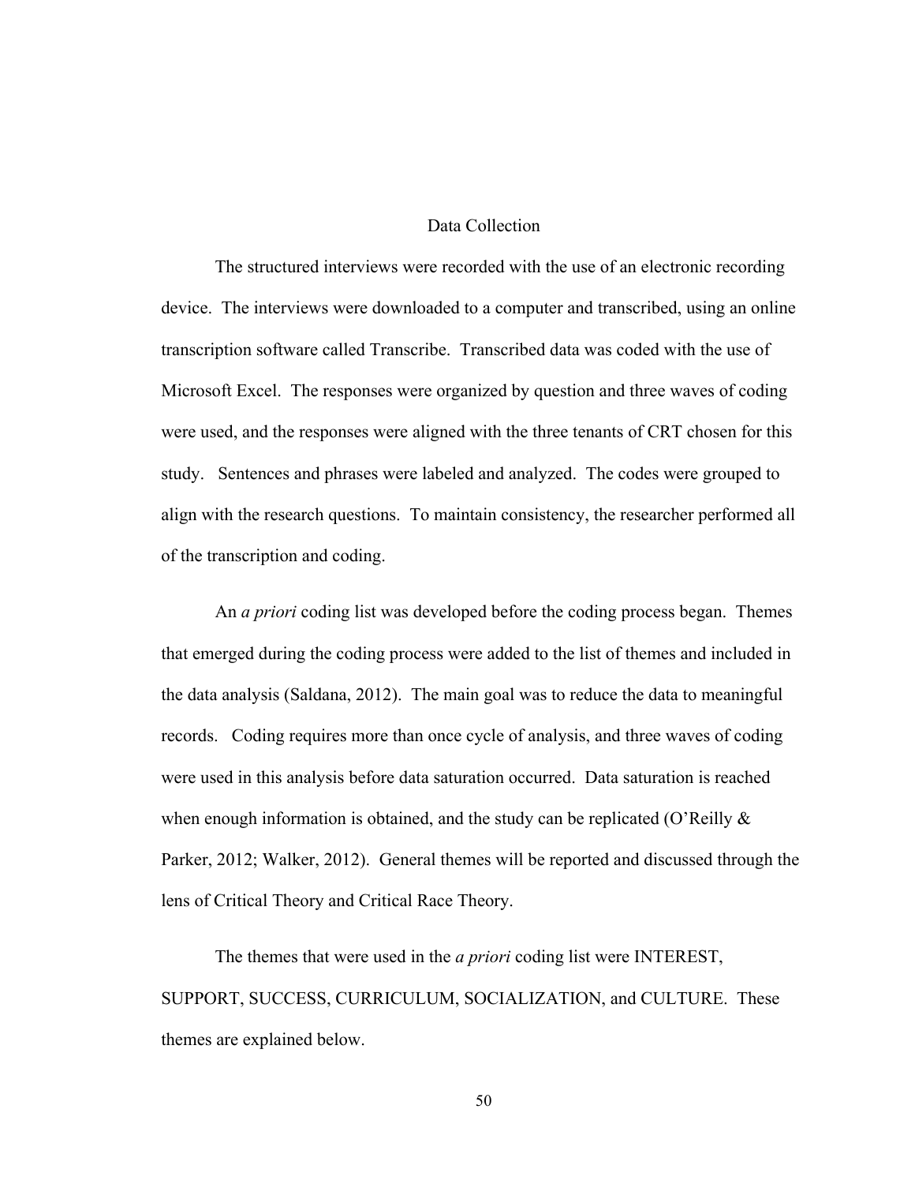## Data Collection

The structured interviews were recorded with the use of an electronic recording device. The interviews were downloaded to a computer and transcribed, using an online transcription software called Transcribe. Transcribed data was coded with the use of Microsoft Excel. The responses were organized by question and three waves of coding were used, and the responses were aligned with the three tenants of CRT chosen for this study. Sentences and phrases were labeled and analyzed. The codes were grouped to align with the research questions. To maintain consistency, the researcher performed all of the transcription and coding.

An *a priori* coding list was developed before the coding process began. Themes that emerged during the coding process were added to the list of themes and included in the data analysis (Saldana, 2012). The main goal was to reduce the data to meaningful records. Coding requires more than once cycle of analysis, and three waves of coding were used in this analysis before data saturation occurred. Data saturation is reached when enough information is obtained, and the study can be replicated (O'Reilly & Parker, 2012; Walker, 2012). General themes will be reported and discussed through the lens of Critical Theory and Critical Race Theory.

The themes that were used in the *a priori* coding list were INTEREST, SUPPORT, SUCCESS, CURRICULUM, SOCIALIZATION, and CULTURE. These themes are explained below.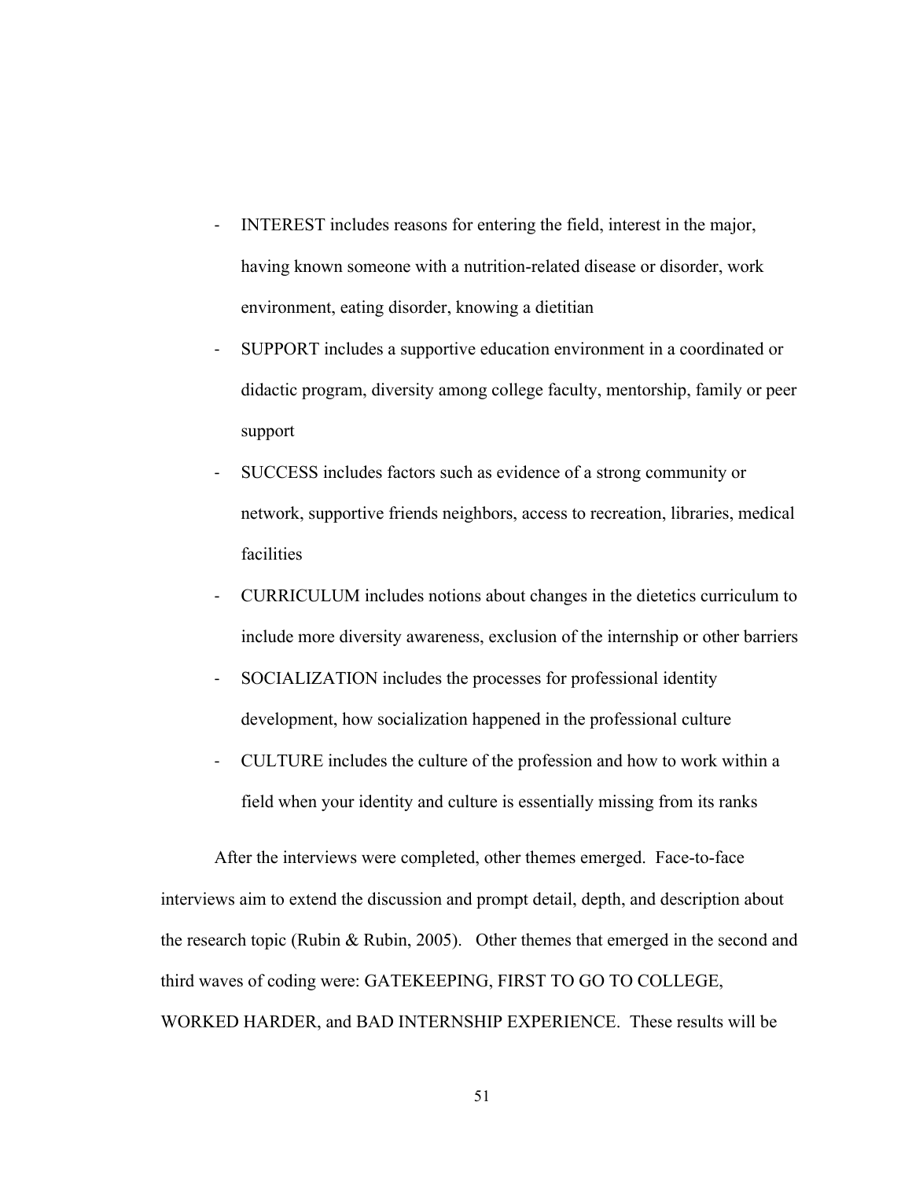- INTEREST includes reasons for entering the field, interest in the major, having known someone with a nutrition-related disease or disorder, work environment, eating disorder, knowing a dietitian
- SUPPORT includes a supportive education environment in a coordinated or didactic program, diversity among college faculty, mentorship, family or peer support
- SUCCESS includes factors such as evidence of a strong community or network, supportive friends neighbors, access to recreation, libraries, medical facilities
- CURRICULUM includes notions about changes in the dietetics curriculum to include more diversity awareness, exclusion of the internship or other barriers
- SOCIALIZATION includes the processes for professional identity development, how socialization happened in the professional culture
- CULTURE includes the culture of the profession and how to work within a field when your identity and culture is essentially missing from its ranks

After the interviews were completed, other themes emerged. Face-to-face interviews aim to extend the discussion and prompt detail, depth, and description about the research topic (Rubin & Rubin, 2005). Other themes that emerged in the second and third waves of coding were: GATEKEEPING, FIRST TO GO TO COLLEGE, WORKED HARDER, and BAD INTERNSHIP EXPERIENCE. These results will be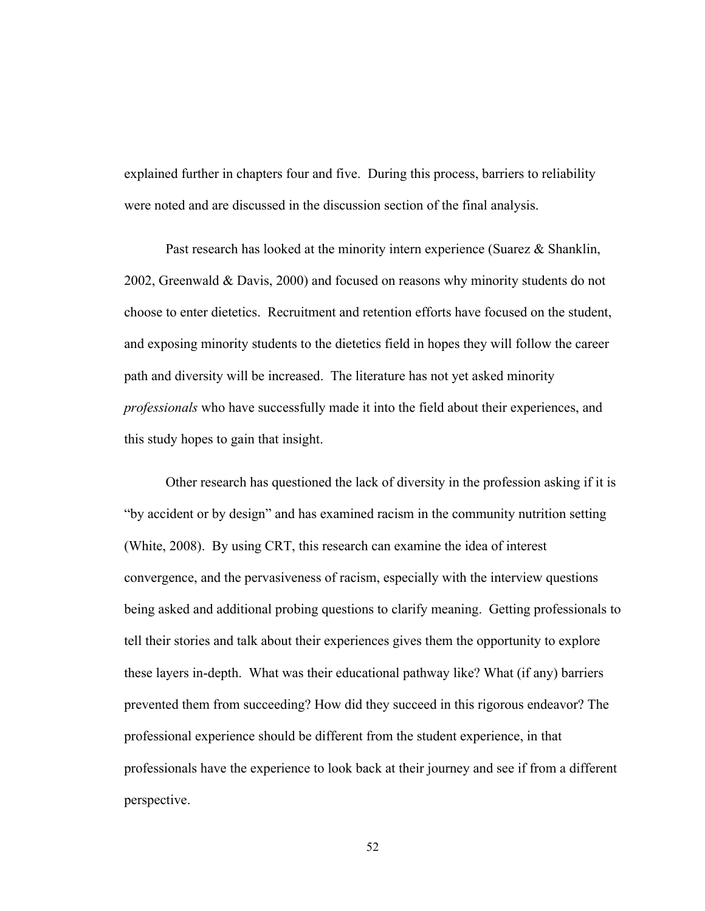explained further in chapters four and five. During this process, barriers to reliability were noted and are discussed in the discussion section of the final analysis.

Past research has looked at the minority intern experience (Suarez & Shanklin, 2002, Greenwald & Davis, 2000) and focused on reasons why minority students do not choose to enter dietetics. Recruitment and retention efforts have focused on the student, and exposing minority students to the dietetics field in hopes they will follow the career path and diversity will be increased. The literature has not yet asked minority *professionals* who have successfully made it into the field about their experiences, and this study hopes to gain that insight.

Other research has questioned the lack of diversity in the profession asking if it is "by accident or by design" and has examined racism in the community nutrition setting (White, 2008). By using CRT, this research can examine the idea of interest convergence, and the pervasiveness of racism, especially with the interview questions being asked and additional probing questions to clarify meaning. Getting professionals to tell their stories and talk about their experiences gives them the opportunity to explore these layers in-depth. What was their educational pathway like? What (if any) barriers prevented them from succeeding? How did they succeed in this rigorous endeavor? The professional experience should be different from the student experience, in that professionals have the experience to look back at their journey and see if from a different perspective.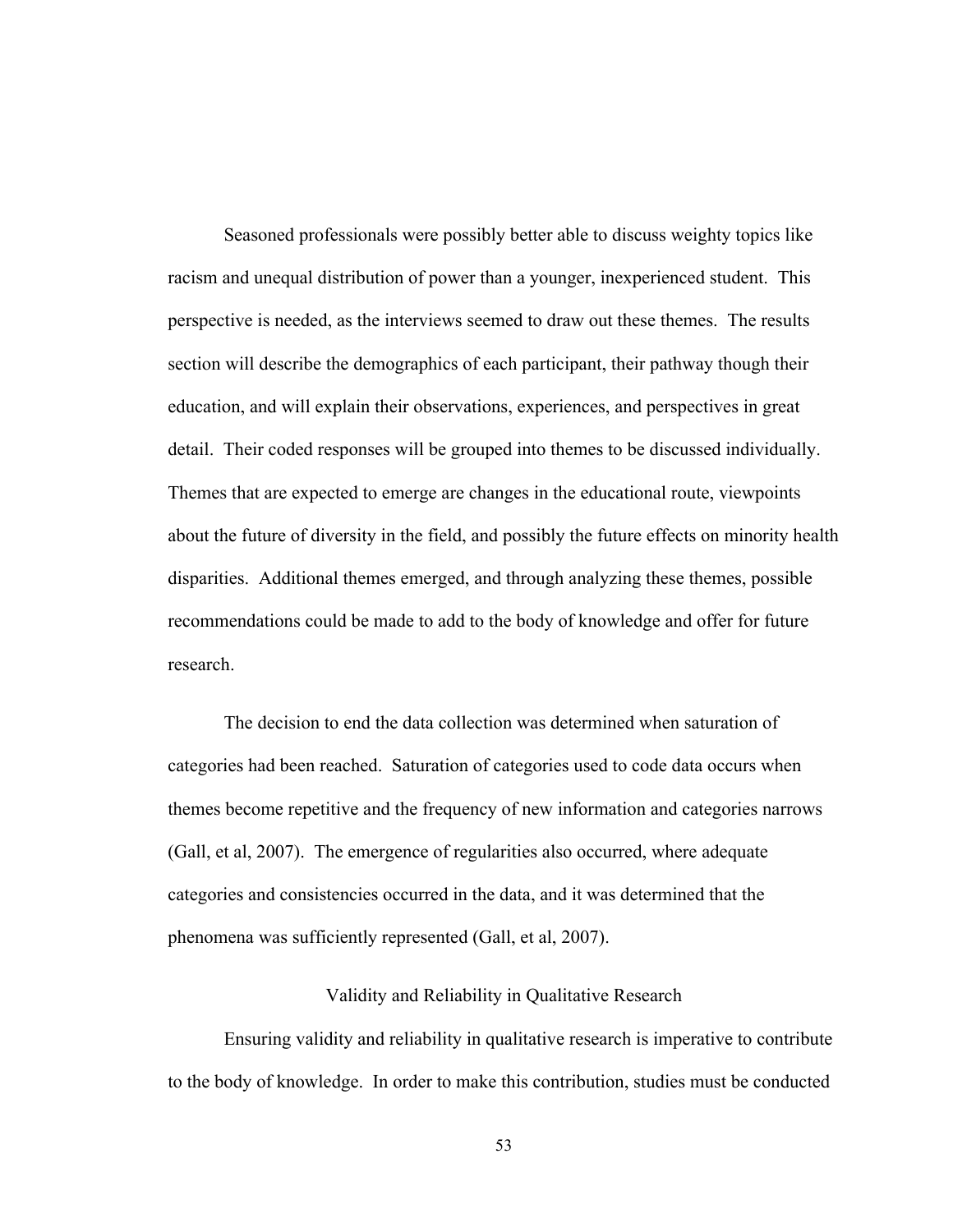Seasoned professionals were possibly better able to discuss weighty topics like racism and unequal distribution of power than a younger, inexperienced student. This perspective is needed, as the interviews seemed to draw out these themes. The results section will describe the demographics of each participant, their pathway though their education, and will explain their observations, experiences, and perspectives in great detail. Their coded responses will be grouped into themes to be discussed individually. Themes that are expected to emerge are changes in the educational route, viewpoints about the future of diversity in the field, and possibly the future effects on minority health disparities. Additional themes emerged, and through analyzing these themes, possible recommendations could be made to add to the body of knowledge and offer for future research.

The decision to end the data collection was determined when saturation of categories had been reached. Saturation of categories used to code data occurs when themes become repetitive and the frequency of new information and categories narrows (Gall, et al, 2007). The emergence of regularities also occurred, where adequate categories and consistencies occurred in the data, and it was determined that the phenomena was sufficiently represented (Gall, et al, 2007).

## Validity and Reliability in Qualitative Research

Ensuring validity and reliability in qualitative research is imperative to contribute to the body of knowledge. In order to make this contribution, studies must be conducted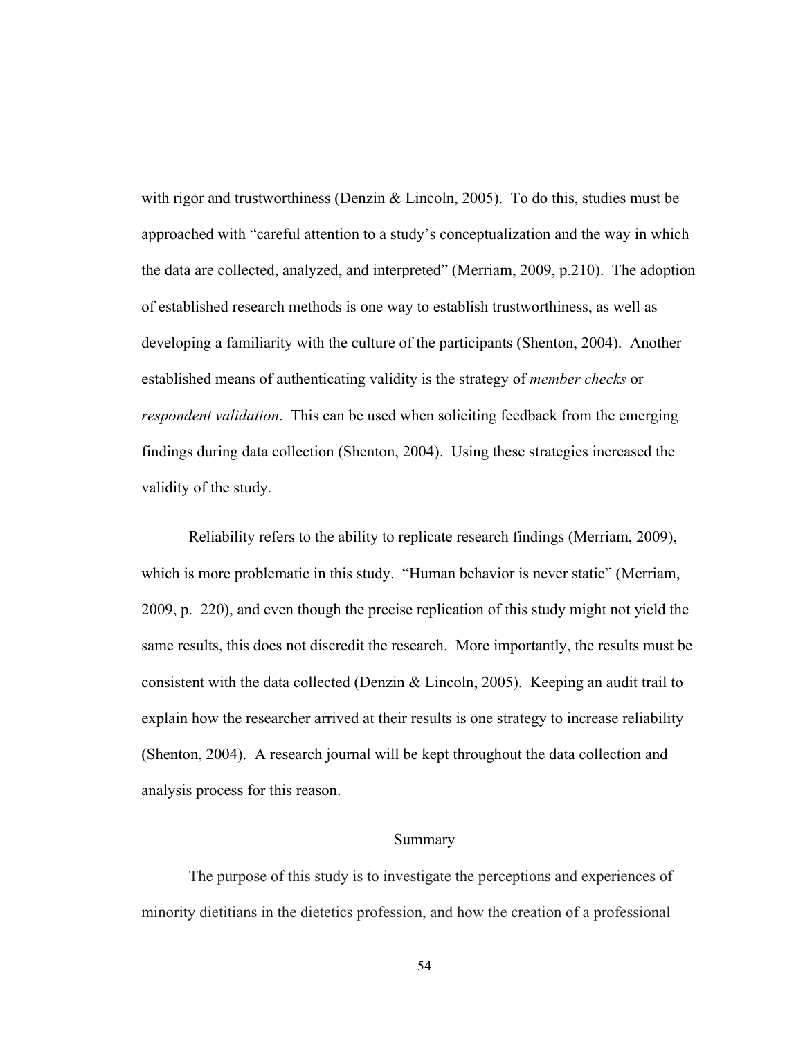with rigor and trustworthiness (Denzin & Lincoln, 2005). To do this, studies must be approached with "careful attention to a study's conceptualization and the way in which the data are collected, analyzed, and interpreted" (Merriam, 2009, p.210). The adoption of established research methods is one way to establish trustworthiness, as well as developing a familiarity with the culture of the participants (Shenton, 2004). Another established means of authenticating validity is the strategy of *member checks* or *respondent validation*. This can be used when soliciting feedback from the emerging findings during data collection (Shenton, 2004). Using these strategies increased the validity of the study.

Reliability refers to the ability to replicate research findings (Merriam, 2009), which is more problematic in this study. "Human behavior is never static" (Merriam, 2009, p. 220), and even though the precise replication of this study might not yield the same results, this does not discredit the research. More importantly, the results must be consistent with the data collected (Denzin & Lincoln, 2005). Keeping an audit trail to explain how the researcher arrived at their results is one strategy to increase reliability (Shenton, 2004). A research journal will be kept throughout the data collection and analysis process for this reason.

## Summary

The purpose of this study is to investigate the perceptions and experiences of minority dietitians in the dietetics profession, and how the creation of a professional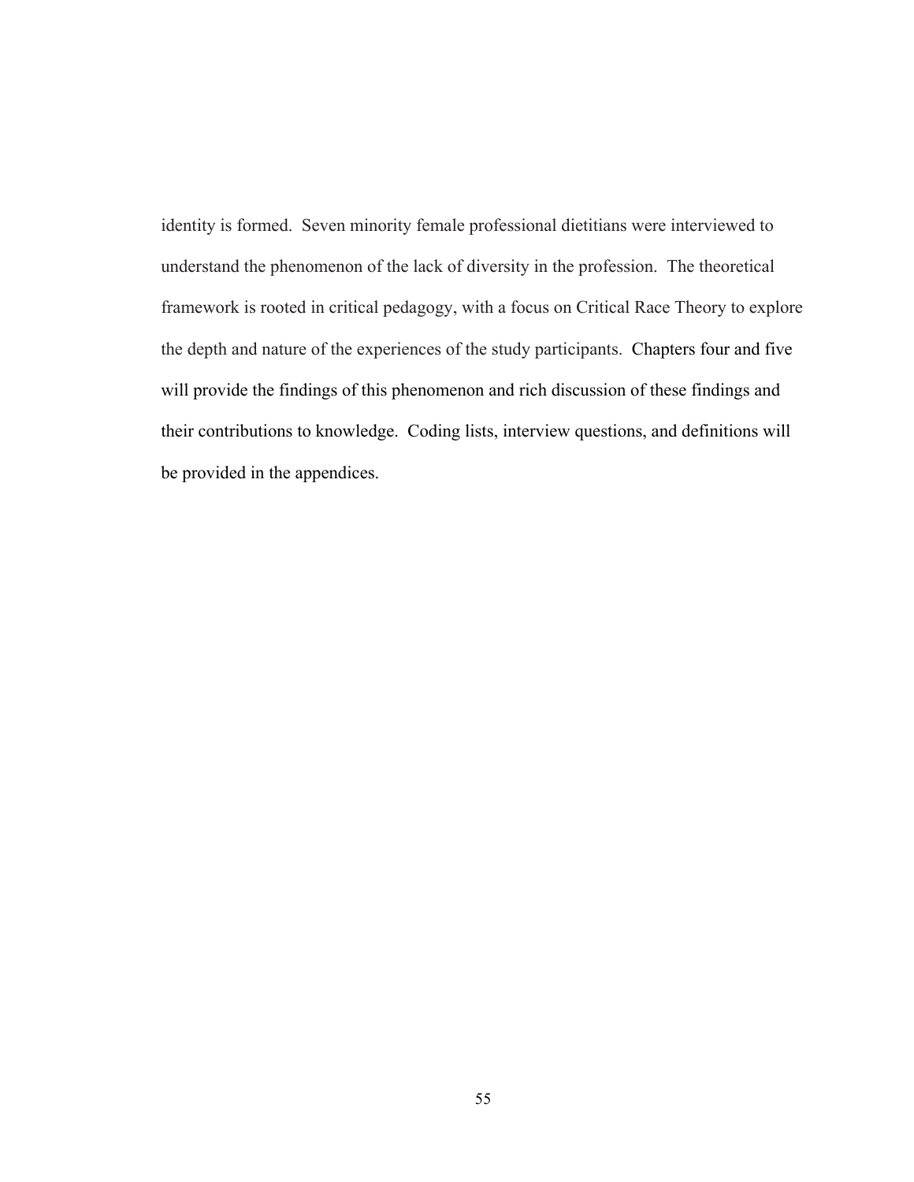identity is formed. Seven minority female professional dietitians were interviewed to understand the phenomenon of the lack of diversity in the profession. The theoretical framework is rooted in critical pedagogy, with a focus on Critical Race Theory to explore the depth and nature of the experiences of the study participants. Chapters four and five will provide the findings of this phenomenon and rich discussion of these findings and their contributions to knowledge. Coding lists, interview questions, and definitions will be provided in the appendices.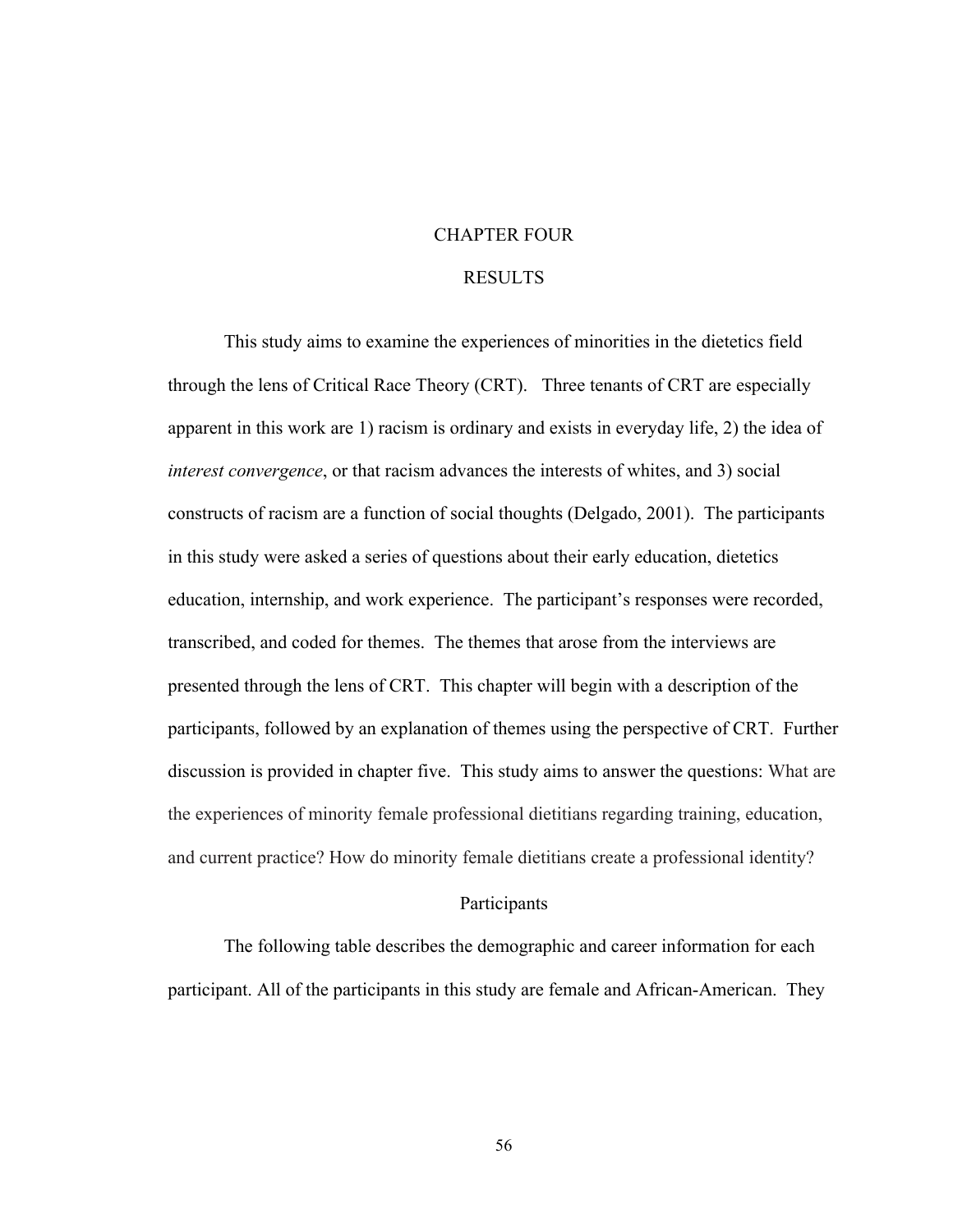# CHAPTER FOUR

# RESULTS

This study aims to examine the experiences of minorities in the dietetics field through the lens of Critical Race Theory (CRT). Three tenants of CRT are especially apparent in this work are 1) racism is ordinary and exists in everyday life, 2) the idea of *interest convergence*, or that racism advances the interests of whites, and 3) social constructs of racism are a function of social thoughts (Delgado, 2001). The participants in this study were asked a series of questions about their early education, dietetics education, internship, and work experience. The participant's responses were recorded, transcribed, and coded for themes. The themes that arose from the interviews are presented through the lens of CRT. This chapter will begin with a description of the participants, followed by an explanation of themes using the perspective of CRT. Further discussion is provided in chapter five. This study aims to answer the questions: What are the experiences of minority female professional dietitians regarding training, education, and current practice? How do minority female dietitians create a professional identity?

## Participants

The following table describes the demographic and career information for each participant. All of the participants in this study are female and African-American. They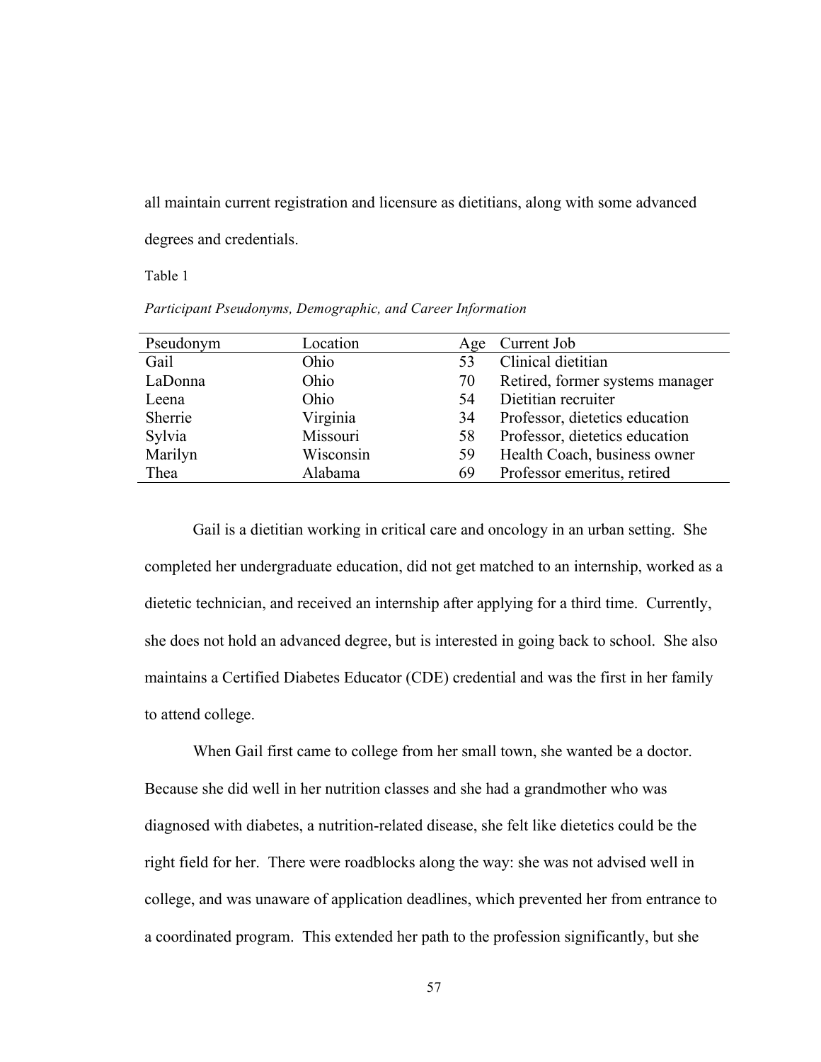all maintain current registration and licensure as dietitians, along with some advanced degrees and credentials.

Table 1

*Participant Pseudonyms, Demographic, and Career Information*

| Pseudonym | Location | Age | Current Job |
|---|---|---|---|
| Gail | Ohio | 53 | Clinical dietitian |
| LaDonna | Ohio | 70 | Retired, former systems manager |
| Leena | Ohio | 54 | Dietitian recruiter |
| Sherrie | Virginia | 34 | Professor, dietetics education |
| Sylvia | Missouri | 58 | Professor, dietetics education |
| Marilyn | Wisconsin | 59 | Health Coach, business owner |
| Thea | Alabama | 69 | Professor emeritus, retired |

Gail is a dietitian working in critical care and oncology in an urban setting. She completed her undergraduate education, did not get matched to an internship, worked as a dietetic technician, and received an internship after applying for a third time. Currently, she does not hold an advanced degree, but is interested in going back to school. She also maintains a Certified Diabetes Educator (CDE) credential and was the first in her family to attend college.

When Gail first came to college from her small town, she wanted be a doctor. Because she did well in her nutrition classes and she had a grandmother who was diagnosed with diabetes, a nutrition-related disease, she felt like dietetics could be the right field for her. There were roadblocks along the way: she was not advised well in college, and was unaware of application deadlines, which prevented her from entrance to a coordinated program. This extended her path to the profession significantly, but she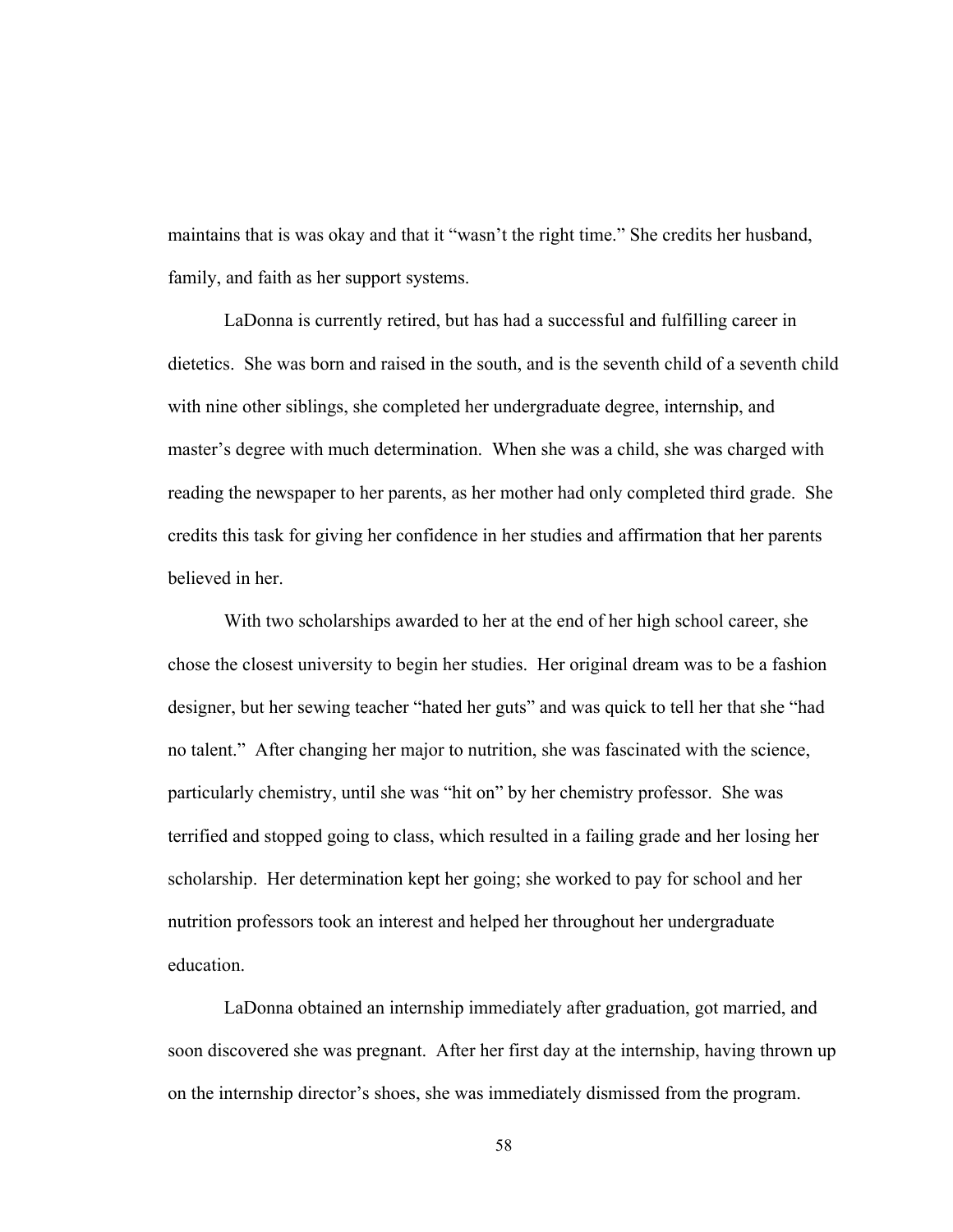maintains that is was okay and that it "wasn't the right time." She credits her husband, family, and faith as her support systems.

LaDonna is currently retired, but has had a successful and fulfilling career in dietetics. She was born and raised in the south, and is the seventh child of a seventh child with nine other siblings, she completed her undergraduate degree, internship, and master's degree with much determination. When she was a child, she was charged with reading the newspaper to her parents, as her mother had only completed third grade. She credits this task for giving her confidence in her studies and affirmation that her parents believed in her.

With two scholarships awarded to her at the end of her high school career, she chose the closest university to begin her studies. Her original dream was to be a fashion designer, but her sewing teacher "hated her guts" and was quick to tell her that she "had no talent." After changing her major to nutrition, she was fascinated with the science, particularly chemistry, until she was "hit on" by her chemistry professor. She was terrified and stopped going to class, which resulted in a failing grade and her losing her scholarship. Her determination kept her going; she worked to pay for school and her nutrition professors took an interest and helped her throughout her undergraduate education.

LaDonna obtained an internship immediately after graduation, got married, and soon discovered she was pregnant. After her first day at the internship, having thrown up on the internship director's shoes, she was immediately dismissed from the program.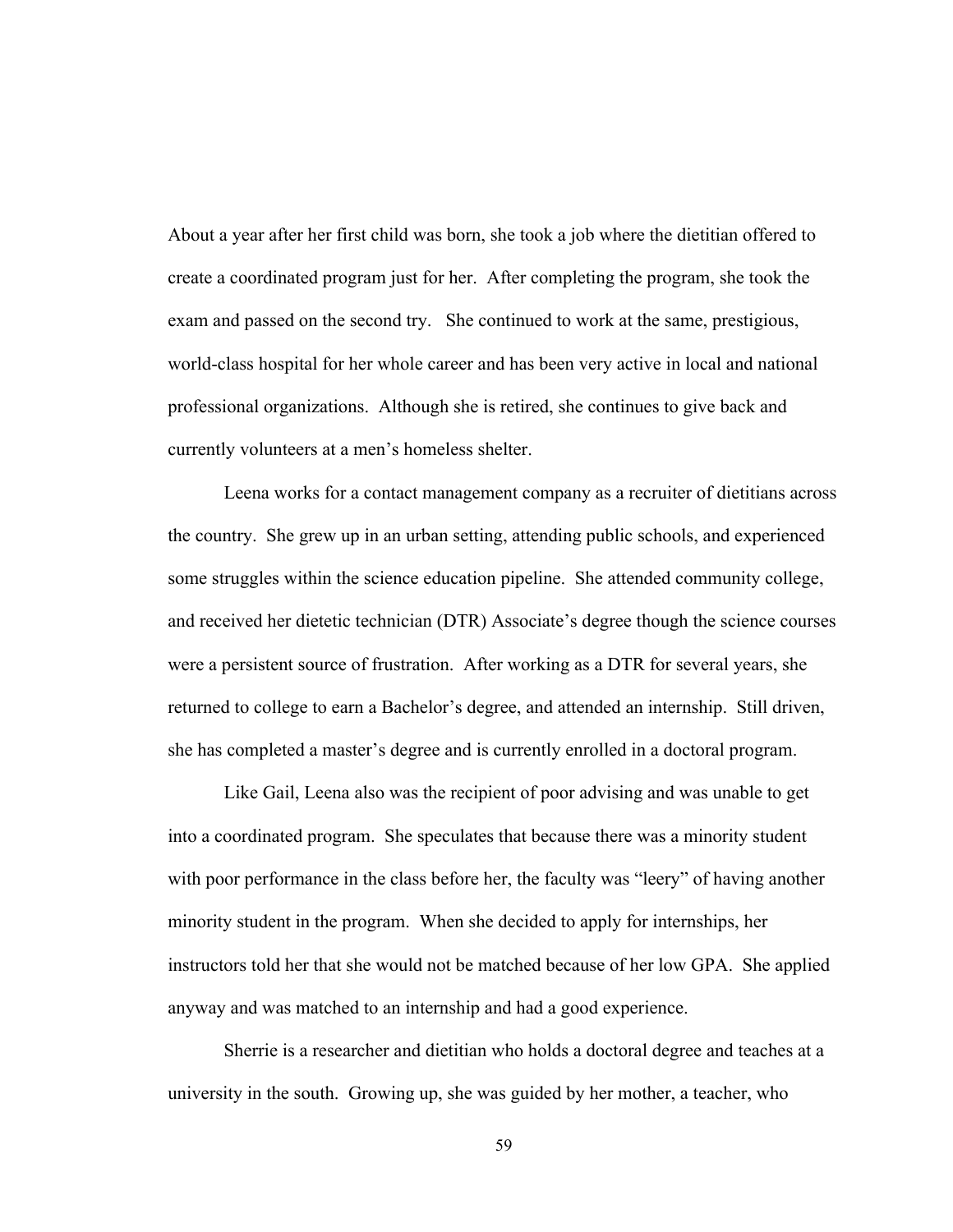About a year after her first child was born, she took a job where the dietitian offered to create a coordinated program just for her. After completing the program, she took the exam and passed on the second try. She continued to work at the same, prestigious, world-class hospital for her whole career and has been very active in local and national professional organizations. Although she is retired, she continues to give back and currently volunteers at a men's homeless shelter.

Leena works for a contact management company as a recruiter of dietitians across the country. She grew up in an urban setting, attending public schools, and experienced some struggles within the science education pipeline. She attended community college, and received her dietetic technician (DTR) Associate's degree though the science courses were a persistent source of frustration. After working as a DTR for several years, she returned to college to earn a Bachelor's degree, and attended an internship. Still driven, she has completed a master's degree and is currently enrolled in a doctoral program.

Like Gail, Leena also was the recipient of poor advising and was unable to get into a coordinated program. She speculates that because there was a minority student with poor performance in the class before her, the faculty was "leery" of having another minority student in the program. When she decided to apply for internships, her instructors told her that she would not be matched because of her low GPA. She applied anyway and was matched to an internship and had a good experience.

Sherrie is a researcher and dietitian who holds a doctoral degree and teaches at a university in the south. Growing up, she was guided by her mother, a teacher, who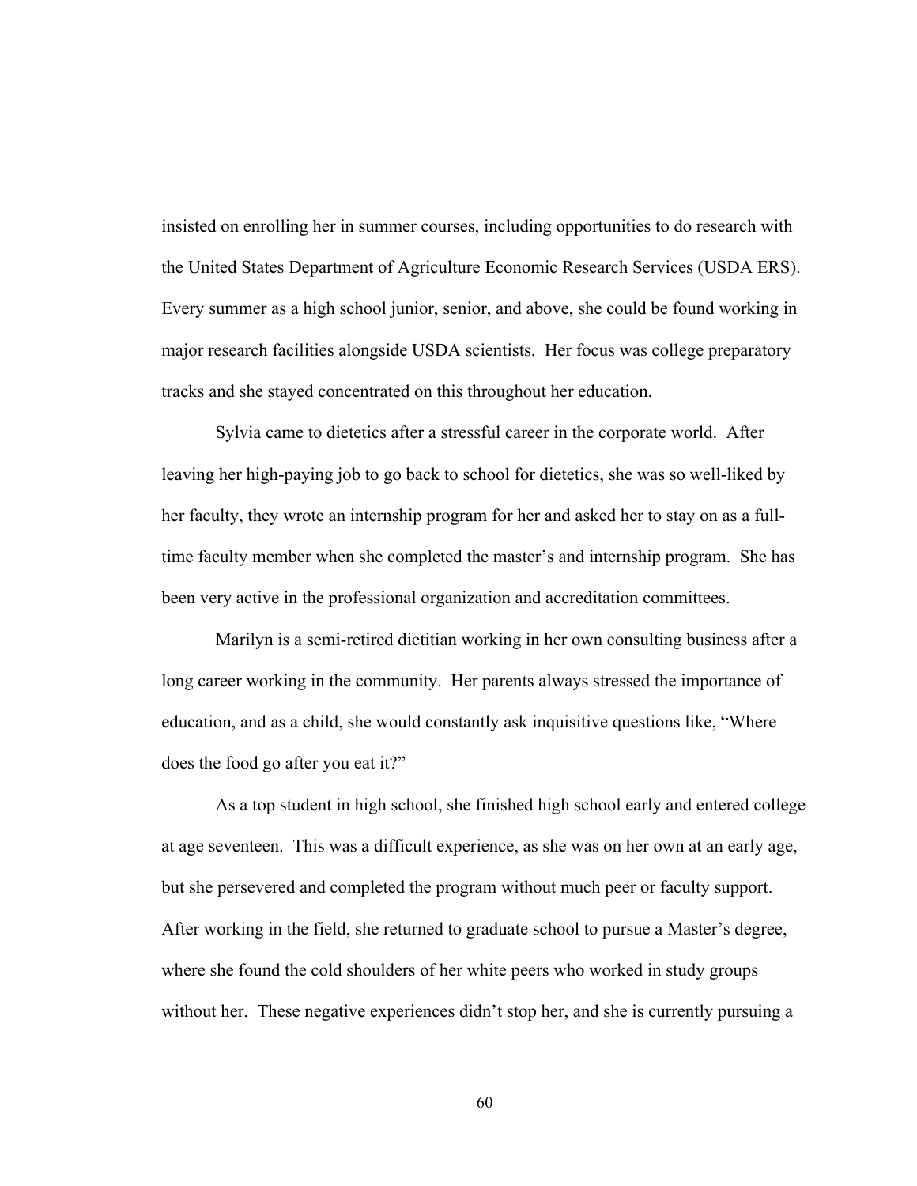insisted on enrolling her in summer courses, including opportunities to do research with the United States Department of Agriculture Economic Research Services (USDA ERS). Every summer as a high school junior, senior, and above, she could be found working in major research facilities alongside USDA scientists. Her focus was college preparatory tracks and she stayed concentrated on this throughout her education.

Sylvia came to dietetics after a stressful career in the corporate world. After leaving her high-paying job to go back to school for dietetics, she was so well-liked by her faculty, they wrote an internship program for her and asked her to stay on as a full-time faculty member when she completed the master's and internship program. She has been very active in the professional organization and accreditation committees.

Marilyn is a semi-retired dietitian working in her own consulting business after a long career working in the community. Her parents always stressed the importance of education, and as a child, she would constantly ask inquisitive questions like, "Where does the food go after you eat it?"

As a top student in high school, she finished high school early and entered college at age seventeen. This was a difficult experience, as she was on her own at an early age, but she persevered and completed the program without much peer or faculty support. After working in the field, she returned to graduate school to pursue a Master's degree, where she found the cold shoulders of her white peers who worked in study groups without her. These negative experiences didn't stop her, and she is currently pursuing a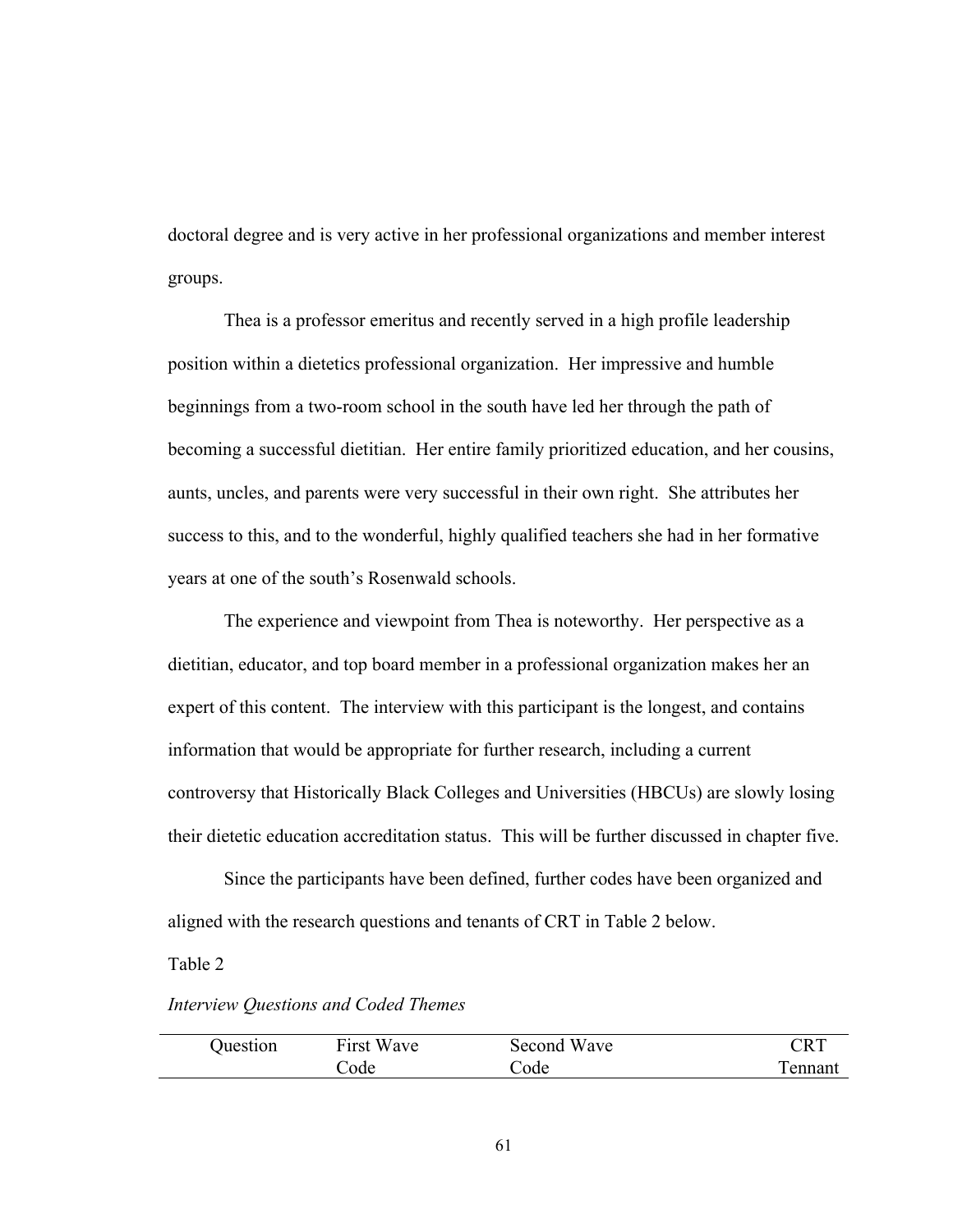doctoral degree and is very active in her professional organizations and member interest groups.

Thea is a professor emeritus and recently served in a high profile leadership position within a dietetics professional organization. Her impressive and humble beginnings from a two-room school in the south have led her through the path of becoming a successful dietitian. Her entire family prioritized education, and her cousins, aunts, uncles, and parents were very successful in their own right. She attributes her success to this, and to the wonderful, highly qualified teachers she had in her formative years at one of the south's Rosenwald schools.

The experience and viewpoint from Thea is noteworthy. Her perspective as a dietitian, educator, and top board member in a professional organization makes her an expert of this content. The interview with this participant is the longest, and contains information that would be appropriate for further research, including a current controversy that Historically Black Colleges and Universities (HBCUs) are slowly losing their dietetic education accreditation status. This will be further discussed in chapter five.

Since the participants have been defined, further codes have been organized and aligned with the research questions and tenants of CRT in Table 2 below.

Table 2

*Interview Questions and Coded Themes*

| Question | First Wave Code | Second Wave Code | CRT Tennant |
|---|---|---|---|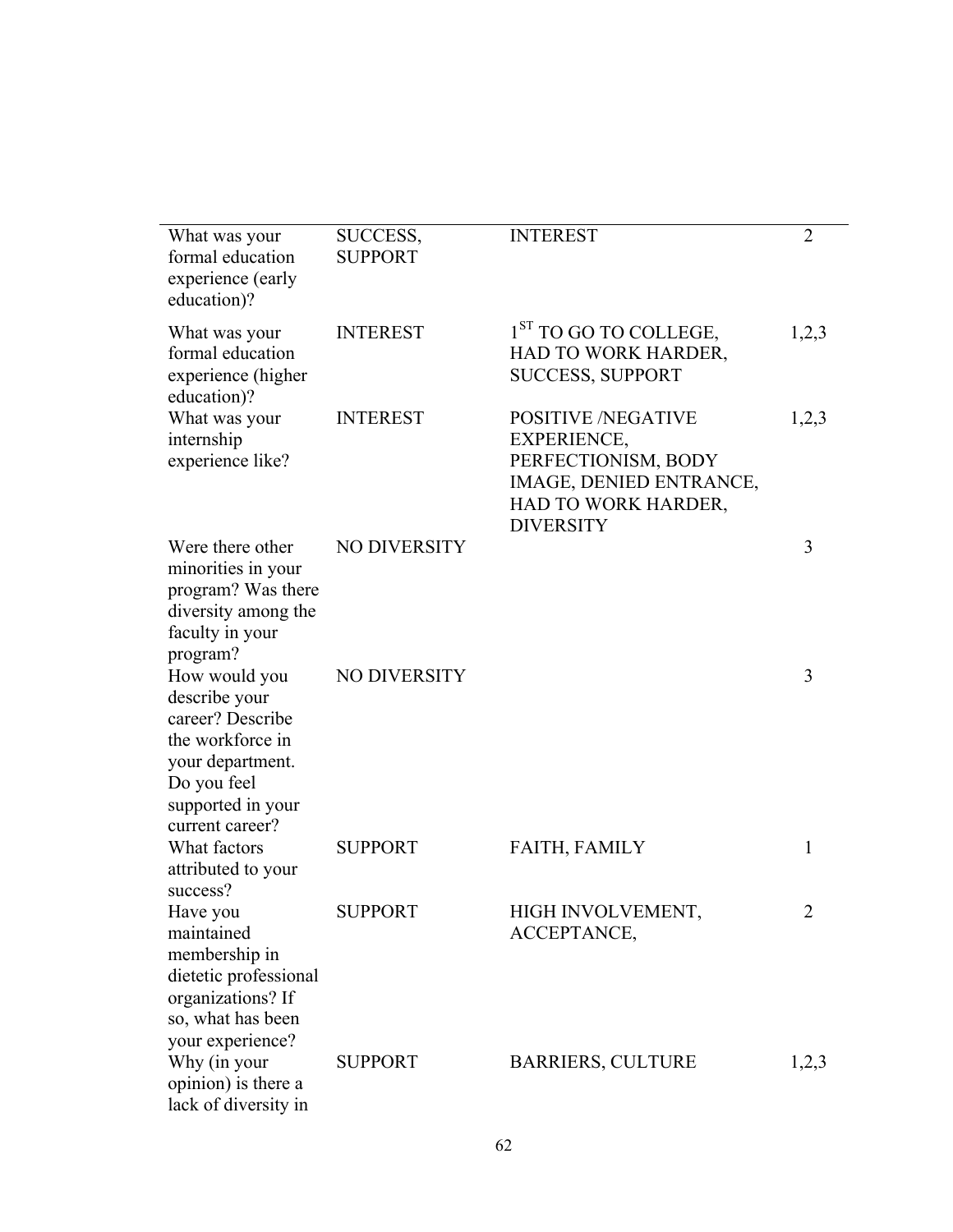| | | | |
|---|---|---|---|
| What was your formal education experience (early education)? | SUCCESS, SUPPORT | INTEREST | 2 |
| What was your formal education experience (higher education)? | INTEREST | 1ST TO GO TO COLLEGE, HAD TO WORK HARDER, SUCCESS, SUPPORT | 1,2,3 |
| What was your internship experience like? | INTEREST | POSITIVE /NEGATIVE EXPERIENCE, PERFECTIONISM, BODY IMAGE, DENIED ENTRANCE, HAD TO WORK HARDER, DIVERSITY | 1,2,3 |
| Were there other minorities in your program? Was there diversity among the faculty in your program? | NO DIVERSITY | | 3 |
| How would you describe your career? Describe the workforce in your department. Do you feel supported in your current career? | NO DIVERSITY | | 3 |
| What factors attributed to your success? | SUPPORT | FAITH, FAMILY | 1 |
| Have you maintained membership in dietetic professional organizations? If so, what has been your experience? | SUPPORT | HIGH INVOLVEMENT, ACCEPTANCE, | 2 |
| Why (in your opinion) is there a lack of diversity in | SUPPORT | BARRIERS, CULTURE | 1,2,3 |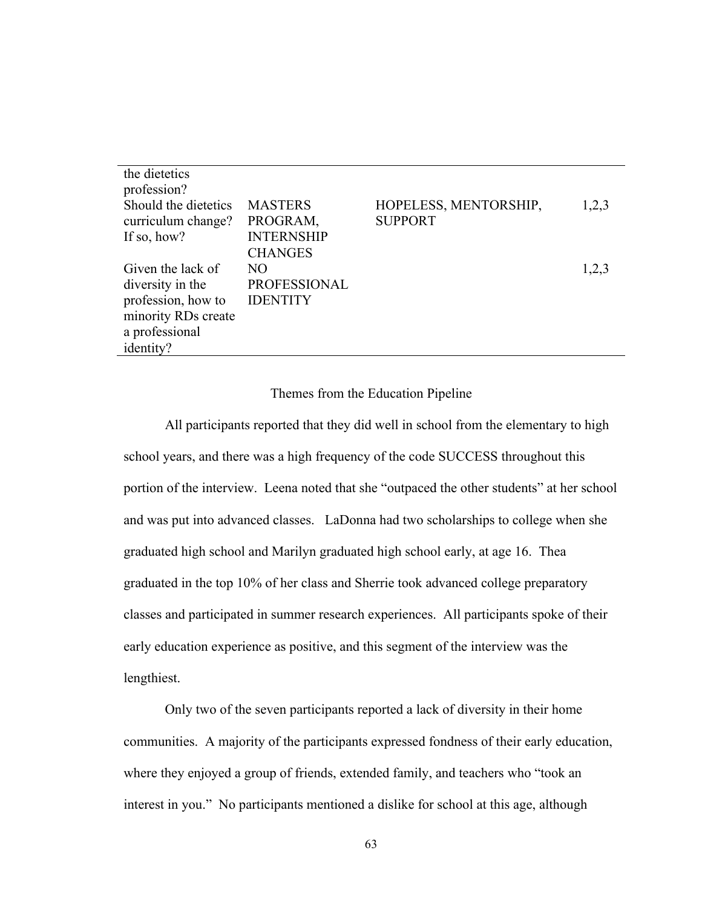| | | | |
|---|---|---|---|
| the dietetics profession? | | | |
| Should the dietetics curriculum change? If so, how? | MASTERS PROGRAM, INTERNSHIP CHANGES | HOPELESS, MENTORSHIP, SUPPORT | 1,2,3 |
| Given the lack of diversity in the profession, how to minority RDs create a professional identity? | NO PROFESSIONAL IDENTITY | | 1,2,3 |

## Themes from the Education Pipeline

All participants reported that they did well in school from the elementary to high school years, and there was a high frequency of the code SUCCESS throughout this portion of the interview. Leena noted that she "outpaced the other students" at her school and was put into advanced classes. LaDonna had two scholarships to college when she graduated high school and Marilyn graduated high school early, at age 16. Thea graduated in the top 10% of her class and Sherrie took advanced college preparatory classes and participated in summer research experiences. All participants spoke of their early education experience as positive, and this segment of the interview was the lengthiest.

Only two of the seven participants reported a lack of diversity in their home communities. A majority of the participants expressed fondness of their early education, where they enjoyed a group of friends, extended family, and teachers who "took an interest in you." No participants mentioned a dislike for school at this age, although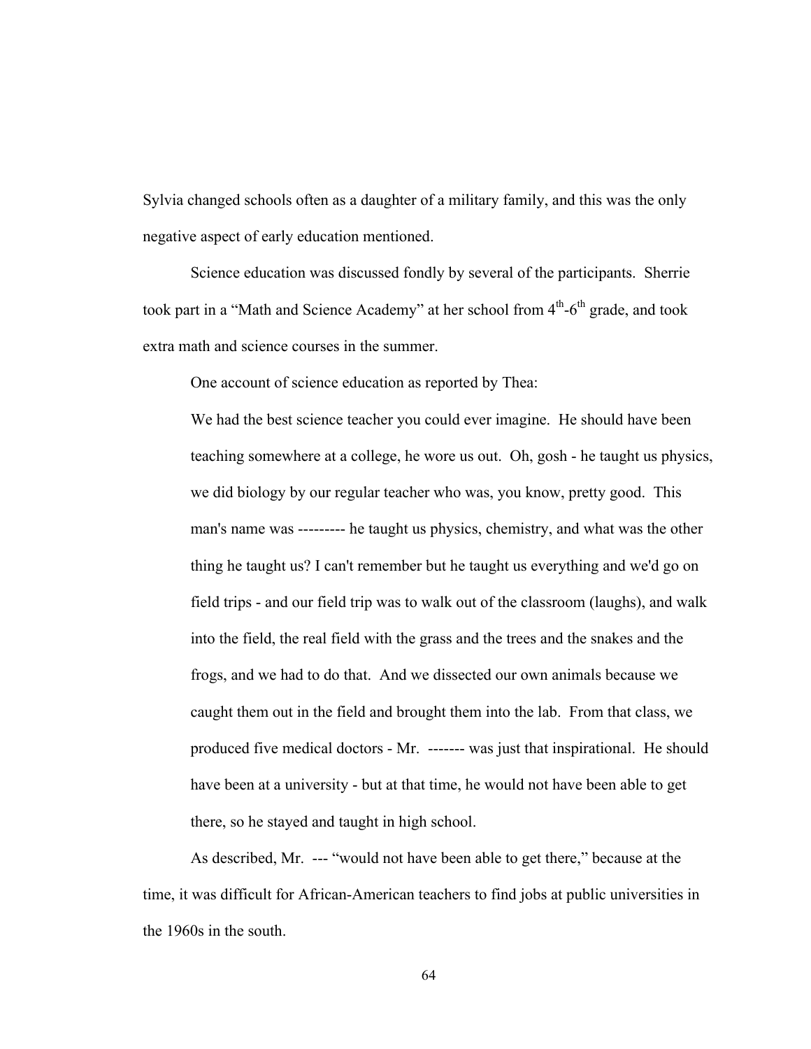Sylvia changed schools often as a daughter of a military family, and this was the only negative aspect of early education mentioned.

Science education was discussed fondly by several of the participants. Sherrie took part in a "Math and Science Academy" at her school from 4th-6th grade, and took extra math and science courses in the summer.

One account of science education as reported by Thea:

> We had the best science teacher you could ever imagine. He should have been teaching somewhere at a college, he wore us out. Oh, gosh - he taught us physics, we did biology by our regular teacher who was, you know, pretty good. This man's name was --------- he taught us physics, chemistry, and what was the other thing he taught us? I can't remember but he taught us everything and we'd go on field trips - and our field trip was to walk out of the classroom (laughs), and walk into the field, the real field with the grass and the trees and the snakes and the frogs, and we had to do that. And we dissected our own animals because we caught them out in the field and brought them into the lab. From that class, we produced five medical doctors - Mr. ------- was just that inspirational. He should have been at a university - but at that time, he would not have been able to get there, so he stayed and taught in high school.

As described, Mr. --- "would not have been able to get there," because at the time, it was difficult for African-American teachers to find jobs at public universities in the 1960s in the south.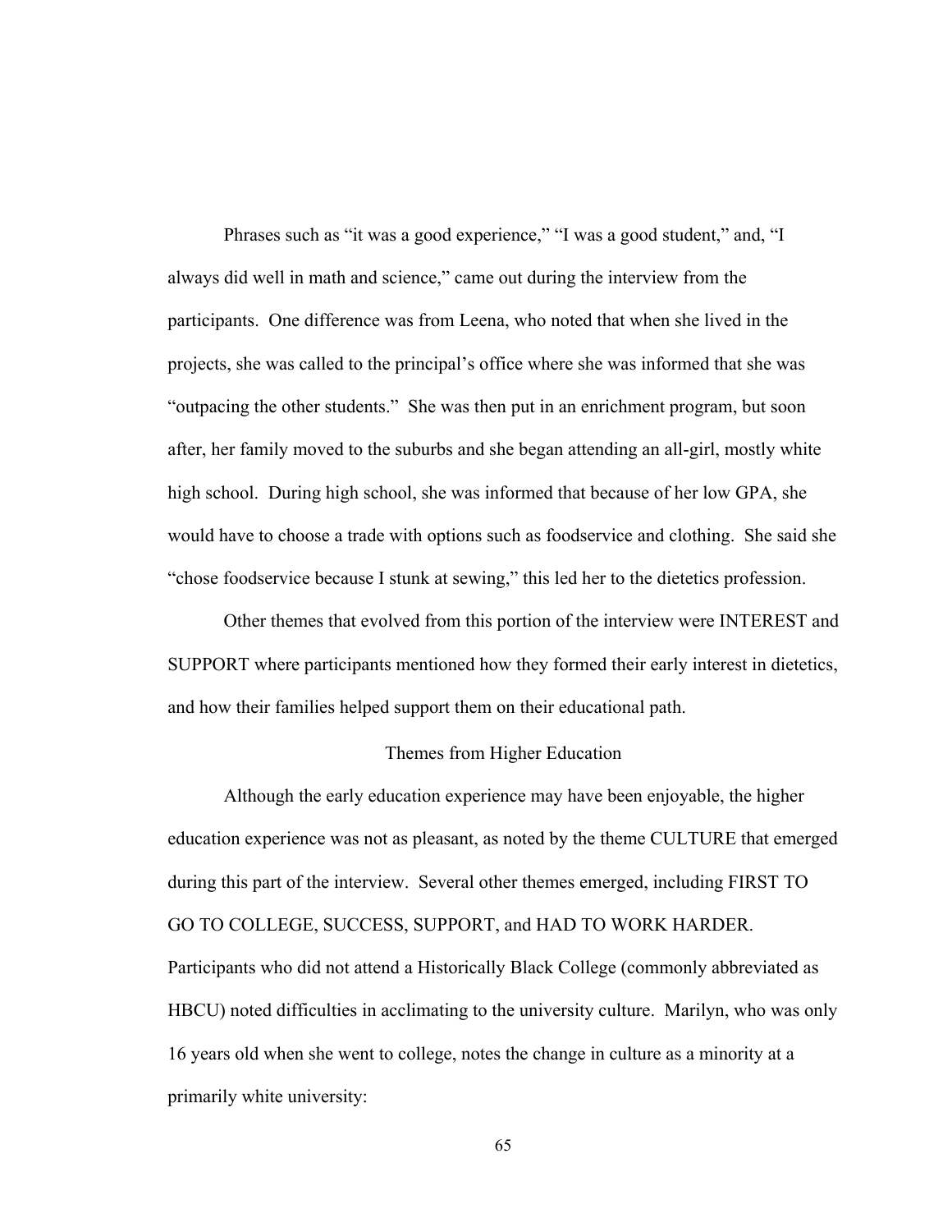Phrases such as "it was a good experience," "I was a good student," and, "I always did well in math and science," came out during the interview from the participants. One difference was from Leena, who noted that when she lived in the projects, she was called to the principal's office where she was informed that she was "outpacing the other students." She was then put in an enrichment program, but soon after, her family moved to the suburbs and she began attending an all-girl, mostly white high school. During high school, she was informed that because of her low GPA, she would have to choose a trade with options such as foodservice and clothing. She said she "chose foodservice because I stunk at sewing," this led her to the dietetics profession.

Other themes that evolved from this portion of the interview were INTEREST and SUPPORT where participants mentioned how they formed their early interest in dietetics, and how their families helped support them on their educational path.

## Themes from Higher Education

Although the early education experience may have been enjoyable, the higher education experience was not as pleasant, as noted by the theme CULTURE that emerged during this part of the interview. Several other themes emerged, including FIRST TO GO TO COLLEGE, SUCCESS, SUPPORT, and HAD TO WORK HARDER. Participants who did not attend a Historically Black College (commonly abbreviated as HBCU) noted difficulties in acclimating to the university culture. Marilyn, who was only 16 years old when she went to college, notes the change in culture as a minority at a primarily white university: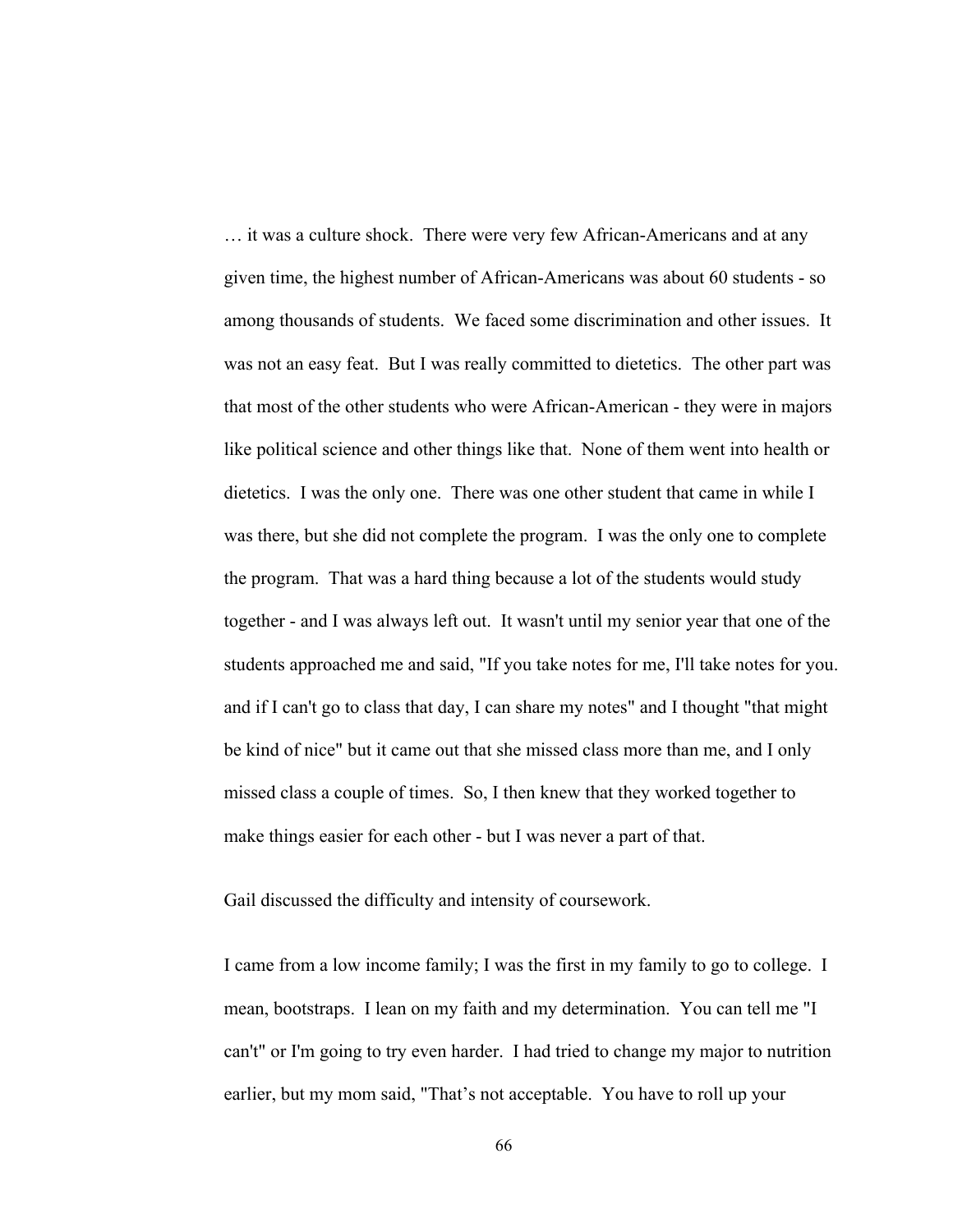… it was a culture shock. There were very few African-Americans and at any given time, the highest number of African-Americans was about 60 students - so among thousands of students. We faced some discrimination and other issues. It was not an easy feat. But I was really committed to dietetics. The other part was that most of the other students who were African-American - they were in majors like political science and other things like that. None of them went into health or dietetics. I was the only one. There was one other student that came in while I was there, but she did not complete the program. I was the only one to complete the program. That was a hard thing because a lot of the students would study together - and I was always left out. It wasn't until my senior year that one of the students approached me and said, "If you take notes for me, I'll take notes for you. and if I can't go to class that day, I can share my notes" and I thought "that might be kind of nice" but it came out that she missed class more than me, and I only missed class a couple of times. So, I then knew that they worked together to make things easier for each other - but I was never a part of that.

Gail discussed the difficulty and intensity of coursework.

I came from a low income family; I was the first in my family to go to college. I mean, bootstraps. I lean on my faith and my determination. You can tell me "I can't" or I'm going to try even harder. I had tried to change my major to nutrition earlier, but my mom said, "That's not acceptable. You have to roll up your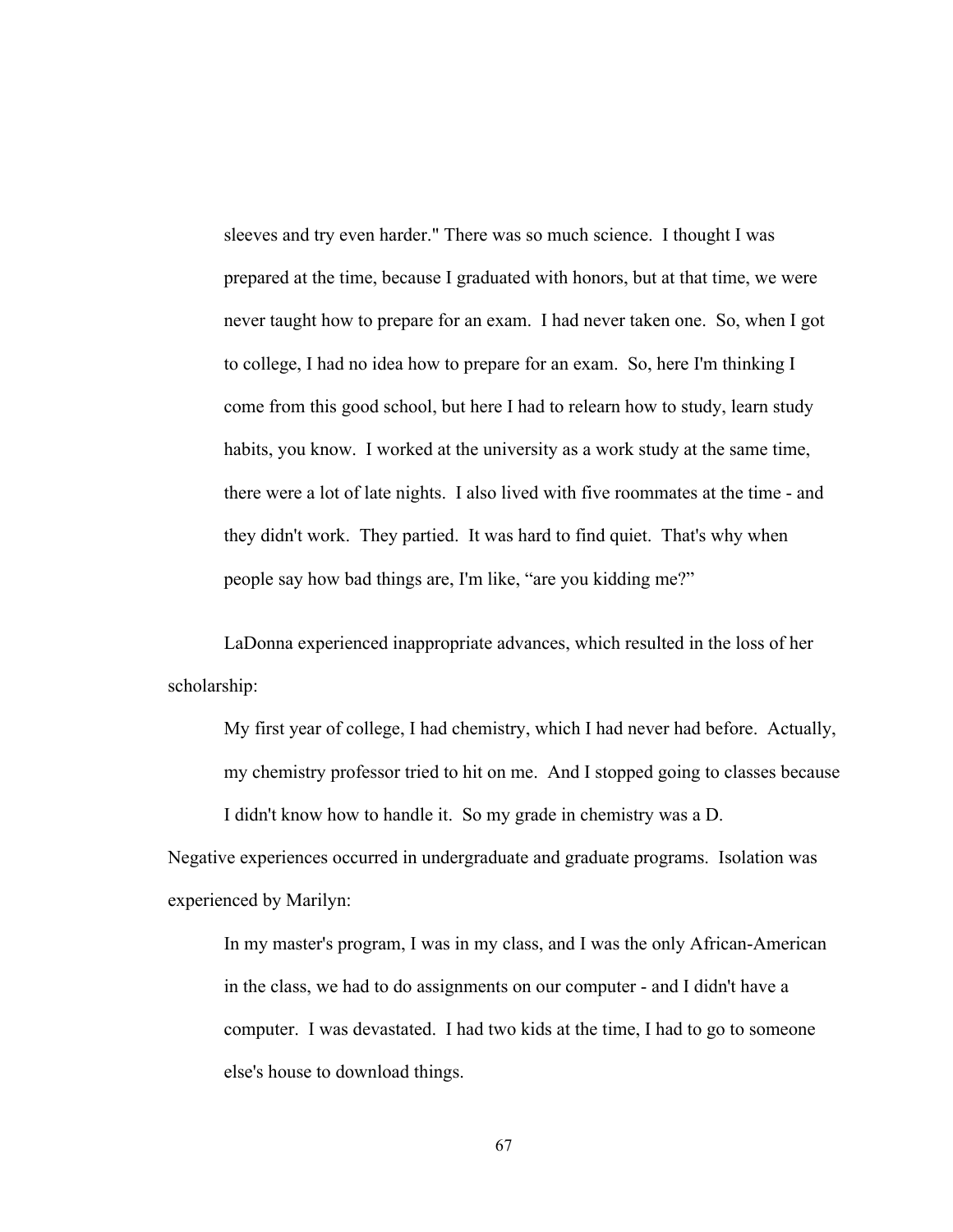> sleeves and try even harder." There was so much science. I thought I was prepared at the time, because I graduated with honors, but at that time, we were never taught how to prepare for an exam. I had never taken one. So, when I got to college, I had no idea how to prepare for an exam. So, here I'm thinking I come from this good school, but here I had to relearn how to study, learn study habits, you know. I worked at the university as a work study at the same time, there were a lot of late nights. I also lived with five roommates at the time - and they didn't work. They partied. It was hard to find quiet. That's why when people say how bad things are, I'm like, "are you kidding me?"

LaDonna experienced inappropriate advances, which resulted in the loss of her scholarship:

> My first year of college, I had chemistry, which I had never had before. Actually, my chemistry professor tried to hit on me. And I stopped going to classes because I didn't know how to handle it. So my grade in chemistry was a D.

Negative experiences occurred in undergraduate and graduate programs. Isolation was experienced by Marilyn:

> In my master's program, I was in my class, and I was the only African-American in the class, we had to do assignments on our computer - and I didn't have a computer. I was devastated. I had two kids at the time, I had to go to someone else's house to download things.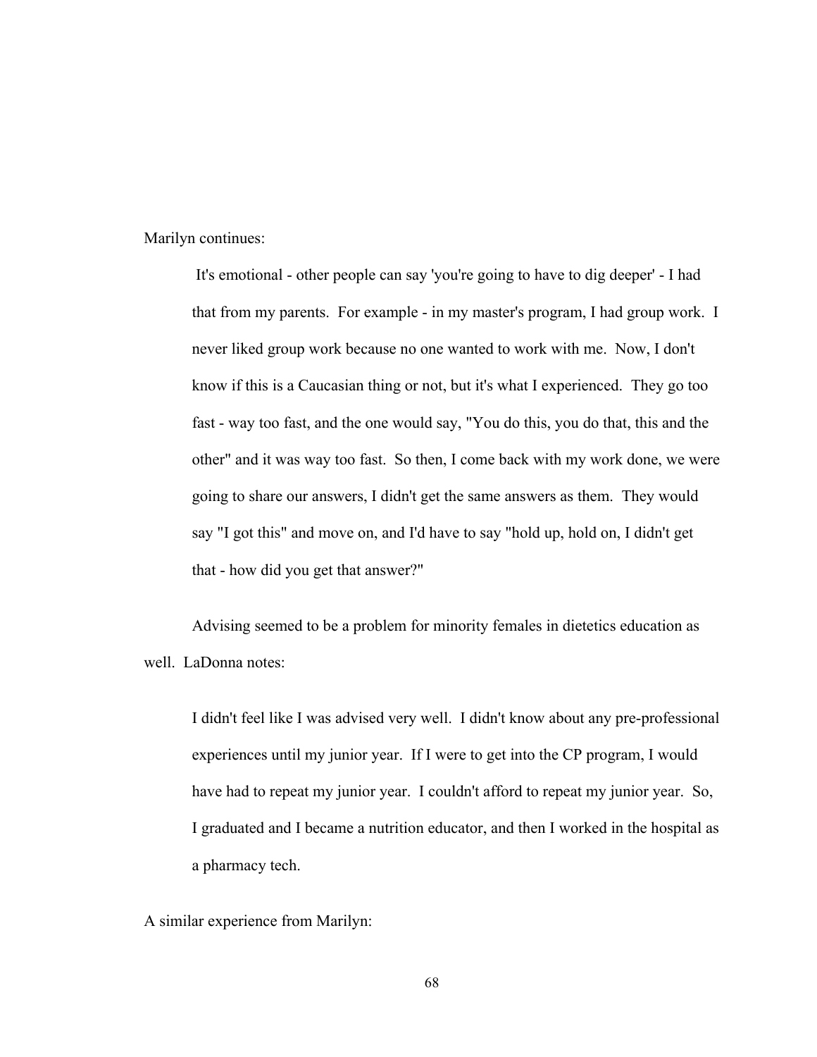Marilyn continues:

> It's emotional - other people can say 'you're going to have to dig deeper' - I had that from my parents. For example - in my master's program, I had group work. I never liked group work because no one wanted to work with me. Now, I don't know if this is a Caucasian thing or not, but it's what I experienced. They go too fast - way too fast, and the one would say, "You do this, you do that, this and the other" and it was way too fast. So then, I come back with my work done, we were going to share our answers, I didn't get the same answers as them. They would say "I got this" and move on, and I'd have to say "hold up, hold on, I didn't get that - how did you get that answer?"

Advising seemed to be a problem for minority females in dietetics education as well. LaDonna notes:

> I didn't feel like I was advised very well. I didn't know about any pre-professional experiences until my junior year. If I were to get into the CP program, I would have had to repeat my junior year. I couldn't afford to repeat my junior year. So, I graduated and I became a nutrition educator, and then I worked in the hospital as a pharmacy tech.

A similar experience from Marilyn: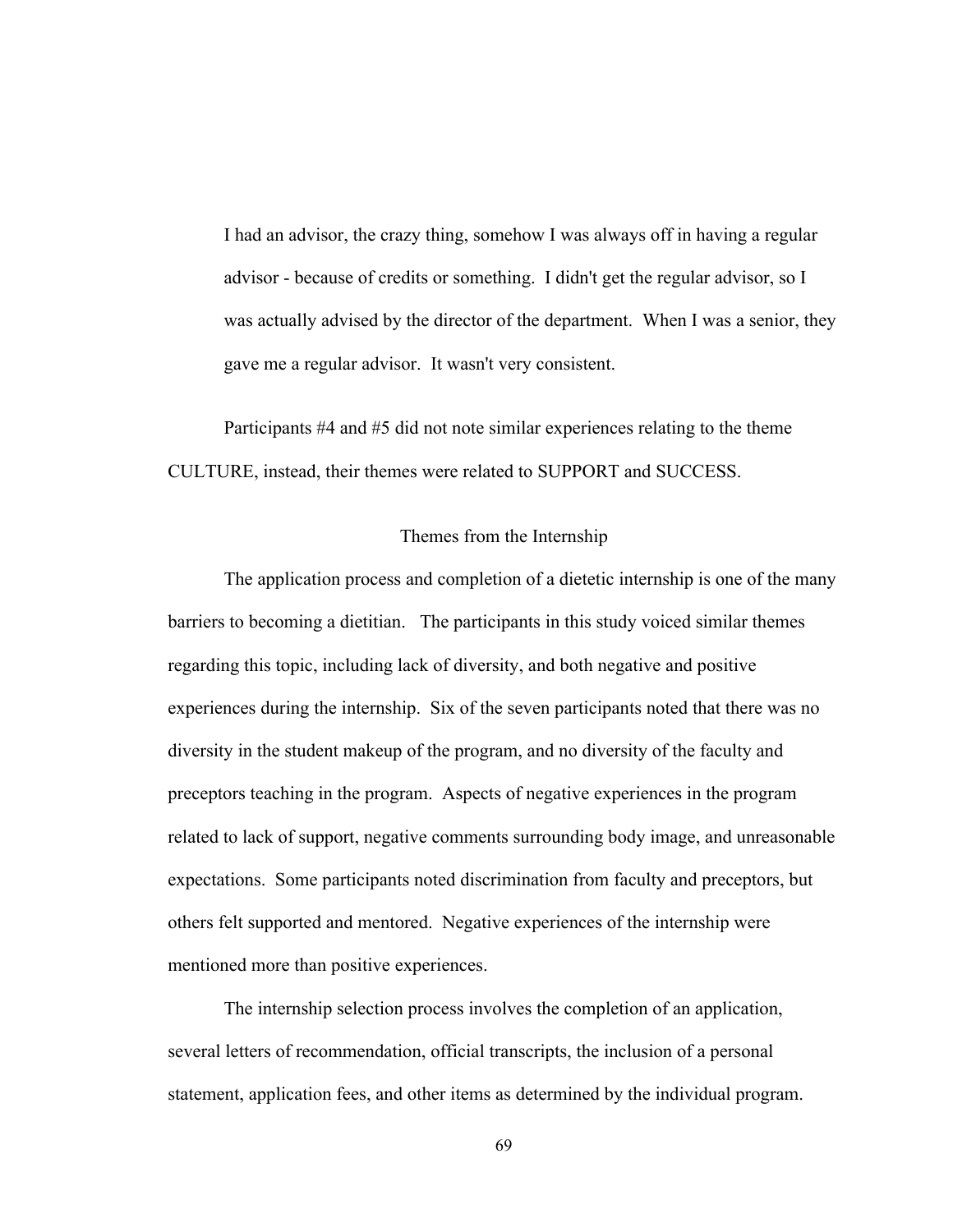> I had an advisor, the crazy thing, somehow I was always off in having a regular advisor - because of credits or something. I didn't get the regular advisor, so I was actually advised by the director of the department. When I was a senior, they gave me a regular advisor. It wasn't very consistent.

Participants #4 and #5 did not note similar experiences relating to the theme CULTURE, instead, their themes were related to SUPPORT and SUCCESS.

### Themes from the Internship

The application process and completion of a dietetic internship is one of the many barriers to becoming a dietitian. The participants in this study voiced similar themes regarding this topic, including lack of diversity, and both negative and positive experiences during the internship. Six of the seven participants noted that there was no diversity in the student makeup of the program, and no diversity of the faculty and preceptors teaching in the program. Aspects of negative experiences in the program related to lack of support, negative comments surrounding body image, and unreasonable expectations. Some participants noted discrimination from faculty and preceptors, but others felt supported and mentored. Negative experiences of the internship were mentioned more than positive experiences.

The internship selection process involves the completion of an application, several letters of recommendation, official transcripts, the inclusion of a personal statement, application fees, and other items as determined by the individual program.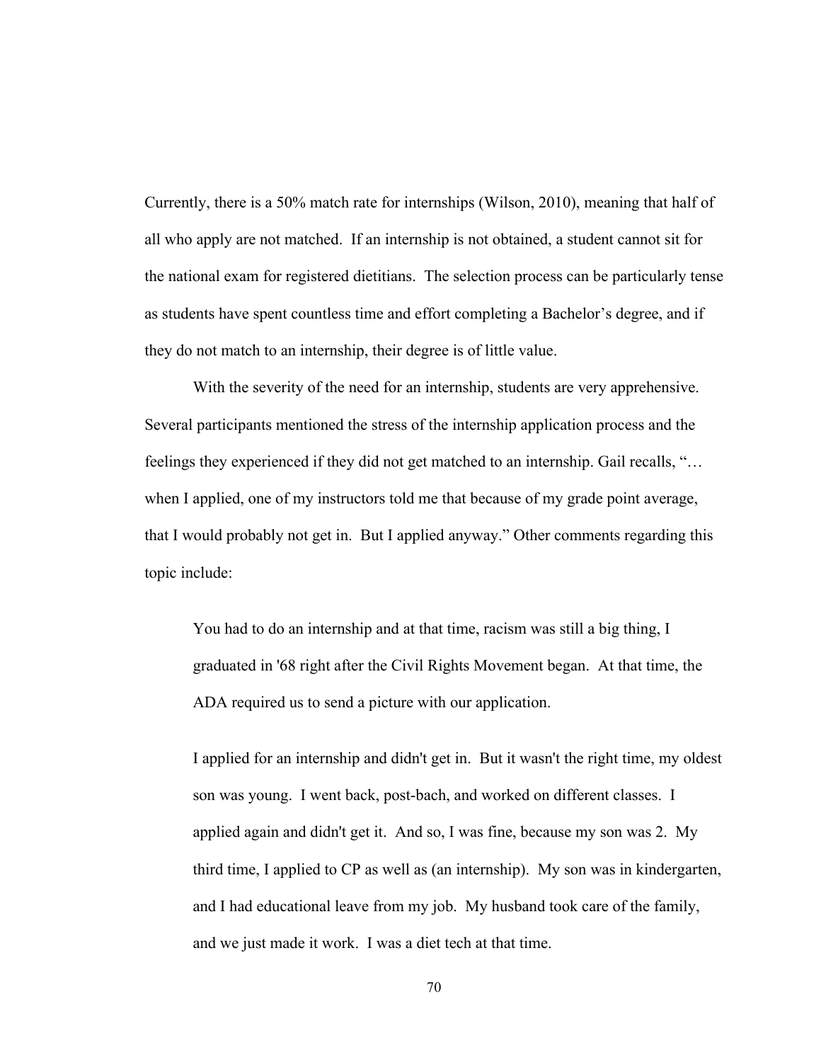Currently, there is a 50% match rate for internships (Wilson, 2010), meaning that half of all who apply are not matched. If an internship is not obtained, a student cannot sit for the national exam for registered dietitians. The selection process can be particularly tense as students have spent countless time and effort completing a Bachelor's degree, and if they do not match to an internship, their degree is of little value.

With the severity of the need for an internship, students are very apprehensive. Several participants mentioned the stress of the internship application process and the feelings they experienced if they did not get matched to an internship. Gail recalls, "… when I applied, one of my instructors told me that because of my grade point average, that I would probably not get in. But I applied anyway." Other comments regarding this topic include:

> You had to do an internship and at that time, racism was still a big thing, I graduated in '68 right after the Civil Rights Movement began. At that time, the ADA required us to send a picture with our application.

> I applied for an internship and didn't get in. But it wasn't the right time, my oldest son was young. I went back, post-bach, and worked on different classes. I applied again and didn't get it. And so, I was fine, because my son was 2. My third time, I applied to CP as well as (an internship). My son was in kindergarten, and I had educational leave from my job. My husband took care of the family, and we just made it work. I was a diet tech at that time.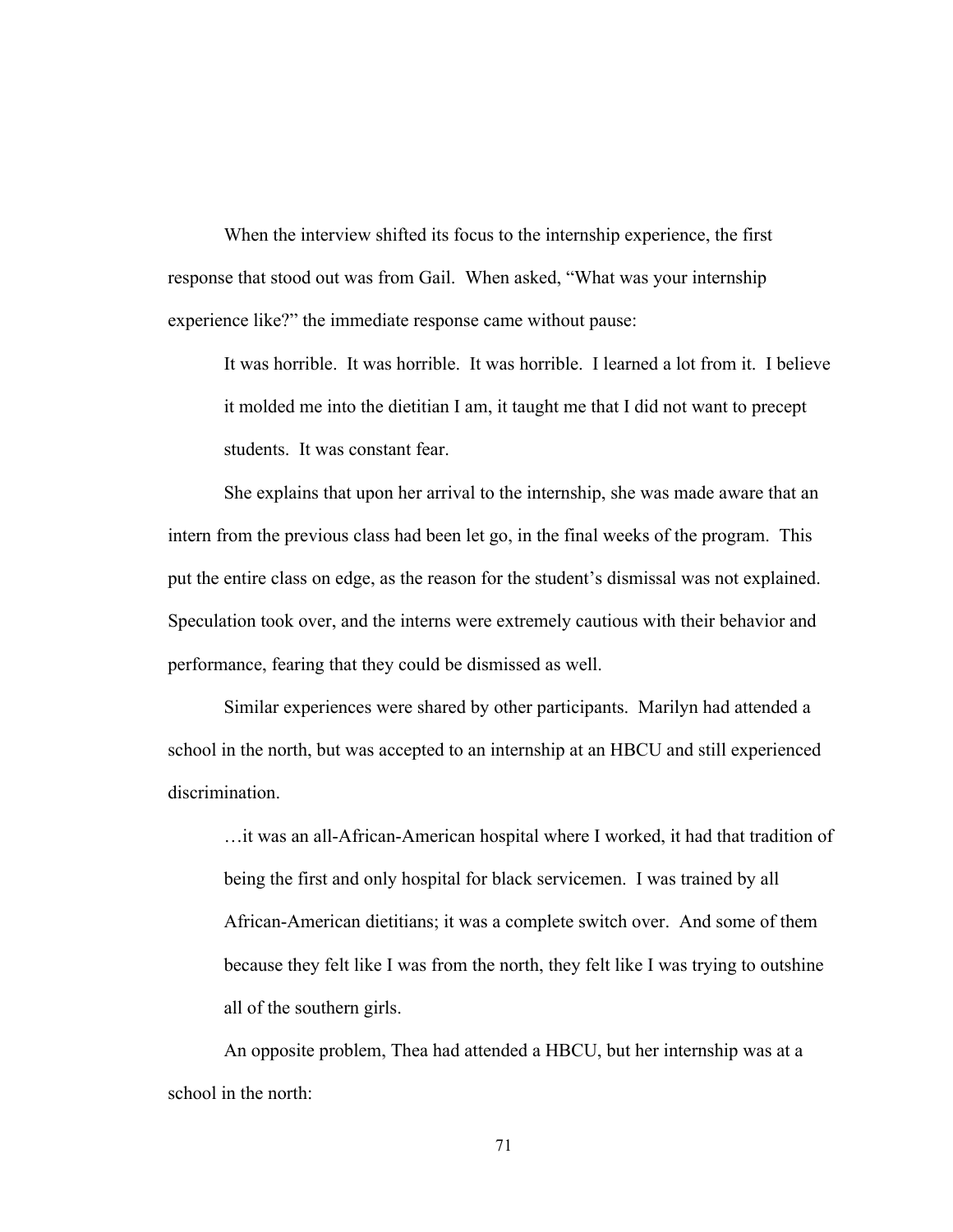When the interview shifted its focus to the internship experience, the first response that stood out was from Gail. When asked, "What was your internship experience like?" the immediate response came without pause:

> It was horrible. It was horrible. It was horrible. I learned a lot from it. I believe it molded me into the dietitian I am, it taught me that I did not want to precept students. It was constant fear.

She explains that upon her arrival to the internship, she was made aware that an intern from the previous class had been let go, in the final weeks of the program. This put the entire class on edge, as the reason for the student's dismissal was not explained. Speculation took over, and the interns were extremely cautious with their behavior and performance, fearing that they could be dismissed as well.

Similar experiences were shared by other participants. Marilyn had attended a school in the north, but was accepted to an internship at an HBCU and still experienced discrimination.

> …it was an all-African-American hospital where I worked, it had that tradition of being the first and only hospital for black servicemen. I was trained by all African-American dietitians; it was a complete switch over. And some of them because they felt like I was from the north, they felt like I was trying to outshine all of the southern girls.

An opposite problem, Thea had attended a HBCU, but her internship was at a school in the north: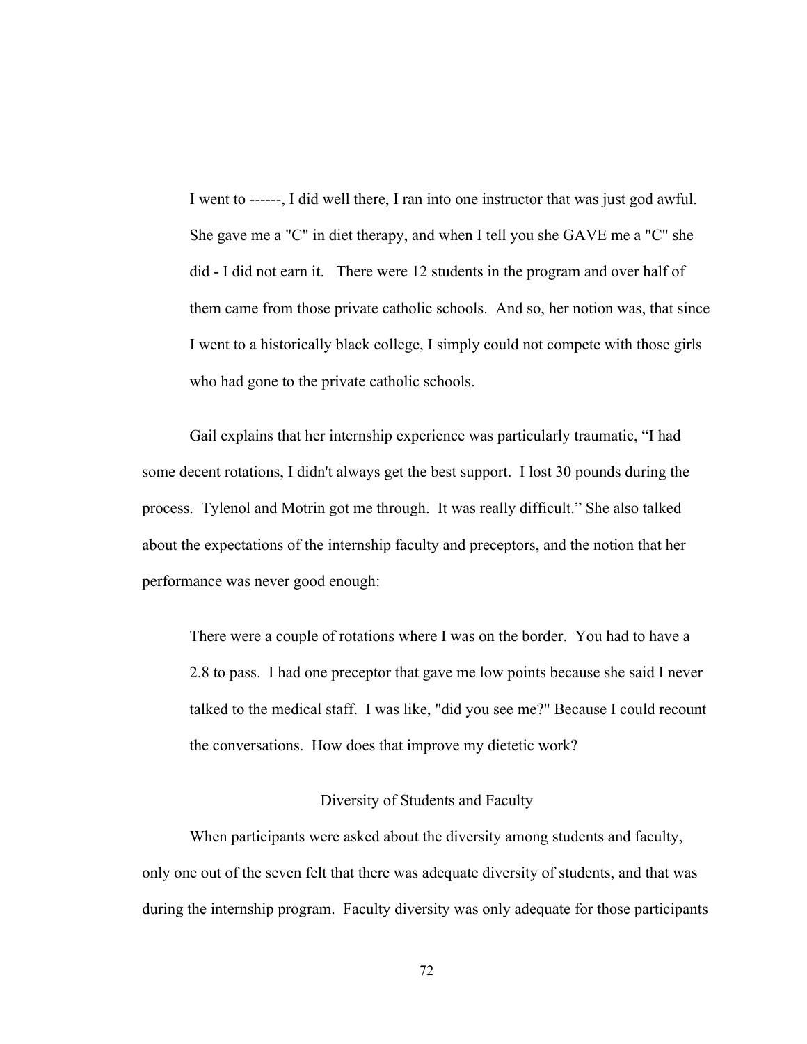> I went to ------, I did well there, I ran into one instructor that was just god awful. She gave me a "C" in diet therapy, and when I tell you she GAVE me a "C" she did - I did not earn it. There were 12 students in the program and over half of them came from those private catholic schools. And so, her notion was, that since I went to a historically black college, I simply could not compete with those girls who had gone to the private catholic schools.

Gail explains that her internship experience was particularly traumatic, "I had some decent rotations, I didn't always get the best support. I lost 30 pounds during the process. Tylenol and Motrin got me through. It was really difficult." She also talked about the expectations of the internship faculty and preceptors, and the notion that her performance was never good enough:

> There were a couple of rotations where I was on the border. You had to have a 2.8 to pass. I had one preceptor that gave me low points because she said I never talked to the medical staff. I was like, "did you see me?" Because I could recount the conversations. How does that improve my dietetic work?

## Diversity of Students and Faculty

When participants were asked about the diversity among students and faculty, only one out of the seven felt that there was adequate diversity of students, and that was during the internship program. Faculty diversity was only adequate for those participants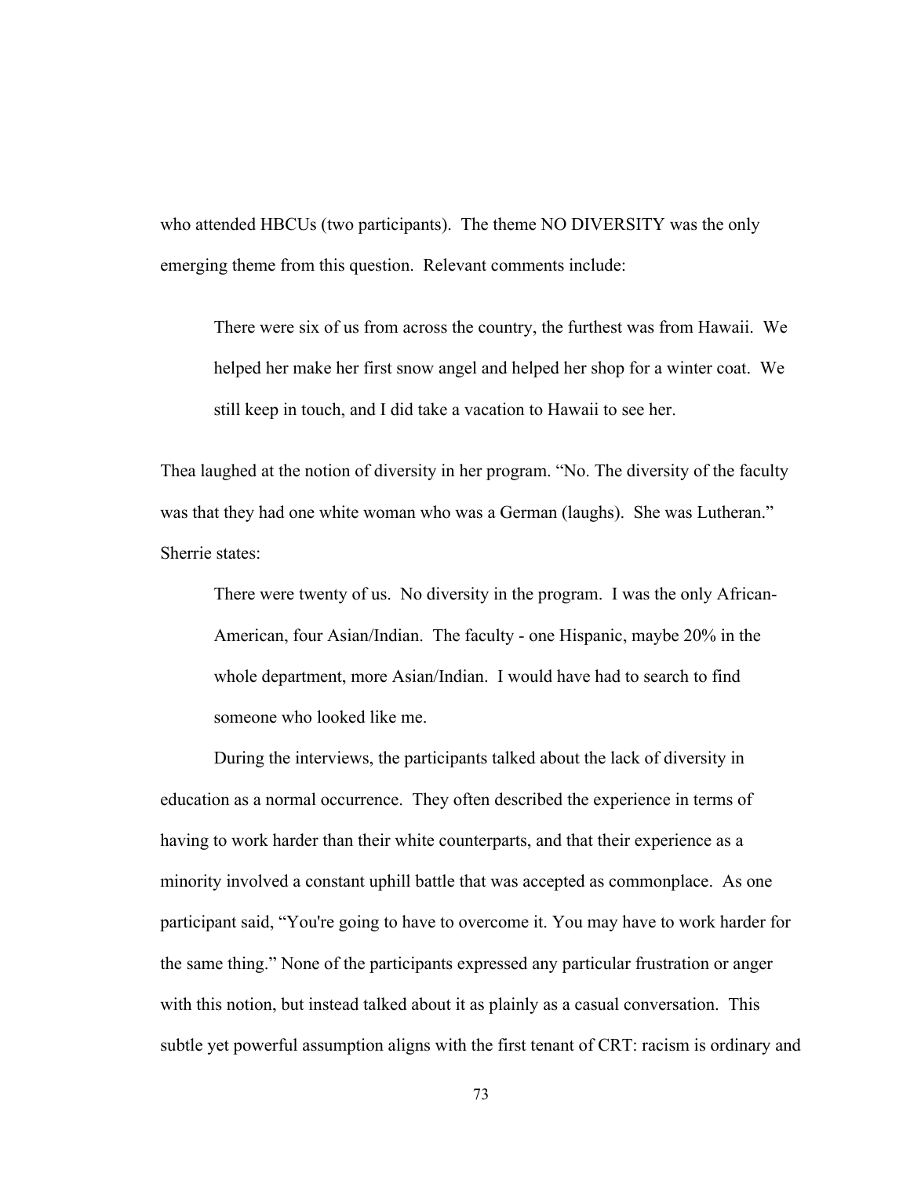who attended HBCUs (two participants). The theme NO DIVERSITY was the only emerging theme from this question. Relevant comments include:

> There were six of us from across the country, the furthest was from Hawaii. We helped her make her first snow angel and helped her shop for a winter coat. We still keep in touch, and I did take a vacation to Hawaii to see her.

Thea laughed at the notion of diversity in her program. "No. The diversity of the faculty was that they had one white woman who was a German (laughs). She was Lutheran." Sherrie states:

> There were twenty of us. No diversity in the program. I was the only African-American, four Asian/Indian. The faculty - one Hispanic, maybe 20% in the whole department, more Asian/Indian. I would have had to search to find someone who looked like me.

During the interviews, the participants talked about the lack of diversity in education as a normal occurrence. They often described the experience in terms of having to work harder than their white counterparts, and that their experience as a minority involved a constant uphill battle that was accepted as commonplace. As one participant said, "You're going to have to overcome it. You may have to work harder for the same thing." None of the participants expressed any particular frustration or anger with this notion, but instead talked about it as plainly as a casual conversation. This subtle yet powerful assumption aligns with the first tenant of CRT: racism is ordinary and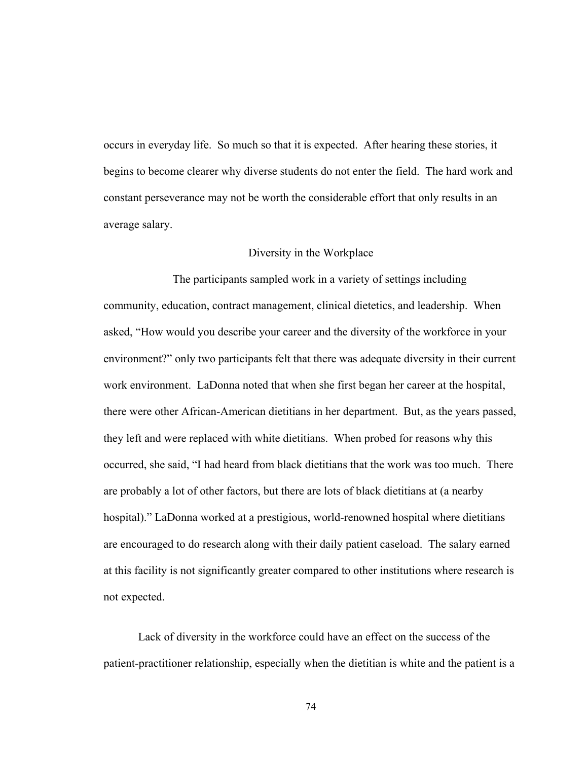occurs in everyday life. So much so that it is expected. After hearing these stories, it begins to become clearer why diverse students do not enter the field. The hard work and constant perseverance may not be worth the considerable effort that only results in an average salary.

## Diversity in the Workplace

The participants sampled work in a variety of settings including community, education, contract management, clinical dietetics, and leadership. When asked, "How would you describe your career and the diversity of the workforce in your environment?" only two participants felt that there was adequate diversity in their current work environment. LaDonna noted that when she first began her career at the hospital, there were other African-American dietitians in her department. But, as the years passed, they left and were replaced with white dietitians. When probed for reasons why this occurred, she said, "I had heard from black dietitians that the work was too much. There are probably a lot of other factors, but there are lots of black dietitians at (a nearby hospital)." LaDonna worked at a prestigious, world-renowned hospital where dietitians are encouraged to do research along with their daily patient caseload. The salary earned at this facility is not significantly greater compared to other institutions where research is not expected.

Lack of diversity in the workforce could have an effect on the success of the patient-practitioner relationship, especially when the dietitian is white and the patient is a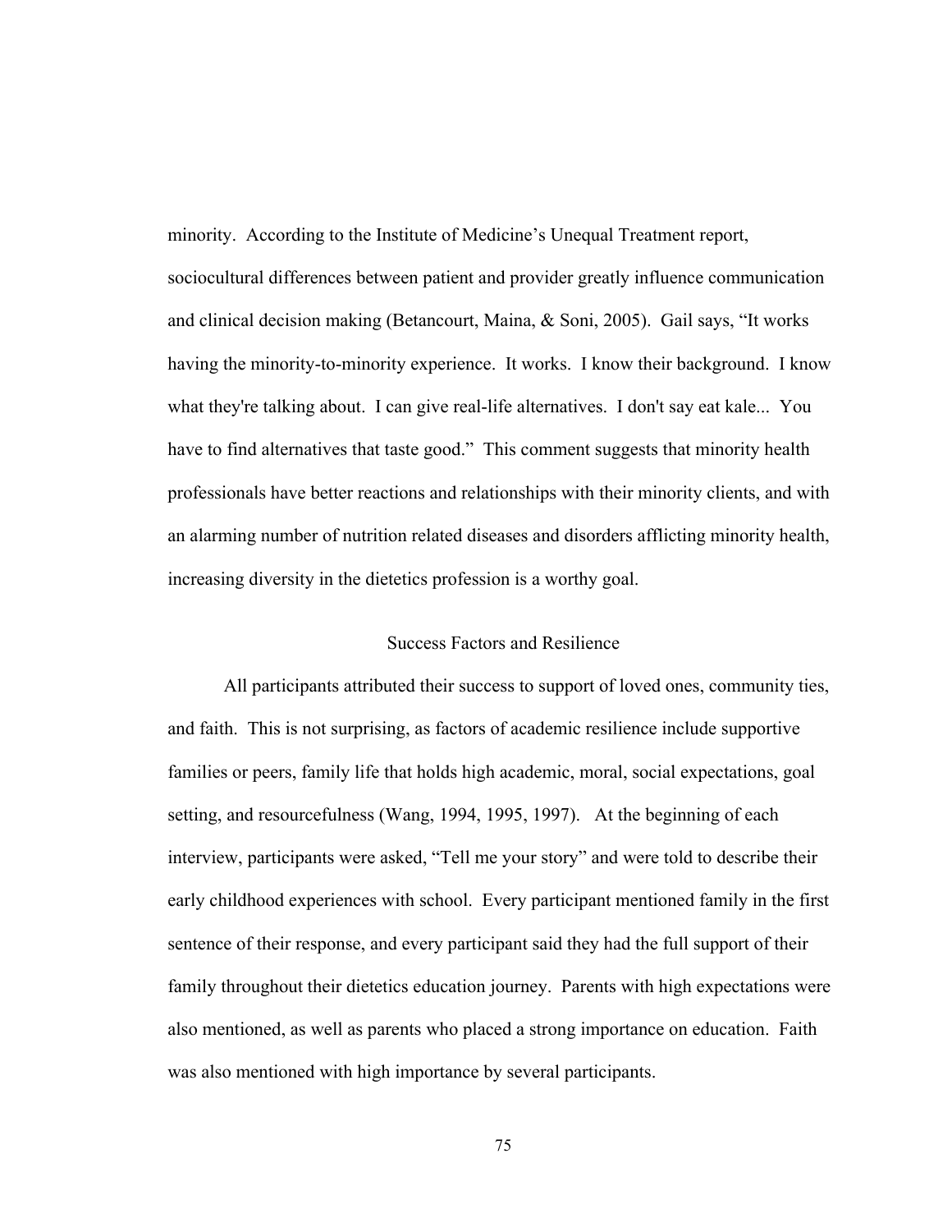minority. According to the Institute of Medicine's Unequal Treatment report, sociocultural differences between patient and provider greatly influence communication and clinical decision making (Betancourt, Maina, & Soni, 2005). Gail says, "It works having the minority-to-minority experience. It works. I know their background. I know what they're talking about. I can give real-life alternatives. I don't say eat kale... You have to find alternatives that taste good." This comment suggests that minority health professionals have better reactions and relationships with their minority clients, and with an alarming number of nutrition related diseases and disorders afflicting minority health, increasing diversity in the dietetics profession is a worthy goal.

## Success Factors and Resilience

All participants attributed their success to support of loved ones, community ties, and faith. This is not surprising, as factors of academic resilience include supportive families or peers, family life that holds high academic, moral, social expectations, goal setting, and resourcefulness (Wang, 1994, 1995, 1997). At the beginning of each interview, participants were asked, "Tell me your story" and were told to describe their early childhood experiences with school. Every participant mentioned family in the first sentence of their response, and every participant said they had the full support of their family throughout their dietetics education journey. Parents with high expectations were also mentioned, as well as parents who placed a strong importance on education. Faith was also mentioned with high importance by several participants.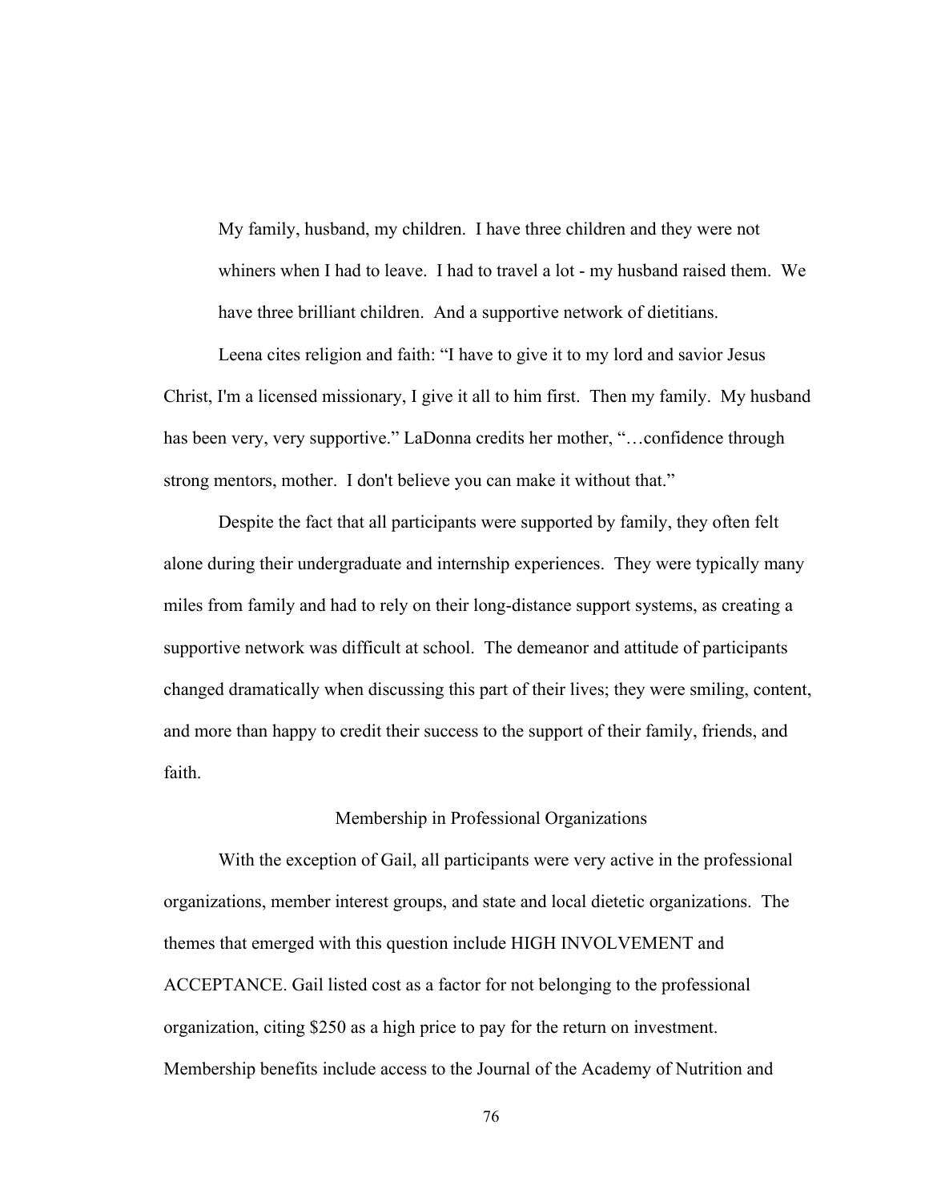> My family, husband, my children. I have three children and they were not whiners when I had to leave. I had to travel a lot - my husband raised them. We have three brilliant children. And a supportive network of dietitians.

Leena cites religion and faith: "I have to give it to my lord and savior Jesus Christ, I'm a licensed missionary, I give it all to him first. Then my family. My husband has been very, very supportive." LaDonna credits her mother, "…confidence through strong mentors, mother. I don't believe you can make it without that."

Despite the fact that all participants were supported by family, they often felt alone during their undergraduate and internship experiences. They were typically many miles from family and had to rely on their long-distance support systems, as creating a supportive network was difficult at school. The demeanor and attitude of participants changed dramatically when discussing this part of their lives; they were smiling, content, and more than happy to credit their success to the support of their family, friends, and faith.

### Membership in Professional Organizations

With the exception of Gail, all participants were very active in the professional organizations, member interest groups, and state and local dietetic organizations. The themes that emerged with this question include HIGH INVOLVEMENT and ACCEPTANCE. Gail listed cost as a factor for not belonging to the professional organization, citing $250 as a high price to pay for the return on investment. Membership benefits include access to the Journal of the Academy of Nutrition and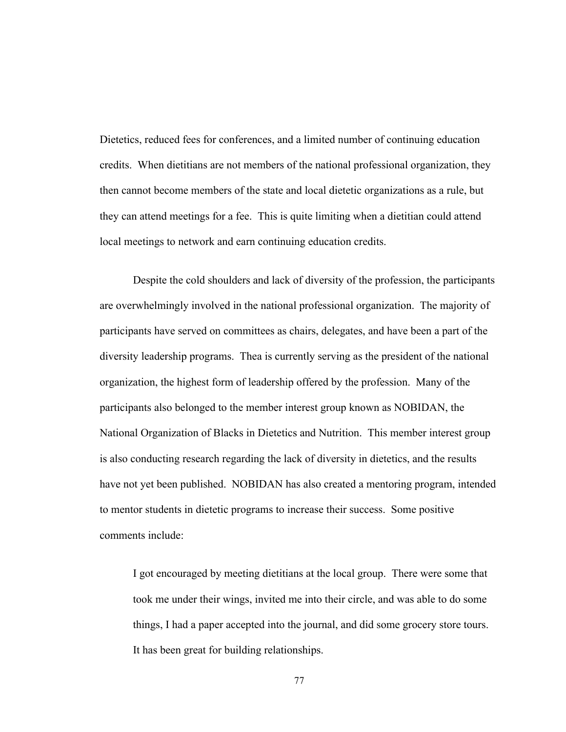Dietetics, reduced fees for conferences, and a limited number of continuing education credits. When dietitians are not members of the national professional organization, they then cannot become members of the state and local dietetic organizations as a rule, but they can attend meetings for a fee. This is quite limiting when a dietitian could attend local meetings to network and earn continuing education credits.

Despite the cold shoulders and lack of diversity of the profession, the participants are overwhelmingly involved in the national professional organization. The majority of participants have served on committees as chairs, delegates, and have been a part of the diversity leadership programs. Thea is currently serving as the president of the national organization, the highest form of leadership offered by the profession. Many of the participants also belonged to the member interest group known as NOBIDAN, the National Organization of Blacks in Dietetics and Nutrition. This member interest group is also conducting research regarding the lack of diversity in dietetics, and the results have not yet been published. NOBIDAN has also created a mentoring program, intended to mentor students in dietetic programs to increase their success. Some positive comments include:

> I got encouraged by meeting dietitians at the local group. There were some that took me under their wings, invited me into their circle, and was able to do some things, I had a paper accepted into the journal, and did some grocery store tours. It has been great for building relationships.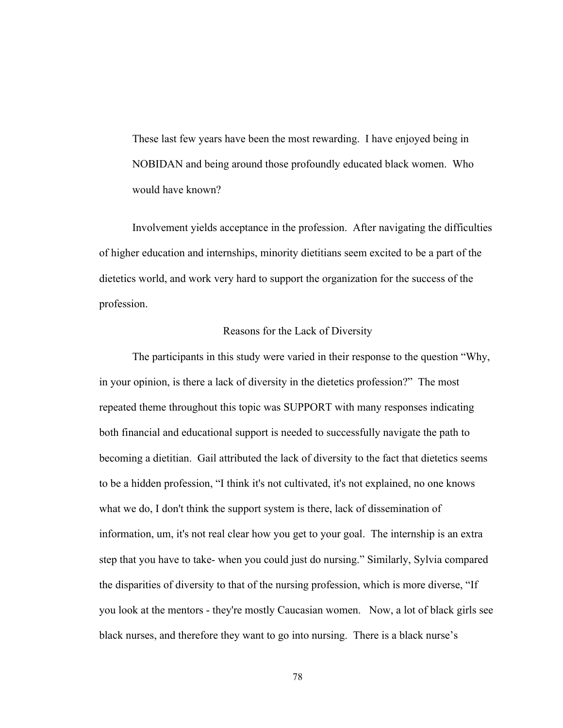> These last few years have been the most rewarding. I have enjoyed being in NOBIDAN and being around those profoundly educated black women. Who would have known?

Involvement yields acceptance in the profession. After navigating the difficulties of higher education and internships, minority dietitians seem excited to be a part of the dietetics world, and work very hard to support the organization for the success of the profession.

## Reasons for the Lack of Diversity

The participants in this study were varied in their response to the question "Why, in your opinion, is there a lack of diversity in the dietetics profession?" The most repeated theme throughout this topic was SUPPORT with many responses indicating both financial and educational support is needed to successfully navigate the path to becoming a dietitian. Gail attributed the lack of diversity to the fact that dietetics seems to be a hidden profession, "I think it's not cultivated, it's not explained, no one knows what we do, I don't think the support system is there, lack of dissemination of information, um, it's not real clear how you get to your goal. The internship is an extra step that you have to take- when you could just do nursing." Similarly, Sylvia compared the disparities of diversity to that of the nursing profession, which is more diverse, "If you look at the mentors - they're mostly Caucasian women. Now, a lot of black girls see black nurses, and therefore they want to go into nursing. There is a black nurse's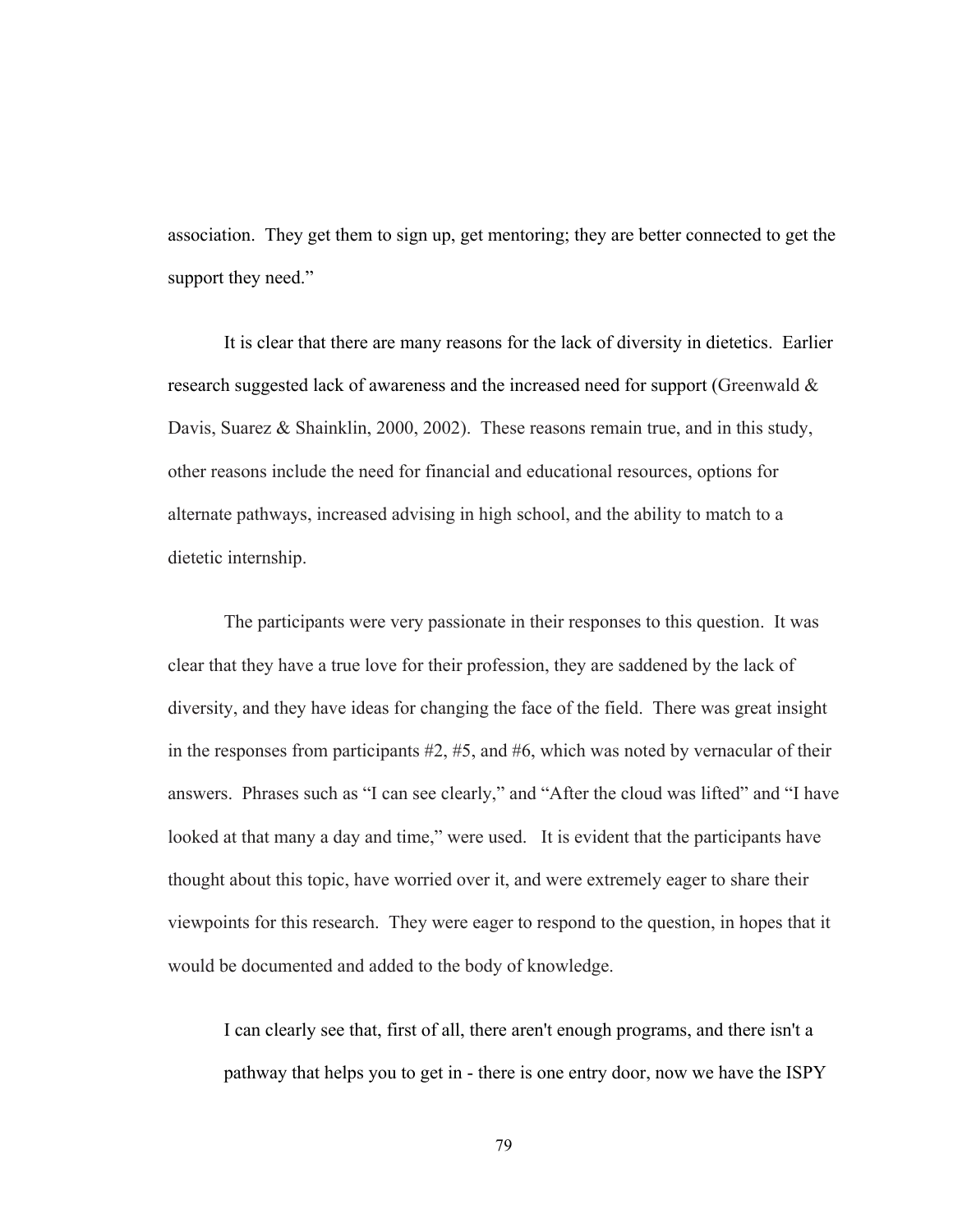association. They get them to sign up, get mentoring; they are better connected to get the support they need."

It is clear that there are many reasons for the lack of diversity in dietetics. Earlier research suggested lack of awareness and the increased need for support (Greenwald & Davis, Suarez & Shainklin, 2000, 2002). These reasons remain true, and in this study, other reasons include the need for financial and educational resources, options for alternate pathways, increased advising in high school, and the ability to match to a dietetic internship.

The participants were very passionate in their responses to this question. It was clear that they have a true love for their profession, they are saddened by the lack of diversity, and they have ideas for changing the face of the field. There was great insight in the responses from participants #2, #5, and #6, which was noted by vernacular of their answers. Phrases such as "I can see clearly," and "After the cloud was lifted" and "I have looked at that many a day and time," were used. It is evident that the participants have thought about this topic, have worried over it, and were extremely eager to share their viewpoints for this research. They were eager to respond to the question, in hopes that it would be documented and added to the body of knowledge.

> I can clearly see that, first of all, there aren't enough programs, and there isn't a pathway that helps you to get in - there is one entry door, now we have the ISPY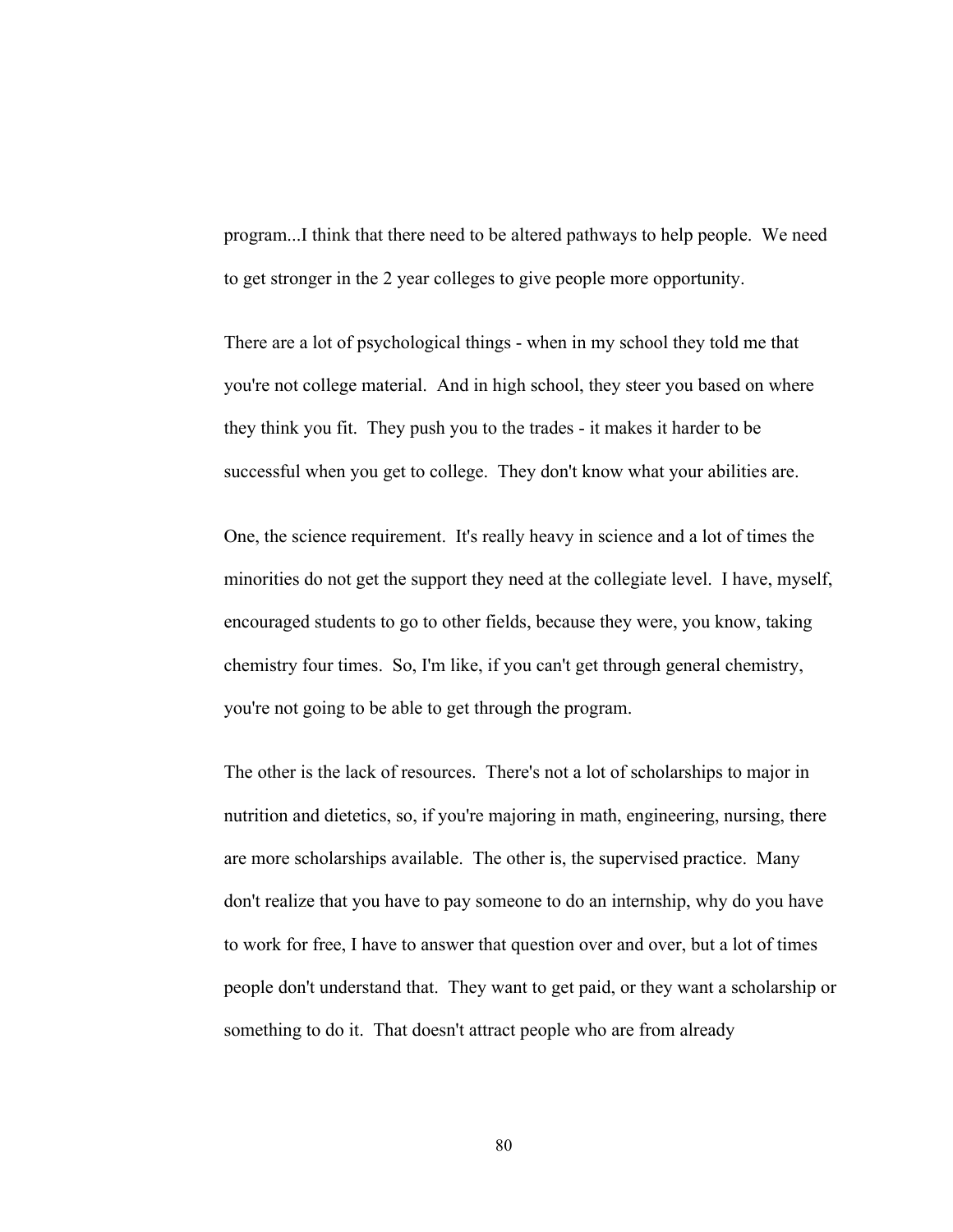program...I think that there need to be altered pathways to help people. We need to get stronger in the 2 year colleges to give people more opportunity.

There are a lot of psychological things - when in my school they told me that you're not college material. And in high school, they steer you based on where they think you fit. They push you to the trades - it makes it harder to be successful when you get to college. They don't know what your abilities are.

One, the science requirement. It's really heavy in science and a lot of times the minorities do not get the support they need at the collegiate level. I have, myself, encouraged students to go to other fields, because they were, you know, taking chemistry four times. So, I'm like, if you can't get through general chemistry, you're not going to be able to get through the program.

The other is the lack of resources. There's not a lot of scholarships to major in nutrition and dietetics, so, if you're majoring in math, engineering, nursing, there are more scholarships available. The other is, the supervised practice. Many don't realize that you have to pay someone to do an internship, why do you have to work for free, I have to answer that question over and over, but a lot of times people don't understand that. They want to get paid, or they want a scholarship or something to do it. That doesn't attract people who are from already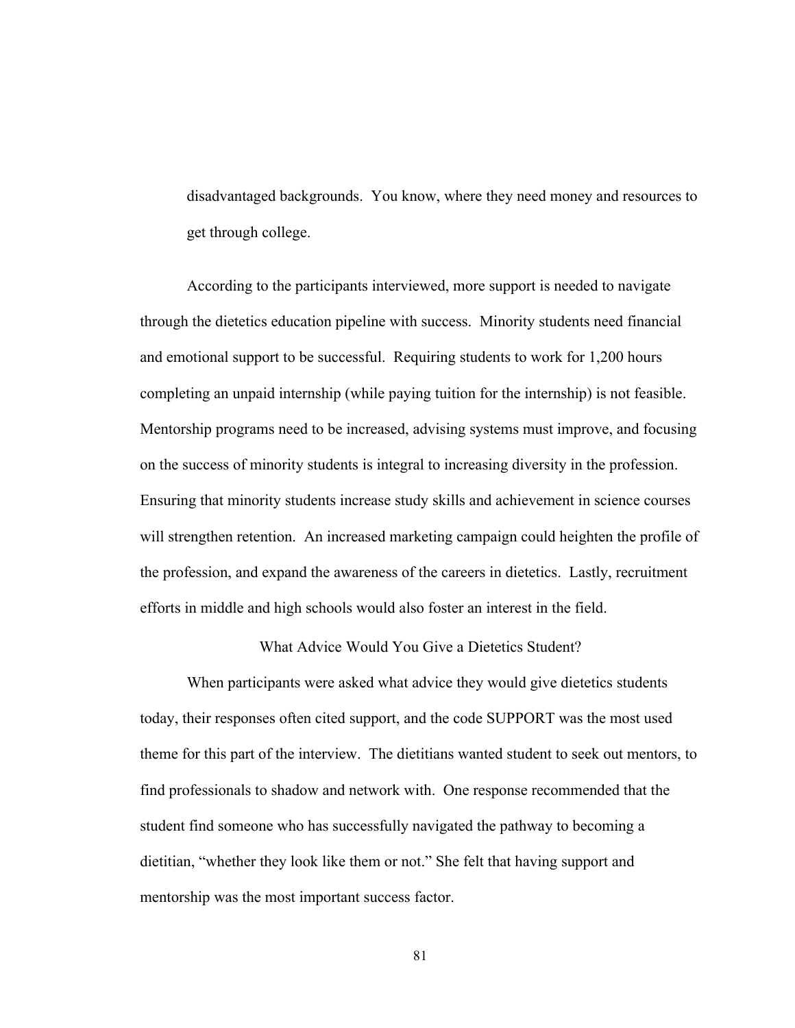disadvantaged backgrounds. You know, where they need money and resources to get through college.

According to the participants interviewed, more support is needed to navigate through the dietetics education pipeline with success. Minority students need financial and emotional support to be successful. Requiring students to work for 1,200 hours completing an unpaid internship (while paying tuition for the internship) is not feasible. Mentorship programs need to be increased, advising systems must improve, and focusing on the success of minority students is integral to increasing diversity in the profession. Ensuring that minority students increase study skills and achievement in science courses will strengthen retention. An increased marketing campaign could heighten the profile of the profession, and expand the awareness of the careers in dietetics. Lastly, recruitment efforts in middle and high schools would also foster an interest in the field.

## What Advice Would You Give a Dietetics Student?

When participants were asked what advice they would give dietetics students today, their responses often cited support, and the code SUPPORT was the most used theme for this part of the interview. The dietitians wanted student to seek out mentors, to find professionals to shadow and network with. One response recommended that the student find someone who has successfully navigated the pathway to becoming a dietitian, "whether they look like them or not." She felt that having support and mentorship was the most important success factor.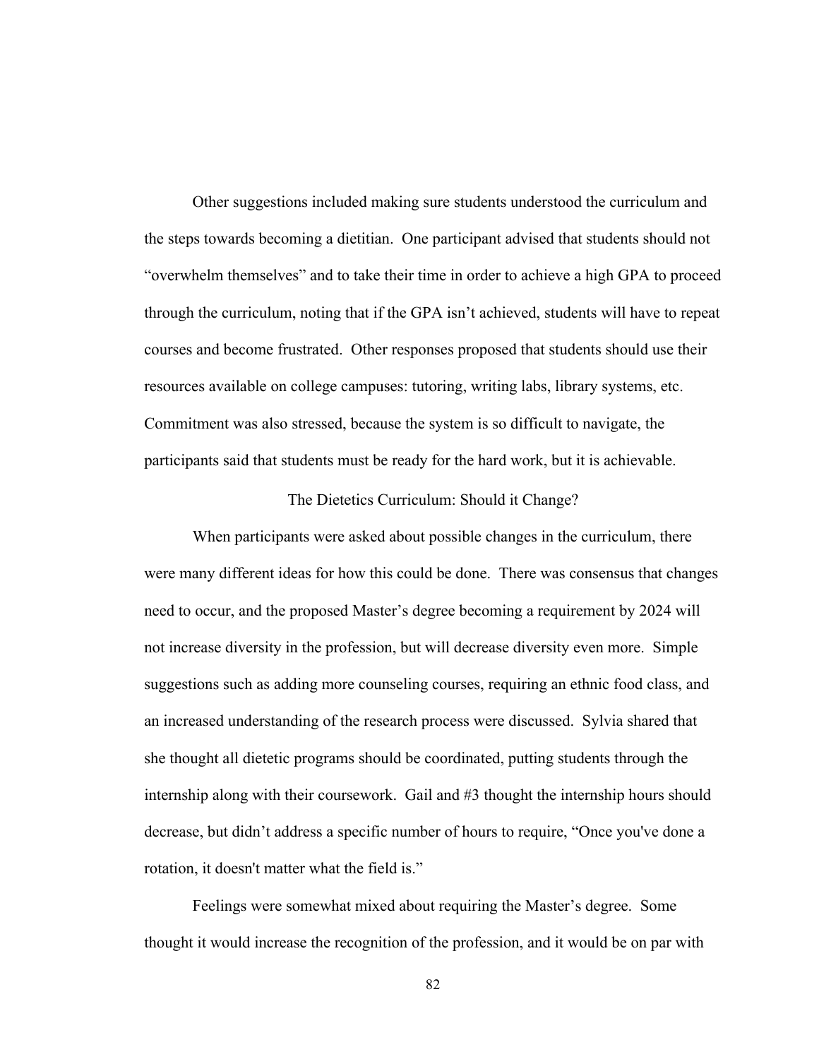Other suggestions included making sure students understood the curriculum and the steps towards becoming a dietitian. One participant advised that students should not "overwhelm themselves" and to take their time in order to achieve a high GPA to proceed through the curriculum, noting that if the GPA isn't achieved, students will have to repeat courses and become frustrated. Other responses proposed that students should use their resources available on college campuses: tutoring, writing labs, library systems, etc. Commitment was also stressed, because the system is so difficult to navigate, the participants said that students must be ready for the hard work, but it is achievable.

## The Dietetics Curriculum: Should it Change?

When participants were asked about possible changes in the curriculum, there were many different ideas for how this could be done. There was consensus that changes need to occur, and the proposed Master's degree becoming a requirement by 2024 will not increase diversity in the profession, but will decrease diversity even more. Simple suggestions such as adding more counseling courses, requiring an ethnic food class, and an increased understanding of the research process were discussed. Sylvia shared that she thought all dietetic programs should be coordinated, putting students through the internship along with their coursework. Gail and #3 thought the internship hours should decrease, but didn't address a specific number of hours to require, "Once you've done a rotation, it doesn't matter what the field is."

Feelings were somewhat mixed about requiring the Master's degree. Some thought it would increase the recognition of the profession, and it would be on par with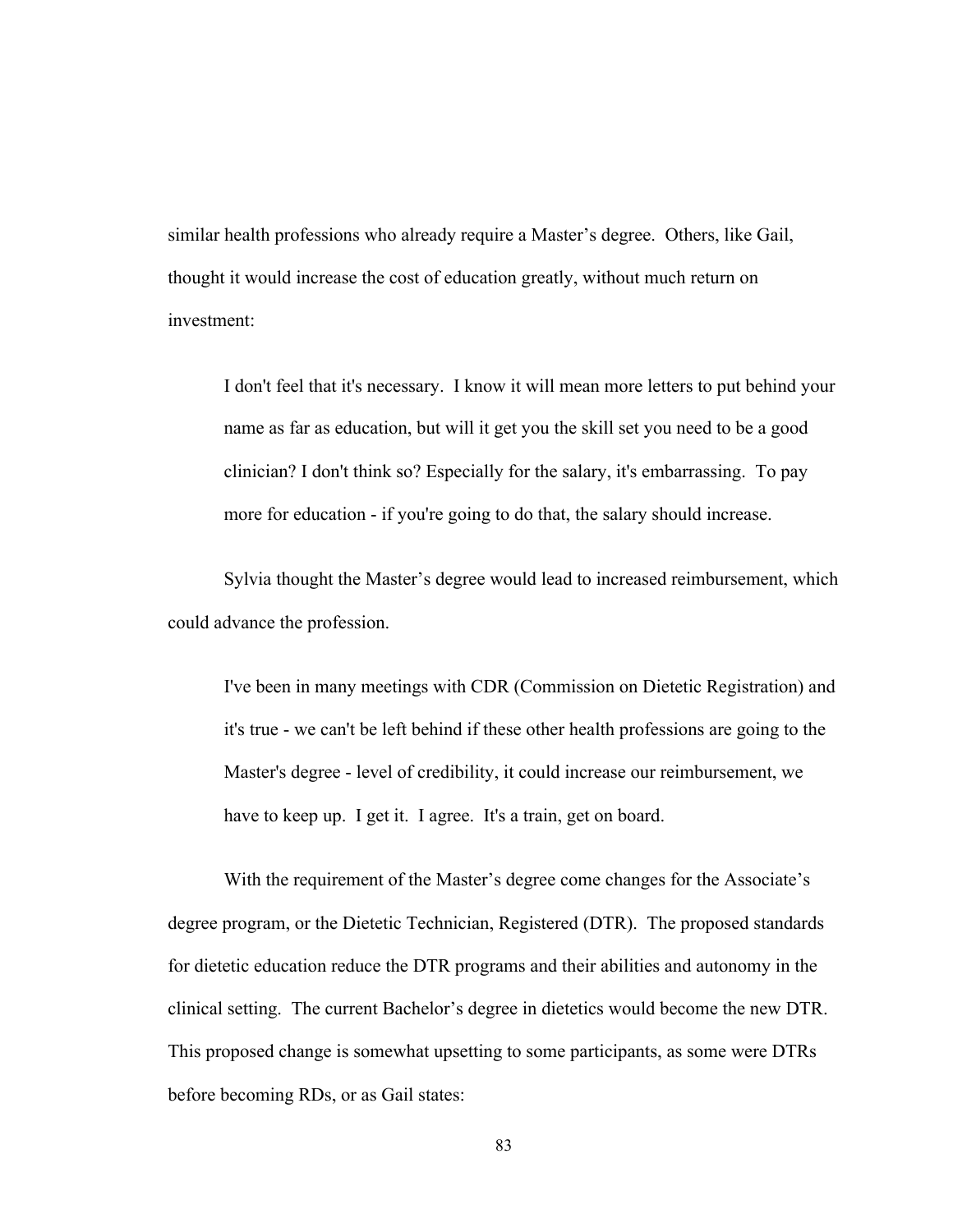similar health professions who already require a Master's degree. Others, like Gail, thought it would increase the cost of education greatly, without much return on investment:

> I don't feel that it's necessary. I know it will mean more letters to put behind your name as far as education, but will it get you the skill set you need to be a good clinician? I don't think so? Especially for the salary, it's embarrassing. To pay more for education - if you're going to do that, the salary should increase.

Sylvia thought the Master's degree would lead to increased reimbursement, which could advance the profession.

> I've been in many meetings with CDR (Commission on Dietetic Registration) and it's true - we can't be left behind if these other health professions are going to the Master's degree - level of credibility, it could increase our reimbursement, we have to keep up. I get it. I agree. It's a train, get on board.

With the requirement of the Master's degree come changes for the Associate's degree program, or the Dietetic Technician, Registered (DTR). The proposed standards for dietetic education reduce the DTR programs and their abilities and autonomy in the clinical setting. The current Bachelor's degree in dietetics would become the new DTR. This proposed change is somewhat upsetting to some participants, as some were DTRs before becoming RDs, or as Gail states: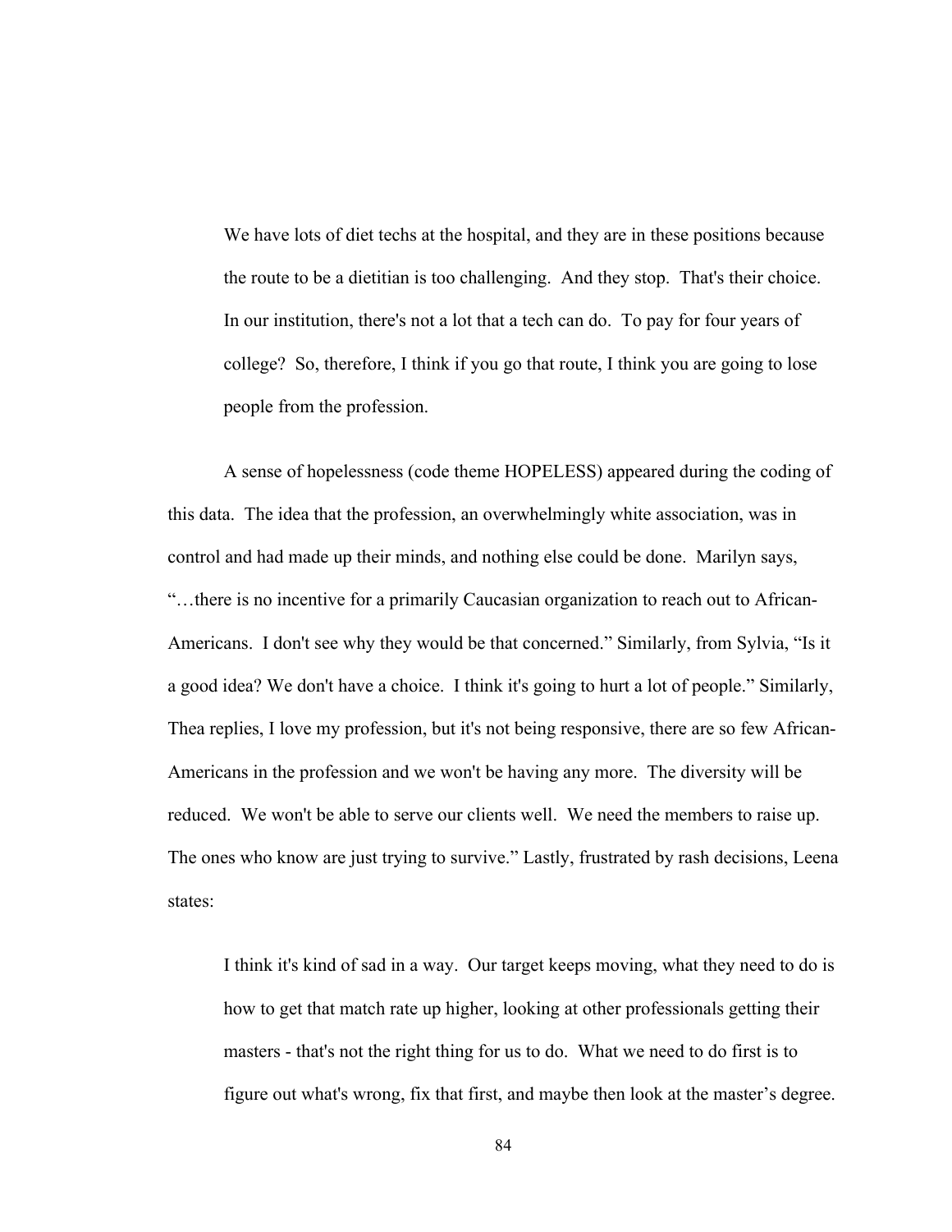> We have lots of diet techs at the hospital, and they are in these positions because the route to be a dietitian is too challenging. And they stop. That's their choice. In our institution, there's not a lot that a tech can do. To pay for four years of college? So, therefore, I think if you go that route, I think you are going to lose people from the profession.

A sense of hopelessness (code theme HOPELESS) appeared during the coding of this data. The idea that the profession, an overwhelmingly white association, was in control and had made up their minds, and nothing else could be done. Marilyn says, "…there is no incentive for a primarily Caucasian organization to reach out to African-Americans. I don't see why they would be that concerned." Similarly, from Sylvia, "Is it a good idea? We don't have a choice. I think it's going to hurt a lot of people." Similarly, Thea replies, I love my profession, but it's not being responsive, there are so few African-Americans in the profession and we won't be having any more. The diversity will be reduced. We won't be able to serve our clients well. We need the members to raise up. The ones who know are just trying to survive." Lastly, frustrated by rash decisions, Leena states:

> I think it's kind of sad in a way. Our target keeps moving, what they need to do is how to get that match rate up higher, looking at other professionals getting their masters - that's not the right thing for us to do. What we need to do first is to figure out what's wrong, fix that first, and maybe then look at the master's degree.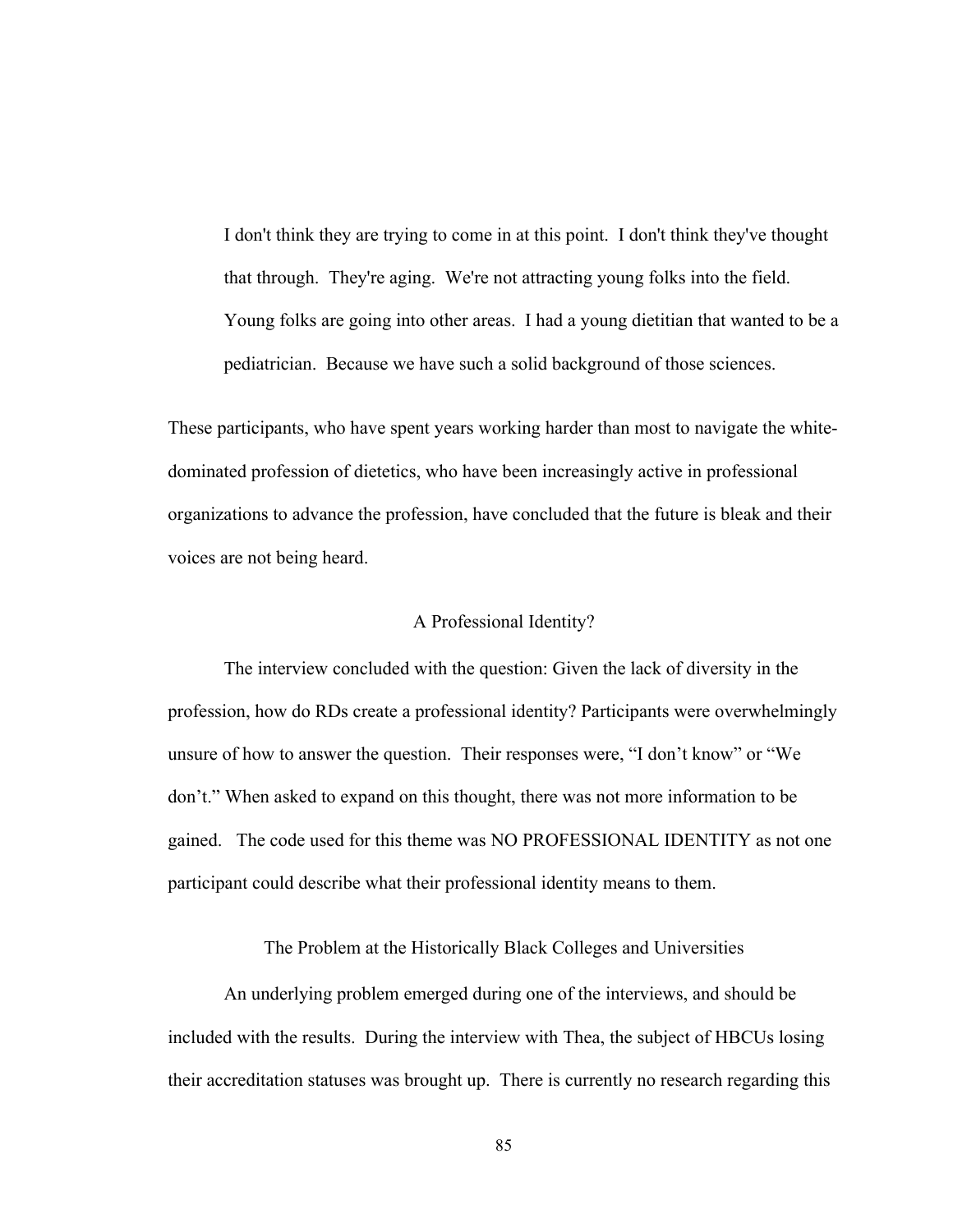> I don't think they are trying to come in at this point. I don't think they've thought that through. They're aging. We're not attracting young folks into the field. Young folks are going into other areas. I had a young dietitian that wanted to be a pediatrician. Because we have such a solid background of those sciences.

These participants, who have spent years working harder than most to navigate the white-dominated profession of dietetics, who have been increasingly active in professional organizations to advance the profession, have concluded that the future is bleak and their voices are not being heard.

### A Professional Identity?

The interview concluded with the question: Given the lack of diversity in the profession, how do RDs create a professional identity? Participants were overwhelmingly unsure of how to answer the question. Their responses were, "I don't know" or "We don't." When asked to expand on this thought, there was not more information to be gained. The code used for this theme was NO PROFESSIONAL IDENTITY as not one participant could describe what their professional identity means to them.

### The Problem at the Historically Black Colleges and Universities

An underlying problem emerged during one of the interviews, and should be included with the results. During the interview with Thea, the subject of HBCUs losing their accreditation statuses was brought up. There is currently no research regarding this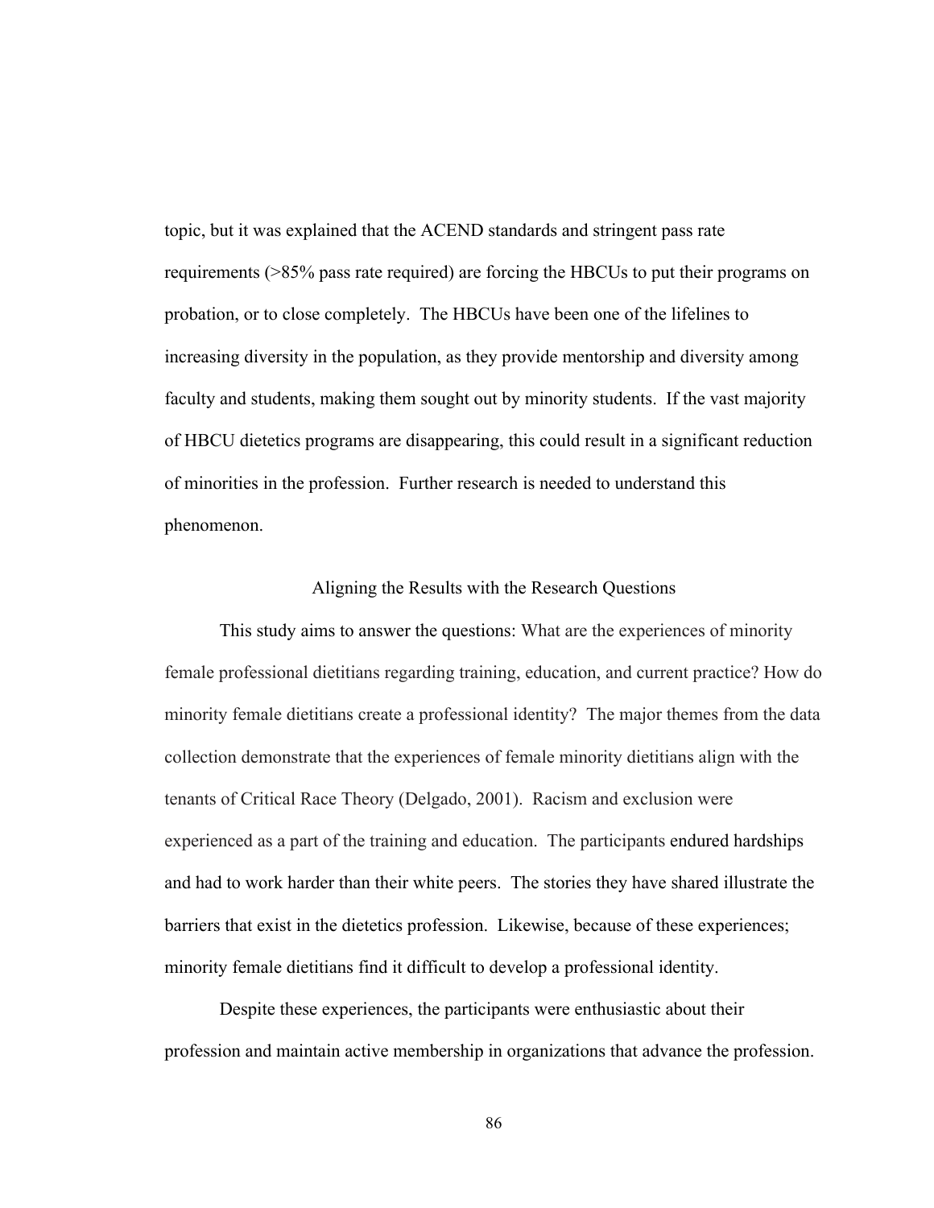topic, but it was explained that the ACEND standards and stringent pass rate requirements (>85% pass rate required) are forcing the HBCUs to put their programs on probation, or to close completely. The HBCUs have been one of the lifelines to increasing diversity in the population, as they provide mentorship and diversity among faculty and students, making them sought out by minority students. If the vast majority of HBCU dietetics programs are disappearing, this could result in a significant reduction of minorities in the profession. Further research is needed to understand this phenomenon.

## Aligning the Results with the Research Questions

This study aims to answer the questions: What are the experiences of minority female professional dietitians regarding training, education, and current practice? How do minority female dietitians create a professional identity? The major themes from the data collection demonstrate that the experiences of female minority dietitians align with the tenants of Critical Race Theory (Delgado, 2001). Racism and exclusion were experienced as a part of the training and education. The participants endured hardships and had to work harder than their white peers. The stories they have shared illustrate the barriers that exist in the dietetics profession. Likewise, because of these experiences; minority female dietitians find it difficult to develop a professional identity.

Despite these experiences, the participants were enthusiastic about their profession and maintain active membership in organizations that advance the profession.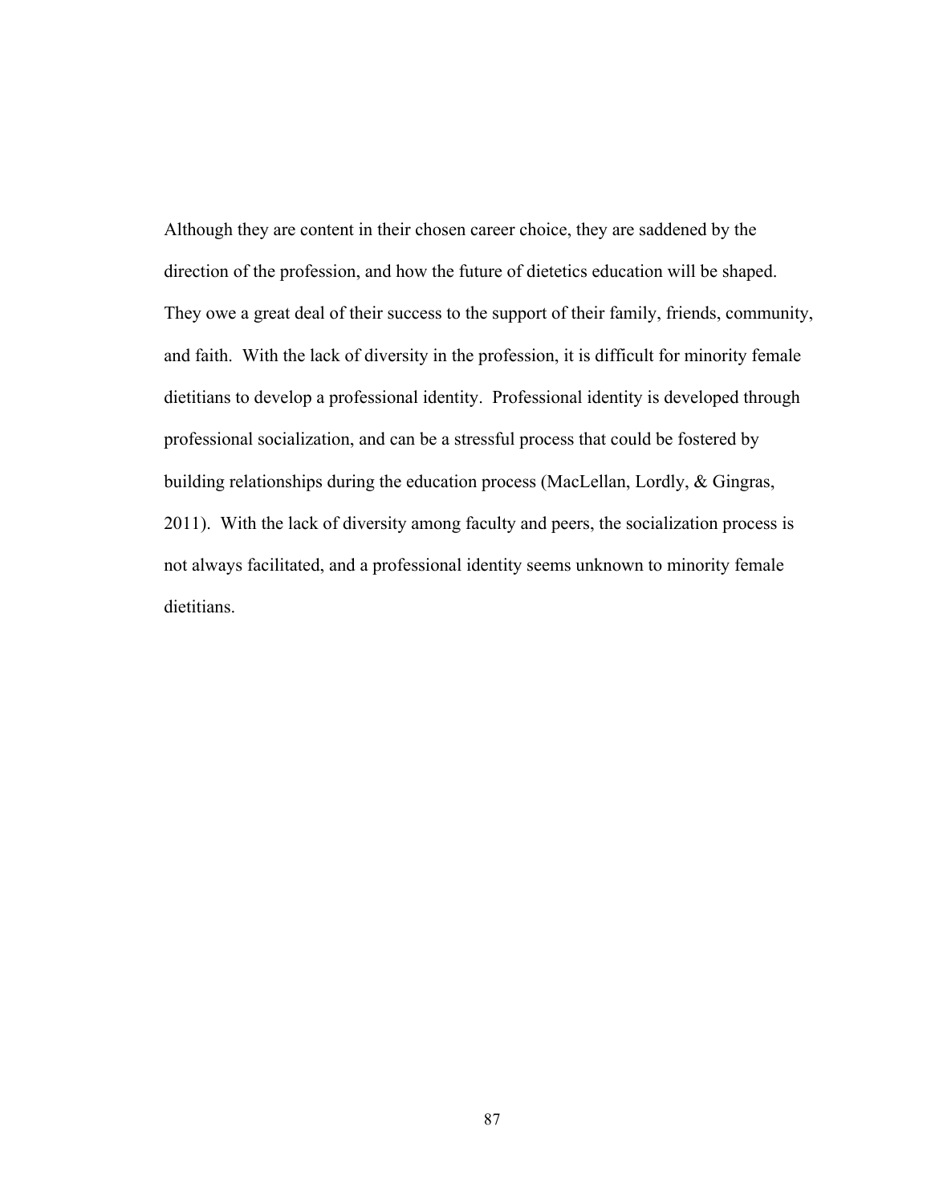Although they are content in their chosen career choice, they are saddened by the direction of the profession, and how the future of dietetics education will be shaped. They owe a great deal of their success to the support of their family, friends, community, and faith. With the lack of diversity in the profession, it is difficult for minority female dietitians to develop a professional identity. Professional identity is developed through professional socialization, and can be a stressful process that could be fostered by building relationships during the education process (MacLellan, Lordly, & Gingras, 2011). With the lack of diversity among faculty and peers, the socialization process is not always facilitated, and a professional identity seems unknown to minority female dietitians.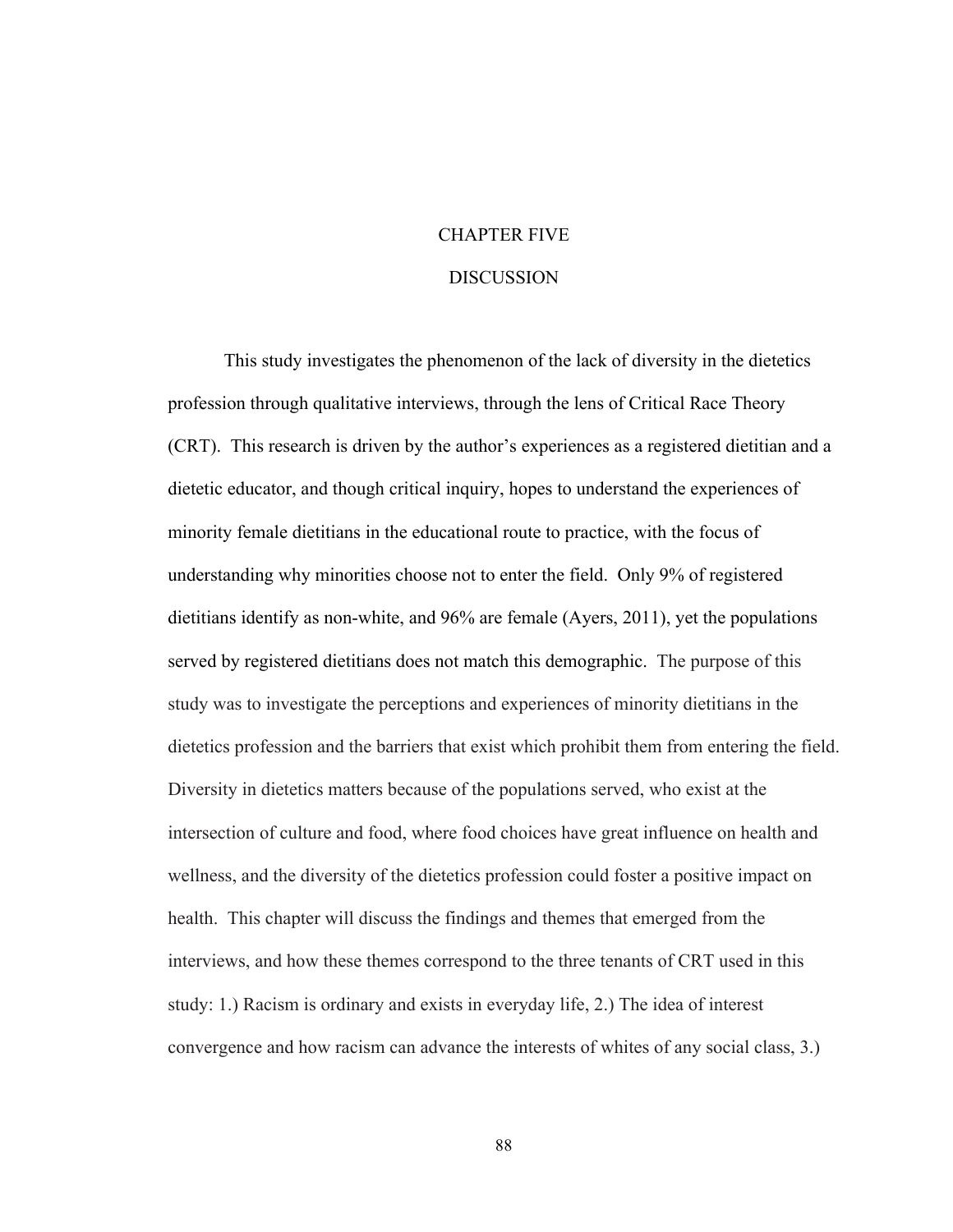# CHAPTER FIVE

## DISCUSSION

This study investigates the phenomenon of the lack of diversity in the dietetics profession through qualitative interviews, through the lens of Critical Race Theory (CRT). This research is driven by the author's experiences as a registered dietitian and a dietetic educator, and though critical inquiry, hopes to understand the experiences of minority female dietitians in the educational route to practice, with the focus of understanding why minorities choose not to enter the field. Only 9% of registered dietitians identify as non-white, and 96% are female (Ayers, 2011), yet the populations served by registered dietitians does not match this demographic. The purpose of this study was to investigate the perceptions and experiences of minority dietitians in the dietetics profession and the barriers that exist which prohibit them from entering the field. Diversity in dietetics matters because of the populations served, who exist at the intersection of culture and food, where food choices have great influence on health and wellness, and the diversity of the dietetics profession could foster a positive impact on health. This chapter will discuss the findings and themes that emerged from the interviews, and how these themes correspond to the three tenants of CRT used in this study: 1.) Racism is ordinary and exists in everyday life, 2.) The idea of interest convergence and how racism can advance the interests of whites of any social class, 3.)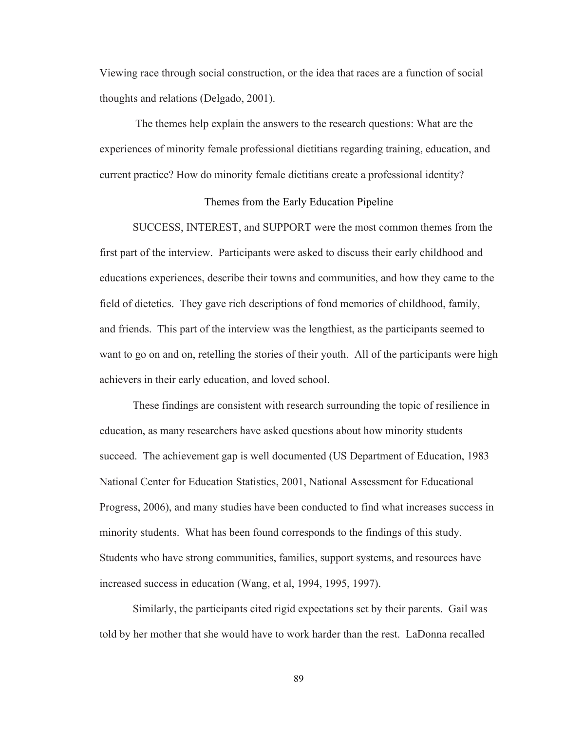Viewing race through social construction, or the idea that races are a function of social thoughts and relations (Delgado, 2001).

The themes help explain the answers to the research questions: What are the experiences of minority female professional dietitians regarding training, education, and current practice? How do minority female dietitians create a professional identity?

## Themes from the Early Education Pipeline

SUCCESS, INTEREST, and SUPPORT were the most common themes from the first part of the interview. Participants were asked to discuss their early childhood and educations experiences, describe their towns and communities, and how they came to the field of dietetics. They gave rich descriptions of fond memories of childhood, family, and friends. This part of the interview was the lengthiest, as the participants seemed to want to go on and on, retelling the stories of their youth. All of the participants were high achievers in their early education, and loved school.

These findings are consistent with research surrounding the topic of resilience in education, as many researchers have asked questions about how minority students succeed. The achievement gap is well documented (US Department of Education, 1983 National Center for Education Statistics, 2001, National Assessment for Educational Progress, 2006), and many studies have been conducted to find what increases success in minority students. What has been found corresponds to the findings of this study. Students who have strong communities, families, support systems, and resources have increased success in education (Wang, et al, 1994, 1995, 1997).

Similarly, the participants cited rigid expectations set by their parents. Gail was told by her mother that she would have to work harder than the rest. LaDonna recalled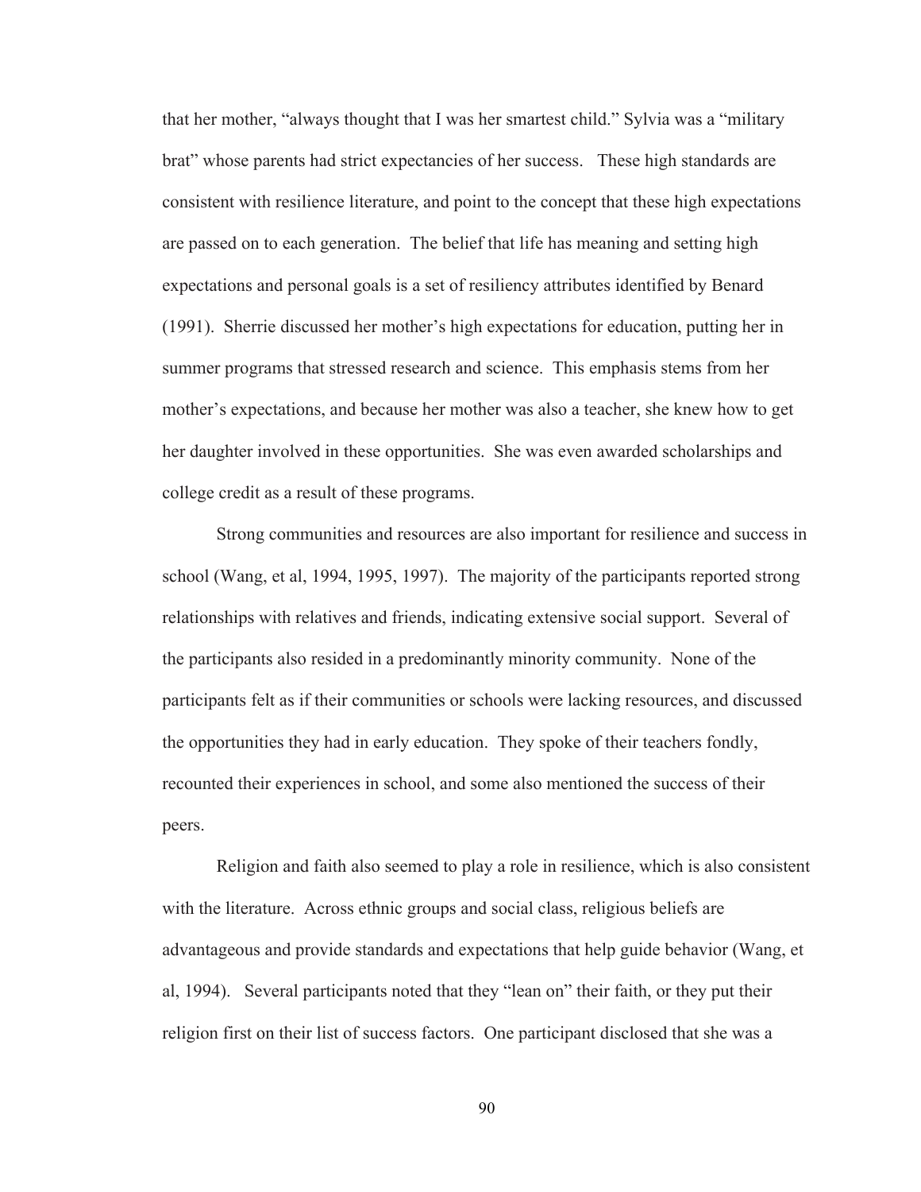that her mother, "always thought that I was her smartest child." Sylvia was a "military brat" whose parents had strict expectancies of her success. These high standards are consistent with resilience literature, and point to the concept that these high expectations are passed on to each generation. The belief that life has meaning and setting high expectations and personal goals is a set of resiliency attributes identified by Benard (1991). Sherrie discussed her mother's high expectations for education, putting her in summer programs that stressed research and science. This emphasis stems from her mother's expectations, and because her mother was also a teacher, she knew how to get her daughter involved in these opportunities. She was even awarded scholarships and college credit as a result of these programs.

Strong communities and resources are also important for resilience and success in school (Wang, et al, 1994, 1995, 1997). The majority of the participants reported strong relationships with relatives and friends, indicating extensive social support. Several of the participants also resided in a predominantly minority community. None of the participants felt as if their communities or schools were lacking resources, and discussed the opportunities they had in early education. They spoke of their teachers fondly, recounted their experiences in school, and some also mentioned the success of their peers.

Religion and faith also seemed to play a role in resilience, which is also consistent with the literature. Across ethnic groups and social class, religious beliefs are advantageous and provide standards and expectations that help guide behavior (Wang, et al, 1994). Several participants noted that they "lean on" their faith, or they put their religion first on their list of success factors. One participant disclosed that she was a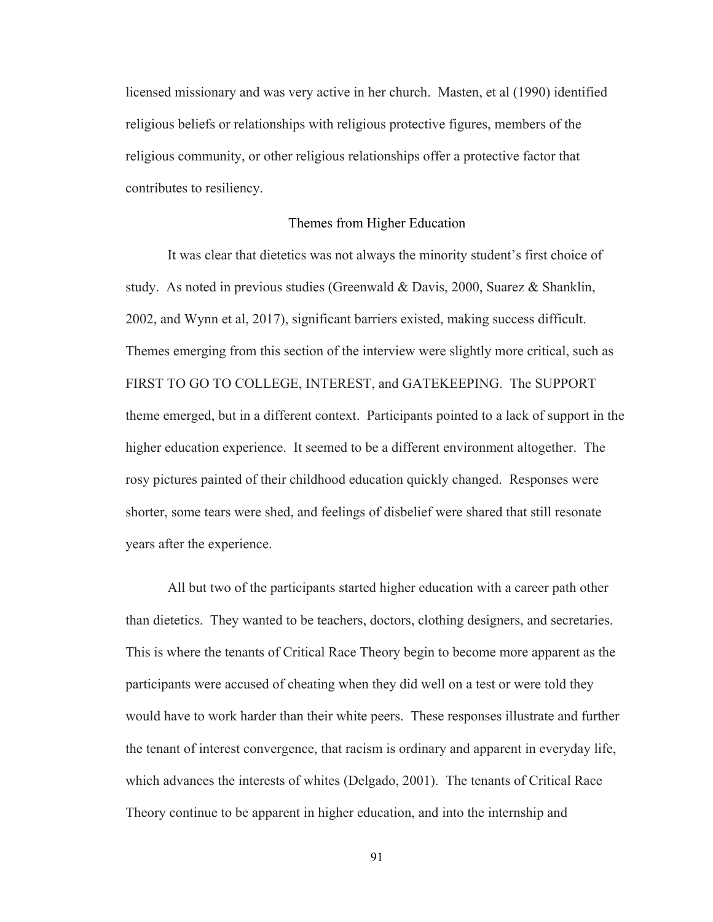licensed missionary and was very active in her church. Masten, et al (1990) identified religious beliefs or relationships with religious protective figures, members of the religious community, or other religious relationships offer a protective factor that contributes to resiliency.

## Themes from Higher Education

It was clear that dietetics was not always the minority student's first choice of study. As noted in previous studies (Greenwald & Davis, 2000, Suarez & Shanklin, 2002, and Wynn et al, 2017), significant barriers existed, making success difficult. Themes emerging from this section of the interview were slightly more critical, such as FIRST TO GO TO COLLEGE, INTEREST, and GATEKEEPING. The SUPPORT theme emerged, but in a different context. Participants pointed to a lack of support in the higher education experience. It seemed to be a different environment altogether. The rosy pictures painted of their childhood education quickly changed. Responses were shorter, some tears were shed, and feelings of disbelief were shared that still resonate years after the experience.

All but two of the participants started higher education with a career path other than dietetics. They wanted to be teachers, doctors, clothing designers, and secretaries. This is where the tenants of Critical Race Theory begin to become more apparent as the participants were accused of cheating when they did well on a test or were told they would have to work harder than their white peers. These responses illustrate and further the tenant of interest convergence, that racism is ordinary and apparent in everyday life, which advances the interests of whites (Delgado, 2001). The tenants of Critical Race Theory continue to be apparent in higher education, and into the internship and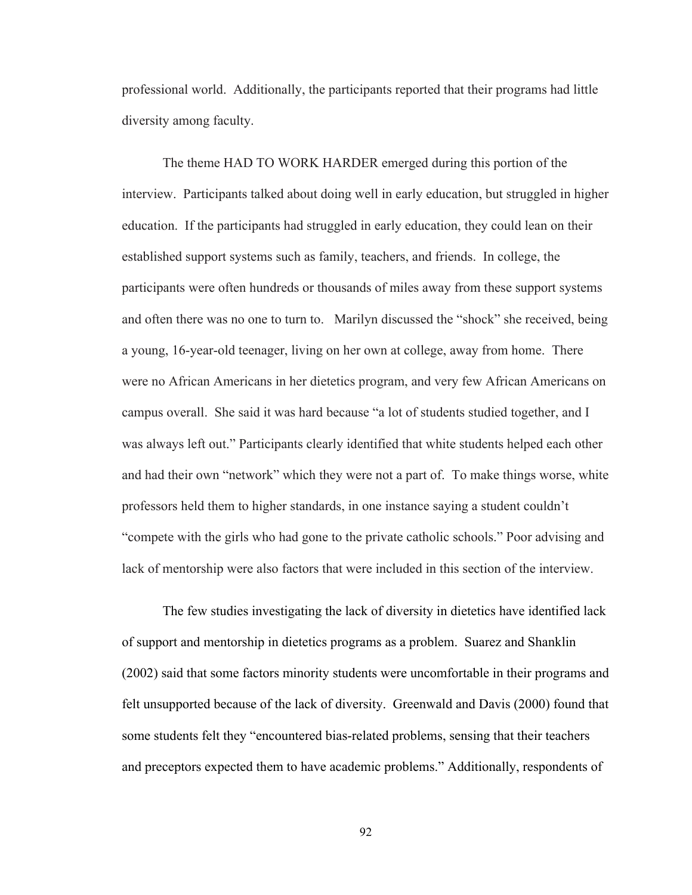professional world. Additionally, the participants reported that their programs had little diversity among faculty.

The theme HAD TO WORK HARDER emerged during this portion of the interview. Participants talked about doing well in early education, but struggled in higher education. If the participants had struggled in early education, they could lean on their established support systems such as family, teachers, and friends. In college, the participants were often hundreds or thousands of miles away from these support systems and often there was no one to turn to. Marilyn discussed the "shock" she received, being a young, 16-year-old teenager, living on her own at college, away from home. There were no African Americans in her dietetics program, and very few African Americans on campus overall. She said it was hard because "a lot of students studied together, and I was always left out." Participants clearly identified that white students helped each other and had their own "network" which they were not a part of. To make things worse, white professors held them to higher standards, in one instance saying a student couldn't "compete with the girls who had gone to the private catholic schools." Poor advising and lack of mentorship were also factors that were included in this section of the interview.

The few studies investigating the lack of diversity in dietetics have identified lack of support and mentorship in dietetics programs as a problem. Suarez and Shanklin (2002) said that some factors minority students were uncomfortable in their programs and felt unsupported because of the lack of diversity. Greenwald and Davis (2000) found that some students felt they "encountered bias-related problems, sensing that their teachers and preceptors expected them to have academic problems." Additionally, respondents of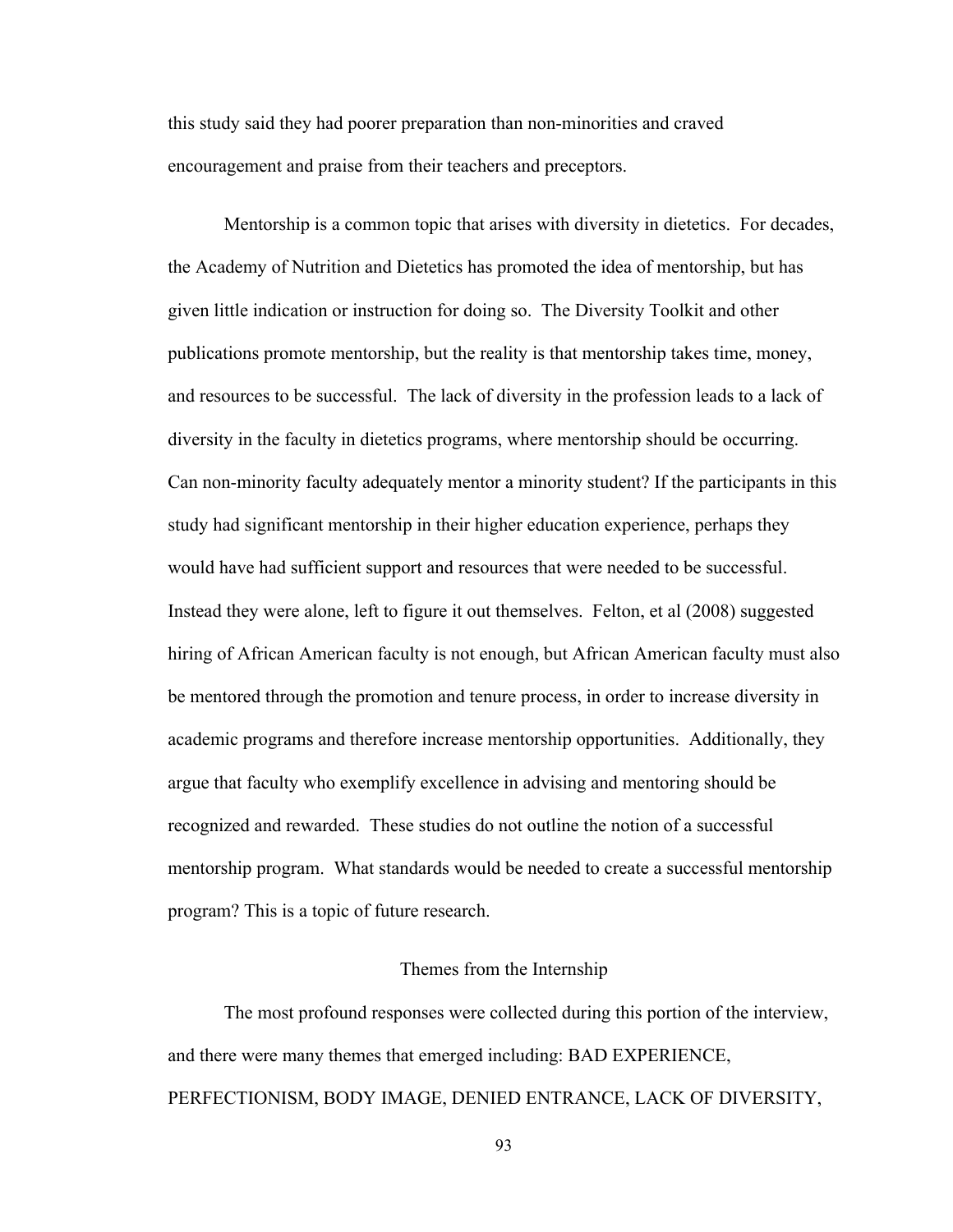this study said they had poorer preparation than non-minorities and craved encouragement and praise from their teachers and preceptors.

Mentorship is a common topic that arises with diversity in dietetics. For decades, the Academy of Nutrition and Dietetics has promoted the idea of mentorship, but has given little indication or instruction for doing so. The Diversity Toolkit and other publications promote mentorship, but the reality is that mentorship takes time, money, and resources to be successful. The lack of diversity in the profession leads to a lack of diversity in the faculty in dietetics programs, where mentorship should be occurring. Can non-minority faculty adequately mentor a minority student? If the participants in this study had significant mentorship in their higher education experience, perhaps they would have had sufficient support and resources that were needed to be successful. Instead they were alone, left to figure it out themselves. Felton, et al (2008) suggested hiring of African American faculty is not enough, but African American faculty must also be mentored through the promotion and tenure process, in order to increase diversity in academic programs and therefore increase mentorship opportunities. Additionally, they argue that faculty who exemplify excellence in advising and mentoring should be recognized and rewarded. These studies do not outline the notion of a successful mentorship program. What standards would be needed to create a successful mentorship program? This is a topic of future research.

## Themes from the Internship

The most profound responses were collected during this portion of the interview, and there were many themes that emerged including: BAD EXPERIENCE, PERFECTIONISM, BODY IMAGE, DENIED ENTRANCE, LACK OF DIVERSITY,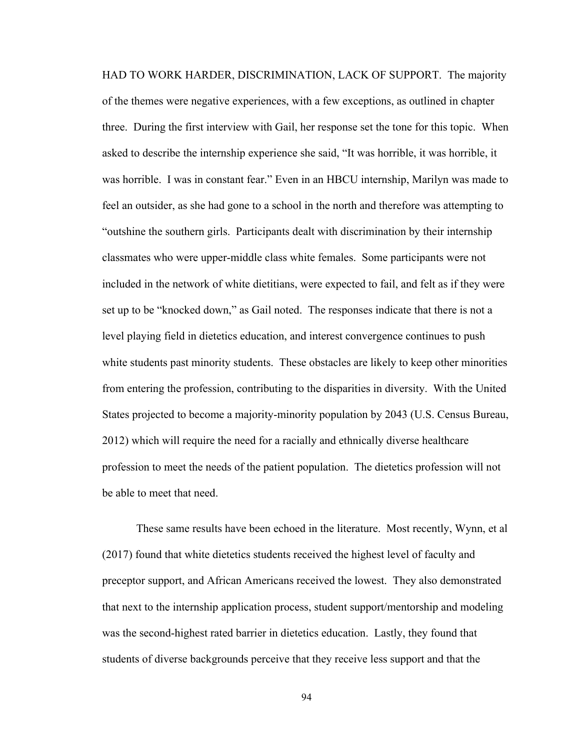HAD TO WORK HARDER, DISCRIMINATION, LACK OF SUPPORT. The majority of the themes were negative experiences, with a few exceptions, as outlined in chapter three. During the first interview with Gail, her response set the tone for this topic. When asked to describe the internship experience she said, "It was horrible, it was horrible, it was horrible. I was in constant fear." Even in an HBCU internship, Marilyn was made to feel an outsider, as she had gone to a school in the north and therefore was attempting to "outshine the southern girls. Participants dealt with discrimination by their internship classmates who were upper-middle class white females. Some participants were not included in the network of white dietitians, were expected to fail, and felt as if they were set up to be "knocked down," as Gail noted. The responses indicate that there is not a level playing field in dietetics education, and interest convergence continues to push white students past minority students. These obstacles are likely to keep other minorities from entering the profession, contributing to the disparities in diversity. With the United States projected to become a majority-minority population by 2043 (U.S. Census Bureau, 2012) which will require the need for a racially and ethnically diverse healthcare profession to meet the needs of the patient population. The dietetics profession will not be able to meet that need.

These same results have been echoed in the literature. Most recently, Wynn, et al (2017) found that white dietetics students received the highest level of faculty and preceptor support, and African Americans received the lowest. They also demonstrated that next to the internship application process, student support/mentorship and modeling was the second-highest rated barrier in dietetics education. Lastly, they found that students of diverse backgrounds perceive that they receive less support and that the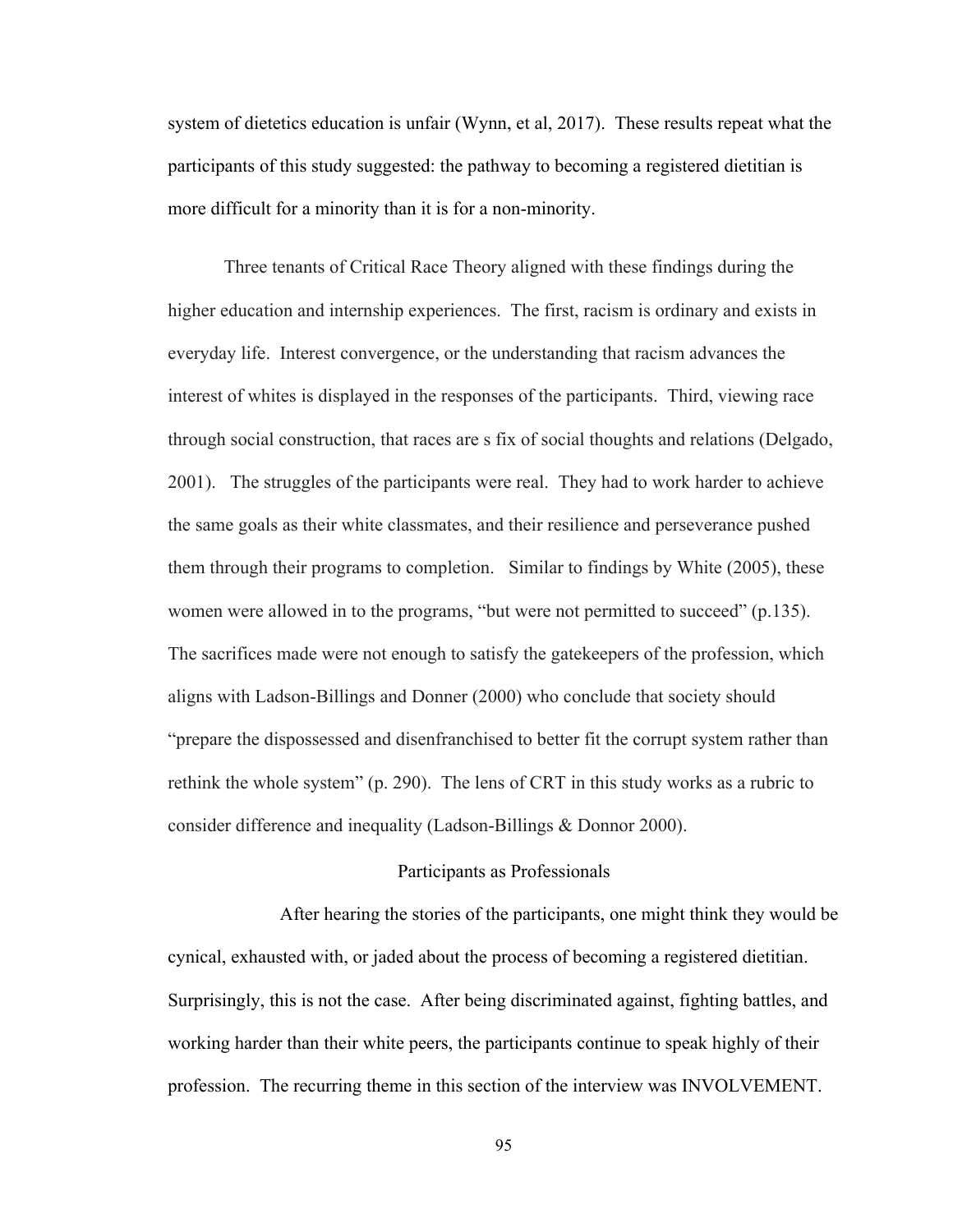system of dietetics education is unfair (Wynn, et al, 2017). These results repeat what the participants of this study suggested: the pathway to becoming a registered dietitian is more difficult for a minority than it is for a non-minority.

Three tenants of Critical Race Theory aligned with these findings during the higher education and internship experiences. The first, racism is ordinary and exists in everyday life. Interest convergence, or the understanding that racism advances the interest of whites is displayed in the responses of the participants. Third, viewing race through social construction, that races are s fix of social thoughts and relations (Delgado, 2001). The struggles of the participants were real. They had to work harder to achieve the same goals as their white classmates, and their resilience and perseverance pushed them through their programs to completion. Similar to findings by White (2005), these women were allowed in to the programs, "but were not permitted to succeed" (p.135). The sacrifices made were not enough to satisfy the gatekeepers of the profession, which aligns with Ladson-Billings and Donner (2000) who conclude that society should "prepare the dispossessed and disenfranchised to better fit the corrupt system rather than rethink the whole system" (p. 290). The lens of CRT in this study works as a rubric to consider difference and inequality (Ladson-Billings & Donnor 2000).

## Participants as Professionals

After hearing the stories of the participants, one might think they would be cynical, exhausted with, or jaded about the process of becoming a registered dietitian. Surprisingly, this is not the case. After being discriminated against, fighting battles, and working harder than their white peers, the participants continue to speak highly of their profession. The recurring theme in this section of the interview was INVOLVEMENT.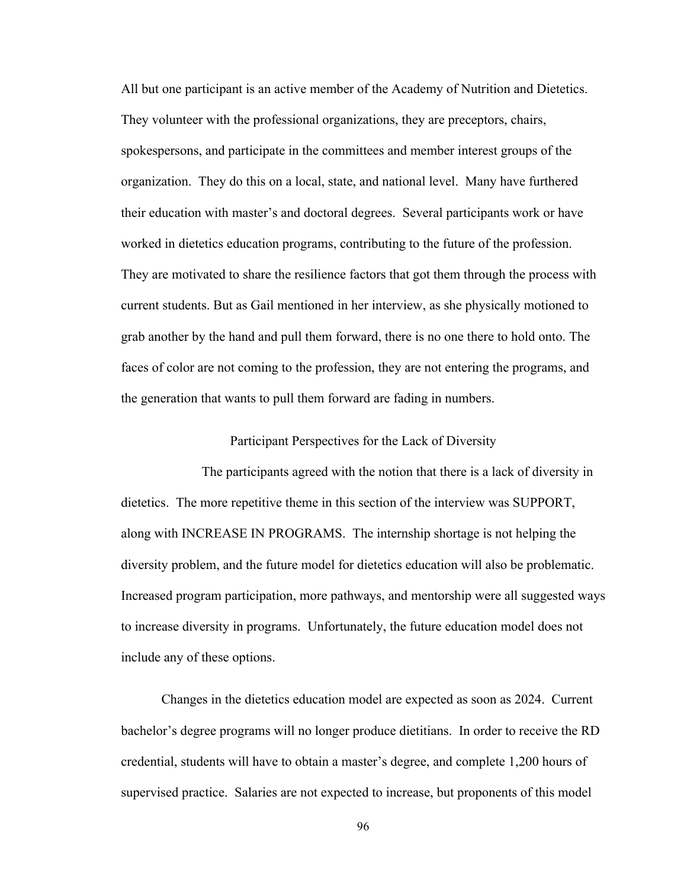All but one participant is an active member of the Academy of Nutrition and Dietetics. They volunteer with the professional organizations, they are preceptors, chairs, spokespersons, and participate in the committees and member interest groups of the organization. They do this on a local, state, and national level. Many have furthered their education with master's and doctoral degrees. Several participants work or have worked in dietetics education programs, contributing to the future of the profession. They are motivated to share the resilience factors that got them through the process with current students. But as Gail mentioned in her interview, as she physically motioned to grab another by the hand and pull them forward, there is no one there to hold onto. The faces of color are not coming to the profession, they are not entering the programs, and the generation that wants to pull them forward are fading in numbers.

## Participant Perspectives for the Lack of Diversity

The participants agreed with the notion that there is a lack of diversity in dietetics. The more repetitive theme in this section of the interview was SUPPORT, along with INCREASE IN PROGRAMS. The internship shortage is not helping the diversity problem, and the future model for dietetics education will also be problematic. Increased program participation, more pathways, and mentorship were all suggested ways to increase diversity in programs. Unfortunately, the future education model does not include any of these options.

Changes in the dietetics education model are expected as soon as 2024. Current bachelor's degree programs will no longer produce dietitians. In order to receive the RD credential, students will have to obtain a master's degree, and complete 1,200 hours of supervised practice. Salaries are not expected to increase, but proponents of this model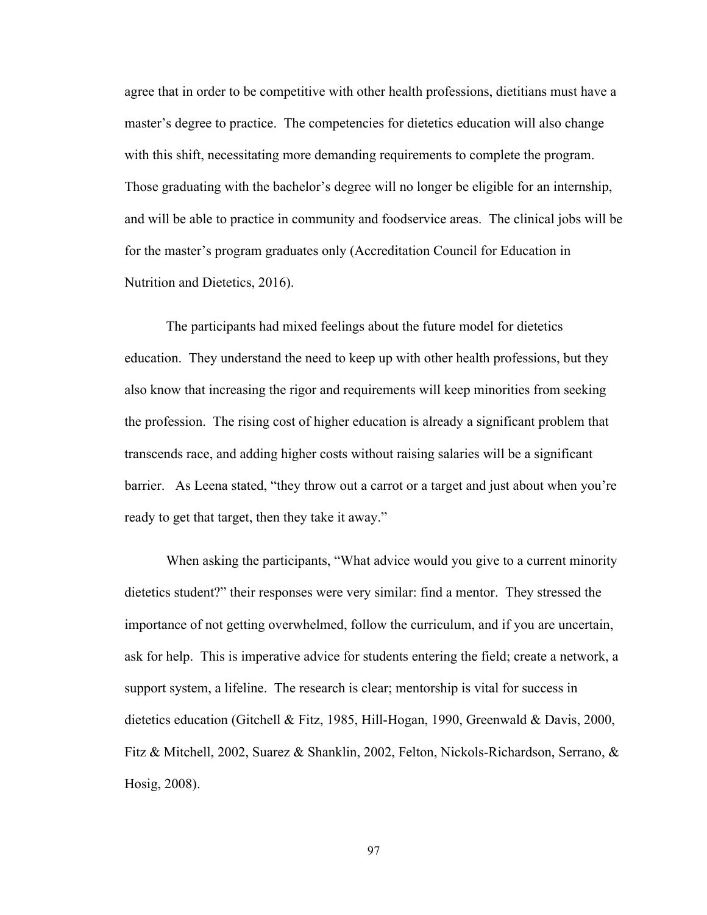agree that in order to be competitive with other health professions, dietitians must have a master's degree to practice. The competencies for dietetics education will also change with this shift, necessitating more demanding requirements to complete the program. Those graduating with the bachelor's degree will no longer be eligible for an internship, and will be able to practice in community and foodservice areas. The clinical jobs will be for the master's program graduates only (Accreditation Council for Education in Nutrition and Dietetics, 2016).

The participants had mixed feelings about the future model for dietetics education. They understand the need to keep up with other health professions, but they also know that increasing the rigor and requirements will keep minorities from seeking the profession. The rising cost of higher education is already a significant problem that transcends race, and adding higher costs without raising salaries will be a significant barrier. As Leena stated, "they throw out a carrot or a target and just about when you're ready to get that target, then they take it away."

When asking the participants, "What advice would you give to a current minority dietetics student?" their responses were very similar: find a mentor. They stressed the importance of not getting overwhelmed, follow the curriculum, and if you are uncertain, ask for help. This is imperative advice for students entering the field; create a network, a support system, a lifeline. The research is clear; mentorship is vital for success in dietetics education (Gitchell & Fitz, 1985, Hill-Hogan, 1990, Greenwald & Davis, 2000, Fitz & Mitchell, 2002, Suarez & Shanklin, 2002, Felton, Nickols-Richardson, Serrano, & Hosig, 2008).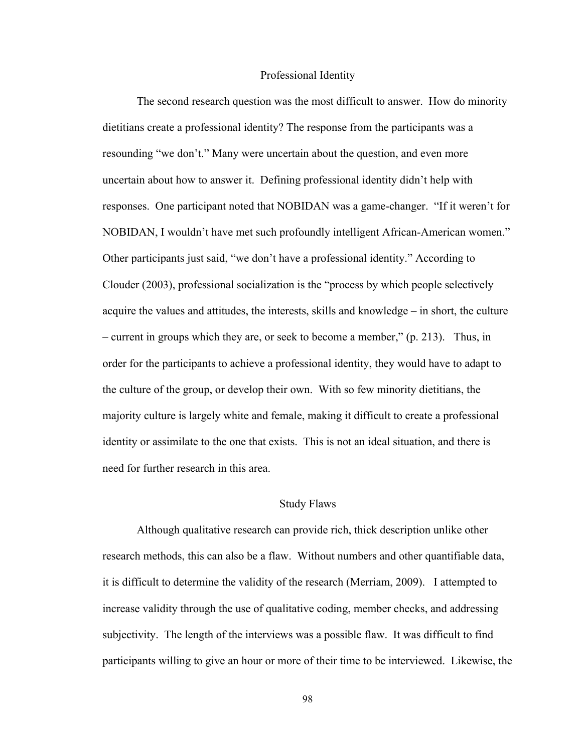## Professional Identity

The second research question was the most difficult to answer. How do minority dietitians create a professional identity? The response from the participants was a resounding "we don't." Many were uncertain about the question, and even more uncertain about how to answer it. Defining professional identity didn't help with responses. One participant noted that NOBIDAN was a game-changer. "If it weren't for NOBIDAN, I wouldn't have met such profoundly intelligent African-American women." Other participants just said, "we don't have a professional identity." According to Clouder (2003), professional socialization is the "process by which people selectively acquire the values and attitudes, the interests, skills and knowledge – in short, the culture – current in groups which they are, or seek to become a member," (p. 213). Thus, in order for the participants to achieve a professional identity, they would have to adapt to the culture of the group, or develop their own. With so few minority dietitians, the majority culture is largely white and female, making it difficult to create a professional identity or assimilate to the one that exists. This is not an ideal situation, and there is need for further research in this area.

## Study Flaws

Although qualitative research can provide rich, thick description unlike other research methods, this can also be a flaw. Without numbers and other quantifiable data, it is difficult to determine the validity of the research (Merriam, 2009). I attempted to increase validity through the use of qualitative coding, member checks, and addressing subjectivity. The length of the interviews was a possible flaw. It was difficult to find participants willing to give an hour or more of their time to be interviewed. Likewise, the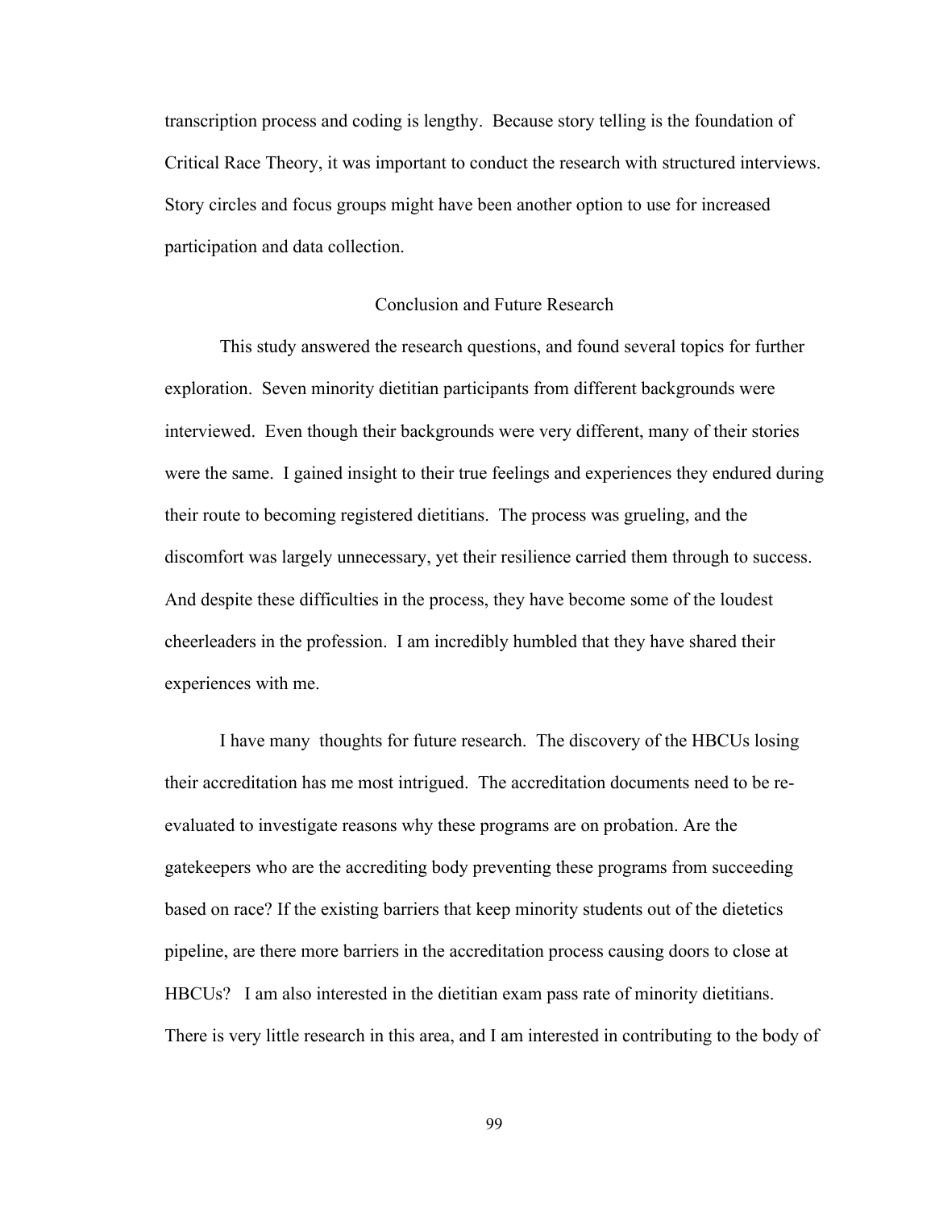transcription process and coding is lengthy. Because story telling is the foundation of Critical Race Theory, it was important to conduct the research with structured interviews. Story circles and focus groups might have been another option to use for increased participation and data collection.

## Conclusion and Future Research

This study answered the research questions, and found several topics for further exploration. Seven minority dietitian participants from different backgrounds were interviewed. Even though their backgrounds were very different, many of their stories were the same. I gained insight to their true feelings and experiences they endured during their route to becoming registered dietitians. The process was grueling, and the discomfort was largely unnecessary, yet their resilience carried them through to success. And despite these difficulties in the process, they have become some of the loudest cheerleaders in the profession. I am incredibly humbled that they have shared their experiences with me.

I have many thoughts for future research. The discovery of the HBCUs losing their accreditation has me most intrigued. The accreditation documents need to be re-evaluated to investigate reasons why these programs are on probation. Are the gatekeepers who are the accrediting body preventing these programs from succeeding based on race? If the existing barriers that keep minority students out of the dietetics pipeline, are there more barriers in the accreditation process causing doors to close at HBCUs? I am also interested in the dietitian exam pass rate of minority dietitians. There is very little research in this area, and I am interested in contributing to the body of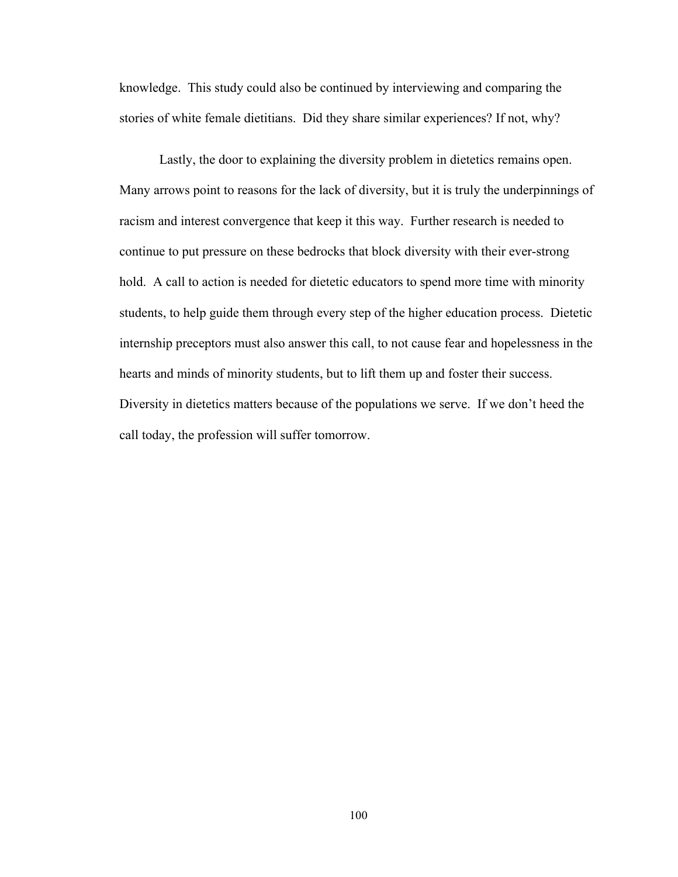knowledge. This study could also be continued by interviewing and comparing the stories of white female dietitians. Did they share similar experiences? If not, why?

Lastly, the door to explaining the diversity problem in dietetics remains open. Many arrows point to reasons for the lack of diversity, but it is truly the underpinnings of racism and interest convergence that keep it this way. Further research is needed to continue to put pressure on these bedrocks that block diversity with their ever-strong hold. A call to action is needed for dietetic educators to spend more time with minority students, to help guide them through every step of the higher education process. Dietetic internship preceptors must also answer this call, to not cause fear and hopelessness in the hearts and minds of minority students, but to lift them up and foster their success. Diversity in dietetics matters because of the populations we serve. If we don't heed the call today, the profession will suffer tomorrow.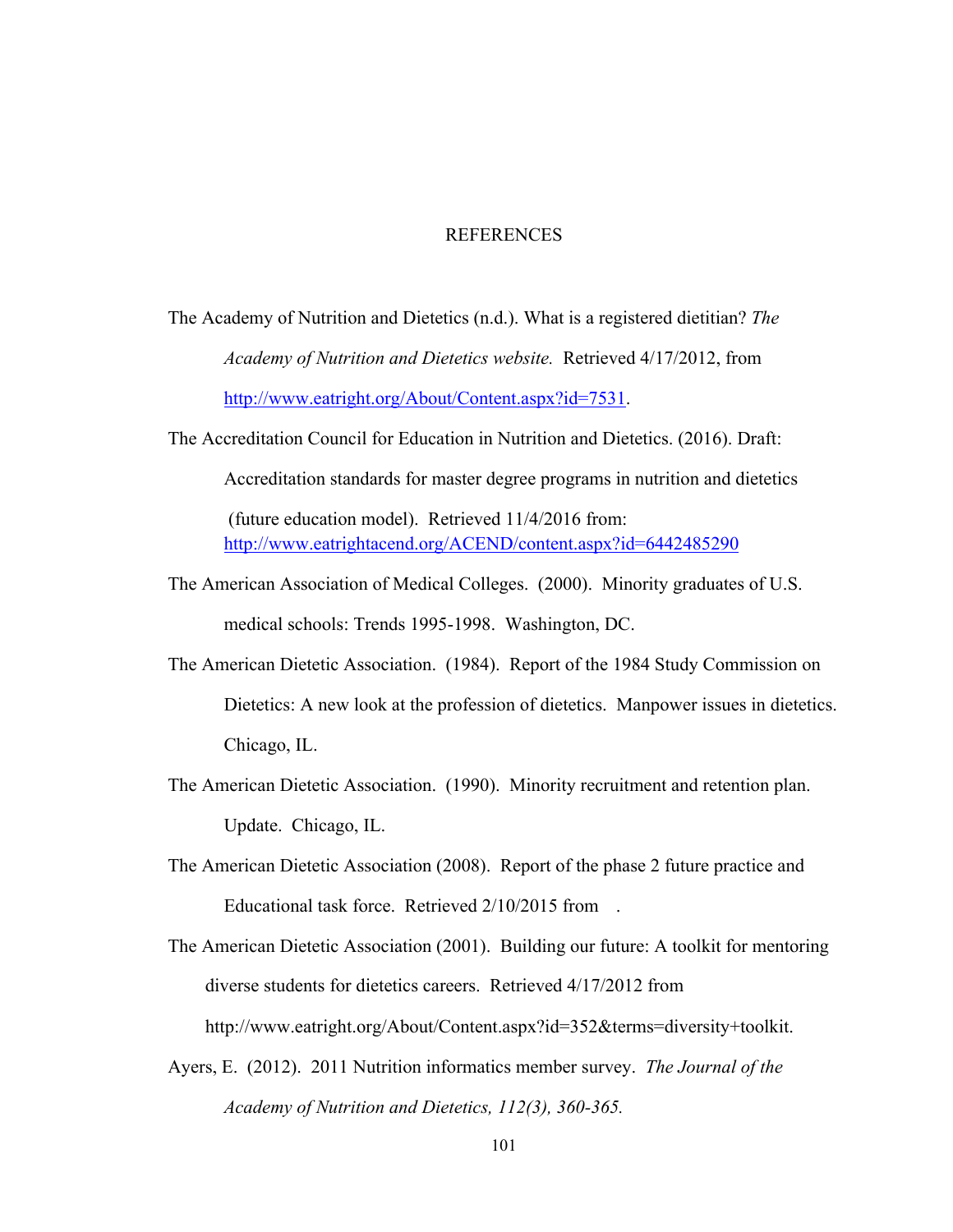# REFERENCES

The Academy of Nutrition and Dietetics (n.d.). What is a registered dietitian? *The Academy of Nutrition and Dietetics website.* Retrieved 4/17/2012, from http://www.eatright.org/About/Content.aspx?id=7531.

The Accreditation Council for Education in Nutrition and Dietetics. (2016). Draft: Accreditation standards for master degree programs in nutrition and dietetics (future education model). Retrieved 11/4/2016 from: http://www.eatrightacend.org/ACEND/content.aspx?id=6442485290

The American Association of Medical Colleges. (2000). Minority graduates of U.S. medical schools: Trends 1995-1998. Washington, DC.

The American Dietetic Association. (1984). Report of the 1984 Study Commission on Dietetics: A new look at the profession of dietetics. Manpower issues in dietetics. Chicago, IL.

The American Dietetic Association. (1990). Minority recruitment and retention plan. Update. Chicago, IL.

The American Dietetic Association (2008). Report of the phase 2 future practice and Educational task force. Retrieved 2/10/2015 from .

The American Dietetic Association (2001). Building our future: A toolkit for mentoring diverse students for dietetics careers. Retrieved 4/17/2012 from http://www.eatright.org/About/Content.aspx?id=352&terms=diversity+toolkit.

Ayers, E. (2012). 2011 Nutrition informatics member survey. *The Journal of the Academy of Nutrition and Dietetics, 112(3), 360-365.*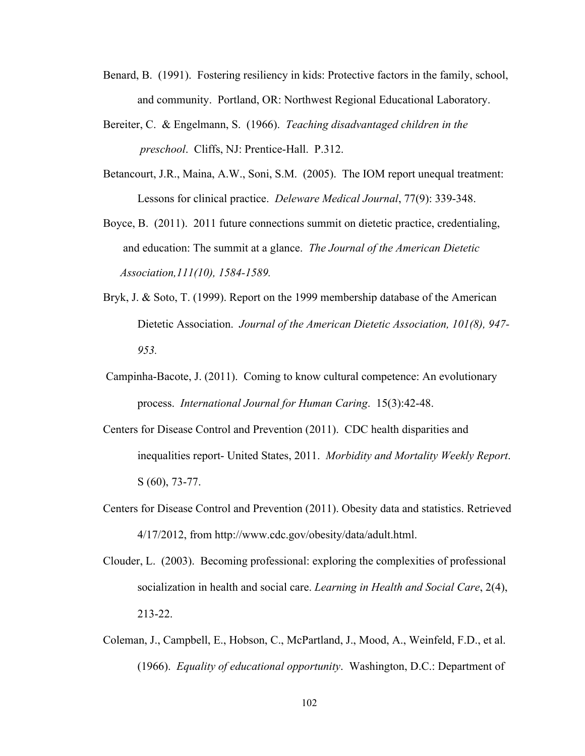Benard, B. (1991). Fostering resiliency in kids: Protective factors in the family, school, and community. Portland, OR: Northwest Regional Educational Laboratory.

Bereiter, C. & Engelmann, S. (1966). *Teaching disadvantaged children in the preschool*. Cliffs, NJ: Prentice-Hall. P.312.

Betancourt, J.R., Maina, A.W., Soni, S.M. (2005). The IOM report unequal treatment: Lessons for clinical practice. *Deleware Medical Journal*, 77(9): 339-348.

Boyce, B. (2011). 2011 future connections summit on dietetic practice, credentialing, and education: The summit at a glance. *The Journal of the American Dietetic Association,111(10), 1584-1589.*

Bryk, J. & Soto, T. (1999). Report on the 1999 membership database of the American Dietetic Association. *Journal of the American Dietetic Association, 101(8), 947-953.*

Campinha-Bacote, J. (2011). Coming to know cultural competence: An evolutionary process. *International Journal for Human Caring*. 15(3):42-48.

Centers for Disease Control and Prevention (2011). CDC health disparities and inequalities report- United States, 2011. *Morbidity and Mortality Weekly Report*. S (60), 73-77.

Centers for Disease Control and Prevention (2011). Obesity data and statistics. Retrieved 4/17/2012, from http://www.cdc.gov/obesity/data/adult.html.

Clouder, L. (2003). Becoming professional: exploring the complexities of professional socialization in health and social care. *Learning in Health and Social Care*, 2(4), 213-22.

Coleman, J., Campbell, E., Hobson, C., McPartland, J., Mood, A., Weinfeld, F.D., et al. (1966). *Equality of educational opportunity*. Washington, D.C.: Department of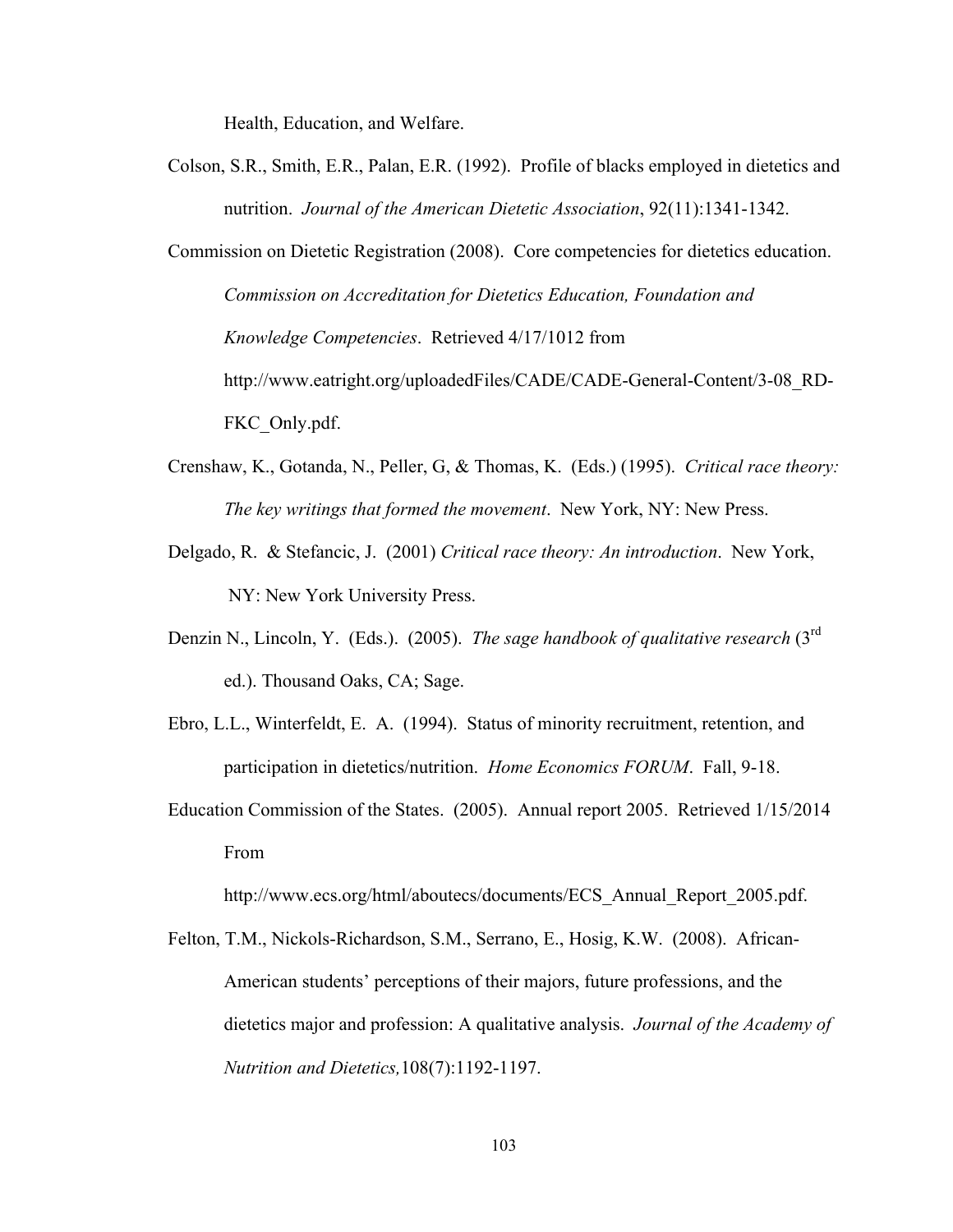Health, Education, and Welfare.

Colson, S.R., Smith, E.R., Palan, E.R. (1992). Profile of blacks employed in dietetics and nutrition. *Journal of the American Dietetic Association*, 92(11):1341-1342.

Commission on Dietetic Registration (2008). Core competencies for dietetics education. *Commission on Accreditation for Dietetics Education, Foundation and Knowledge Competencies*. Retrieved 4/17/1012 from http://www.eatright.org/uploadedFiles/CADE/CADE-General-Content/3-08_RD-FKC_Only.pdf.

Crenshaw, K., Gotanda, N., Peller, G, & Thomas, K. (Eds.) (1995). *Critical race theory: The key writings that formed the movement*. New York, NY: New Press.

Delgado, R. & Stefancic, J. (2001) *Critical race theory: An introduction*. New York, NY: New York University Press.

Denzin N., Lincoln, Y. (Eds.). (2005). *The sage handbook of qualitative research* (3rd ed.). Thousand Oaks, CA; Sage.

Ebro, L.L., Winterfeldt, E. A. (1994). Status of minority recruitment, retention, and participation in dietetics/nutrition. *Home Economics FORUM*. Fall, 9-18.

Education Commission of the States. (2005). Annual report 2005. Retrieved 1/15/2014 From http://www.ecs.org/html/aboutecs/documents/ECS_Annual_Report_2005.pdf.

Felton, T.M., Nickols-Richardson, S.M., Serrano, E., Hosig, K.W. (2008). African-American students' perceptions of their majors, future professions, and the dietetics major and profession: A qualitative analysis. *Journal of the Academy of Nutrition and Dietetics,*108(7):1192-1197.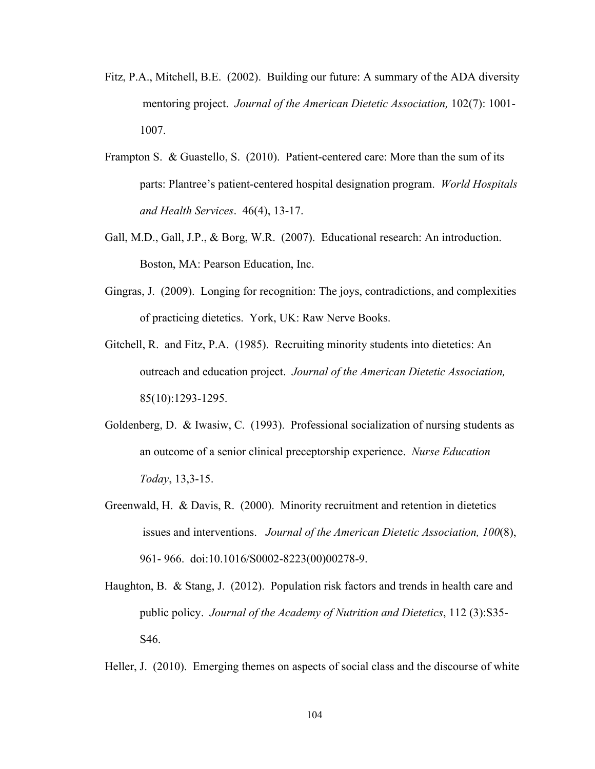Fitz, P.A., Mitchell, B.E. (2002). Building our future: A summary of the ADA diversity mentoring project. *Journal of the American Dietetic Association,* 102(7): 1001-1007.

Frampton S. & Guastello, S. (2010). Patient-centered care: More than the sum of its parts: Plantree's patient-centered hospital designation program. *World Hospitals and Health Services*. 46(4), 13-17.

Gall, M.D., Gall, J.P., & Borg, W.R. (2007). Educational research: An introduction. Boston, MA: Pearson Education, Inc.

Gingras, J. (2009). Longing for recognition: The joys, contradictions, and complexities of practicing dietetics. York, UK: Raw Nerve Books.

Gitchell, R. and Fitz, P.A. (1985). Recruiting minority students into dietetics: An outreach and education project. *Journal of the American Dietetic Association,* 85(10):1293-1295.

Goldenberg, D. & Iwasiw, C. (1993). Professional socialization of nursing students as an outcome of a senior clinical preceptorship experience. *Nurse Education Today*, 13,3-15.

Greenwald, H. & Davis, R. (2000). Minority recruitment and retention in dietetics issues and interventions. *Journal of the American Dietetic Association, 100*(8), 961- 966. doi:10.1016/S0002-8223(00)00278-9.

Haughton, B. & Stang, J. (2012). Population risk factors and trends in health care and public policy. *Journal of the Academy of Nutrition and Dietetics*, 112 (3):S35-S46.

Heller, J. (2010). Emerging themes on aspects of social class and the discourse of white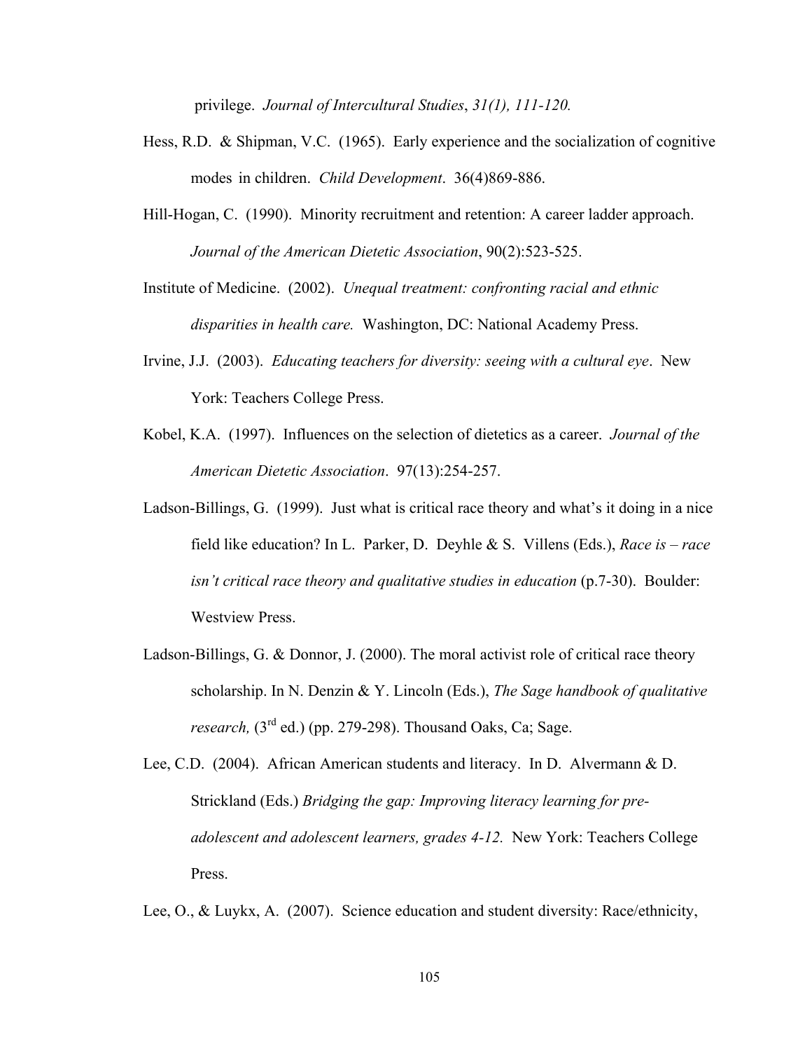privilege. *Journal of Intercultural Studies*, *31(1), 111-120.*

Hess, R.D. & Shipman, V.C. (1965). Early experience and the socialization of cognitive modes in children. *Child Development*. 36(4)869-886.

Hill-Hogan, C. (1990). Minority recruitment and retention: A career ladder approach. *Journal of the American Dietetic Association*, 90(2):523-525.

Institute of Medicine. (2002). *Unequal treatment: confronting racial and ethnic disparities in health care.* Washington, DC: National Academy Press.

Irvine, J.J. (2003). *Educating teachers for diversity: seeing with a cultural eye*. New York: Teachers College Press.

Kobel, K.A. (1997). Influences on the selection of dietetics as a career. *Journal of the American Dietetic Association*. 97(13):254-257.

Ladson-Billings, G. (1999). Just what is critical race theory and what's it doing in a nice field like education? In L. Parker, D. Deyhle & S. Villens (Eds.), *Race is – race isn't critical race theory and qualitative studies in education* (p.7-30). Boulder: Westview Press.

Ladson-Billings, G. & Donnor, J. (2000). The moral activist role of critical race theory scholarship. In N. Denzin & Y. Lincoln (Eds.), *The Sage handbook of qualitative research,* (3rd ed.) (pp. 279-298). Thousand Oaks, Ca; Sage.

Lee, C.D. (2004). African American students and literacy. In D. Alvermann & D. Strickland (Eds.) *Bridging the gap: Improving literacy learning for pre-adolescent and adolescent learners, grades 4-12.* New York: Teachers College Press.

Lee, O., & Luykx, A. (2007). Science education and student diversity: Race/ethnicity,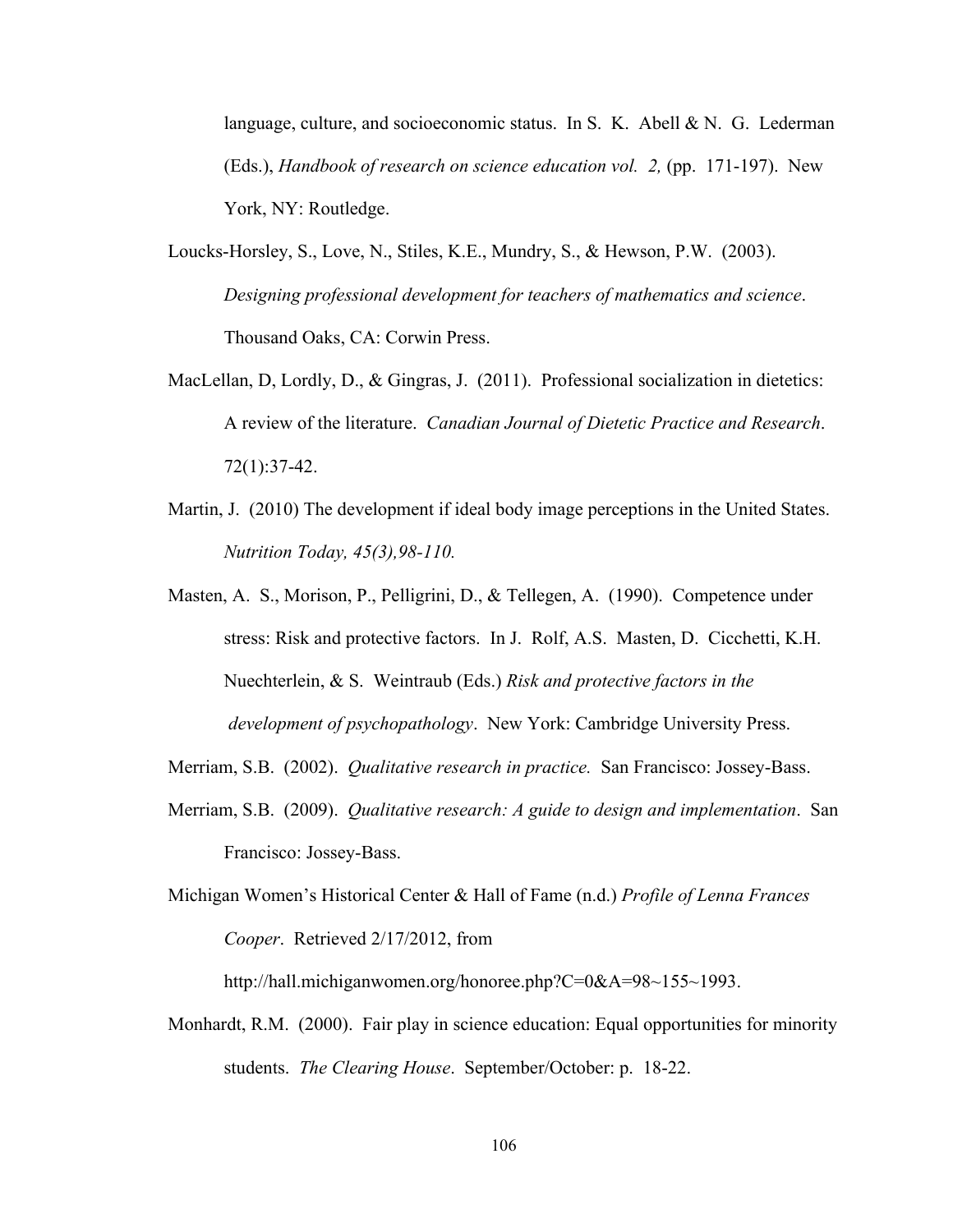language, culture, and socioeconomic status. In S. K. Abell & N. G. Lederman (Eds.), *Handbook of research on science education vol. 2,* (pp. 171-197). New York, NY: Routledge.

Loucks-Horsley, S., Love, N., Stiles, K.E., Mundry, S., & Hewson, P.W. (2003). *Designing professional development for teachers of mathematics and science*. Thousand Oaks, CA: Corwin Press.

MacLellan, D, Lordly, D., & Gingras, J. (2011). Professional socialization in dietetics: A review of the literature. *Canadian Journal of Dietetic Practice and Research*. 72(1):37-42.

Martin, J. (2010) The development if ideal body image perceptions in the United States. *Nutrition Today, 45(3),98-110.*

Masten, A. S., Morison, P., Pelligrini, D., & Tellegen, A. (1990). Competence under stress: Risk and protective factors. In J. Rolf, A.S. Masten, D. Cicchetti, K.H. Nuechterlein, & S. Weintraub (Eds.) *Risk and protective factors in the development of psychopathology*. New York: Cambridge University Press.

Merriam, S.B. (2002). *Qualitative research in practice.* San Francisco: Jossey-Bass.

Merriam, S.B. (2009). *Qualitative research: A guide to design and implementation*. San Francisco: Jossey-Bass.

Michigan Women's Historical Center & Hall of Fame (n.d.) *Profile of Lenna Frances Cooper*. Retrieved 2/17/2012, from http://hall.michiganwomen.org/honoree.php?C=0&A=98~155~1993.

Monhardt, R.M. (2000). Fair play in science education: Equal opportunities for minority students. *The Clearing House*. September/October: p. 18-22.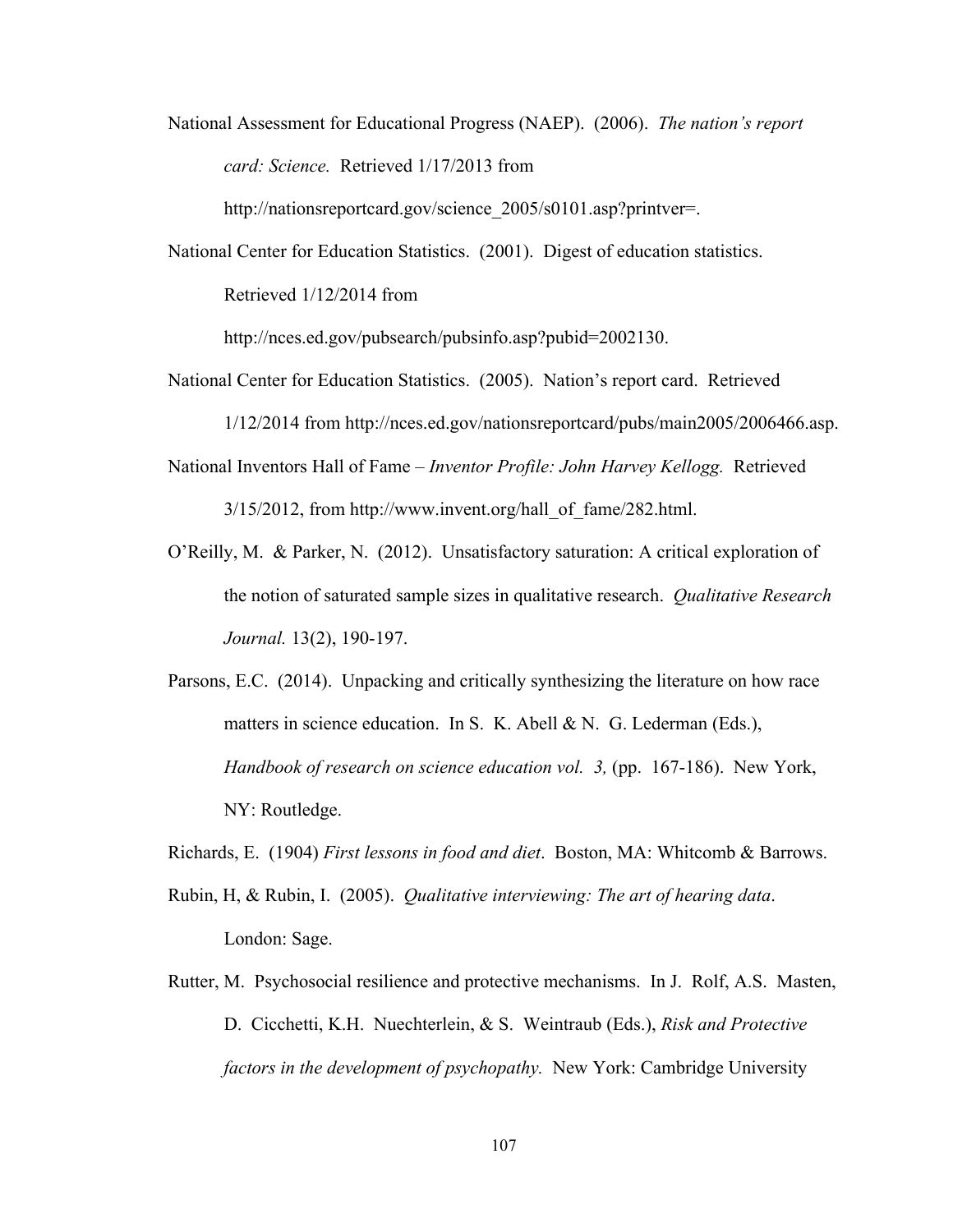National Assessment for Educational Progress (NAEP). (2006). *The nation's report card: Science.* Retrieved 1/17/2013 from http://nationsreportcard.gov/science_2005/s0101.asp?printver=.

National Center for Education Statistics. (2001). Digest of education statistics. Retrieved 1/12/2014 from http://nces.ed.gov/pubsearch/pubsinfo.asp?pubid=2002130.

National Center for Education Statistics. (2005). Nation's report card. Retrieved 1/12/2014 from http://nces.ed.gov/nationsreportcard/pubs/main2005/2006466.asp.

National Inventors Hall of Fame – *Inventor Profile: John Harvey Kellogg.* Retrieved 3/15/2012, from http://www.invent.org/hall_of_fame/282.html.

O'Reilly, M. & Parker, N. (2012). Unsatisfactory saturation: A critical exploration of the notion of saturated sample sizes in qualitative research. *Qualitative Research Journal.* 13(2), 190-197.

Parsons, E.C. (2014). Unpacking and critically synthesizing the literature on how race matters in science education. In S. K. Abell & N. G. Lederman (Eds.), *Handbook of research on science education vol. 3,* (pp. 167-186). New York, NY: Routledge.

Richards, E. (1904) *First lessons in food and diet*. Boston, MA: Whitcomb & Barrows.

Rubin, H, & Rubin, I. (2005). *Qualitative interviewing: The art of hearing data*. London: Sage.

Rutter, M. Psychosocial resilience and protective mechanisms. In J. Rolf, A.S. Masten, D. Cicchetti, K.H. Nuechterlein, & S. Weintraub (Eds.), *Risk and Protective factors in the development of psychopathy.* New York: Cambridge University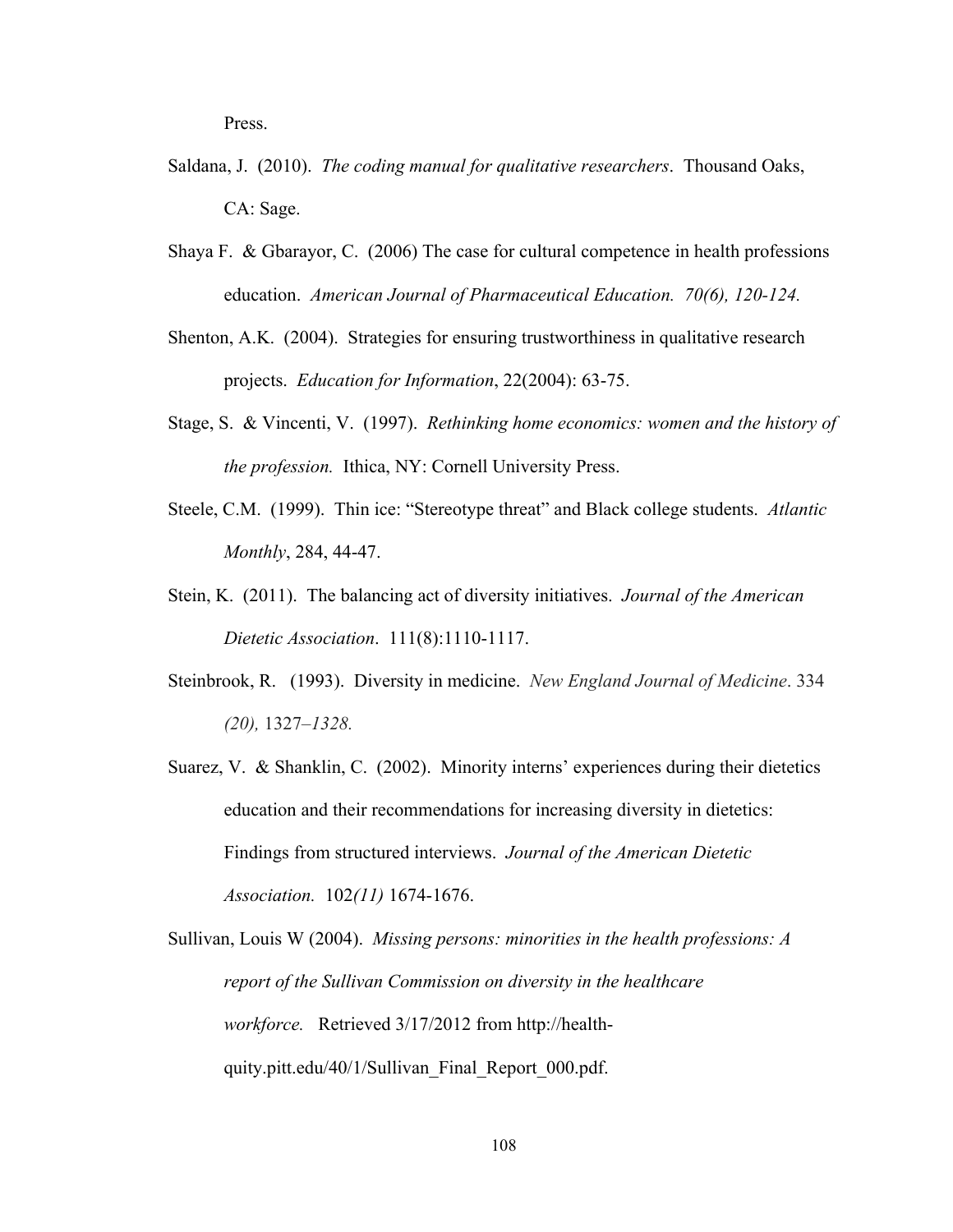Press.

Saldana, J. (2010). *The coding manual for qualitative researchers*. Thousand Oaks, CA: Sage.

Shaya F. & Gbarayor, C. (2006) The case for cultural competence in health professions education. *American Journal of Pharmaceutical Education. 70(6), 120-124.*

Shenton, A.K. (2004). Strategies for ensuring trustworthiness in qualitative research projects. *Education for Information*, 22(2004): 63-75.

Stage, S. & Vincenti, V. (1997). *Rethinking home economics: women and the history of the profession.* Ithica, NY: Cornell University Press.

Steele, C.M. (1999). Thin ice: "Stereotype threat" and Black college students. *Atlantic Monthly*, 284, 44-47.

Stein, K. (2011). The balancing act of diversity initiatives. *Journal of the American Dietetic Association*. 111(8):1110-1117.

Steinbrook, R. (1993). Diversity in medicine. *New England Journal of Medicine*. 334 *(20),* 1327*–1328.*

Suarez, V. & Shanklin, C. (2002). Minority interns' experiences during their dietetics education and their recommendations for increasing diversity in dietetics: Findings from structured interviews. *Journal of the American Dietetic Association.* 102*(11)* 1674-1676.

Sullivan, Louis W (2004). *Missing persons: minorities in the health professions: A report of the Sullivan Commission on diversity in the healthcare workforce.* Retrieved 3/17/2012 from http://health-quity.pitt.edu/40/1/Sullivan_Final_Report_000.pdf.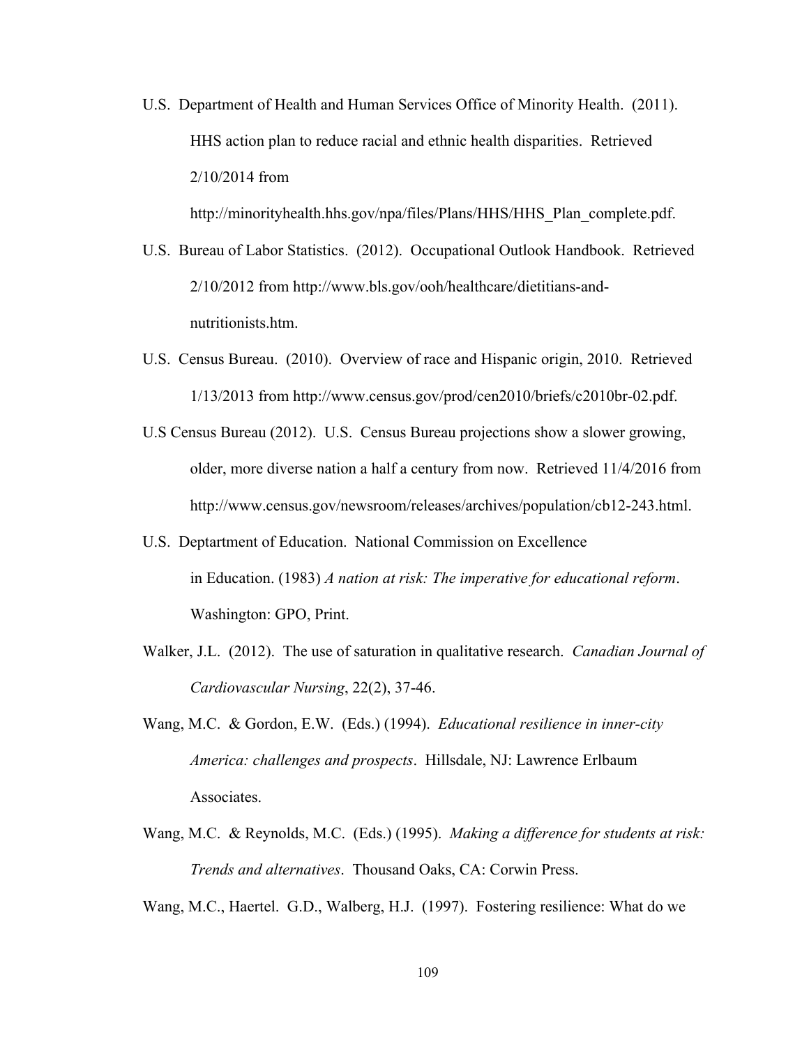U.S. Department of Health and Human Services Office of Minority Health. (2011). HHS action plan to reduce racial and ethnic health disparities. Retrieved 2/10/2014 from http://minorityhealth.hhs.gov/npa/files/Plans/HHS/HHS_Plan_complete.pdf.

U.S. Bureau of Labor Statistics. (2012). Occupational Outlook Handbook. Retrieved 2/10/2012 from http://www.bls.gov/ooh/healthcare/dietitians-and-nutritionists.htm.

U.S. Census Bureau. (2010). Overview of race and Hispanic origin, 2010. Retrieved 1/13/2013 from http://www.census.gov/prod/cen2010/briefs/c2010br-02.pdf.

U.S Census Bureau (2012). U.S. Census Bureau projections show a slower growing, older, more diverse nation a half a century from now. Retrieved 11/4/2016 from http://www.census.gov/newsroom/releases/archives/population/cb12-243.html.

U.S. Deptartment of Education. National Commission on Excellence in Education. (1983) *A nation at risk: The imperative for educational reform*. Washington: GPO, Print.

Walker, J.L. (2012). The use of saturation in qualitative research. *Canadian Journal of Cardiovascular Nursing*, 22(2), 37-46.

Wang, M.C. & Gordon, E.W. (Eds.) (1994). *Educational resilience in inner-city America: challenges and prospects*. Hillsdale, NJ: Lawrence Erlbaum Associates.

Wang, M.C. & Reynolds, M.C. (Eds.) (1995). *Making a difference for students at risk: Trends and alternatives*. Thousand Oaks, CA: Corwin Press.

Wang, M.C., Haertel. G.D., Walberg, H.J. (1997). Fostering resilience: What do we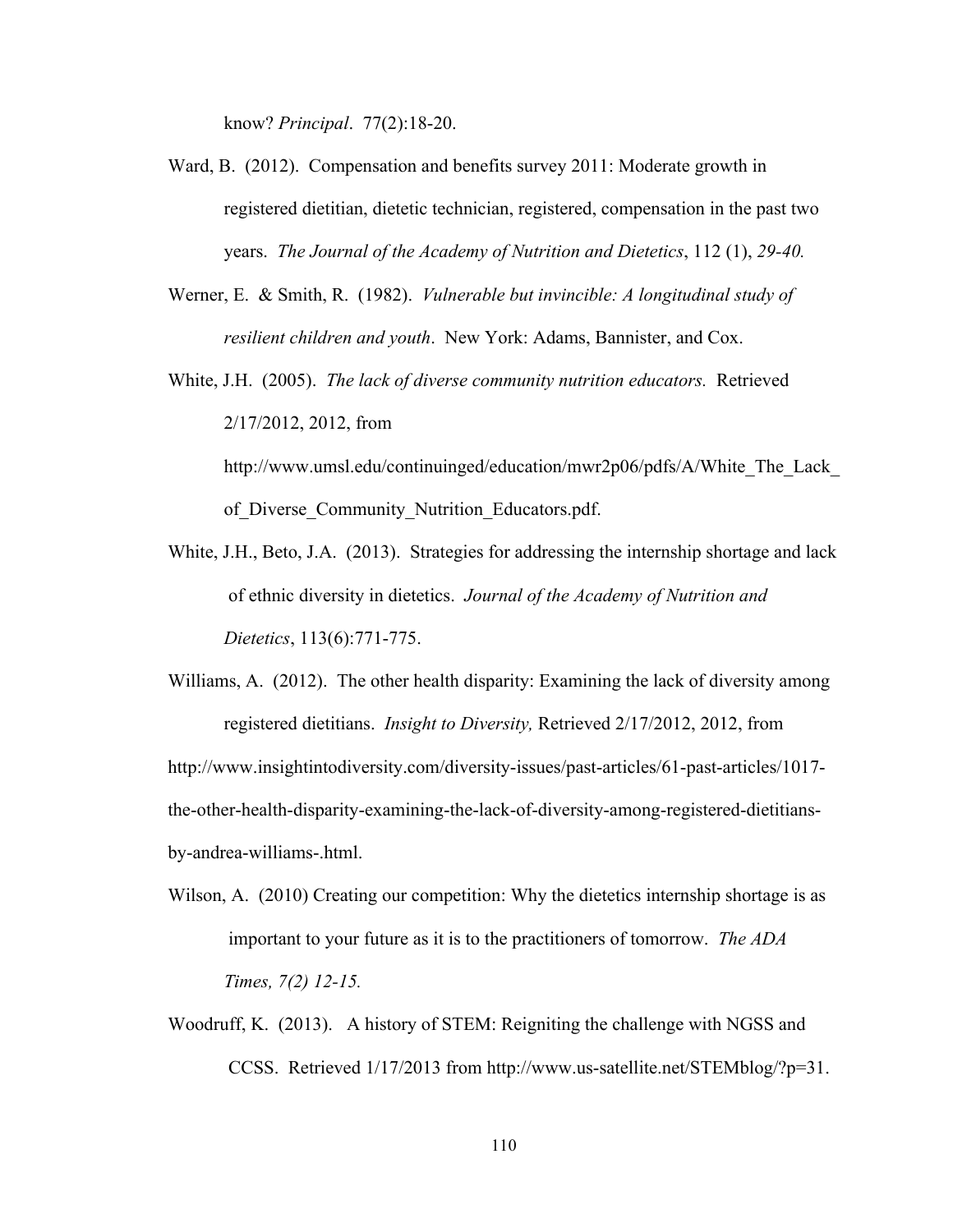know? *Principal*. 77(2):18-20.

Ward, B. (2012). Compensation and benefits survey 2011: Moderate growth in registered dietitian, dietetic technician, registered, compensation in the past two years. *The Journal of the Academy of Nutrition and Dietetics*, 112 (1), *29-40.*

Werner, E. & Smith, R. (1982). *Vulnerable but invincible: A longitudinal study of resilient children and youth*. New York: Adams, Bannister, and Cox.

White, J.H. (2005). *The lack of diverse community nutrition educators.* Retrieved 2/17/2012, 2012, from http://www.umsl.edu/continuinged/education/mwr2p06/pdfs/A/White_The_Lack_of_Diverse_Community_Nutrition_Educators.pdf.

White, J.H., Beto, J.A. (2013). Strategies for addressing the internship shortage and lack of ethnic diversity in dietetics. *Journal of the Academy of Nutrition and Dietetics*, 113(6):771-775.

Williams, A. (2012). The other health disparity: Examining the lack of diversity among registered dietitians. *Insight to Diversity,* Retrieved 2/17/2012, 2012, from http://www.insightintodiversity.com/diversity-issues/past-articles/61-past-articles/1017-the-other-health-disparity-examining-the-lack-of-diversity-among-registered-dietitians-by-andrea-williams-.html.

Wilson, A. (2010) Creating our competition: Why the dietetics internship shortage is as important to your future as it is to the practitioners of tomorrow. *The ADA Times, 7(2) 12-15.*

Woodruff, K. (2013). A history of STEM: Reigniting the challenge with NGSS and CCSS. Retrieved 1/17/2013 from http://www.us-satellite.net/STEMblog/?p=31.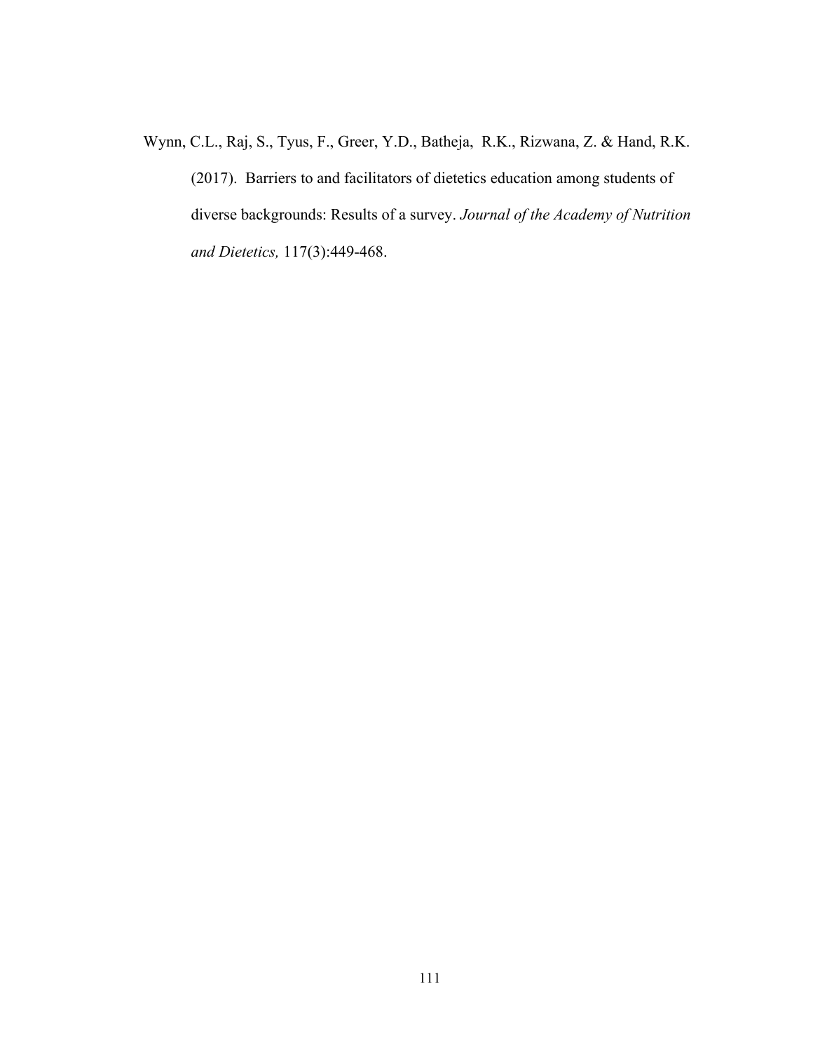Wynn, C.L., Raj, S., Tyus, F., Greer, Y.D., Batheja, R.K., Rizwana, Z. & Hand, R.K. (2017). Barriers to and facilitators of dietetics education among students of diverse backgrounds: Results of a survey. *Journal of the Academy of Nutrition and Dietetics,* 117(3):449-468.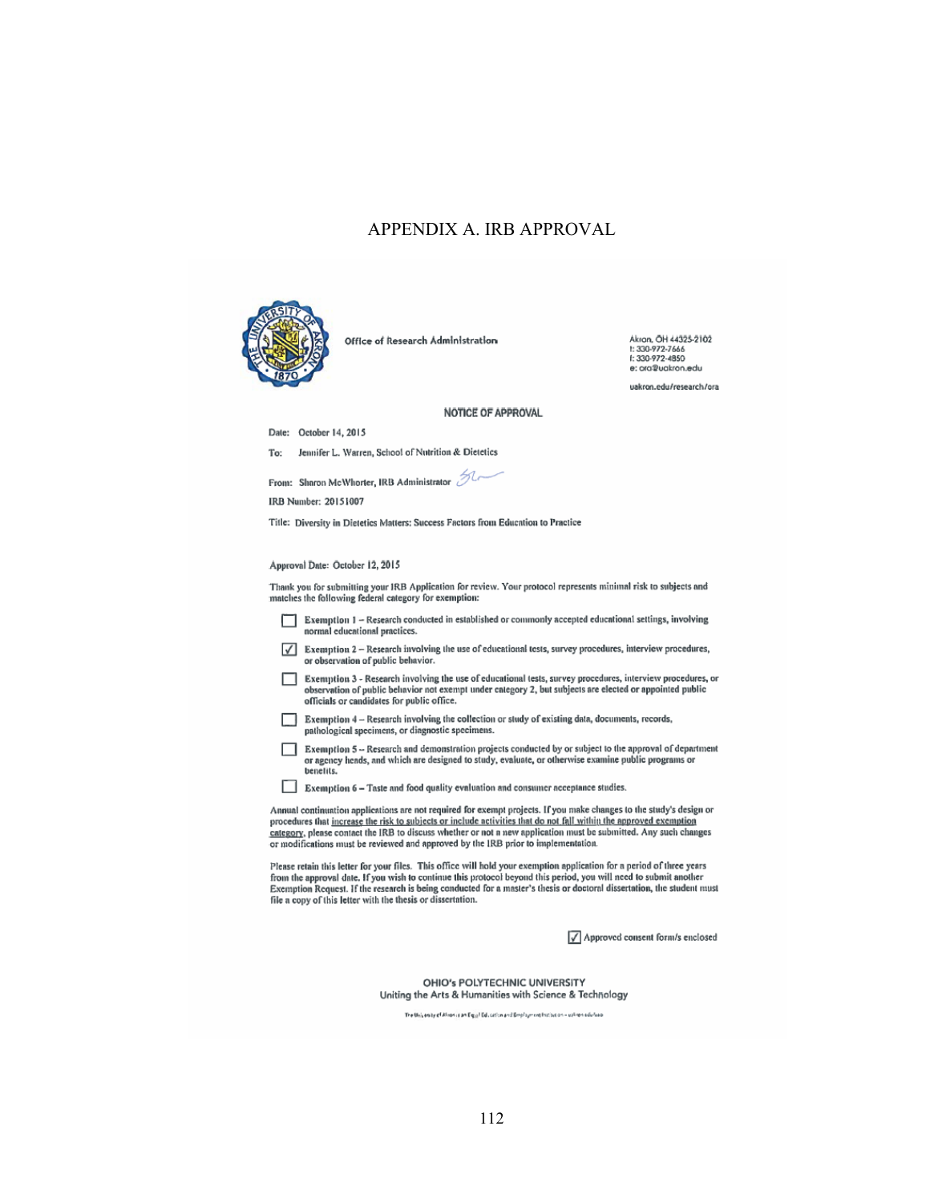# APPENDIX A. IRB APPROVAL

Office of Research Administration

Akron, OH 44325-2102
t: 330-972-7666
f: 330-972-4850
e: ora@uakron.edu

uakron.edu/research/ora

## NOTICE OF APPROVAL

Date: October 14, 2015

To: Jennifer L. Warren, School of Nutrition & Dietetics

From: Sharon McWhorter, IRB Administrator

IRB Number: 20151007

Title: Diversity in Dietetics Matters: Success Factors from Education to Practice

Approval Date: October 12, 2015

Thank you for submitting your IRB Application for review. Your protocol represents minimal risk to subjects and matches the following federal category for exemption:

- ☐ Exemption 1 – Research conducted in established or commonly accepted educational settings, involving normal educational practices.
- ☑ Exemption 2 – Research involving the use of educational tests, survey procedures, interview procedures, or observation of public behavior.
- ☐ Exemption 3 - Research involving the use of educational tests, survey procedures, interview procedures, or observation of public behavior not exempt under category 2, but subjects are elected or appointed public officials or candidates for public office.
- ☐ Exemption 4 – Research involving the collection or study of existing data, documents, records, pathological specimens, or diagnostic specimens.
- ☐ Exemption 5 – Research and demonstration projects conducted by or subject to the approval of department or agency heads, and which are designed to study, evaluate, or otherwise examine public programs or benefits.
- ☐ Exemption 6 – Taste and food quality evaluation and consumer acceptance studies.

Annual continuation applications are not required for exempt projects. If you make changes to the study's design or procedures that increase the risk to subjects or include activities that do not fall within the approved exemption category, please contact the IRB to discuss whether or not a new application must be submitted. Any such changes or modifications must be reviewed and approved by the IRB prior to implementation.

Please retain this letter for your files. This office will hold your exemption application for a period of three years from the approval date. If you wish to continue this protocol beyond this period, you will need to submit another Exemption Request. If the research is being conducted for a master's thesis or doctoral dissertation, the student must file a copy of this letter with the thesis or dissertation.

☑ Approved consent form/s enclosed

OHIO's POLYTECHNIC UNIVERSITY
Uniting the Arts & Humanities with Science & Technology

The University of Akron is an Equal Education and Employment Institution • uakron.edu/eeo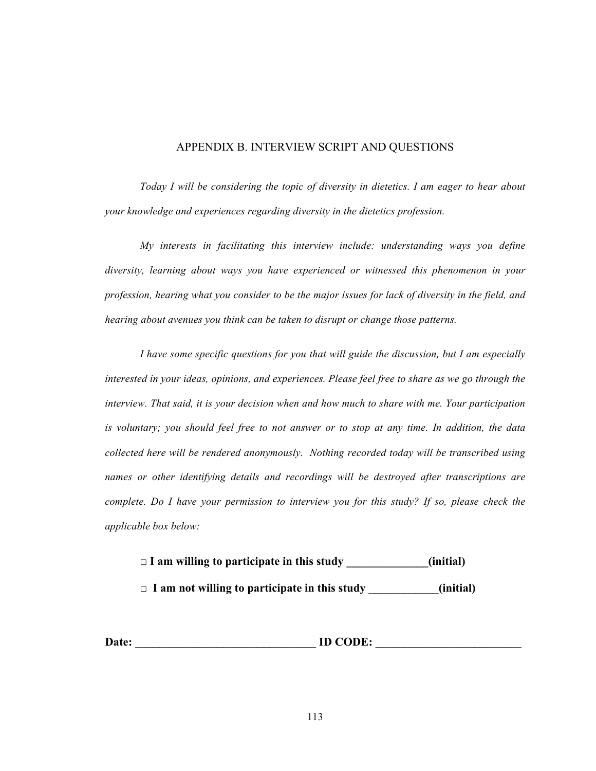## APPENDIX B. INTERVIEW SCRIPT AND QUESTIONS

*Today I will be considering the topic of diversity in dietetics. I am eager to hear about your knowledge and experiences regarding diversity in the dietetics profession.*

*My interests in facilitating this interview include: understanding ways you define diversity, learning about ways you have experienced or witnessed this phenomenon in your profession, hearing what you consider to be the major issues for lack of diversity in the field, and hearing about avenues you think can be taken to disrupt or change those patterns.*

*I have some specific questions for you that will guide the discussion, but I am especially interested in your ideas, opinions, and experiences. Please feel free to share as we go through the interview. That said, it is your decision when and how much to share with me. Your participation is voluntary; you should feel free to not answer or to stop at any time. In addition, the data collected here will be rendered anonymously. Nothing recorded today will be transcribed using names or other identifying details and recordings will be destroyed after transcriptions are complete. Do I have your permission to interview you for this study? If so, please check the applicable box below:*

**□ I am willing to participate in this study ______________(initial)**

**□ I am not willing to participate in this study ____________(initial)**

**Date: ________________________________ ID CODE: __________________________**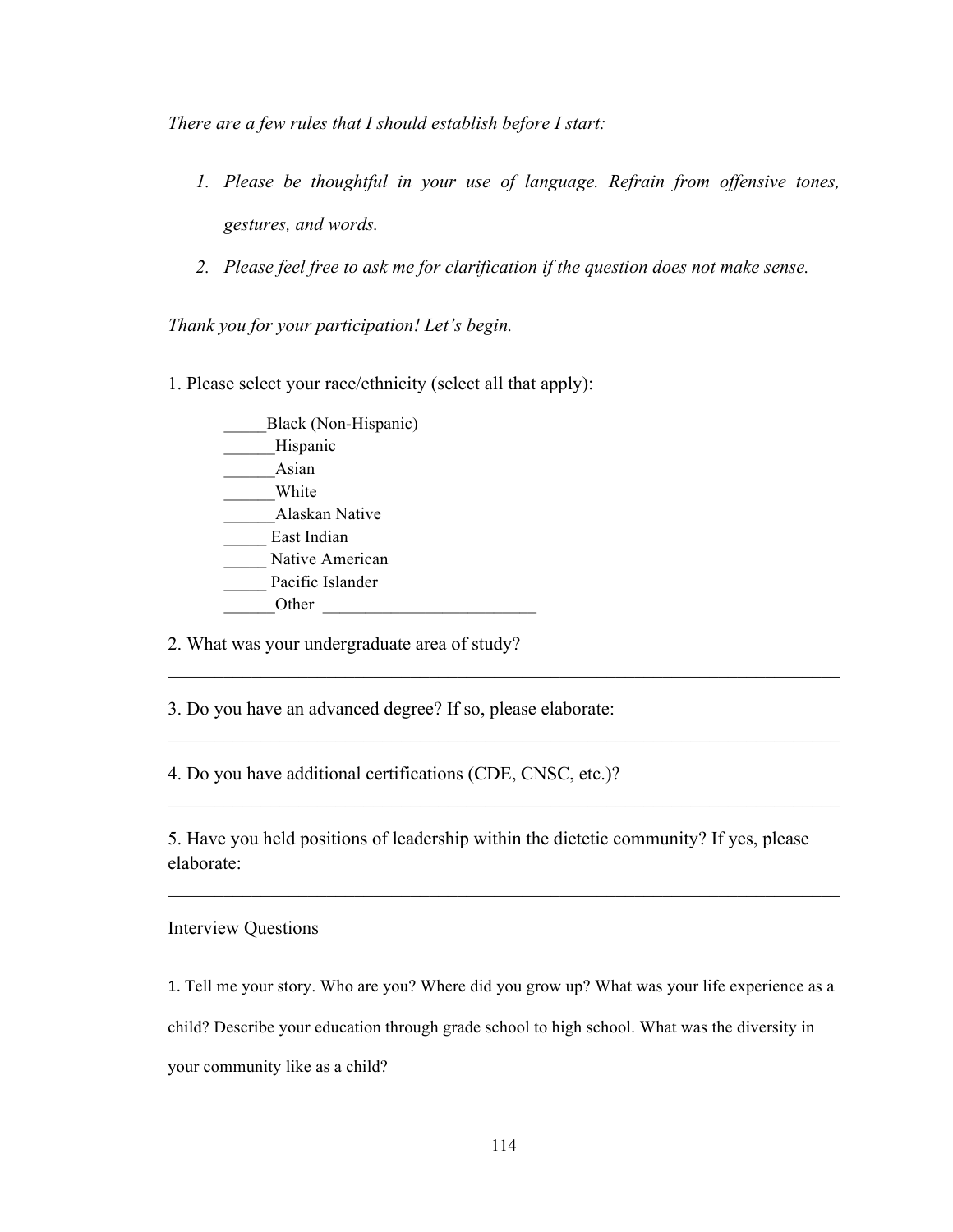*There are a few rules that I should establish before I start:*

1. *Please be thoughtful in your use of language. Refrain from offensive tones, gestures, and words.*
2. *Please feel free to ask me for clarification if the question does not make sense.*

*Thank you for your participation! Let's begin.*

1. Please select your race/ethnicity (select all that apply):

_____Black (Non-Hispanic)
______Hispanic
______Asian
______White
______Alaskan Native
_____ East Indian
_____ Native American
_____ Pacific Islander
______Other _________________________

2. What was your undergraduate area of study?

___________________________________________________________________________

3. Do you have an advanced degree? If so, please elaborate:

___________________________________________________________________________

4. Do you have additional certifications (CDE, CNSC, etc.)?

___________________________________________________________________________

5. Have you held positions of leadership within the dietetic community? If yes, please elaborate:

___________________________________________________________________________

Interview Questions

1. Tell me your story. Who are you? Where did you grow up? What was your life experience as a child? Describe your education through grade school to high school. What was the diversity in your community like as a child?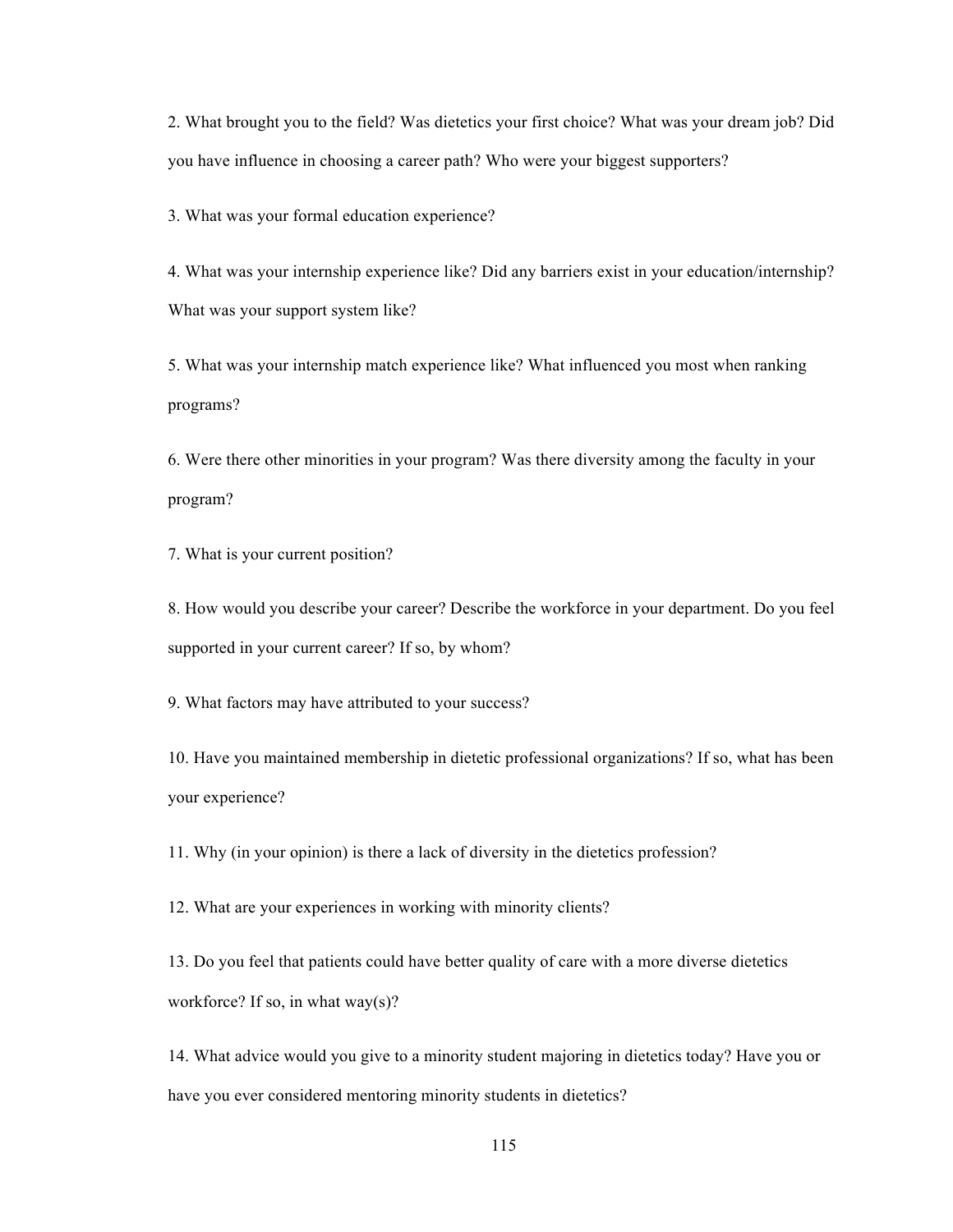2. What brought you to the field? Was dietetics your first choice? What was your dream job? Did you have influence in choosing a career path? Who were your biggest supporters?

3. What was your formal education experience?

4. What was your internship experience like? Did any barriers exist in your education/internship? What was your support system like?

5. What was your internship match experience like? What influenced you most when ranking programs?

6. Were there other minorities in your program? Was there diversity among the faculty in your program?

7. What is your current position?

8. How would you describe your career? Describe the workforce in your department. Do you feel supported in your current career? If so, by whom?

9. What factors may have attributed to your success?

10. Have you maintained membership in dietetic professional organizations? If so, what has been your experience?

11. Why (in your opinion) is there a lack of diversity in the dietetics profession?

12. What are your experiences in working with minority clients?

13. Do you feel that patients could have better quality of care with a more diverse dietetics workforce? If so, in what way(s)?

14. What advice would you give to a minority student majoring in dietetics today? Have you or have you ever considered mentoring minority students in dietetics?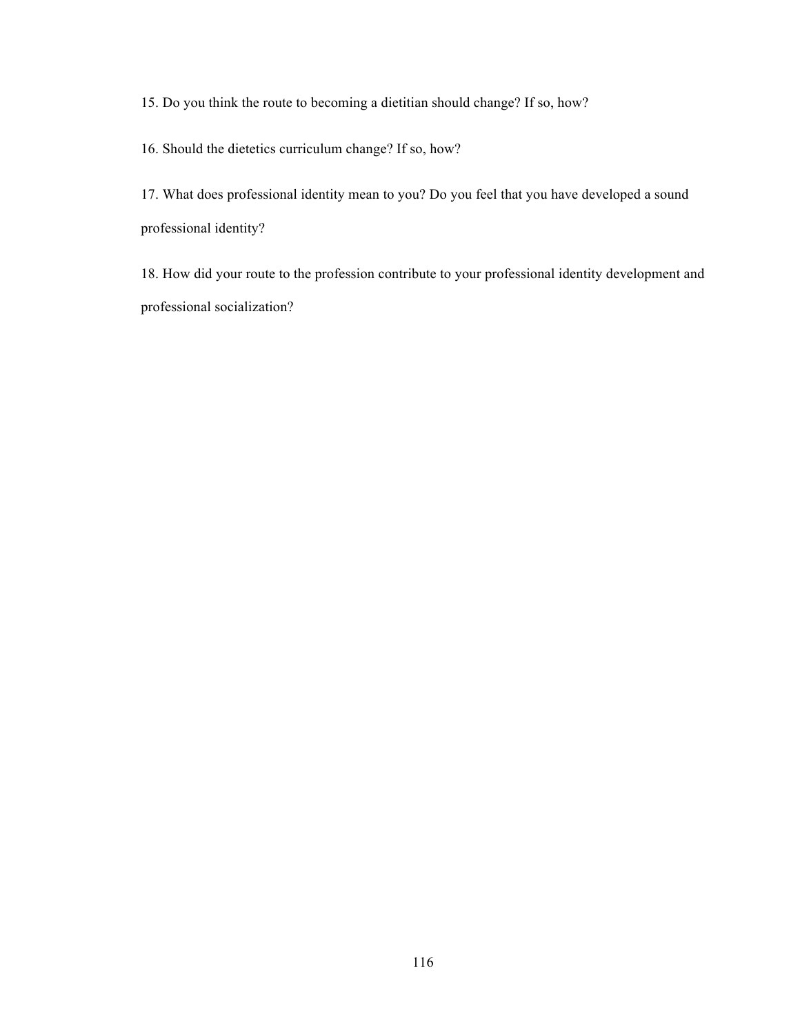15. Do you think the route to becoming a dietitian should change? If so, how?

16. Should the dietetics curriculum change? If so, how?

17. What does professional identity mean to you? Do you feel that you have developed a sound professional identity?

18. How did your route to the profession contribute to your professional identity development and professional socialization?